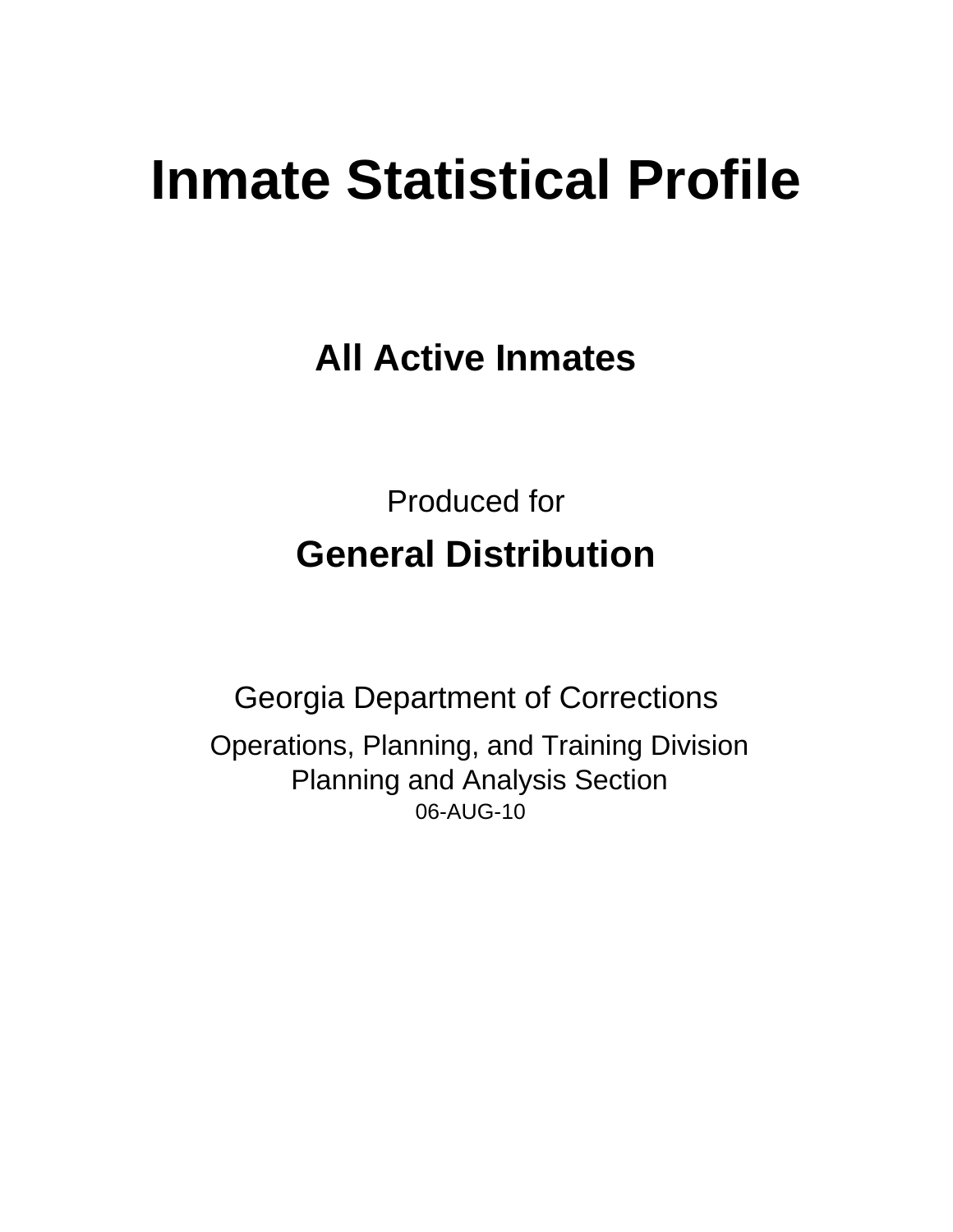# Inmate Statistical Profile

## All Active Inmates

Produced for

## General Distribution

Georgia Department of Corrections

Operations, Planning, and Training Division
Planning and Analysis Section
06-AUG-10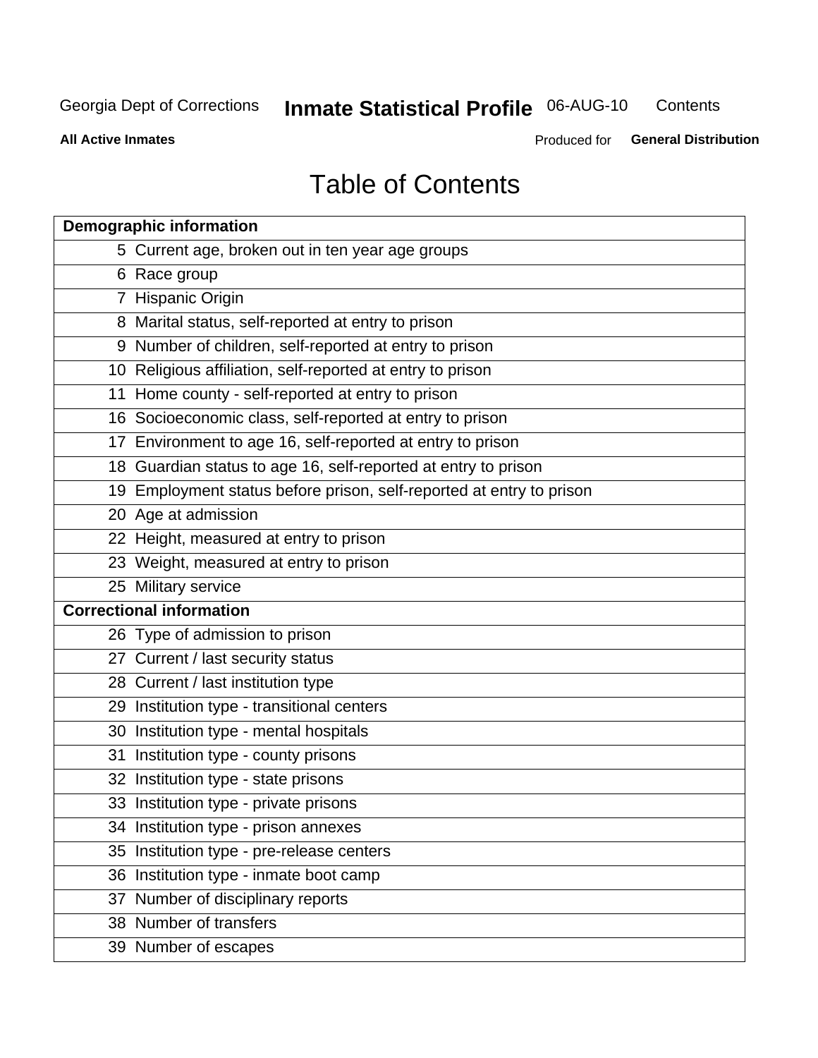# Table of Contents

| Page | Demographic information |
|---|---|
| 5 | Current age, broken out in ten year age groups |
| 6 | Race group |
| 7 | Hispanic Origin |
| 8 | Marital status, self-reported at entry to prison |
| 9 | Number of children, self-reported at entry to prison |
| 10 | Religious affiliation, self-reported at entry to prison |
| 11 | Home county - self-reported at entry to prison |
| 16 | Socioeconomic class, self-reported at entry to prison |
| 17 | Environment to age 16, self-reported at entry to prison |
| 18 | Guardian status to age 16, self-reported at entry to prison |
| 19 | Employment status before prison, self-reported at entry to prison |
| 20 | Age at admission |
| 22 | Height, measured at entry to prison |
| 23 | Weight, measured at entry to prison |
| 25 | Military service |
| **Correctional information** | |
| 26 | Type of admission to prison |
| 27 | Current / last security status |
| 28 | Current / last institution type |
| 29 | Institution type - transitional centers |
| 30 | Institution type - mental hospitals |
| 31 | Institution type - county prisons |
| 32 | Institution type - state prisons |
| 33 | Institution type - private prisons |
| 34 | Institution type - prison annexes |
| 35 | Institution type - pre-release centers |
| 36 | Institution type - inmate boot camp |
| 37 | Number of disciplinary reports |
| 38 | Number of transfers |
| 39 | Number of escapes |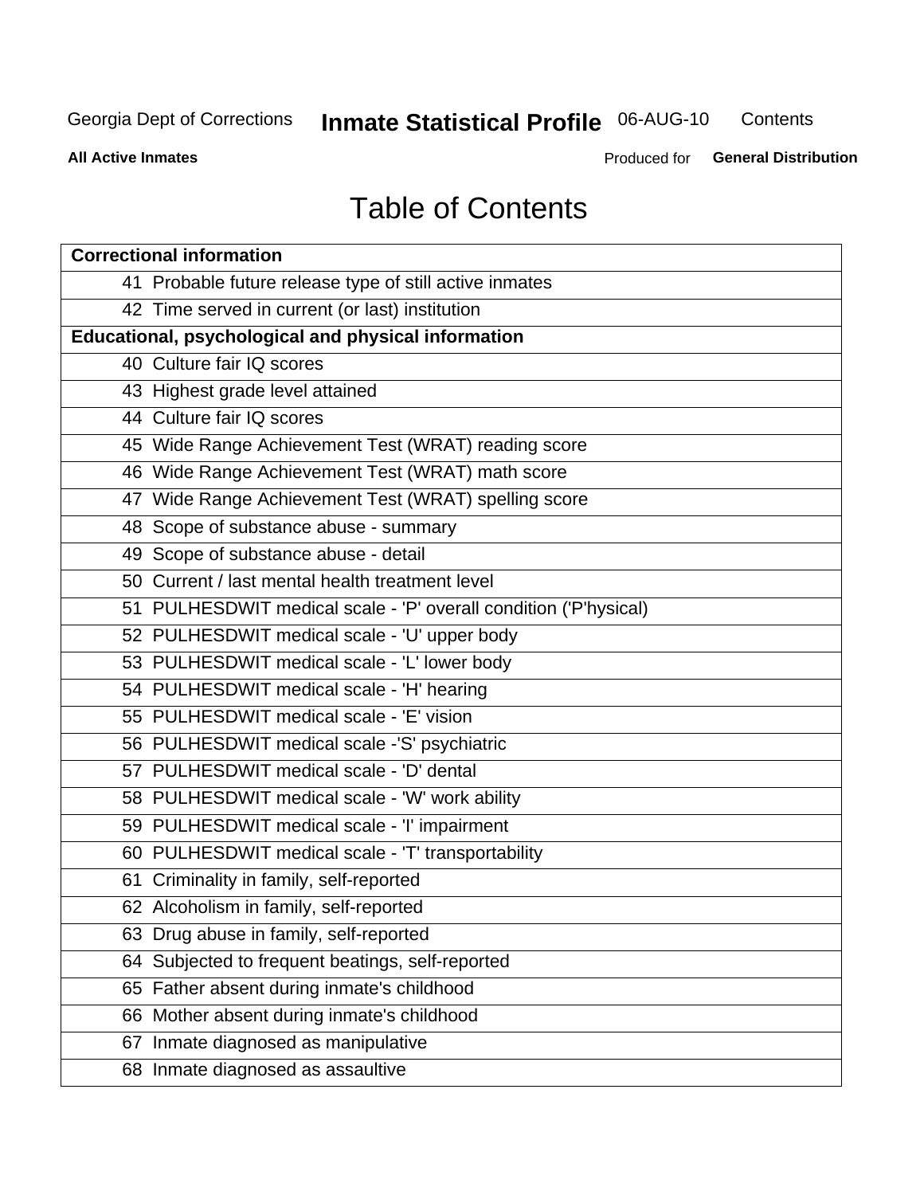# Table of Contents

| Correctional information | |
|---|---|
| 41 | Probable future release type of still active inmates |
| 42 | Time served in current (or last) institution |
| **Educational, psychological and physical information** | |
| 40 | Culture fair IQ scores |
| 43 | Highest grade level attained |
| 44 | Culture fair IQ scores |
| 45 | Wide Range Achievement Test (WRAT) reading score |
| 46 | Wide Range Achievement Test (WRAT) math score |
| 47 | Wide Range Achievement Test (WRAT) spelling score |
| 48 | Scope of substance abuse - summary |
| 49 | Scope of substance abuse - detail |
| 50 | Current / last mental health treatment level |
| 51 | PULHESDWIT medical scale - 'P' overall condition ('P'hysical) |
| 52 | PULHESDWIT medical scale - 'U' upper body |
| 53 | PULHESDWIT medical scale - 'L' lower body |
| 54 | PULHESDWIT medical scale - 'H' hearing |
| 55 | PULHESDWIT medical scale - 'E' vision |
| 56 | PULHESDWIT medical scale -'S' psychiatric |
| 57 | PULHESDWIT medical scale - 'D' dental |
| 58 | PULHESDWIT medical scale - 'W' work ability |
| 59 | PULHESDWIT medical scale - 'I' impairment |
| 60 | PULHESDWIT medical scale - 'T' transportability |
| 61 | Criminality in family, self-reported |
| 62 | Alcoholism in family, self-reported |
| 63 | Drug abuse in family, self-reported |
| 64 | Subjected to frequent beatings, self-reported |
| 65 | Father absent during inmate's childhood |
| 66 | Mother absent during inmate's childhood |
| 67 | Inmate diagnosed as manipulative |
| 68 | Inmate diagnosed as assaultive |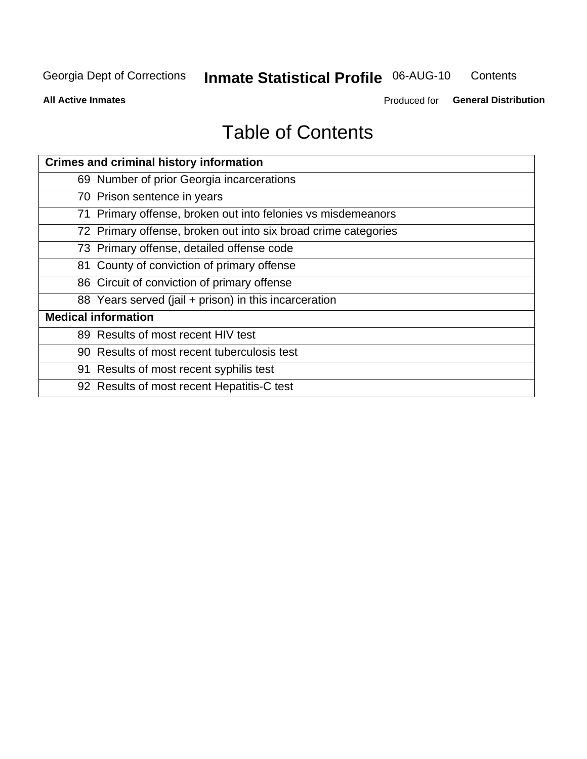# Table of Contents

| Crimes and criminal history information | |
|---|---|
| 69 | Number of prior Georgia incarcerations |
| 70 | Prison sentence in years |
| 71 | Primary offense, broken out into felonies vs misdemeanors |
| 72 | Primary offense, broken out into six broad crime categories |
| 73 | Primary offense, detailed offense code |
| 81 | County of conviction of primary offense |
| 86 | Circuit of conviction of primary offense |
| 88 | Years served (jail + prison) in this incarceration |
| **Medical information** | |
| 89 | Results of most recent HIV test |
| 90 | Results of most recent tuberculosis test |
| 91 | Results of most recent syphilis test |
| 92 | Results of most recent Hepatitis-C test |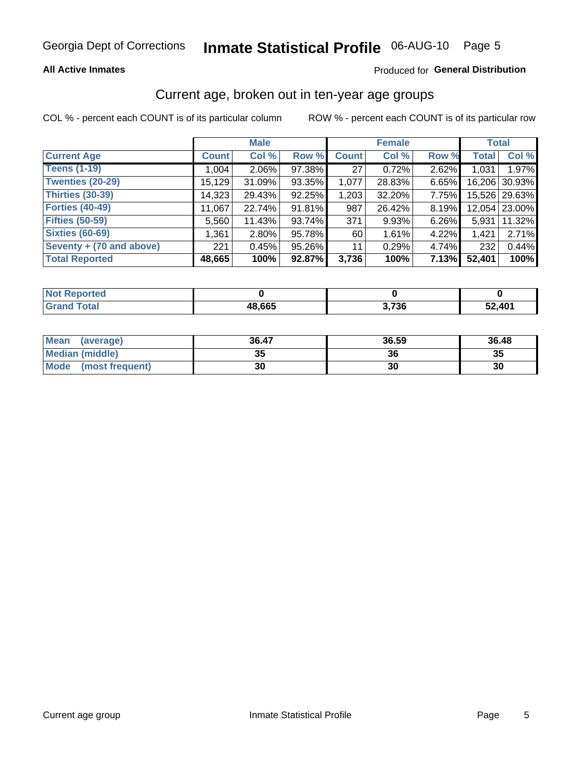Georgia Dept of Corrections **Inmate Statistical Profile** 06-AUG-10

**All Active Inmates**

Produced for **General Distribution**

## Current age, broken out in ten-year age groups

COL % - percent each COUNT is of its particular column

ROW % - percent each COUNT is of its particular row

| | Male | | | Female | | | Total | |
|---|---|---|---|---|---|---|---|---|
| **Current Age** | **Count** | **Col %** | **Row %** | **Count** | **Col %** | **Row %** | **Total** | **Col %** |
| **Teens (1-19)** | 1,004 | 2.06% | 97.38% | 27 | 0.72% | 2.62% | 1,031 | 1.97% |
| **Twenties (20-29)** | 15,129 | 31.09% | 93.35% | 1,077 | 28.83% | 6.65% | 16,206 | 30.93% |
| **Thirties (30-39)** | 14,323 | 29.43% | 92.25% | 1,203 | 32.20% | 7.75% | 15,526 | 29.63% |
| **Forties (40-49)** | 11,067 | 22.74% | 91.81% | 987 | 26.42% | 8.19% | 12,054 | 23.00% |
| **Fifties (50-59)** | 5,560 | 11.43% | 93.74% | 371 | 9.93% | 6.26% | 5,931 | 11.32% |
| **Sixties (60-69)** | 1,361 | 2.80% | 95.78% | 60 | 1.61% | 4.22% | 1,421 | 2.71% |
| **Seventy + (70 and above)** | 221 | 0.45% | 95.26% | 11 | 0.29% | 4.74% | 232 | 0.44% |
| **Total Reported** | **48,665** | **100%** | **92.87%** | **3,736** | **100%** | **7.13%** | **52,401** | **100%** |

| | Male | Female | Total |
|---|---|---|---|
| **Not Reported** | **0** | **0** | **0** |
| **Grand Total** | **48,665** | **3,736** | **52,401** |

| | Male | Female | Total |
|---|---|---|---|
| **Mean (average)** | **36.47** | **36.59** | **36.48** |
| **Median (middle)** | **35** | **36** | **35** |
| **Mode (most frequent)** | **30** | **30** | **30** |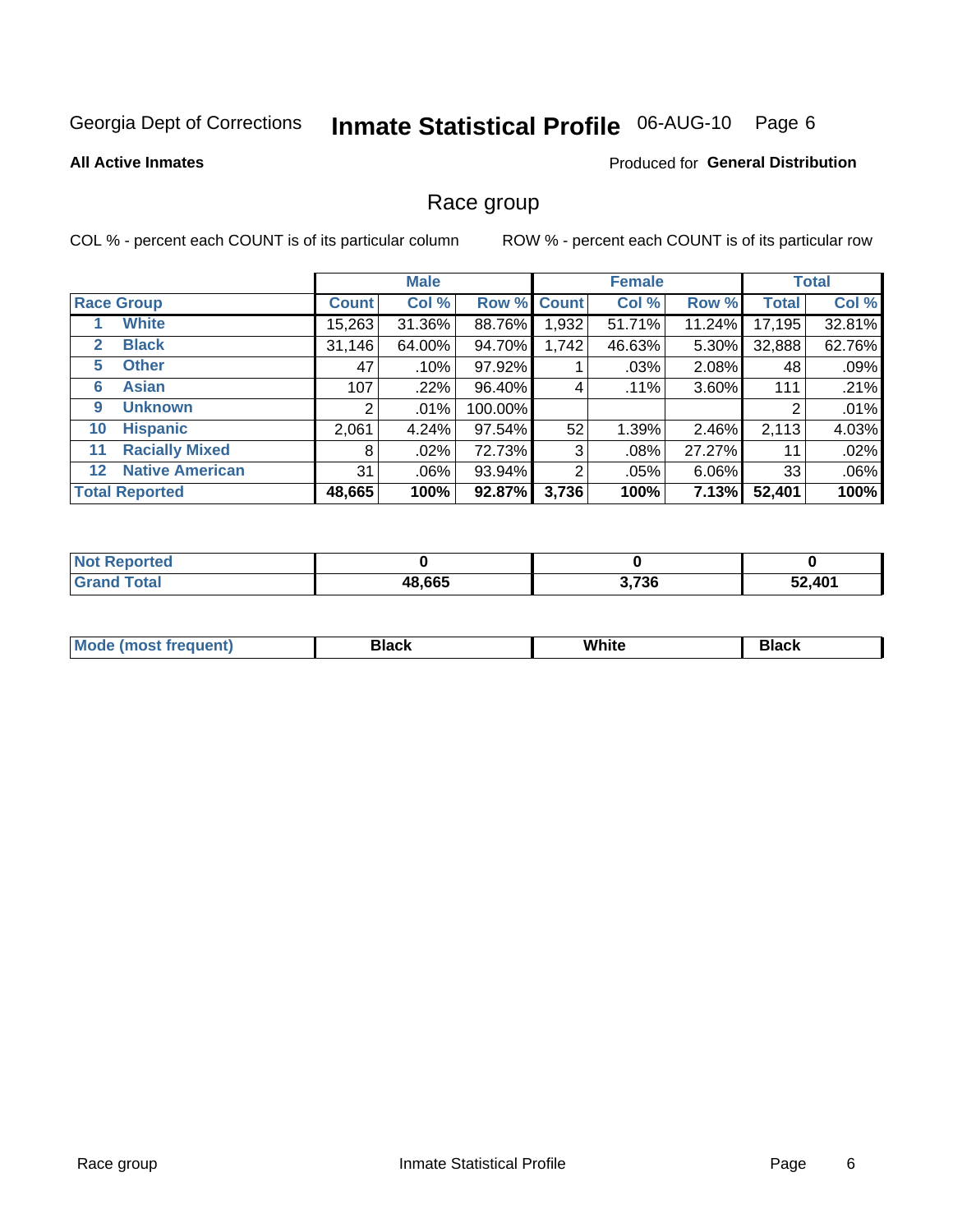Georgia Dept of Corrections **Inmate Statistical Profile** 06-AUG-10

**All Active Inmates**

Produced for **General Distribution**

## Race group

COL % - percent each COUNT is of its particular column ROW % - percent each COUNT is of its particular row

| | | Male | | | Female | | | Total | |
|---|---|---|---|---|---|---|---|---|---|
| Race Group | | Count | Col % | Row % | Count | Col % | Row % | Total | Col % |
| 1 | White | 15,263 | 31.36% | 88.76% | 1,932 | 51.71% | 11.24% | 17,195 | 32.81% |
| 2 | Black | 31,146 | 64.00% | 94.70% | 1,742 | 46.63% | 5.30% | 32,888 | 62.76% |
| 5 | Other | 47 | .10% | 97.92% | 1 | .03% | 2.08% | 48 | .09% |
| 6 | Asian | 107 | .22% | 96.40% | 4 | .11% | 3.60% | 111 | .21% |
| 9 | Unknown | 2 | .01% | 100.00% | | | | 2 | .01% |
| 10 | Hispanic | 2,061 | 4.24% | 97.54% | 52 | 1.39% | 2.46% | 2,113 | 4.03% |
| 11 | Racially Mixed | 8 | .02% | 72.73% | 3 | .08% | 27.27% | 11 | .02% |
| 12 | Native American | 31 | .06% | 93.94% | 2 | .05% | 6.06% | 33 | .06% |
| **Total Reported** | | **48,665** | **100%** | **92.87%** | **3,736** | **100%** | **7.13%** | **52,401** | **100%** |

| | Male | Female | Total |
|---|---|---|---|
| Not Reported | 0 | 0 | 0 |
| Grand Total | 48,665 | 3,736 | 52,401 |

| | Male | Female | Total |
|---|---|---|---|
| Mode (most frequent) | Black | White | Black |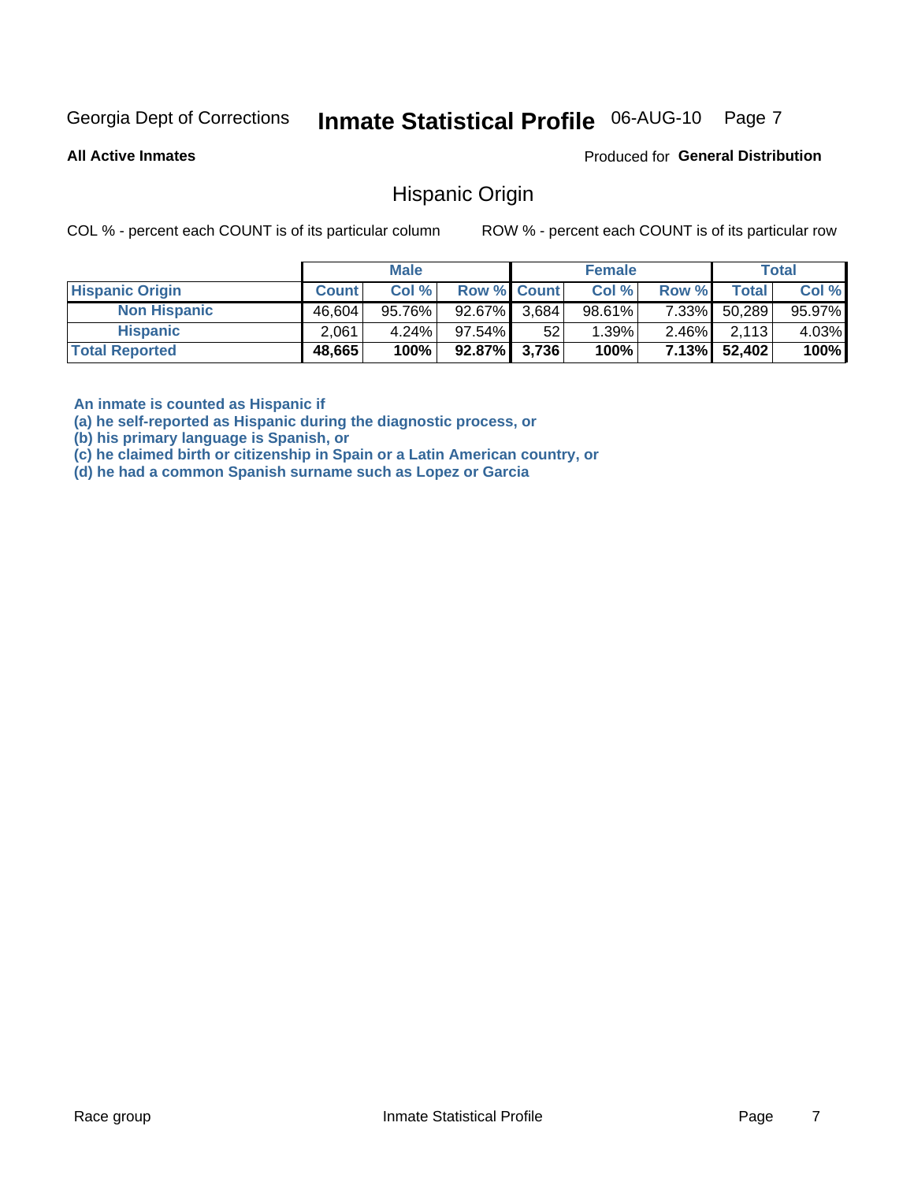Georgia Dept of Corrections **Inmate Statistical Profile** 06-AUG-10

**All Active Inmates**

Produced for **General Distribution**

## Hispanic Origin

COL % - percent each COUNT is of its particular column

ROW % - percent each COUNT is of its particular row

| | Male | | | Female | | | Total | |
|---|---|---|---|---|---|---|---|---|
| **Hispanic Origin** | **Count** | **Col %** | **Row %** | **Count** | **Col %** | **Row %** | **Total** | **Col %** |
| **Non Hispanic** | 46,604 | 95.76% | 92.67% | 3,684 | 98.61% | 7.33% | 50,289 | 95.97% |
| **Hispanic** | 2,061 | 4.24% | 97.54% | 52 | 1.39% | 2.46% | 2,113 | 4.03% |
| **Total Reported** | **48,665** | **100%** | **92.87%** | **3,736** | **100%** | **7.13%** | **52,402** | **100%** |

**An inmate is counted as Hispanic if**
**(a) he self-reported as Hispanic during the diagnostic process, or**
**(b) his primary language is Spanish, or**
**(c) he claimed birth or citizenship in Spain or a Latin American country, or**
**(d) he had a common Spanish surname such as Lopez or Garcia**

Race group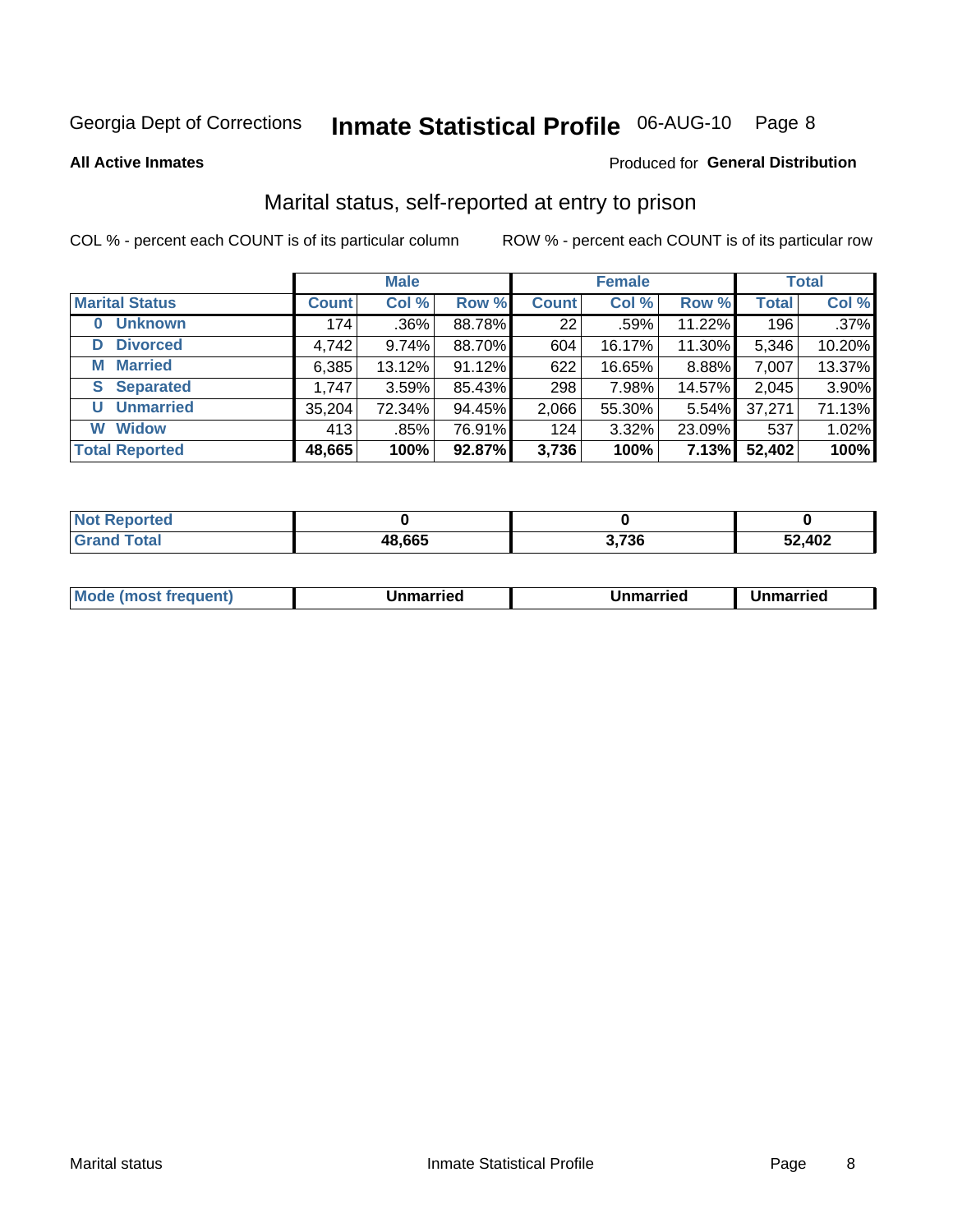Georgia Dept of Corrections **Inmate Statistical Profile** 06-AUG-10 Page 8

**All Active Inmates**

Produced for **General Distribution**

## Marital status, self-reported at entry to prison

COL % - percent each COUNT is of its particular column

ROW % - percent each COUNT is of its particular row

| | Male | | | Female | | | Total | |
|---|---|---|---|---|---|---|---|---|
| **Marital Status** | **Count** | **Col %** | **Row %** | **Count** | **Col %** | **Row %** | **Total** | **Col %** |
| **0 Unknown** | 174 | .36% | 88.78% | 22 | .59% | 11.22% | 196 | .37% |
| **D Divorced** | 4,742 | 9.74% | 88.70% | 604 | 16.17% | 11.30% | 5,346 | 10.20% |
| **M Married** | 6,385 | 13.12% | 91.12% | 622 | 16.65% | 8.88% | 7,007 | 13.37% |
| **S Separated** | 1,747 | 3.59% | 85.43% | 298 | 7.98% | 14.57% | 2,045 | 3.90% |
| **U Unmarried** | 35,204 | 72.34% | 94.45% | 2,066 | 55.30% | 5.54% | 37,271 | 71.13% |
| **W Widow** | 413 | .85% | 76.91% | 124 | 3.32% | 23.09% | 537 | 1.02% |
| **Total Reported** | **48,665** | **100%** | **92.87%** | **3,736** | **100%** | **7.13%** | **52,402** | **100%** |

| | Male | Female | Total |
|---|---|---|---|
| **Not Reported** | **0** | **0** | **0** |
| **Grand Total** | **48,665** | **3,736** | **52,402** |

| | Male | Female | Total |
|---|---|---|---|
| **Mode (most frequent)** | **Unmarried** | **Unmarried** | **Unmarried** |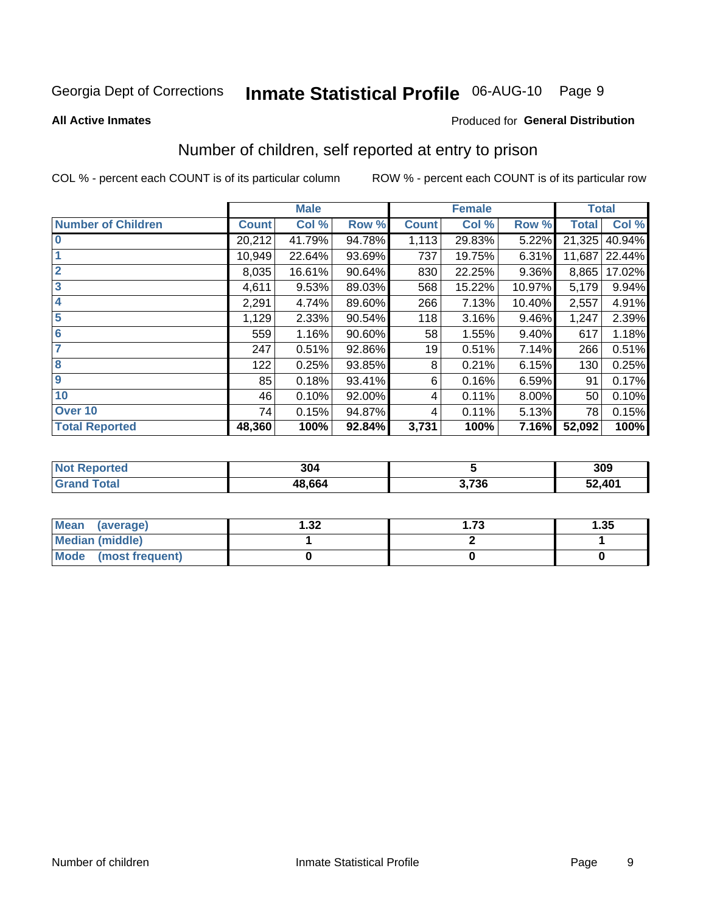Georgia Dept of Corrections **Inmate Statistical Profile** 06-AUG-10

**All Active Inmates**

Produced for **General Distribution**

## Number of children, self reported at entry to prison

COL % - percent each COUNT is of its particular column

ROW % - percent each COUNT is of its particular row

| | Male | | | Female | | | Total | |
|---|---|---|---|---|---|---|---|---|
| **Number of Children** | **Count** | **Col %** | **Row %** | **Count** | **Col %** | **Row %** | **Total** | **Col %** |
| **0** | 20,212 | 41.79% | 94.78% | 1,113 | 29.83% | 5.22% | 21,325 | 40.94% |
| **1** | 10,949 | 22.64% | 93.69% | 737 | 19.75% | 6.31% | 11,687 | 22.44% |
| **2** | 8,035 | 16.61% | 90.64% | 830 | 22.25% | 9.36% | 8,865 | 17.02% |
| **3** | 4,611 | 9.53% | 89.03% | 568 | 15.22% | 10.97% | 5,179 | 9.94% |
| **4** | 2,291 | 4.74% | 89.60% | 266 | 7.13% | 10.40% | 2,557 | 4.91% |
| **5** | 1,129 | 2.33% | 90.54% | 118 | 3.16% | 9.46% | 1,247 | 2.39% |
| **6** | 559 | 1.16% | 90.60% | 58 | 1.55% | 9.40% | 617 | 1.18% |
| **7** | 247 | 0.51% | 92.86% | 19 | 0.51% | 7.14% | 266 | 0.51% |
| **8** | 122 | 0.25% | 93.85% | 8 | 0.21% | 6.15% | 130 | 0.25% |
| **9** | 85 | 0.18% | 93.41% | 6 | 0.16% | 6.59% | 91 | 0.17% |
| **10** | 46 | 0.10% | 92.00% | 4 | 0.11% | 8.00% | 50 | 0.10% |
| **Over 10** | 74 | 0.15% | 94.87% | 4 | 0.11% | 5.13% | 78 | 0.15% |
| **Total Reported** | **48,360** | **100%** | **92.84%** | **3,731** | **100%** | **7.16%** | **52,092** | **100%** |

| | Male | Female | Total |
|---|---|---|---|
| **Not Reported** | **304** | **5** | **309** |
| **Grand Total** | **48,664** | **3,736** | **52,401** |

| | Male | Female | Total |
|---|---|---|---|
| **Mean (average)** | **1.32** | **1.73** | **1.35** |
| **Median (middle)** | **1** | **2** | **1** |
| **Mode (most frequent)** | **0** | **0** | **0** |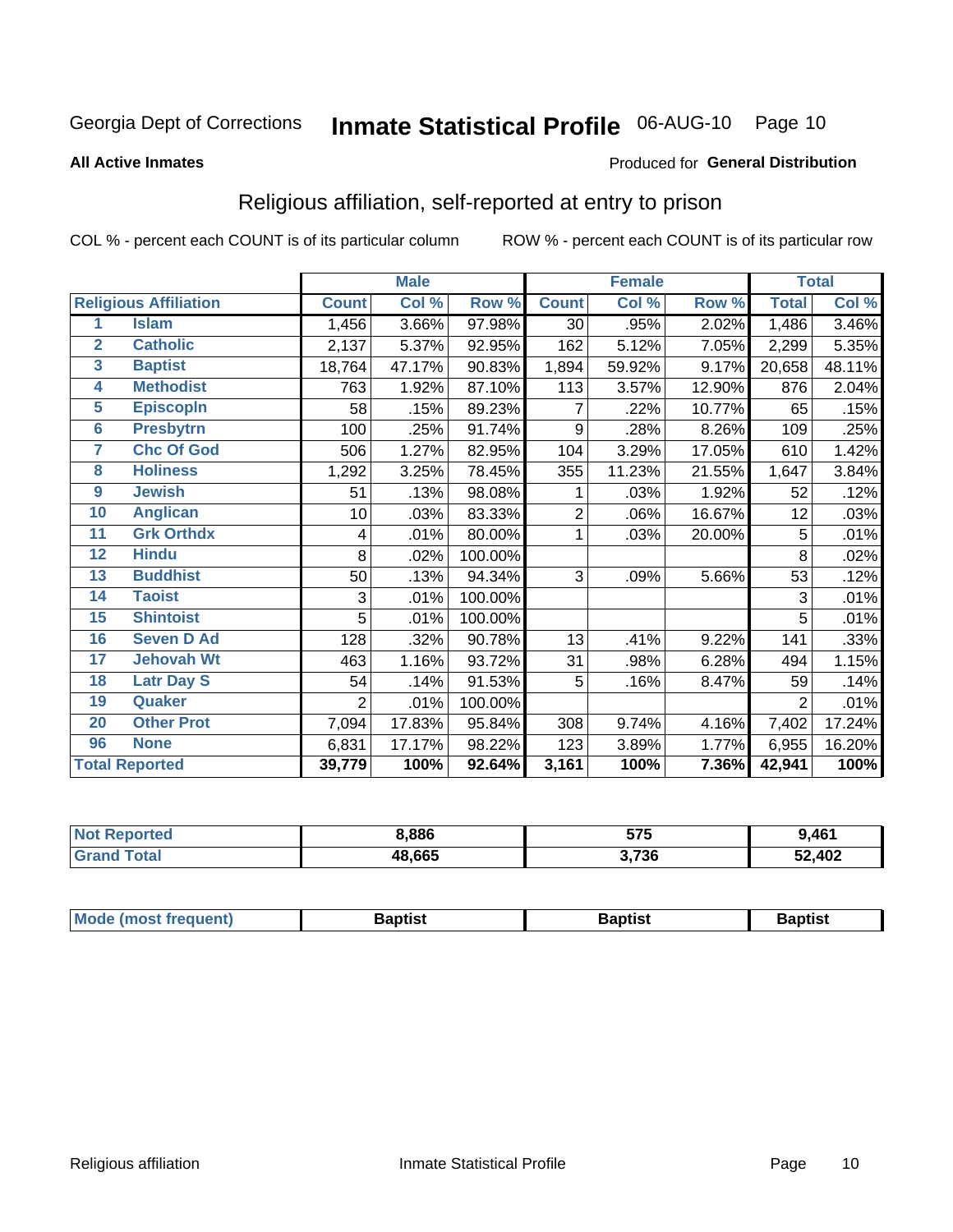Georgia Dept of Corrections **Inmate Statistical Profile** 06-AUG-10

**All Active Inmates**

Produced for **General Distribution**

## Religious affiliation, self-reported at entry to prison

COL % - percent each COUNT is of its particular column

ROW % - percent each COUNT is of its particular row

| Religious Affiliation | | Male | | | Female | | | Total | |
|---|---|---|---|---|---|---|---|---|---|
| | | Count | Col % | Row % | Count | Col % | Row % | Total | Col % |
| 1 | Islam | 1,456 | 3.66% | 97.98% | 30 | .95% | 2.02% | 1,486 | 3.46% |
| 2 | Catholic | 2,137 | 5.37% | 92.95% | 162 | 5.12% | 7.05% | 2,299 | 5.35% |
| 3 | Baptist | 18,764 | 47.17% | 90.83% | 1,894 | 59.92% | 9.17% | 20,658 | 48.11% |
| 4 | Methodist | 763 | 1.92% | 87.10% | 113 | 3.57% | 12.90% | 876 | 2.04% |
| 5 | Episcopln | 58 | .15% | 89.23% | 7 | .22% | 10.77% | 65 | .15% |
| 6 | Presbytrn | 100 | .25% | 91.74% | 9 | .28% | 8.26% | 109 | .25% |
| 7 | Chc Of God | 506 | 1.27% | 82.95% | 104 | 3.29% | 17.05% | 610 | 1.42% |
| 8 | Holiness | 1,292 | 3.25% | 78.45% | 355 | 11.23% | 21.55% | 1,647 | 3.84% |
| 9 | Jewish | 51 | .13% | 98.08% | 1 | .03% | 1.92% | 52 | .12% |
| 10 | Anglican | 10 | .03% | 83.33% | 2 | .06% | 16.67% | 12 | .03% |
| 11 | Grk Orthdx | 4 | .01% | 80.00% | 1 | .03% | 20.00% | 5 | .01% |
| 12 | Hindu | 8 | .02% | 100.00% | | | | 8 | .02% |
| 13 | Buddhist | 50 | .13% | 94.34% | 3 | .09% | 5.66% | 53 | .12% |
| 14 | Taoist | 3 | .01% | 100.00% | | | | 3 | .01% |
| 15 | Shintoist | 5 | .01% | 100.00% | | | | 5 | .01% |
| 16 | Seven D Ad | 128 | .32% | 90.78% | 13 | .41% | 9.22% | 141 | .33% |
| 17 | Jehovah Wt | 463 | 1.16% | 93.72% | 31 | .98% | 6.28% | 494 | 1.15% |
| 18 | Latr Day S | 54 | .14% | 91.53% | 5 | .16% | 8.47% | 59 | .14% |
| 19 | Quaker | 2 | .01% | 100.00% | | | | 2 | .01% |
| 20 | Other Prot | 7,094 | 17.83% | 95.84% | 308 | 9.74% | 4.16% | 7,402 | 17.24% |
| 96 | None | 6,831 | 17.17% | 98.22% | 123 | 3.89% | 1.77% | 6,955 | 16.20% |
| Total Reported | | **39,779** | **100%** | **92.64%** | **3,161** | **100%** | **7.36%** | **42,941** | **100%** |

| | Male | Female | Total |
|---|---|---|---|
| Not Reported | **8,886** | **575** | **9,461** |
| Grand Total | **48,665** | **3,736** | **52,402** |

| | Male | Female | Total |
|---|---|---|---|
| Mode (most frequent) | **Baptist** | **Baptist** | **Baptist** |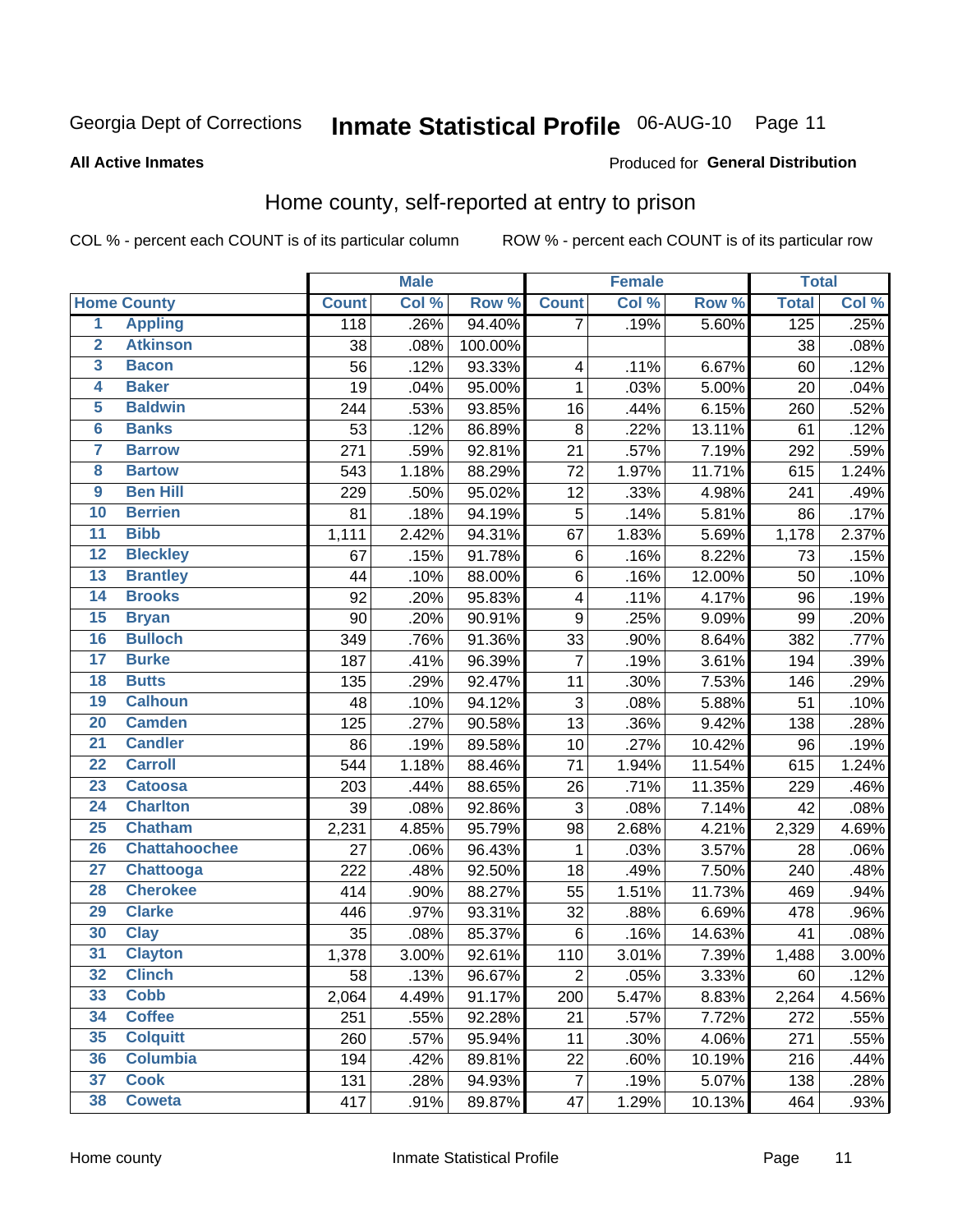Georgia Dept of Corrections **Inmate Statistical Profile** 06-AUG-10 Page 11

**All Active Inmates**

Produced for **General Distribution**

## Home county, self-reported at entry to prison

COL % - percent each COUNT is of its particular column ROW % - percent each COUNT is of its particular row

| | | Male | | | Female | | | Total | |
|---|---|---|---|---|---|---|---|---|---|
| **Home County** | | **Count** | **Col %** | **Row %** | **Count** | **Col %** | **Row %** | **Total** | **Col %** |
| 1 | Appling | 118 | .26% | 94.40% | 7 | .19% | 5.60% | 125 | .25% |
| 2 | Atkinson | 38 | .08% | 100.00% | | | | 38 | .08% |
| 3 | Bacon | 56 | .12% | 93.33% | 4 | .11% | 6.67% | 60 | .12% |
| 4 | Baker | 19 | .04% | 95.00% | 1 | .03% | 5.00% | 20 | .04% |
| 5 | Baldwin | 244 | .53% | 93.85% | 16 | .44% | 6.15% | 260 | .52% |
| 6 | Banks | 53 | .12% | 86.89% | 8 | .22% | 13.11% | 61 | .12% |
| 7 | Barrow | 271 | .59% | 92.81% | 21 | .57% | 7.19% | 292 | .59% |
| 8 | Bartow | 543 | 1.18% | 88.29% | 72 | 1.97% | 11.71% | 615 | 1.24% |
| 9 | Ben Hill | 229 | .50% | 95.02% | 12 | .33% | 4.98% | 241 | .49% |
| 10 | Berrien | 81 | .18% | 94.19% | 5 | .14% | 5.81% | 86 | .17% |
| 11 | Bibb | 1,111 | 2.42% | 94.31% | 67 | 1.83% | 5.69% | 1,178 | 2.37% |
| 12 | Bleckley | 67 | .15% | 91.78% | 6 | .16% | 8.22% | 73 | .15% |
| 13 | Brantley | 44 | .10% | 88.00% | 6 | .16% | 12.00% | 50 | .10% |
| 14 | Brooks | 92 | .20% | 95.83% | 4 | .11% | 4.17% | 96 | .19% |
| 15 | Bryan | 90 | .20% | 90.91% | 9 | .25% | 9.09% | 99 | .20% |
| 16 | Bulloch | 349 | .76% | 91.36% | 33 | .90% | 8.64% | 382 | .77% |
| 17 | Burke | 187 | .41% | 96.39% | 7 | .19% | 3.61% | 194 | .39% |
| 18 | Butts | 135 | .29% | 92.47% | 11 | .30% | 7.53% | 146 | .29% |
| 19 | Calhoun | 48 | .10% | 94.12% | 3 | .08% | 5.88% | 51 | .10% |
| 20 | Camden | 125 | .27% | 90.58% | 13 | .36% | 9.42% | 138 | .28% |
| 21 | Candler | 86 | .19% | 89.58% | 10 | .27% | 10.42% | 96 | .19% |
| 22 | Carroll | 544 | 1.18% | 88.46% | 71 | 1.94% | 11.54% | 615 | 1.24% |
| 23 | Catoosa | 203 | .44% | 88.65% | 26 | .71% | 11.35% | 229 | .46% |
| 24 | Charlton | 39 | .08% | 92.86% | 3 | .08% | 7.14% | 42 | .08% |
| 25 | Chatham | 2,231 | 4.85% | 95.79% | 98 | 2.68% | 4.21% | 2,329 | 4.69% |
| 26 | Chattahoochee | 27 | .06% | 96.43% | 1 | .03% | 3.57% | 28 | .06% |
| 27 | Chattooga | 222 | .48% | 92.50% | 18 | .49% | 7.50% | 240 | .48% |
| 28 | Cherokee | 414 | .90% | 88.27% | 55 | 1.51% | 11.73% | 469 | .94% |
| 29 | Clarke | 446 | .97% | 93.31% | 32 | .88% | 6.69% | 478 | .96% |
| 30 | Clay | 35 | .08% | 85.37% | 6 | .16% | 14.63% | 41 | .08% |
| 31 | Clayton | 1,378 | 3.00% | 92.61% | 110 | 3.01% | 7.39% | 1,488 | 3.00% |
| 32 | Clinch | 58 | .13% | 96.67% | 2 | .05% | 3.33% | 60 | .12% |
| 33 | Cobb | 2,064 | 4.49% | 91.17% | 200 | 5.47% | 8.83% | 2,264 | 4.56% |
| 34 | Coffee | 251 | .55% | 92.28% | 21 | .57% | 7.72% | 272 | .55% |
| 35 | Colquitt | 260 | .57% | 95.94% | 11 | .30% | 4.06% | 271 | .55% |
| 36 | Columbia | 194 | .42% | 89.81% | 22 | .60% | 10.19% | 216 | .44% |
| 37 | Cook | 131 | .28% | 94.93% | 7 | .19% | 5.07% | 138 | .28% |
| 38 | Coweta | 417 | .91% | 89.87% | 47 | 1.29% | 10.13% | 464 | .93% |

Home county Inmate Statistical Profile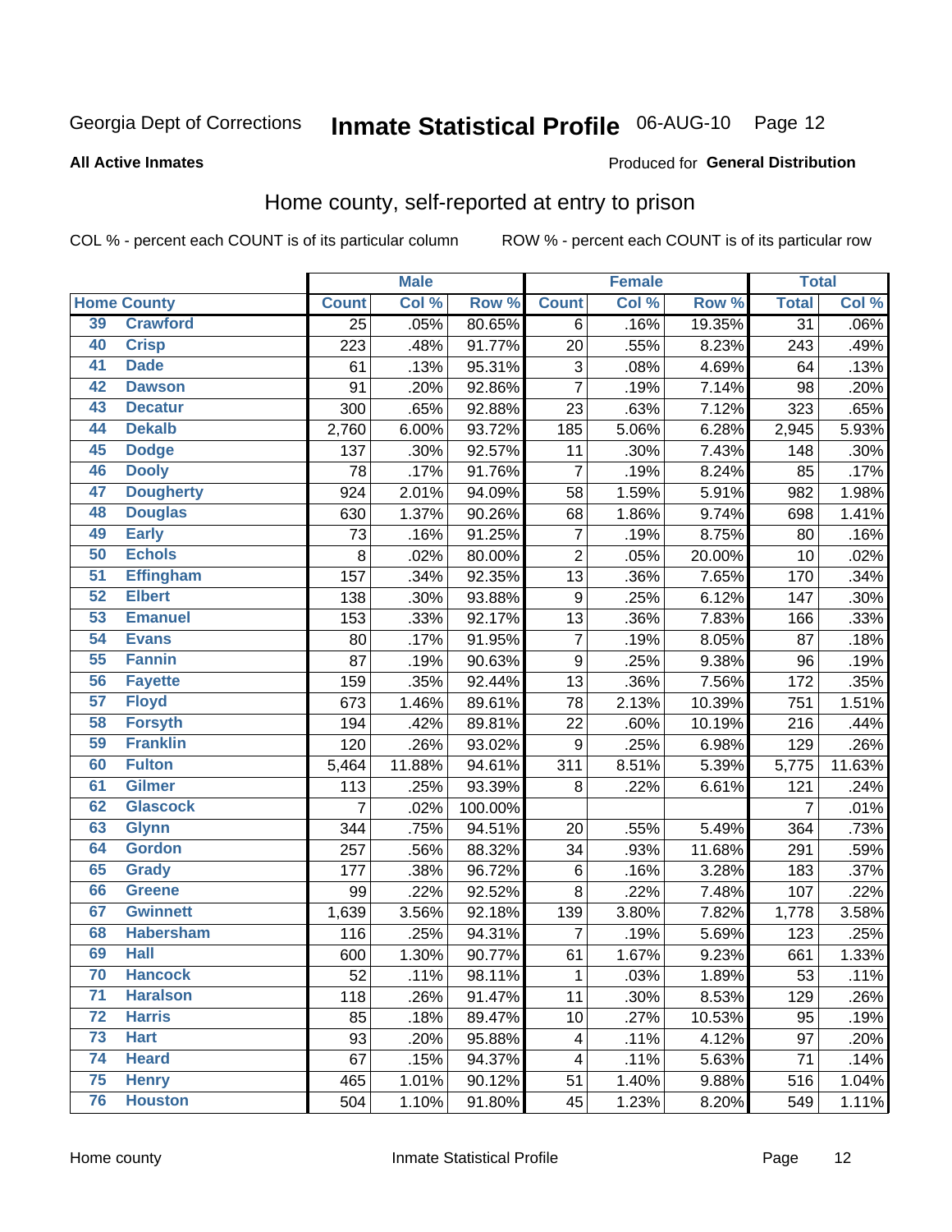Georgia Dept of Corrections **Inmate Statistical Profile** 06-AUG-10 Page 12

**All Active Inmates**

Produced for **General Distribution**

## Home county, self-reported at entry to prison

COL % - percent each COUNT is of its particular column ROW % - percent each COUNT is of its particular row

| Home County | | Male | | | Female | | | Total | |
|---|---|---|---|---|---|---|---|---|---|
| | | Count | Col % | Row % | Count | Col % | Row % | Total | Col % |
| 39 | Crawford | 25 | .05% | 80.65% | 6 | .16% | 19.35% | 31 | .06% |
| 40 | Crisp | 223 | .48% | 91.77% | 20 | .55% | 8.23% | 243 | .49% |
| 41 | Dade | 61 | .13% | 95.31% | 3 | .08% | 4.69% | 64 | .13% |
| 42 | Dawson | 91 | .20% | 92.86% | 7 | .19% | 7.14% | 98 | .20% |
| 43 | Decatur | 300 | .65% | 92.88% | 23 | .63% | 7.12% | 323 | .65% |
| 44 | Dekalb | 2,760 | 6.00% | 93.72% | 185 | 5.06% | 6.28% | 2,945 | 5.93% |
| 45 | Dodge | 137 | .30% | 92.57% | 11 | .30% | 7.43% | 148 | .30% |
| 46 | Dooly | 78 | .17% | 91.76% | 7 | .19% | 8.24% | 85 | .17% |
| 47 | Dougherty | 924 | 2.01% | 94.09% | 58 | 1.59% | 5.91% | 982 | 1.98% |
| 48 | Douglas | 630 | 1.37% | 90.26% | 68 | 1.86% | 9.74% | 698 | 1.41% |
| 49 | Early | 73 | .16% | 91.25% | 7 | .19% | 8.75% | 80 | .16% |
| 50 | Echols | 8 | .02% | 80.00% | 2 | .05% | 20.00% | 10 | .02% |
| 51 | Effingham | 157 | .34% | 92.35% | 13 | .36% | 7.65% | 170 | .34% |
| 52 | Elbert | 138 | .30% | 93.88% | 9 | .25% | 6.12% | 147 | .30% |
| 53 | Emanuel | 153 | .33% | 92.17% | 13 | .36% | 7.83% | 166 | .33% |
| 54 | Evans | 80 | .17% | 91.95% | 7 | .19% | 8.05% | 87 | .18% |
| 55 | Fannin | 87 | .19% | 90.63% | 9 | .25% | 9.38% | 96 | .19% |
| 56 | Fayette | 159 | .35% | 92.44% | 13 | .36% | 7.56% | 172 | .35% |
| 57 | Floyd | 673 | 1.46% | 89.61% | 78 | 2.13% | 10.39% | 751 | 1.51% |
| 58 | Forsyth | 194 | .42% | 89.81% | 22 | .60% | 10.19% | 216 | .44% |
| 59 | Franklin | 120 | .26% | 93.02% | 9 | .25% | 6.98% | 129 | .26% |
| 60 | Fulton | 5,464 | 11.88% | 94.61% | 311 | 8.51% | 5.39% | 5,775 | 11.63% |
| 61 | Gilmer | 113 | .25% | 93.39% | 8 | .22% | 6.61% | 121 | .24% |
| 62 | Glascock | 7 | .02% | 100.00% | | | | 7 | .01% |
| 63 | Glynn | 344 | .75% | 94.51% | 20 | .55% | 5.49% | 364 | .73% |
| 64 | Gordon | 257 | .56% | 88.32% | 34 | .93% | 11.68% | 291 | .59% |
| 65 | Grady | 177 | .38% | 96.72% | 6 | .16% | 3.28% | 183 | .37% |
| 66 | Greene | 99 | .22% | 92.52% | 8 | .22% | 7.48% | 107 | .22% |
| 67 | Gwinnett | 1,639 | 3.56% | 92.18% | 139 | 3.80% | 7.82% | 1,778 | 3.58% |
| 68 | Habersham | 116 | .25% | 94.31% | 7 | .19% | 5.69% | 123 | .25% |
| 69 | Hall | 600 | 1.30% | 90.77% | 61 | 1.67% | 9.23% | 661 | 1.33% |
| 70 | Hancock | 52 | .11% | 98.11% | 1 | .03% | 1.89% | 53 | .11% |
| 71 | Haralson | 118 | .26% | 91.47% | 11 | .30% | 8.53% | 129 | .26% |
| 72 | Harris | 85 | .18% | 89.47% | 10 | .27% | 10.53% | 95 | .19% |
| 73 | Hart | 93 | .20% | 95.88% | 4 | .11% | 4.12% | 97 | .20% |
| 74 | Heard | 67 | .15% | 94.37% | 4 | .11% | 5.63% | 71 | .14% |
| 75 | Henry | 465 | 1.01% | 90.12% | 51 | 1.40% | 9.88% | 516 | 1.04% |
| 76 | Houston | 504 | 1.10% | 91.80% | 45 | 1.23% | 8.20% | 549 | 1.11% |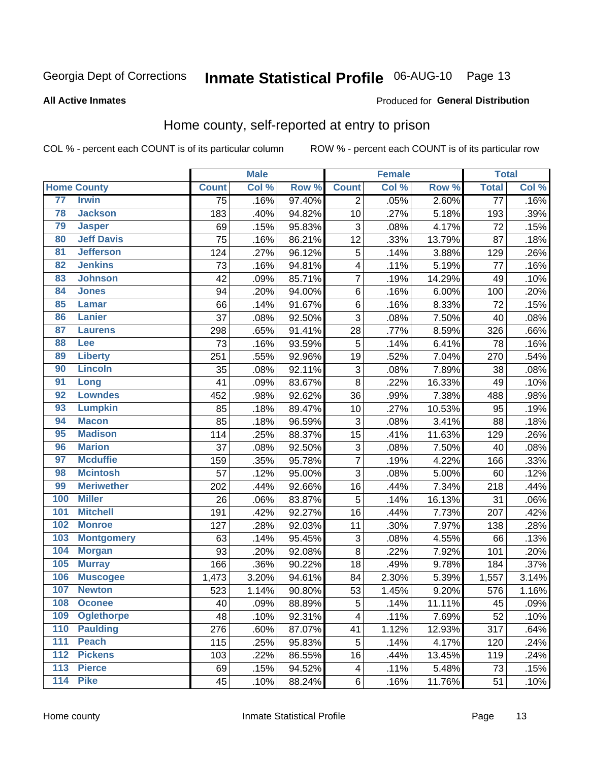Georgia Dept of Corrections **Inmate Statistical Profile** 06-AUG-10 Page 13

**All Active Inmates**

Produced for **General Distribution**

## Home county, self-reported at entry to prison

COL % - percent each COUNT is of its particular column ROW % - percent each COUNT is of its particular row

| Home County | | Male | | | Female | | | Total | |
|---|---|---|---|---|---|---|---|---|---|
| | | Count | Col % | Row % | Count | Col % | Row % | Total | Col % |
| 77 | Irwin | 75 | .16% | 97.40% | 2 | .05% | 2.60% | 77 | .16% |
| 78 | Jackson | 183 | .40% | 94.82% | 10 | .27% | 5.18% | 193 | .39% |
| 79 | Jasper | 69 | .15% | 95.83% | 3 | .08% | 4.17% | 72 | .15% |
| 80 | Jeff Davis | 75 | .16% | 86.21% | 12 | .33% | 13.79% | 87 | .18% |
| 81 | Jefferson | 124 | .27% | 96.12% | 5 | .14% | 3.88% | 129 | .26% |
| 82 | Jenkins | 73 | .16% | 94.81% | 4 | .11% | 5.19% | 77 | .16% |
| 83 | Johnson | 42 | .09% | 85.71% | 7 | .19% | 14.29% | 49 | .10% |
| 84 | Jones | 94 | .20% | 94.00% | 6 | .16% | 6.00% | 100 | .20% |
| 85 | Lamar | 66 | .14% | 91.67% | 6 | .16% | 8.33% | 72 | .15% |
| 86 | Lanier | 37 | .08% | 92.50% | 3 | .08% | 7.50% | 40 | .08% |
| 87 | Laurens | 298 | .65% | 91.41% | 28 | .77% | 8.59% | 326 | .66% |
| 88 | Lee | 73 | .16% | 93.59% | 5 | .14% | 6.41% | 78 | .16% |
| 89 | Liberty | 251 | .55% | 92.96% | 19 | .52% | 7.04% | 270 | .54% |
| 90 | Lincoln | 35 | .08% | 92.11% | 3 | .08% | 7.89% | 38 | .08% |
| 91 | Long | 41 | .09% | 83.67% | 8 | .22% | 16.33% | 49 | .10% |
| 92 | Lowndes | 452 | .98% | 92.62% | 36 | .99% | 7.38% | 488 | .98% |
| 93 | Lumpkin | 85 | .18% | 89.47% | 10 | .27% | 10.53% | 95 | .19% |
| 94 | Macon | 85 | .18% | 96.59% | 3 | .08% | 3.41% | 88 | .18% |
| 95 | Madison | 114 | .25% | 88.37% | 15 | .41% | 11.63% | 129 | .26% |
| 96 | Marion | 37 | .08% | 92.50% | 3 | .08% | 7.50% | 40 | .08% |
| 97 | Mcduffie | 159 | .35% | 95.78% | 7 | .19% | 4.22% | 166 | .33% |
| 98 | Mcintosh | 57 | .12% | 95.00% | 3 | .08% | 5.00% | 60 | .12% |
| 99 | Meriwether | 202 | .44% | 92.66% | 16 | .44% | 7.34% | 218 | .44% |
| 100 | Miller | 26 | .06% | 83.87% | 5 | .14% | 16.13% | 31 | .06% |
| 101 | Mitchell | 191 | .42% | 92.27% | 16 | .44% | 7.73% | 207 | .42% |
| 102 | Monroe | 127 | .28% | 92.03% | 11 | .30% | 7.97% | 138 | .28% |
| 103 | Montgomery | 63 | .14% | 95.45% | 3 | .08% | 4.55% | 66 | .13% |
| 104 | Morgan | 93 | .20% | 92.08% | 8 | .22% | 7.92% | 101 | .20% |
| 105 | Murray | 166 | .36% | 90.22% | 18 | .49% | 9.78% | 184 | .37% |
| 106 | Muscogee | 1,473 | 3.20% | 94.61% | 84 | 2.30% | 5.39% | 1,557 | 3.14% |
| 107 | Newton | 523 | 1.14% | 90.80% | 53 | 1.45% | 9.20% | 576 | 1.16% |
| 108 | Oconee | 40 | .09% | 88.89% | 5 | .14% | 11.11% | 45 | .09% |
| 109 | Oglethorpe | 48 | .10% | 92.31% | 4 | .11% | 7.69% | 52 | .10% |
| 110 | Paulding | 276 | .60% | 87.07% | 41 | 1.12% | 12.93% | 317 | .64% |
| 111 | Peach | 115 | .25% | 95.83% | 5 | .14% | 4.17% | 120 | .24% |
| 112 | Pickens | 103 | .22% | 86.55% | 16 | .44% | 13.45% | 119 | .24% |
| 113 | Pierce | 69 | .15% | 94.52% | 4 | .11% | 5.48% | 73 | .15% |
| 114 | Pike | 45 | .10% | 88.24% | 6 | .16% | 11.76% | 51 | .10% |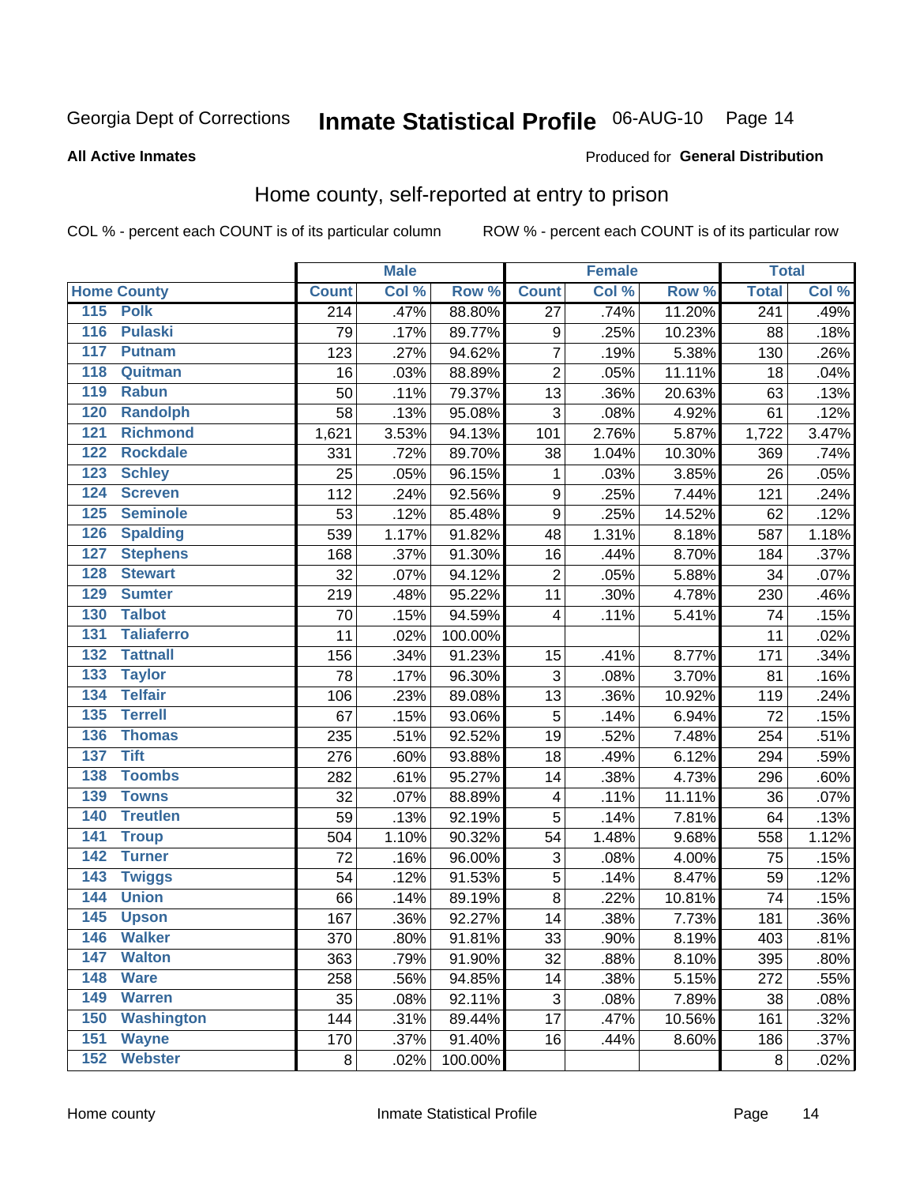Georgia Dept of Corrections **Inmate Statistical Profile** 06-AUG-10

**All Active Inmates**

Produced for **General Distribution**

## Home county, self-reported at entry to prison

COL % - percent each COUNT is of its particular column ROW % - percent each COUNT is of its particular row

| | | Male | | | Female | | | Total | |
|---|---|---|---|---|---|---|---|---|---|
| Home County | | Count | Col % | Row % | Count | Col % | Row % | Total | Col % |
| 115 | Polk | 214 | .47% | 88.80% | 27 | .74% | 11.20% | 241 | .49% |
| 116 | Pulaski | 79 | .17% | 89.77% | 9 | .25% | 10.23% | 88 | .18% |
| 117 | Putnam | 123 | .27% | 94.62% | 7 | .19% | 5.38% | 130 | .26% |
| 118 | Quitman | 16 | .03% | 88.89% | 2 | .05% | 11.11% | 18 | .04% |
| 119 | Rabun | 50 | .11% | 79.37% | 13 | .36% | 20.63% | 63 | .13% |
| 120 | Randolph | 58 | .13% | 95.08% | 3 | .08% | 4.92% | 61 | .12% |
| 121 | Richmond | 1,621 | 3.53% | 94.13% | 101 | 2.76% | 5.87% | 1,722 | 3.47% |
| 122 | Rockdale | 331 | .72% | 89.70% | 38 | 1.04% | 10.30% | 369 | .74% |
| 123 | Schley | 25 | .05% | 96.15% | 1 | .03% | 3.85% | 26 | .05% |
| 124 | Screven | 112 | .24% | 92.56% | 9 | .25% | 7.44% | 121 | .24% |
| 125 | Seminole | 53 | .12% | 85.48% | 9 | .25% | 14.52% | 62 | .12% |
| 126 | Spalding | 539 | 1.17% | 91.82% | 48 | 1.31% | 8.18% | 587 | 1.18% |
| 127 | Stephens | 168 | .37% | 91.30% | 16 | .44% | 8.70% | 184 | .37% |
| 128 | Stewart | 32 | .07% | 94.12% | 2 | .05% | 5.88% | 34 | .07% |
| 129 | Sumter | 219 | .48% | 95.22% | 11 | .30% | 4.78% | 230 | .46% |
| 130 | Talbot | 70 | .15% | 94.59% | 4 | .11% | 5.41% | 74 | .15% |
| 131 | Taliaferro | 11 | .02% | 100.00% | | | | 11 | .02% |
| 132 | Tattnall | 156 | .34% | 91.23% | 15 | .41% | 8.77% | 171 | .34% |
| 133 | Taylor | 78 | .17% | 96.30% | 3 | .08% | 3.70% | 81 | .16% |
| 134 | Telfair | 106 | .23% | 89.08% | 13 | .36% | 10.92% | 119 | .24% |
| 135 | Terrell | 67 | .15% | 93.06% | 5 | .14% | 6.94% | 72 | .15% |
| 136 | Thomas | 235 | .51% | 92.52% | 19 | .52% | 7.48% | 254 | .51% |
| 137 | Tift | 276 | .60% | 93.88% | 18 | .49% | 6.12% | 294 | .59% |
| 138 | Toombs | 282 | .61% | 95.27% | 14 | .38% | 4.73% | 296 | .60% |
| 139 | Towns | 32 | .07% | 88.89% | 4 | .11% | 11.11% | 36 | .07% |
| 140 | Treutlen | 59 | .13% | 92.19% | 5 | .14% | 7.81% | 64 | .13% |
| 141 | Troup | 504 | 1.10% | 90.32% | 54 | 1.48% | 9.68% | 558 | 1.12% |
| 142 | Turner | 72 | .16% | 96.00% | 3 | .08% | 4.00% | 75 | .15% |
| 143 | Twiggs | 54 | .12% | 91.53% | 5 | .14% | 8.47% | 59 | .12% |
| 144 | Union | 66 | .14% | 89.19% | 8 | .22% | 10.81% | 74 | .15% |
| 145 | Upson | 167 | .36% | 92.27% | 14 | .38% | 7.73% | 181 | .36% |
| 146 | Walker | 370 | .80% | 91.81% | 33 | .90% | 8.19% | 403 | .81% |
| 147 | Walton | 363 | .79% | 91.90% | 32 | .88% | 8.10% | 395 | .80% |
| 148 | Ware | 258 | .56% | 94.85% | 14 | .38% | 5.15% | 272 | .55% |
| 149 | Warren | 35 | .08% | 92.11% | 3 | .08% | 7.89% | 38 | .08% |
| 150 | Washington | 144 | .31% | 89.44% | 17 | .47% | 10.56% | 161 | .32% |
| 151 | Wayne | 170 | .37% | 91.40% | 16 | .44% | 8.60% | 186 | .37% |
| 152 | Webster | 8 | .02% | 100.00% | | | | 8 | .02% |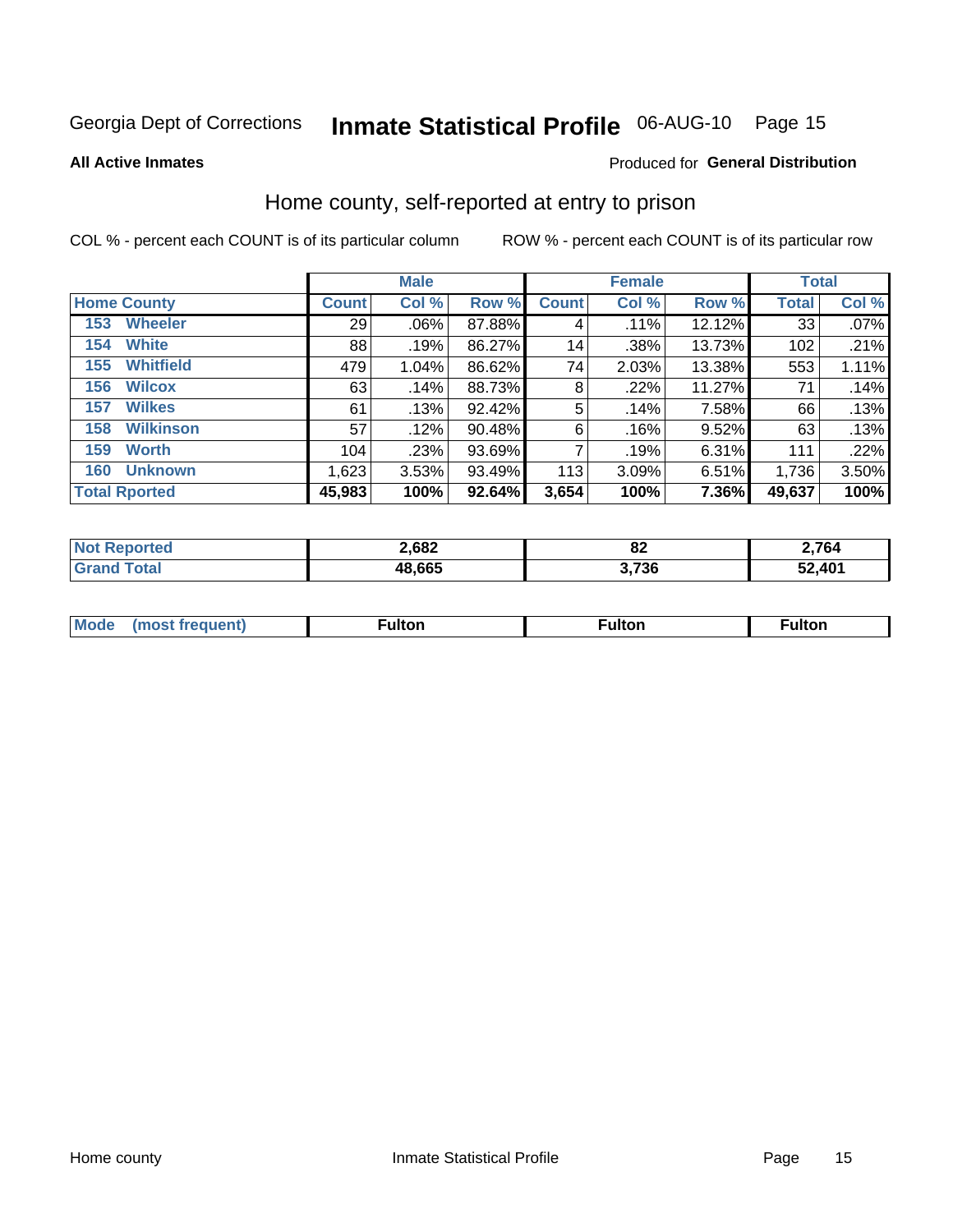Georgia Dept of Corrections **Inmate Statistical Profile** 06-AUG-10

**All Active Inmates**

Produced for **General Distribution**

## Home county, self-reported at entry to prison

COL % - percent each COUNT is of its particular column

ROW % - percent each COUNT is of its particular row

| | Male | | | Female | | | Total | |
|---|---|---|---|---|---|---|---|---|
| **Home County** | **Count** | **Col %** | **Row %** | **Count** | **Col %** | **Row %** | **Total** | **Col %** |
| 153 Wheeler | 29 | .06% | 87.88% | 4 | .11% | 12.12% | 33 | .07% |
| 154 White | 88 | .19% | 86.27% | 14 | .38% | 13.73% | 102 | .21% |
| 155 Whitfield | 479 | 1.04% | 86.62% | 74 | 2.03% | 13.38% | 553 | 1.11% |
| 156 Wilcox | 63 | .14% | 88.73% | 8 | .22% | 11.27% | 71 | .14% |
| 157 Wilkes | 61 | .13% | 92.42% | 5 | .14% | 7.58% | 66 | .13% |
| 158 Wilkinson | 57 | .12% | 90.48% | 6 | .16% | 9.52% | 63 | .13% |
| 159 Worth | 104 | .23% | 93.69% | 7 | .19% | 6.31% | 111 | .22% |
| 160 Unknown | 1,623 | 3.53% | 93.49% | 113 | 3.09% | 6.51% | 1,736 | 3.50% |
| **Total Rported** | **45,983** | **100%** | **92.64%** | **3,654** | **100%** | **7.36%** | **49,637** | **100%** |

| | Male | Female | Total |
|---|---|---|---|
| **Not Reported** | **2,682** | **82** | **2,764** |
| **Grand Total** | **48,665** | **3,736** | **52,401** |

| | Male | Female | Total |
|---|---|---|---|
| **Mode (most frequent)** | **Fulton** | **Fulton** | **Fulton** |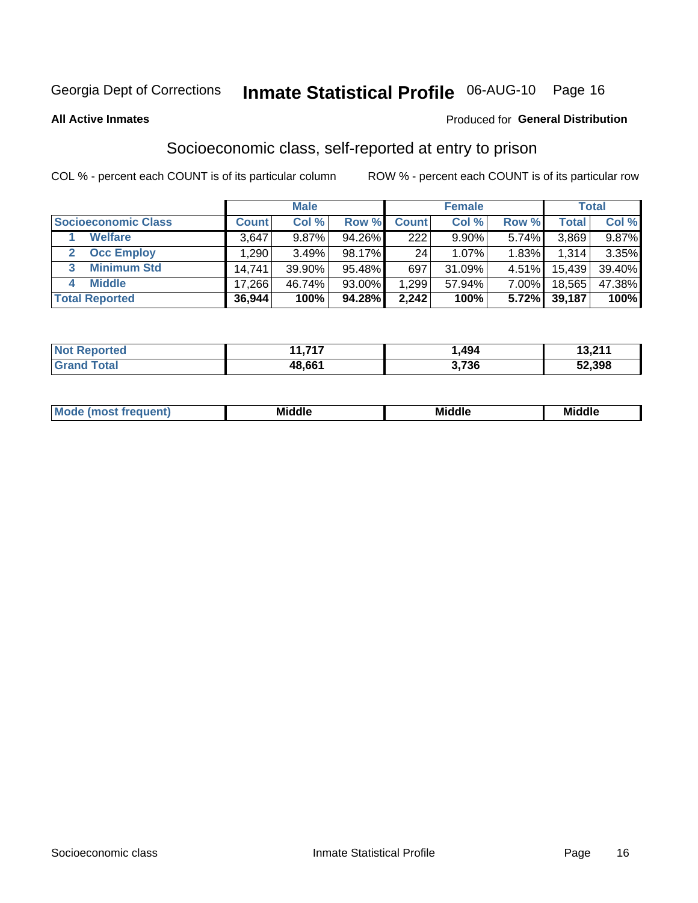Georgia Dept of Corrections **Inmate Statistical Profile** 06-AUG-10 Page 16

**All Active Inmates**

Produced for **General Distribution**

## Socioeconomic class, self-reported at entry to prison

COL % - percent each COUNT is of its particular column

ROW % - percent each COUNT is of its particular row

| | Male | | | Female | | | Total | |
|---|---|---|---|---|---|---|---|---|
| **Socioeconomic Class** | **Count** | **Col %** | **Row %** | **Count** | **Col %** | **Row %** | **Total** | **Col %** |
| 1 **Welfare** | 3,647 | 9.87% | 94.26% | 222 | 9.90% | 5.74% | 3,869 | 9.87% |
| 2 **Occ Employ** | 1,290 | 3.49% | 98.17% | 24 | 1.07% | 1.83% | 1,314 | 3.35% |
| 3 **Minimum Std** | 14,741 | 39.90% | 95.48% | 697 | 31.09% | 4.51% | 15,439 | 39.40% |
| 4 **Middle** | 17,266 | 46.74% | 93.00% | 1,299 | 57.94% | 7.00% | 18,565 | 47.38% |
| **Total Reported** | **36,944** | **100%** | **94.28%** | **2,242** | **100%** | **5.72%** | **39,187** | **100%** |

| | Male | Female | Total |
|---|---|---|---|
| **Not Reported** | **11,717** | **1,494** | **13,211** |
| **Grand Total** | **48,661** | **3,736** | **52,398** |

| | Male | Female | Total |
|---|---|---|---|
| **Mode (most frequent)** | **Middle** | **Middle** | **Middle** |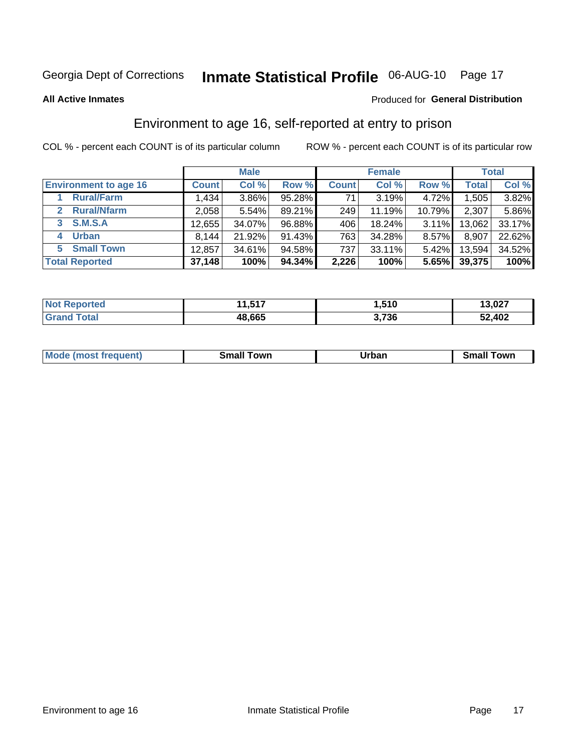Georgia Dept of Corrections **Inmate Statistical Profile** 06-AUG-10

**All Active Inmates**

Produced for **General Distribution**

## Environment to age 16, self-reported at entry to prison

COL % - percent each COUNT is of its particular column

ROW % - percent each COUNT is of its particular row

| | Male | | | Female | | | Total | |
|---|---|---|---|---|---|---|---|---|
| **Environment to age 16** | **Count** | **Col %** | **Row %** | **Count** | **Col %** | **Row %** | **Total** | **Col %** |
| 1 **Rural/Farm** | 1,434 | 3.86% | 95.28% | 71 | 3.19% | 4.72% | 1,505 | 3.82% |
| 2 **Rural/Nfarm** | 2,058 | 5.54% | 89.21% | 249 | 11.19% | 10.79% | 2,307 | 5.86% |
| 3 **S.M.S.A** | 12,655 | 34.07% | 96.88% | 406 | 18.24% | 3.11% | 13,062 | 33.17% |
| 4 **Urban** | 8,144 | 21.92% | 91.43% | 763 | 34.28% | 8.57% | 8,907 | 22.62% |
| 5 **Small Town** | 12,857 | 34.61% | 94.58% | 737 | 33.11% | 5.42% | 13,594 | 34.52% |
| **Total Reported** | **37,148** | **100%** | **94.34%** | **2,226** | **100%** | **5.65%** | **39,375** | **100%** |

| | Male | Female | Total |
|---|---|---|---|
| **Not Reported** | **11,517** | **1,510** | **13,027** |
| **Grand Total** | **48,665** | **3,736** | **52,402** |

| | Male | Female | Total |
|---|---|---|---|
| **Mode (most frequent)** | **Small Town** | **Urban** | **Small Town** |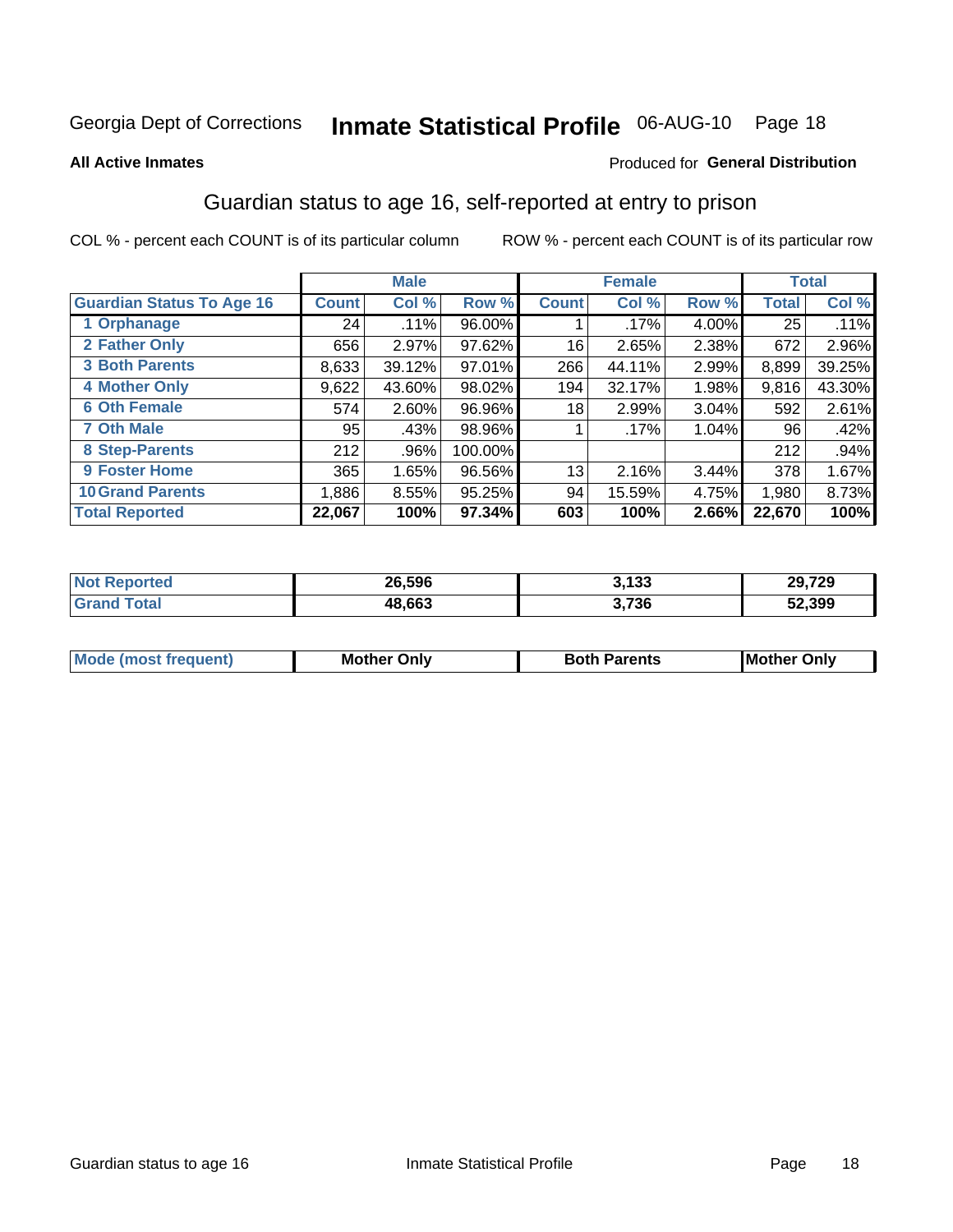Georgia Dept of Corrections **Inmate Statistical Profile** 06-AUG-10 Page 18

**All Active Inmates**

Produced for **General Distribution**

## Guardian status to age 16, self-reported at entry to prison

COL % - percent each COUNT is of its particular column

ROW % - percent each COUNT is of its particular row

| | Male | | | Female | | | Total | |
|---|---|---|---|---|---|---|---|---|
| **Guardian Status To Age 16** | **Count** | **Col %** | **Row %** | **Count** | **Col %** | **Row %** | **Total** | **Col %** |
| 1 Orphanage | 24 | .11% | 96.00% | 1 | .17% | 4.00% | 25 | .11% |
| 2 Father Only | 656 | 2.97% | 97.62% | 16 | 2.65% | 2.38% | 672 | 2.96% |
| 3 Both Parents | 8,633 | 39.12% | 97.01% | 266 | 44.11% | 2.99% | 8,899 | 39.25% |
| 4 Mother Only | 9,622 | 43.60% | 98.02% | 194 | 32.17% | 1.98% | 9,816 | 43.30% |
| 6 Oth Female | 574 | 2.60% | 96.96% | 18 | 2.99% | 3.04% | 592 | 2.61% |
| 7 Oth Male | 95 | .43% | 98.96% | 1 | .17% | 1.04% | 96 | .42% |
| 8 Step-Parents | 212 | .96% | 100.00% | | | | 212 | .94% |
| 9 Foster Home | 365 | 1.65% | 96.56% | 13 | 2.16% | 3.44% | 378 | 1.67% |
| 10 Grand Parents | 1,886 | 8.55% | 95.25% | 94 | 15.59% | 4.75% | 1,980 | 8.73% |
| **Total Reported** | **22,067** | **100%** | **97.34%** | **603** | **100%** | **2.66%** | **22,670** | **100%** |

| | Male | Female | Total |
|---|---|---|---|
| Not Reported | **26,596** | **3,133** | **29,729** |
| Grand Total | **48,663** | **3,736** | **52,399** |

| | Male | Female | Total |
|---|---|---|---|
| Mode (most frequent) | **Mother Only** | **Both Parents** | **Mother Only** |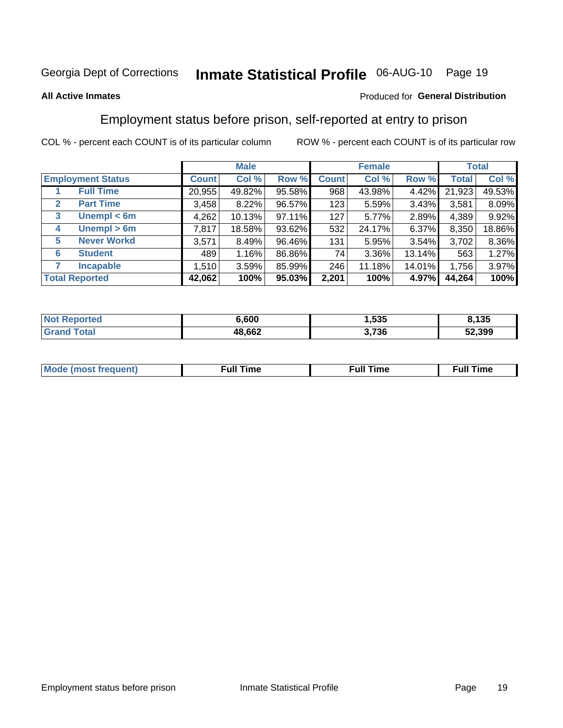Georgia Dept of Corrections **Inmate Statistical Profile** 06-AUG-10

**All Active Inmates**

Produced for **General Distribution**

## Employment status before prison, self-reported at entry to prison

COL % - percent each COUNT is of its particular column ROW % - percent each COUNT is of its particular row

| | | Male | | | Female | | | Total | |
|---|---|---|---|---|---|---|---|---|---|
| **Employment Status** | | **Count** | **Col %** | **Row %** | **Count** | **Col %** | **Row %** | **Total** | **Col %** |
| 1 | **Full Time** | 20,955 | 49.82% | 95.58% | 968 | 43.98% | 4.42% | 21,923 | 49.53% |
| 2 | **Part Time** | 3,458 | 8.22% | 96.57% | 123 | 5.59% | 3.43% | 3,581 | 8.09% |
| 3 | **Unempl < 6m** | 4,262 | 10.13% | 97.11% | 127 | 5.77% | 2.89% | 4,389 | 9.92% |
| 4 | **Unempl > 6m** | 7,817 | 18.58% | 93.62% | 532 | 24.17% | 6.37% | 8,350 | 18.86% |
| 5 | **Never Workd** | 3,571 | 8.49% | 96.46% | 131 | 5.95% | 3.54% | 3,702 | 8.36% |
| 6 | **Student** | 489 | 1.16% | 86.86% | 74 | 3.36% | 13.14% | 563 | 1.27% |
| 7 | **Incapable** | 1,510 | 3.59% | 85.99% | 246 | 11.18% | 14.01% | 1,756 | 3.97% |
| **Total Reported** | | **42,062** | **100%** | **95.03%** | **2,201** | **100%** | **4.97%** | **44,264** | **100%** |

| | Male | Female | Total |
|---|---|---|---|
| **Not Reported** | **6,600** | **1,535** | **8,135** |
| **Grand Total** | **48,662** | **3,736** | **52,399** |

| | Male | Female | Total |
|---|---|---|---|
| **Mode (most frequent)** | **Full Time** | **Full Time** | **Full Time** |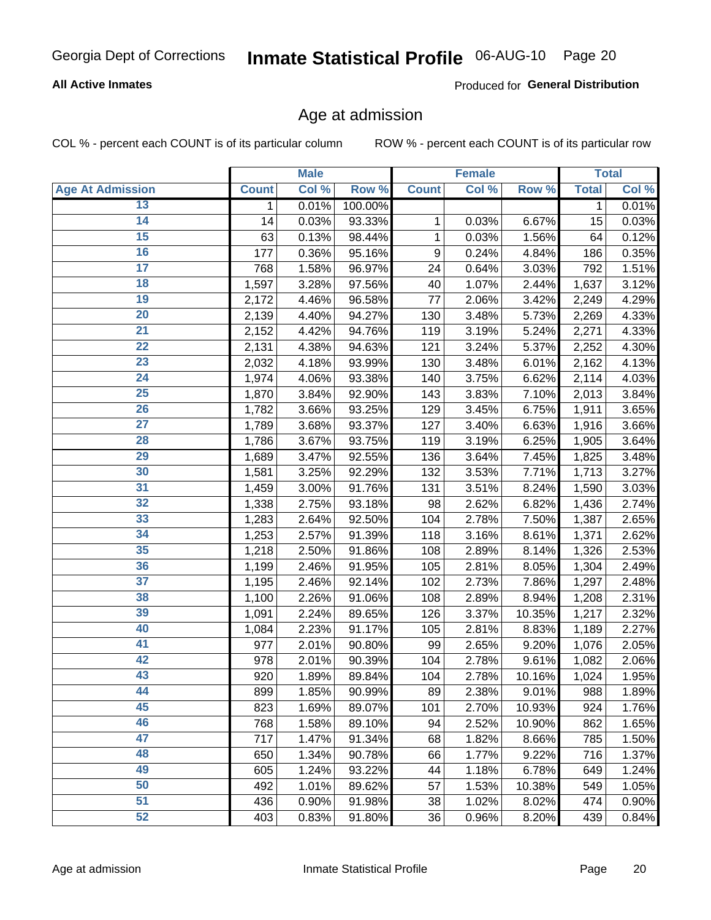Georgia Dept of Corrections **Inmate Statistical Profile** 06-AUG-10 Page 20

**All Active Inmates**

Produced for **General Distribution**

## Age at admission

COL % - percent each COUNT is of its particular column

ROW % - percent each COUNT is of its particular row

| | Male | | | Female | | | Total | |
|---|---|---|---|---|---|---|---|---|
| **Age At Admission** | **Count** | **Col %** | **Row %** | **Count** | **Col %** | **Row %** | **Total** | **Col %** |
| 13 | 1 | 0.01% | 100.00% | | | | 1 | 0.01% |
| 14 | 14 | 0.03% | 93.33% | 1 | 0.03% | 6.67% | 15 | 0.03% |
| 15 | 63 | 0.13% | 98.44% | 1 | 0.03% | 1.56% | 64 | 0.12% |
| 16 | 177 | 0.36% | 95.16% | 9 | 0.24% | 4.84% | 186 | 0.35% |
| 17 | 768 | 1.58% | 96.97% | 24 | 0.64% | 3.03% | 792 | 1.51% |
| 18 | 1,597 | 3.28% | 97.56% | 40 | 1.07% | 2.44% | 1,637 | 3.12% |
| 19 | 2,172 | 4.46% | 96.58% | 77 | 2.06% | 3.42% | 2,249 | 4.29% |
| 20 | 2,139 | 4.40% | 94.27% | 130 | 3.48% | 5.73% | 2,269 | 4.33% |
| 21 | 2,152 | 4.42% | 94.76% | 119 | 3.19% | 5.24% | 2,271 | 4.33% |
| 22 | 2,131 | 4.38% | 94.63% | 121 | 3.24% | 5.37% | 2,252 | 4.30% |
| 23 | 2,032 | 4.18% | 93.99% | 130 | 3.48% | 6.01% | 2,162 | 4.13% |
| 24 | 1,974 | 4.06% | 93.38% | 140 | 3.75% | 6.62% | 2,114 | 4.03% |
| 25 | 1,870 | 3.84% | 92.90% | 143 | 3.83% | 7.10% | 2,013 | 3.84% |
| 26 | 1,782 | 3.66% | 93.25% | 129 | 3.45% | 6.75% | 1,911 | 3.65% |
| 27 | 1,789 | 3.68% | 93.37% | 127 | 3.40% | 6.63% | 1,916 | 3.66% |
| 28 | 1,786 | 3.67% | 93.75% | 119 | 3.19% | 6.25% | 1,905 | 3.64% |
| 29 | 1,689 | 3.47% | 92.55% | 136 | 3.64% | 7.45% | 1,825 | 3.48% |
| 30 | 1,581 | 3.25% | 92.29% | 132 | 3.53% | 7.71% | 1,713 | 3.27% |
| 31 | 1,459 | 3.00% | 91.76% | 131 | 3.51% | 8.24% | 1,590 | 3.03% |
| 32 | 1,338 | 2.75% | 93.18% | 98 | 2.62% | 6.82% | 1,436 | 2.74% |
| 33 | 1,283 | 2.64% | 92.50% | 104 | 2.78% | 7.50% | 1,387 | 2.65% |
| 34 | 1,253 | 2.57% | 91.39% | 118 | 3.16% | 8.61% | 1,371 | 2.62% |
| 35 | 1,218 | 2.50% | 91.86% | 108 | 2.89% | 8.14% | 1,326 | 2.53% |
| 36 | 1,199 | 2.46% | 91.95% | 105 | 2.81% | 8.05% | 1,304 | 2.49% |
| 37 | 1,195 | 2.46% | 92.14% | 102 | 2.73% | 7.86% | 1,297 | 2.48% |
| 38 | 1,100 | 2.26% | 91.06% | 108 | 2.89% | 8.94% | 1,208 | 2.31% |
| 39 | 1,091 | 2.24% | 89.65% | 126 | 3.37% | 10.35% | 1,217 | 2.32% |
| 40 | 1,084 | 2.23% | 91.17% | 105 | 2.81% | 8.83% | 1,189 | 2.27% |
| 41 | 977 | 2.01% | 90.80% | 99 | 2.65% | 9.20% | 1,076 | 2.05% |
| 42 | 978 | 2.01% | 90.39% | 104 | 2.78% | 9.61% | 1,082 | 2.06% |
| 43 | 920 | 1.89% | 89.84% | 104 | 2.78% | 10.16% | 1,024 | 1.95% |
| 44 | 899 | 1.85% | 90.99% | 89 | 2.38% | 9.01% | 988 | 1.89% |
| 45 | 823 | 1.69% | 89.07% | 101 | 2.70% | 10.93% | 924 | 1.76% |
| 46 | 768 | 1.58% | 89.10% | 94 | 2.52% | 10.90% | 862 | 1.65% |
| 47 | 717 | 1.47% | 91.34% | 68 | 1.82% | 8.66% | 785 | 1.50% |
| 48 | 650 | 1.34% | 90.78% | 66 | 1.77% | 9.22% | 716 | 1.37% |
| 49 | 605 | 1.24% | 93.22% | 44 | 1.18% | 6.78% | 649 | 1.24% |
| 50 | 492 | 1.01% | 89.62% | 57 | 1.53% | 10.38% | 549 | 1.05% |
| 51 | 436 | 0.90% | 91.98% | 38 | 1.02% | 8.02% | 474 | 0.90% |
| 52 | 403 | 0.83% | 91.80% | 36 | 0.96% | 8.20% | 439 | 0.84% |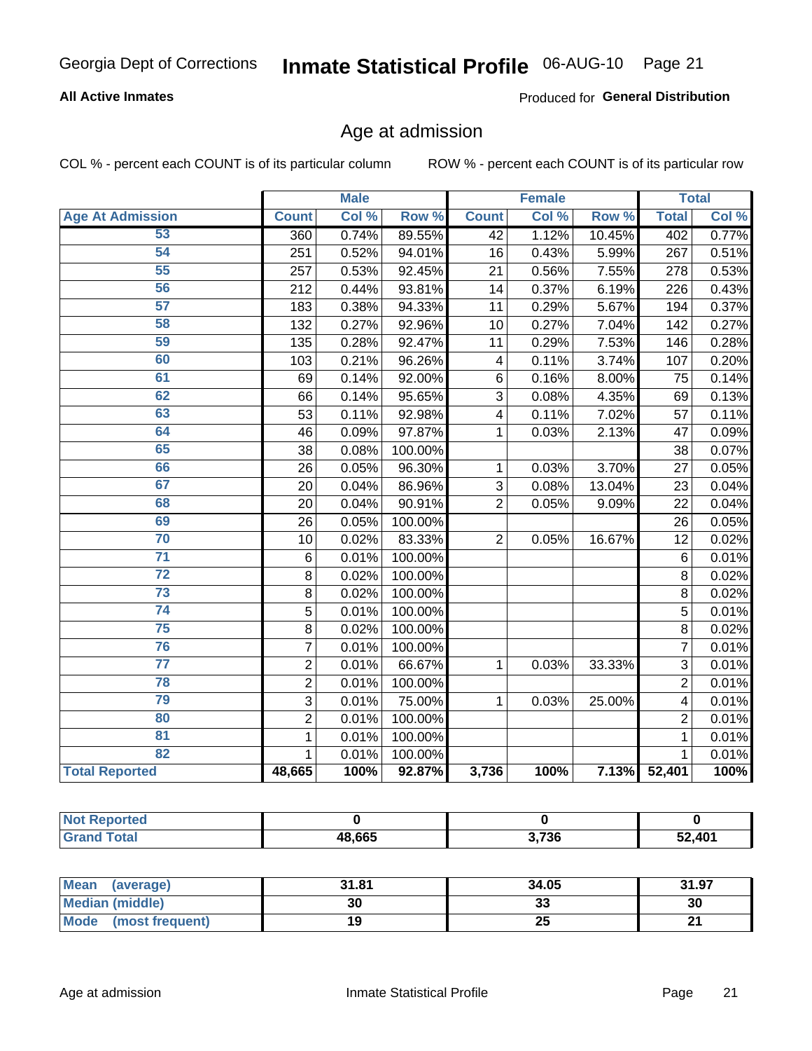Georgia Dept of Corrections **Inmate Statistical Profile** 06-AUG-10

**All Active Inmates**

Produced for **General Distribution**

## Age at admission

COL % - percent each COUNT is of its particular column

ROW % - percent each COUNT is of its particular row

| | Male | | | Female | | | Total | |
|---|---|---|---|---|---|---|---|---|
| **Age At Admission** | **Count** | **Col %** | **Row %** | **Count** | **Col %** | **Row %** | **Total** | **Col %** |
| 53 | 360 | 0.74% | 89.55% | 42 | 1.12% | 10.45% | 402 | 0.77% |
| 54 | 251 | 0.52% | 94.01% | 16 | 0.43% | 5.99% | 267 | 0.51% |
| 55 | 257 | 0.53% | 92.45% | 21 | 0.56% | 7.55% | 278 | 0.53% |
| 56 | 212 | 0.44% | 93.81% | 14 | 0.37% | 6.19% | 226 | 0.43% |
| 57 | 183 | 0.38% | 94.33% | 11 | 0.29% | 5.67% | 194 | 0.37% |
| 58 | 132 | 0.27% | 92.96% | 10 | 0.27% | 7.04% | 142 | 0.27% |
| 59 | 135 | 0.28% | 92.47% | 11 | 0.29% | 7.53% | 146 | 0.28% |
| 60 | 103 | 0.21% | 96.26% | 4 | 0.11% | 3.74% | 107 | 0.20% |
| 61 | 69 | 0.14% | 92.00% | 6 | 0.16% | 8.00% | 75 | 0.14% |
| 62 | 66 | 0.14% | 95.65% | 3 | 0.08% | 4.35% | 69 | 0.13% |
| 63 | 53 | 0.11% | 92.98% | 4 | 0.11% | 7.02% | 57 | 0.11% |
| 64 | 46 | 0.09% | 97.87% | 1 | 0.03% | 2.13% | 47 | 0.09% |
| 65 | 38 | 0.08% | 100.00% | | | | 38 | 0.07% |
| 66 | 26 | 0.05% | 96.30% | 1 | 0.03% | 3.70% | 27 | 0.05% |
| 67 | 20 | 0.04% | 86.96% | 3 | 0.08% | 13.04% | 23 | 0.04% |
| 68 | 20 | 0.04% | 90.91% | 2 | 0.05% | 9.09% | 22 | 0.04% |
| 69 | 26 | 0.05% | 100.00% | | | | 26 | 0.05% |
| 70 | 10 | 0.02% | 83.33% | 2 | 0.05% | 16.67% | 12 | 0.02% |
| 71 | 6 | 0.01% | 100.00% | | | | 6 | 0.01% |
| 72 | 8 | 0.02% | 100.00% | | | | 8 | 0.02% |
| 73 | 8 | 0.02% | 100.00% | | | | 8 | 0.02% |
| 74 | 5 | 0.01% | 100.00% | | | | 5 | 0.01% |
| 75 | 8 | 0.02% | 100.00% | | | | 8 | 0.02% |
| 76 | 7 | 0.01% | 100.00% | | | | 7 | 0.01% |
| 77 | 2 | 0.01% | 66.67% | 1 | 0.03% | 33.33% | 3 | 0.01% |
| 78 | 2 | 0.01% | 100.00% | | | | 2 | 0.01% |
| 79 | 3 | 0.01% | 75.00% | 1 | 0.03% | 25.00% | 4 | 0.01% |
| 80 | 2 | 0.01% | 100.00% | | | | 2 | 0.01% |
| 81 | 1 | 0.01% | 100.00% | | | | 1 | 0.01% |
| 82 | 1 | 0.01% | 100.00% | | | | 1 | 0.01% |
| **Total Reported** | **48,665** | **100%** | **92.87%** | **3,736** | **100%** | **7.13%** | **52,401** | **100%** |

| | Male | Female | Total |
|---|---|---|---|
| **Not Reported** | **0** | **0** | **0** |
| **Grand Total** | **48,665** | **3,736** | **52,401** |

| | Male | Female | Total |
|---|---|---|---|
| **Mean (average)** | **31.81** | **34.05** | **31.97** |
| **Median (middle)** | **30** | **33** | **30** |
| **Mode (most frequent)** | **19** | **25** | **21** |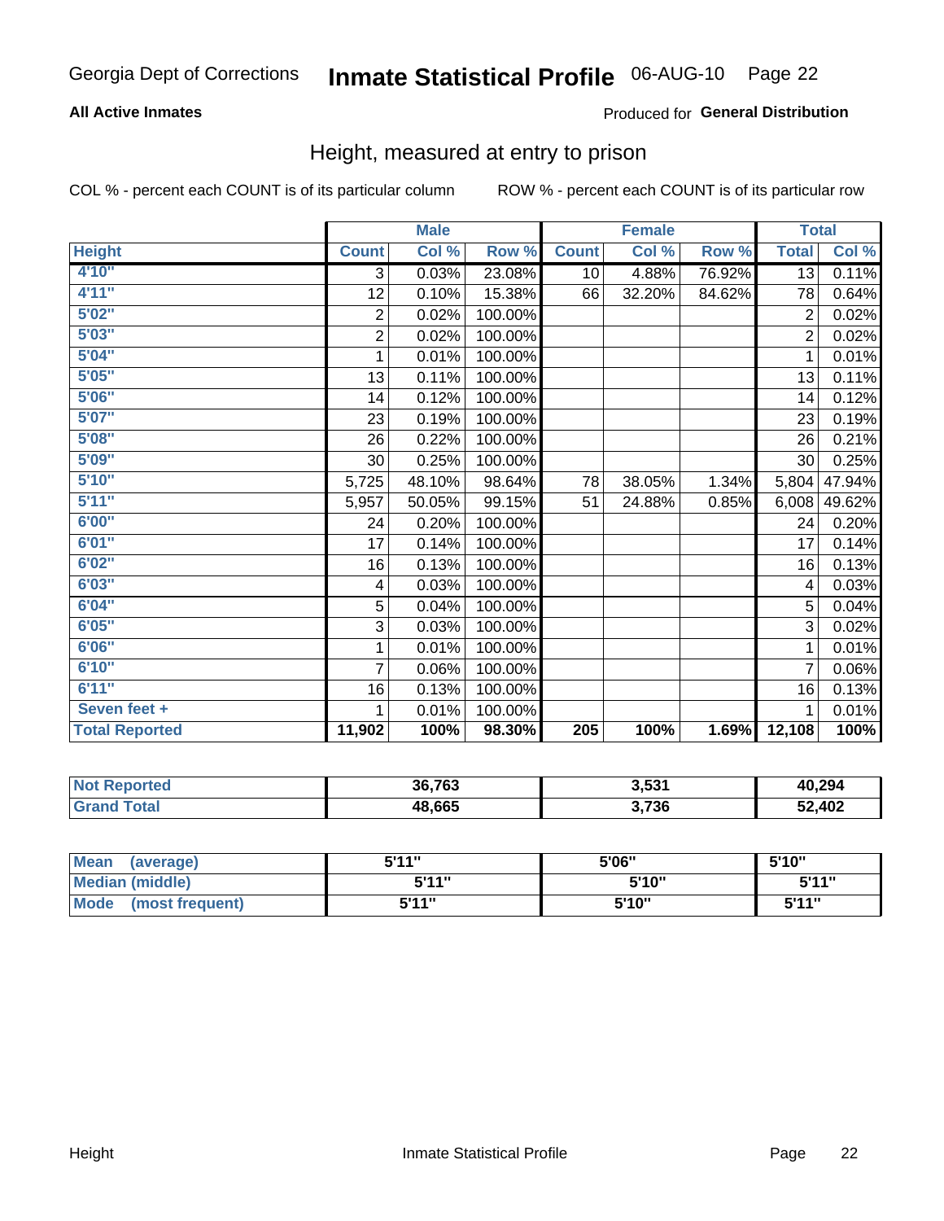Georgia Dept of Corrections **Inmate Statistical Profile** 06-AUG-10

**All Active Inmates**

Produced for **General Distribution**

## Height, measured at entry to prison

COL % - percent each COUNT is of its particular column     ROW % - percent each COUNT is of its particular row

| | Male | | | Female | | | Total | |
|---|---|---|---|---|---|---|---|---|
| **Height** | **Count** | **Col %** | **Row %** | **Count** | **Col %** | **Row %** | **Total** | **Col %** |
| **4'10"** | 3 | 0.03% | 23.08% | 10 | 4.88% | 76.92% | 13 | 0.11% |
| **4'11"** | 12 | 0.10% | 15.38% | 66 | 32.20% | 84.62% | 78 | 0.64% |
| **5'02"** | 2 | 0.02% | 100.00% | | | | 2 | 0.02% |
| **5'03"** | 2 | 0.02% | 100.00% | | | | 2 | 0.02% |
| **5'04"** | 1 | 0.01% | 100.00% | | | | 1 | 0.01% |
| **5'05"** | 13 | 0.11% | 100.00% | | | | 13 | 0.11% |
| **5'06"** | 14 | 0.12% | 100.00% | | | | 14 | 0.12% |
| **5'07"** | 23 | 0.19% | 100.00% | | | | 23 | 0.19% |
| **5'08"** | 26 | 0.22% | 100.00% | | | | 26 | 0.21% |
| **5'09"** | 30 | 0.25% | 100.00% | | | | 30 | 0.25% |
| **5'10"** | 5,725 | 48.10% | 98.64% | 78 | 38.05% | 1.34% | 5,804 | 47.94% |
| **5'11"** | 5,957 | 50.05% | 99.15% | 51 | 24.88% | 0.85% | 6,008 | 49.62% |
| **6'00"** | 24 | 0.20% | 100.00% | | | | 24 | 0.20% |
| **6'01"** | 17 | 0.14% | 100.00% | | | | 17 | 0.14% |
| **6'02"** | 16 | 0.13% | 100.00% | | | | 16 | 0.13% |
| **6'03"** | 4 | 0.03% | 100.00% | | | | 4 | 0.03% |
| **6'04"** | 5 | 0.04% | 100.00% | | | | 5 | 0.04% |
| **6'05"** | 3 | 0.03% | 100.00% | | | | 3 | 0.02% |
| **6'06"** | 1 | 0.01% | 100.00% | | | | 1 | 0.01% |
| **6'10"** | 7 | 0.06% | 100.00% | | | | 7 | 0.06% |
| **6'11"** | 16 | 0.13% | 100.00% | | | | 16 | 0.13% |
| **Seven feet +** | 1 | 0.01% | 100.00% | | | | 1 | 0.01% |
| **Total Reported** | **11,902** | **100%** | **98.30%** | **205** | **100%** | **1.69%** | **12,108** | **100%** |

| | Male | Female | Total |
|---|---|---|---|
| **Not Reported** | **36,763** | **3,531** | **40,294** |
| **Grand Total** | **48,665** | **3,736** | **52,402** |

| | Male | Female | Total |
|---|---|---|---|
| **Mean (average)** | **5'11"** | **5'06"** | **5'10"** |
| **Median (middle)** | **5'11"** | **5'10"** | **5'11"** |
| **Mode (most frequent)** | **5'11"** | **5'10"** | **5'11"** |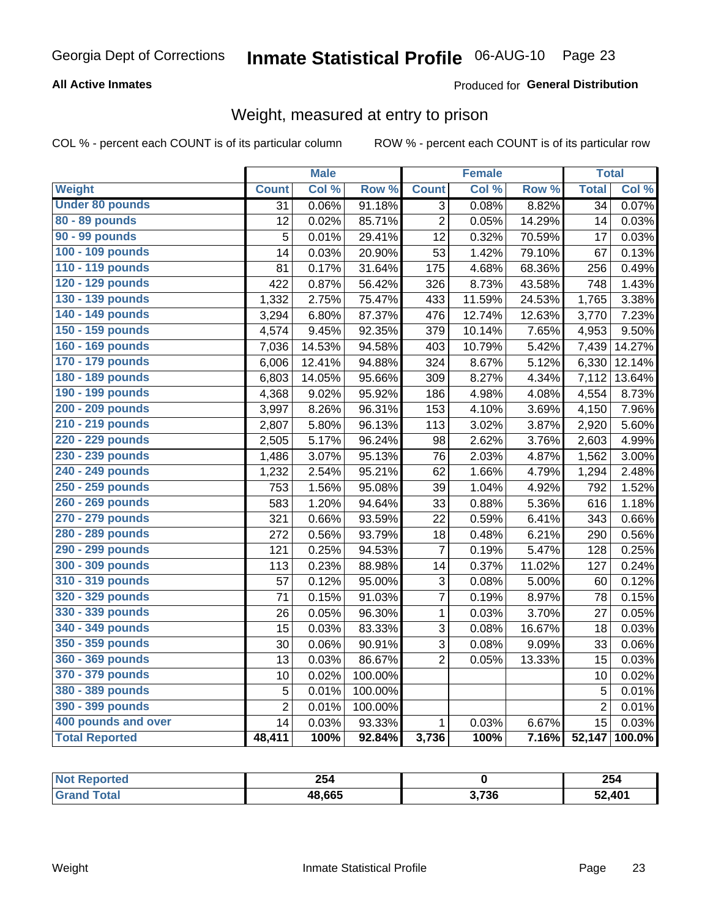Georgia Dept of Corrections **Inmate Statistical Profile** 06-AUG-10

**All Active Inmates**

Produced for **General Distribution**

## Weight, measured at entry to prison

COL % - percent each COUNT is of its particular column ROW % - percent each COUNT is of its particular row

| | Male | | | Female | | | Total | |
|---|---|---|---|---|---|---|---|---|
| **Weight** | **Count** | **Col %** | **Row %** | **Count** | **Col %** | **Row %** | **Total** | **Col %** |
| **Under 80 pounds** | 31 | 0.06% | 91.18% | 3 | 0.08% | 8.82% | 34 | 0.07% |
| **80 - 89 pounds** | 12 | 0.02% | 85.71% | 2 | 0.05% | 14.29% | 14 | 0.03% |
| **90 - 99 pounds** | 5 | 0.01% | 29.41% | 12 | 0.32% | 70.59% | 17 | 0.03% |
| **100 - 109 pounds** | 14 | 0.03% | 20.90% | 53 | 1.42% | 79.10% | 67 | 0.13% |
| **110 - 119 pounds** | 81 | 0.17% | 31.64% | 175 | 4.68% | 68.36% | 256 | 0.49% |
| **120 - 129 pounds** | 422 | 0.87% | 56.42% | 326 | 8.73% | 43.58% | 748 | 1.43% |
| **130 - 139 pounds** | 1,332 | 2.75% | 75.47% | 433 | 11.59% | 24.53% | 1,765 | 3.38% |
| **140 - 149 pounds** | 3,294 | 6.80% | 87.37% | 476 | 12.74% | 12.63% | 3,770 | 7.23% |
| **150 - 159 pounds** | 4,574 | 9.45% | 92.35% | 379 | 10.14% | 7.65% | 4,953 | 9.50% |
| **160 - 169 pounds** | 7,036 | 14.53% | 94.58% | 403 | 10.79% | 5.42% | 7,439 | 14.27% |
| **170 - 179 pounds** | 6,006 | 12.41% | 94.88% | 324 | 8.67% | 5.12% | 6,330 | 12.14% |
| **180 - 189 pounds** | 6,803 | 14.05% | 95.66% | 309 | 8.27% | 4.34% | 7,112 | 13.64% |
| **190 - 199 pounds** | 4,368 | 9.02% | 95.92% | 186 | 4.98% | 4.08% | 4,554 | 8.73% |
| **200 - 209 pounds** | 3,997 | 8.26% | 96.31% | 153 | 4.10% | 3.69% | 4,150 | 7.96% |
| **210 - 219 pounds** | 2,807 | 5.80% | 96.13% | 113 | 3.02% | 3.87% | 2,920 | 5.60% |
| **220 - 229 pounds** | 2,505 | 5.17% | 96.24% | 98 | 2.62% | 3.76% | 2,603 | 4.99% |
| **230 - 239 pounds** | 1,486 | 3.07% | 95.13% | 76 | 2.03% | 4.87% | 1,562 | 3.00% |
| **240 - 249 pounds** | 1,232 | 2.54% | 95.21% | 62 | 1.66% | 4.79% | 1,294 | 2.48% |
| **250 - 259 pounds** | 753 | 1.56% | 95.08% | 39 | 1.04% | 4.92% | 792 | 1.52% |
| **260 - 269 pounds** | 583 | 1.20% | 94.64% | 33 | 0.88% | 5.36% | 616 | 1.18% |
| **270 - 279 pounds** | 321 | 0.66% | 93.59% | 22 | 0.59% | 6.41% | 343 | 0.66% |
| **280 - 289 pounds** | 272 | 0.56% | 93.79% | 18 | 0.48% | 6.21% | 290 | 0.56% |
| **290 - 299 pounds** | 121 | 0.25% | 94.53% | 7 | 0.19% | 5.47% | 128 | 0.25% |
| **300 - 309 pounds** | 113 | 0.23% | 88.98% | 14 | 0.37% | 11.02% | 127 | 0.24% |
| **310 - 319 pounds** | 57 | 0.12% | 95.00% | 3 | 0.08% | 5.00% | 60 | 0.12% |
| **320 - 329 pounds** | 71 | 0.15% | 91.03% | 7 | 0.19% | 8.97% | 78 | 0.15% |
| **330 - 339 pounds** | 26 | 0.05% | 96.30% | 1 | 0.03% | 3.70% | 27 | 0.05% |
| **340 - 349 pounds** | 15 | 0.03% | 83.33% | 3 | 0.08% | 16.67% | 18 | 0.03% |
| **350 - 359 pounds** | 30 | 0.06% | 90.91% | 3 | 0.08% | 9.09% | 33 | 0.06% |
| **360 - 369 pounds** | 13 | 0.03% | 86.67% | 2 | 0.05% | 13.33% | 15 | 0.03% |
| **370 - 379 pounds** | 10 | 0.02% | 100.00% | | | | 10 | 0.02% |
| **380 - 389 pounds** | 5 | 0.01% | 100.00% | | | | 5 | 0.01% |
| **390 - 399 pounds** | 2 | 0.01% | 100.00% | | | | 2 | 0.01% |
| **400 pounds and over** | 14 | 0.03% | 93.33% | 1 | 0.03% | 6.67% | 15 | 0.03% |
| **Total Reported** | **48,411** | **100%** | **92.84%** | **3,736** | **100%** | **7.16%** | **52,147** | **100.0%** |

| | Male | Female | Total |
|---|---|---|---|
| **Not Reported** | **254** | **0** | **254** |
| **Grand Total** | **48,665** | **3,736** | **52,401** |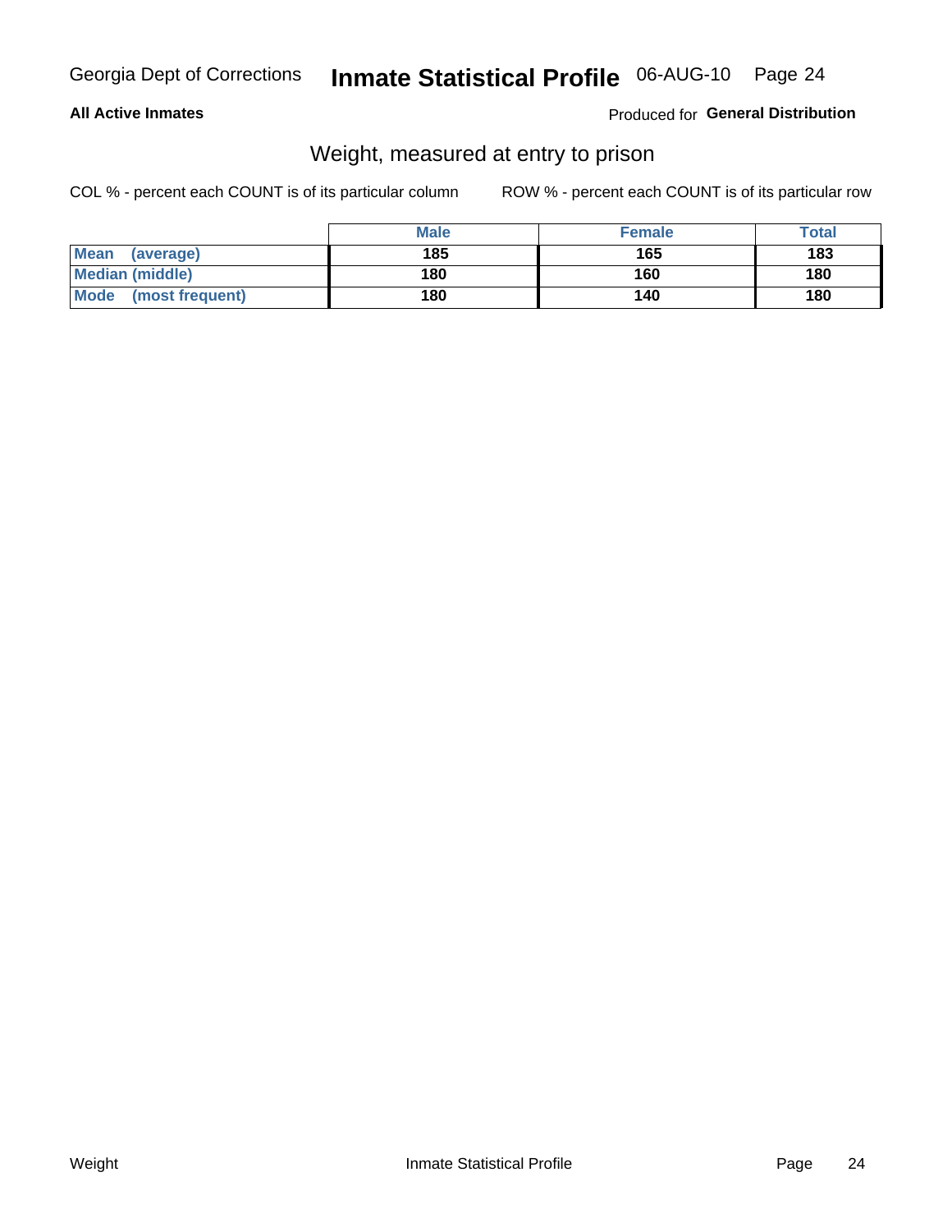Georgia Dept of Corrections **Inmate Statistical Profile** 06-AUG-10

**All Active Inmates**

Produced for **General Distribution**

## Weight, measured at entry to prison

COL % - percent each COUNT is of its particular column ROW % - percent each COUNT is of its particular row

| | Male | Female | Total |
|---|---|---|---|
| **Mean (average)** | **185** | **165** | **183** |
| **Median (middle)** | **180** | **160** | **180** |
| **Mode (most frequent)** | **180** | **140** | **180** |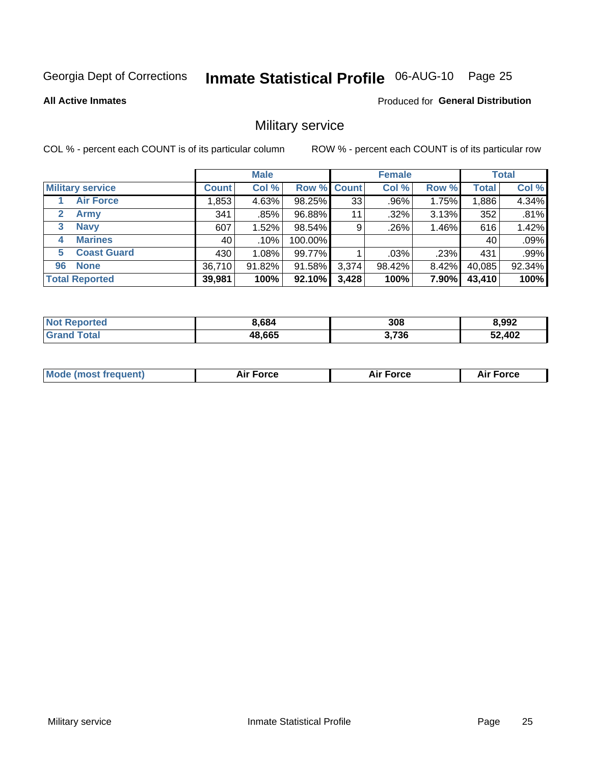Georgia Dept of Corrections **Inmate Statistical Profile** 06-AUG-10 Page 25

**All Active Inmates**

Produced for **General Distribution**

## Military service

COL % - percent each COUNT is of its particular column

ROW % - percent each COUNT is of its particular row

| Military service | | Male | | | Female | | | Total | |
|---|---|---|---|---|---|---|---|---|---|
| | | Count | Col % | Row % | Count | Col % | Row % | Total | Col % |
| 1 | Air Force | 1,853 | 4.63% | 98.25% | 33 | .96% | 1.75% | 1,886 | 4.34% |
| 2 | Army | 341 | .85% | 96.88% | 11 | .32% | 3.13% | 352 | .81% |
| 3 | Navy | 607 | 1.52% | 98.54% | 9 | .26% | 1.46% | 616 | 1.42% |
| 4 | Marines | 40 | .10% | 100.00% | | | | 40 | .09% |
| 5 | Coast Guard | 430 | 1.08% | 99.77% | 1 | .03% | .23% | 431 | .99% |
| 96 | None | 36,710 | 91.82% | 91.58% | 3,374 | 98.42% | 8.42% | 40,085 | 92.34% |
| **Total Reported** | | **39,981** | **100%** | **92.10%** | **3,428** | **100%** | **7.90%** | **43,410** | **100%** |

| | Male | Female | Total |
|---|---|---|---|
| Not Reported | 8,684 | 308 | 8,992 |
| Grand Total | 48,665 | 3,736 | 52,402 |

| | Male | Female | Total |
|---|---|---|---|
| Mode (most frequent) | Air Force | Air Force | Air Force |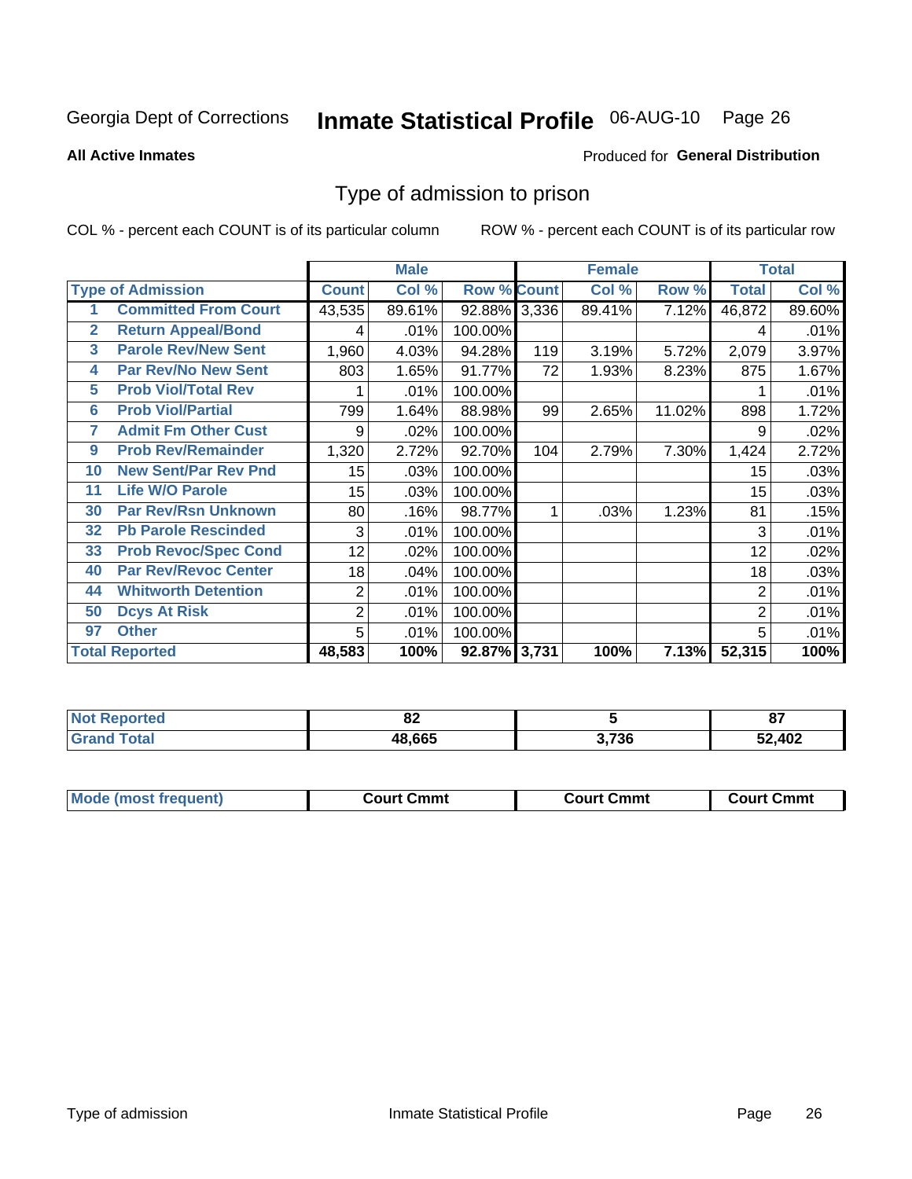Georgia Dept of Corrections **Inmate Statistical Profile** 06-AUG-10

**All Active Inmates**

Produced for **General Distribution**

## Type of admission to prison

COL % - percent each COUNT is of its particular column ROW % - percent each COUNT is of its particular row

| | | Male | | | Female | | | Total | |
|---|---|---|---|---|---|---|---|---|---|
| **Type of Admission** | | **Count** | **Col %** | **Row %** | **Count** | **Col %** | **Row %** | **Total** | **Col %** |
| 1 | Committed From Court | 43,535 | 89.61% | 92.88% | 3,336 | 89.41% | 7.12% | 46,872 | 89.60% |
| 2 | Return Appeal/Bond | 4 | .01% | 100.00% | | | | 4 | .01% |
| 3 | Parole Rev/New Sent | 1,960 | 4.03% | 94.28% | 119 | 3.19% | 5.72% | 2,079 | 3.97% |
| 4 | Par Rev/No New Sent | 803 | 1.65% | 91.77% | 72 | 1.93% | 8.23% | 875 | 1.67% |
| 5 | Prob Viol/Total Rev | 1 | .01% | 100.00% | | | | 1 | .01% |
| 6 | Prob Viol/Partial | 799 | 1.64% | 88.98% | 99 | 2.65% | 11.02% | 898 | 1.72% |
| 7 | Admit Fm Other Cust | 9 | .02% | 100.00% | | | | 9 | .02% |
| 9 | Prob Rev/Remainder | 1,320 | 2.72% | 92.70% | 104 | 2.79% | 7.30% | 1,424 | 2.72% |
| 10 | New Sent/Par Rev Pnd | 15 | .03% | 100.00% | | | | 15 | .03% |
| 11 | Life W/O Parole | 15 | .03% | 100.00% | | | | 15 | .03% |
| 30 | Par Rev/Rsn Unknown | 80 | .16% | 98.77% | 1 | .03% | 1.23% | 81 | .15% |
| 32 | Pb Parole Rescinded | 3 | .01% | 100.00% | | | | 3 | .01% |
| 33 | Prob Revoc/Spec Cond | 12 | .02% | 100.00% | | | | 12 | .02% |
| 40 | Par Rev/Revoc Center | 18 | .04% | 100.00% | | | | 18 | .03% |
| 44 | Whitworth Detention | 2 | .01% | 100.00% | | | | 2 | .01% |
| 50 | Dcys At Risk | 2 | .01% | 100.00% | | | | 2 | .01% |
| 97 | Other | 5 | .01% | 100.00% | | | | 5 | .01% |
| **Total Reported** | | **48,583** | **100%** | **92.87%** | **3,731** | **100%** | **7.13%** | **52,315** | **100%** |

| | Male | Female | Total |
|---|---|---|---|
| **Not Reported** | **82** | **5** | **87** |
| **Grand Total** | **48,665** | **3,736** | **52,402** |

| | Male | Female | Total |
|---|---|---|---|
| **Mode (most frequent)** | **Court Cmmt** | **Court Cmmt** | **Court Cmmt** |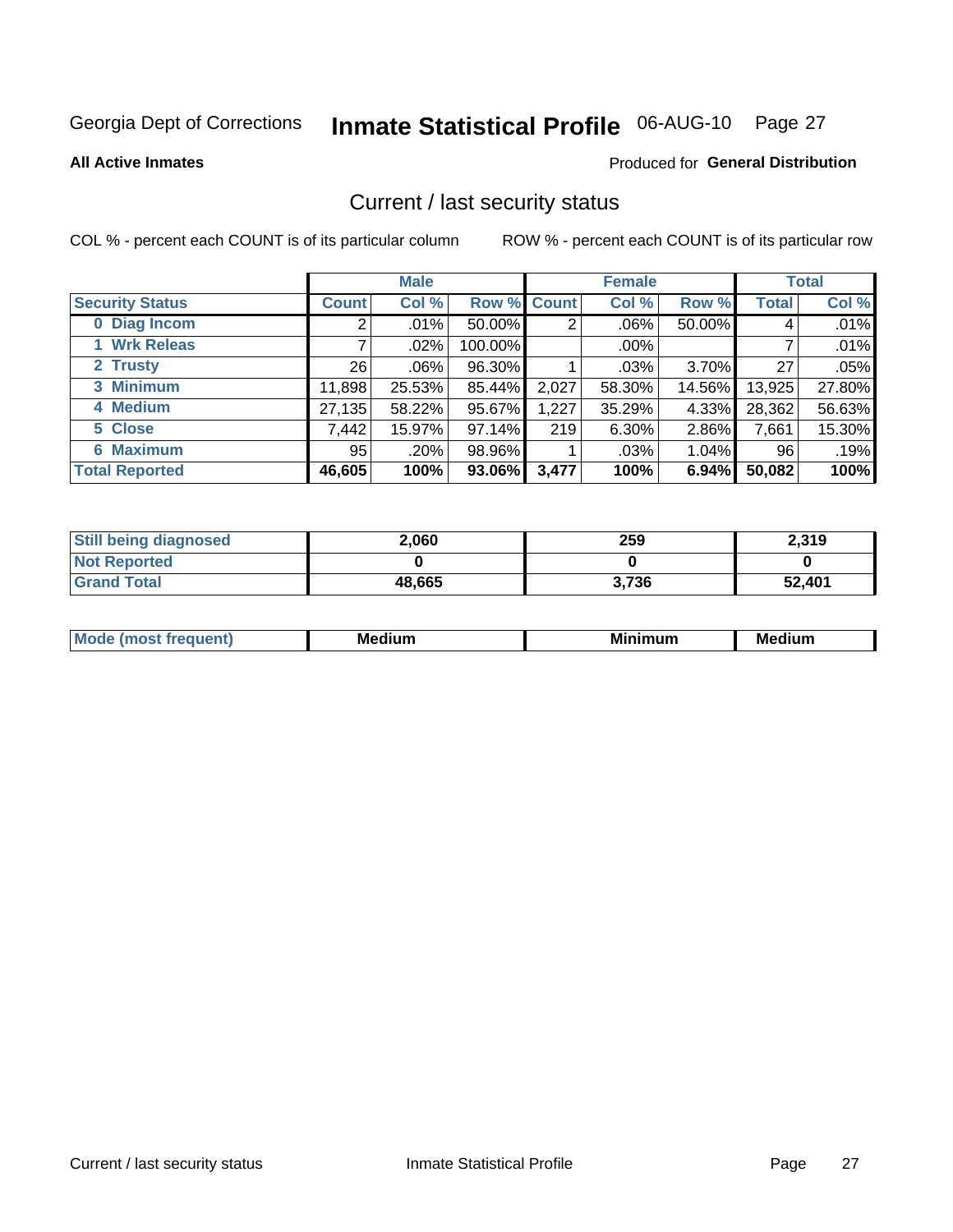Georgia Dept of Corrections **Inmate Statistical Profile** 06-AUG-10 Page 27

**All Active Inmates**

Produced for **General Distribution**

## Current / last security status

COL % - percent each COUNT is of its particular column ROW % - percent each COUNT is of its particular row

| | Male | | | Female | | | Total | |
|---|---|---|---|---|---|---|---|---|
| **Security Status** | **Count** | **Col %** | **Row %** | **Count** | **Col %** | **Row %** | **Total** | **Col %** |
| **0 Diag Incom** | 2 | .01% | 50.00% | 2 | .06% | 50.00% | 4 | .01% |
| **1 Wrk Releas** | 7 | .02% | 100.00% | | .00% | | 7 | .01% |
| **2 Trusty** | 26 | .06% | 96.30% | 1 | .03% | 3.70% | 27 | .05% |
| **3 Minimum** | 11,898 | 25.53% | 85.44% | 2,027 | 58.30% | 14.56% | 13,925 | 27.80% |
| **4 Medium** | 27,135 | 58.22% | 95.67% | 1,227 | 35.29% | 4.33% | 28,362 | 56.63% |
| **5 Close** | 7,442 | 15.97% | 97.14% | 219 | 6.30% | 2.86% | 7,661 | 15.30% |
| **6 Maximum** | 95 | .20% | 98.96% | 1 | .03% | 1.04% | 96 | .19% |
| **Total Reported** | **46,605** | **100%** | **93.06%** | **3,477** | **100%** | **6.94%** | **50,082** | **100%** |

| | Male | Female | Total |
|---|---|---|---|
| **Still being diagnosed** | **2,060** | **259** | **2,319** |
| **Not Reported** | **0** | **0** | **0** |
| **Grand Total** | **48,665** | **3,736** | **52,401** |

| | Male | Female | Total |
|---|---|---|---|
| **Mode (most frequent)** | **Medium** | **Minimum** | **Medium** |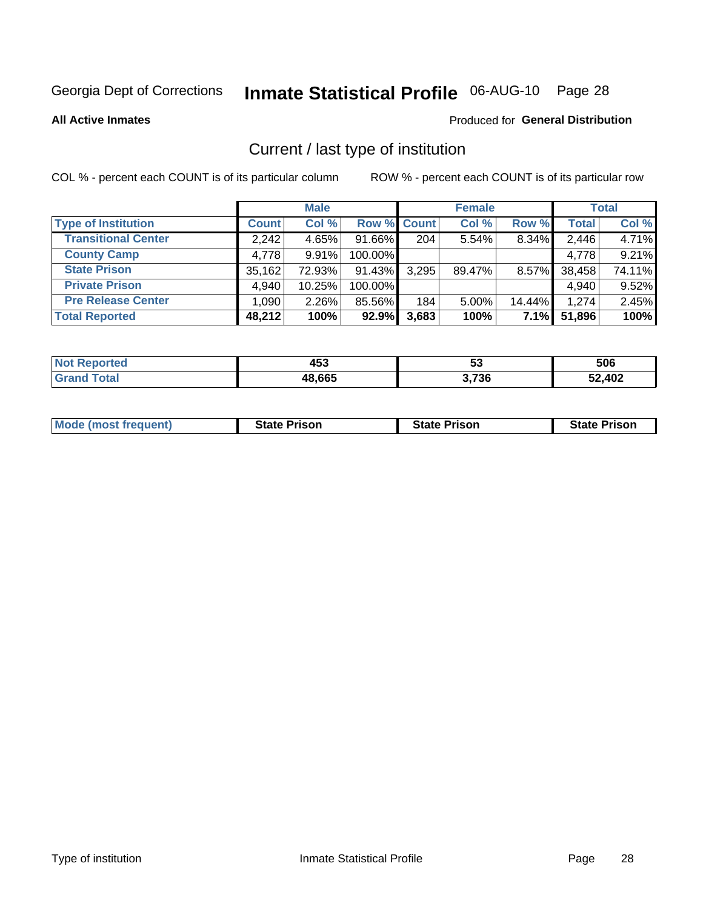Georgia Dept of Corrections **Inmate Statistical Profile** 06-AUG-10 Page 28

**All Active Inmates**

Produced for **General Distribution**

## Current / last type of institution

COL % - percent each COUNT is of its particular column

ROW % - percent each COUNT is of its particular row

| | Male | | | Female | | | Total | |
|---|---|---|---|---|---|---|---|---|
| **Type of Institution** | **Count** | **Col %** | **Row %** | **Count** | **Col %** | **Row %** | **Total** | **Col %** |
| **Transitional Center** | 2,242 | 4.65% | 91.66% | 204 | 5.54% | 8.34% | 2,446 | 4.71% |
| **County Camp** | 4,778 | 9.91% | 100.00% | | | | 4,778 | 9.21% |
| **State Prison** | 35,162 | 72.93% | 91.43% | 3,295 | 89.47% | 8.57% | 38,458 | 74.11% |
| **Private Prison** | 4,940 | 10.25% | 100.00% | | | | 4,940 | 9.52% |
| **Pre Release Center** | 1,090 | 2.26% | 85.56% | 184 | 5.00% | 14.44% | 1,274 | 2.45% |
| **Total Reported** | **48,212** | **100%** | **92.9%** | **3,683** | **100%** | **7.1%** | **51,896** | **100%** |

| | Male | Female | Total |
|---|---|---|---|
| **Not Reported** | **453** | **53** | **506** |
| **Grand Total** | **48,665** | **3,736** | **52,402** |

| | Male | Female | Total |
|---|---|---|---|
| **Mode (most frequent)** | **State Prison** | **State Prison** | **State Prison** |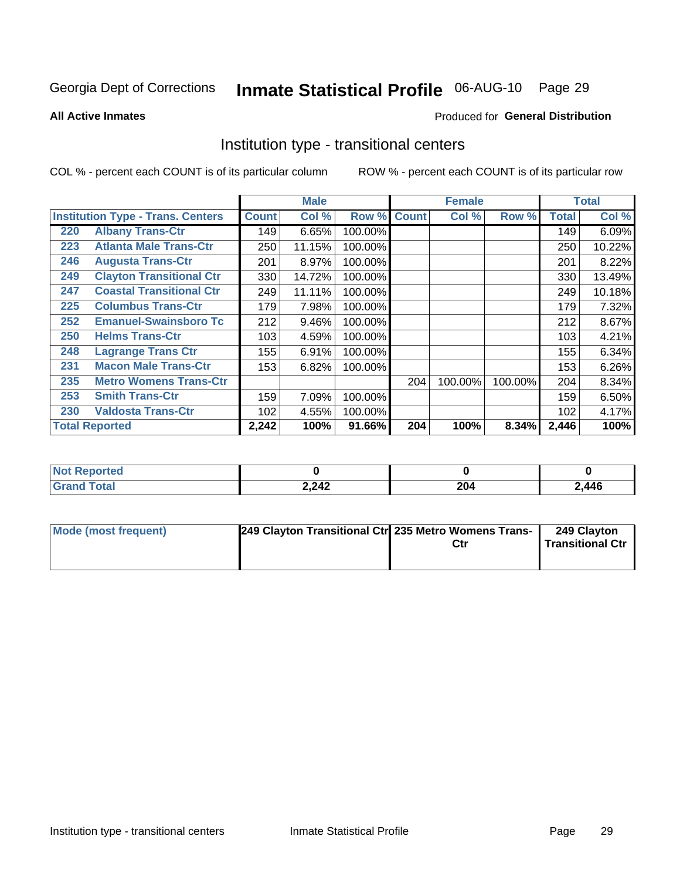Georgia Dept of Corrections **Inmate Statistical Profile** 06-AUG-10 Page 29

**All Active Inmates**

Produced for **General Distribution**

## Institution type - transitional centers

COL % - percent each COUNT is of its particular column

ROW % - percent each COUNT is of its particular row

| Institution Type - Trans. Centers | | Male | | | Female | | | Total | |
|---|---|---|---|---|---|---|---|---|---|
| | | Count | Col % | Row % | Count | Col % | Row % | Total | Col % |
| 220 | Albany Trans-Ctr | 149 | 6.65% | 100.00% | | | | 149 | 6.09% |
| 223 | Atlanta Male Trans-Ctr | 250 | 11.15% | 100.00% | | | | 250 | 10.22% |
| 246 | Augusta Trans-Ctr | 201 | 8.97% | 100.00% | | | | 201 | 8.22% |
| 249 | Clayton Transitional Ctr | 330 | 14.72% | 100.00% | | | | 330 | 13.49% |
| 247 | Coastal Transitional Ctr | 249 | 11.11% | 100.00% | | | | 249 | 10.18% |
| 225 | Columbus Trans-Ctr | 179 | 7.98% | 100.00% | | | | 179 | 7.32% |
| 252 | Emanuel-Swainsboro Tc | 212 | 9.46% | 100.00% | | | | 212 | 8.67% |
| 250 | Helms Trans-Ctr | 103 | 4.59% | 100.00% | | | | 103 | 4.21% |
| 248 | Lagrange Trans Ctr | 155 | 6.91% | 100.00% | | | | 155 | 6.34% |
| 231 | Macon Male Trans-Ctr | 153 | 6.82% | 100.00% | | | | 153 | 6.26% |
| 235 | Metro Womens Trans-Ctr | | | | 204 | 100.00% | 100.00% | 204 | 8.34% |
| 253 | Smith Trans-Ctr | 159 | 7.09% | 100.00% | | | | 159 | 6.50% |
| 230 | Valdosta Trans-Ctr | 102 | 4.55% | 100.00% | | | | 102 | 4.17% |
| **Total Reported** | | **2,242** | **100%** | **91.66%** | **204** | **100%** | **8.34%** | **2,446** | **100%** |

| | Male | Female | Total |
|---|---|---|---|
| Not Reported | 0 | 0 | 0 |
| Grand Total | 2,242 | 204 | 2,446 |

| | Male | Female | Total |
|---|---|---|---|
| Mode (most frequent) | 249 Clayton Transitional Ctr | 235 Metro Womens Trans-Ctr | 249 Clayton Transitional Ctr |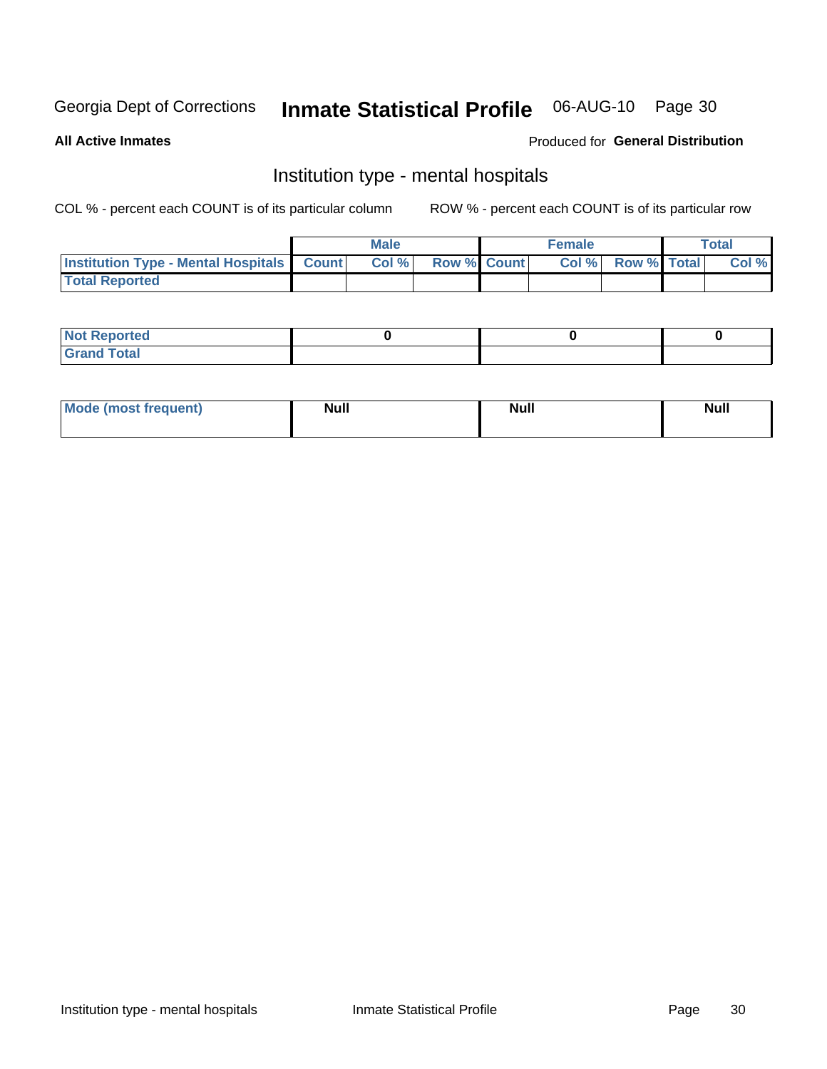Georgia Dept of Corrections **Inmate Statistical Profile** 06-AUG-10

**All Active Inmates**

Produced for **General Distribution**

## Institution type - mental hospitals

COL % - percent each COUNT is of its particular column

ROW % - percent each COUNT is of its particular row

| | Male | | | Female | | | Total | |
|---|---|---|---|---|---|---|---|---|
| **Institution Type - Mental Hospitals** | **Count** | **Col %** | **Row %** | **Count** | **Col %** | **Row %** | **Total** | **Col %** |
| **Total Reported** | | | | | | | | |

| | Male | Female | Total |
|---|---|---|---|
| **Not Reported** | **0** | **0** | **0** |
| **Grand Total** | | | |

| | Male | Female | Total |
|---|---|---|---|
| **Mode (most frequent)** | **Null** | **Null** | **Null** |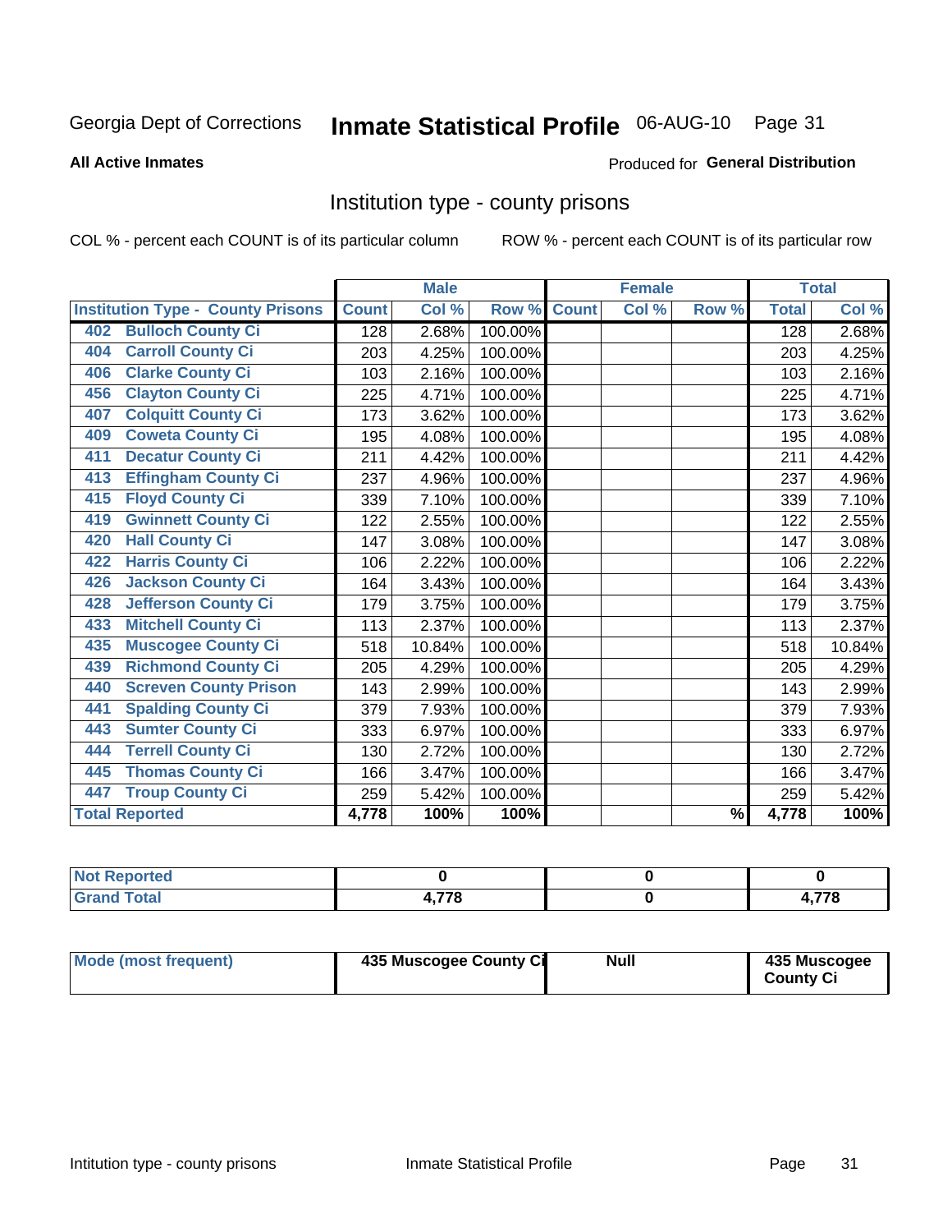Georgia Dept of Corrections **Inmate Statistical Profile** 06-AUG-10

**All Active Inmates**

Produced for **General Distribution**

## Institution type - county prisons

COL % - percent each COUNT is of its particular column

ROW % - percent each COUNT is of its particular row

| Institution Type - County Prisons | Male | | | Female | | | Total | |
|---|---|---|---|---|---|---|---|---|
| | Count | Col % | Row % | Count | Col % | Row % | Total | Col % |
| 402 Bulloch County Ci | 128 | 2.68% | 100.00% | | | | 128 | 2.68% |
| 404 Carroll County Ci | 203 | 4.25% | 100.00% | | | | 203 | 4.25% |
| 406 Clarke County Ci | 103 | 2.16% | 100.00% | | | | 103 | 2.16% |
| 456 Clayton County Ci | 225 | 4.71% | 100.00% | | | | 225 | 4.71% |
| 407 Colquitt County Ci | 173 | 3.62% | 100.00% | | | | 173 | 3.62% |
| 409 Coweta County Ci | 195 | 4.08% | 100.00% | | | | 195 | 4.08% |
| 411 Decatur County Ci | 211 | 4.42% | 100.00% | | | | 211 | 4.42% |
| 413 Effingham County Ci | 237 | 4.96% | 100.00% | | | | 237 | 4.96% |
| 415 Floyd County Ci | 339 | 7.10% | 100.00% | | | | 339 | 7.10% |
| 419 Gwinnett County Ci | 122 | 2.55% | 100.00% | | | | 122 | 2.55% |
| 420 Hall County Ci | 147 | 3.08% | 100.00% | | | | 147 | 3.08% |
| 422 Harris County Ci | 106 | 2.22% | 100.00% | | | | 106 | 2.22% |
| 426 Jackson County Ci | 164 | 3.43% | 100.00% | | | | 164 | 3.43% |
| 428 Jefferson County Ci | 179 | 3.75% | 100.00% | | | | 179 | 3.75% |
| 433 Mitchell County Ci | 113 | 2.37% | 100.00% | | | | 113 | 2.37% |
| 435 Muscogee County Ci | 518 | 10.84% | 100.00% | | | | 518 | 10.84% |
| 439 Richmond County Ci | 205 | 4.29% | 100.00% | | | | 205 | 4.29% |
| 440 Screven County Prison | 143 | 2.99% | 100.00% | | | | 143 | 2.99% |
| 441 Spalding County Ci | 379 | 7.93% | 100.00% | | | | 379 | 7.93% |
| 443 Sumter County Ci | 333 | 6.97% | 100.00% | | | | 333 | 6.97% |
| 444 Terrell County Ci | 130 | 2.72% | 100.00% | | | | 130 | 2.72% |
| 445 Thomas County Ci | 166 | 3.47% | 100.00% | | | | 166 | 3.47% |
| 447 Troup County Ci | 259 | 5.42% | 100.00% | | | | 259 | 5.42% |
| **Total Reported** | **4,778** | **100%** | **100%** | | | **%** | **4,778** | **100%** |

| | Male | Female | Total |
|---|---|---|---|
| Not Reported | 0 | 0 | 0 |
| Grand Total | 4,778 | 0 | 4,778 |

| | Male | Female | Total |
|---|---|---|---|
| Mode (most frequent) | 435 Muscogee County Ci | Null | 435 Muscogee County Ci |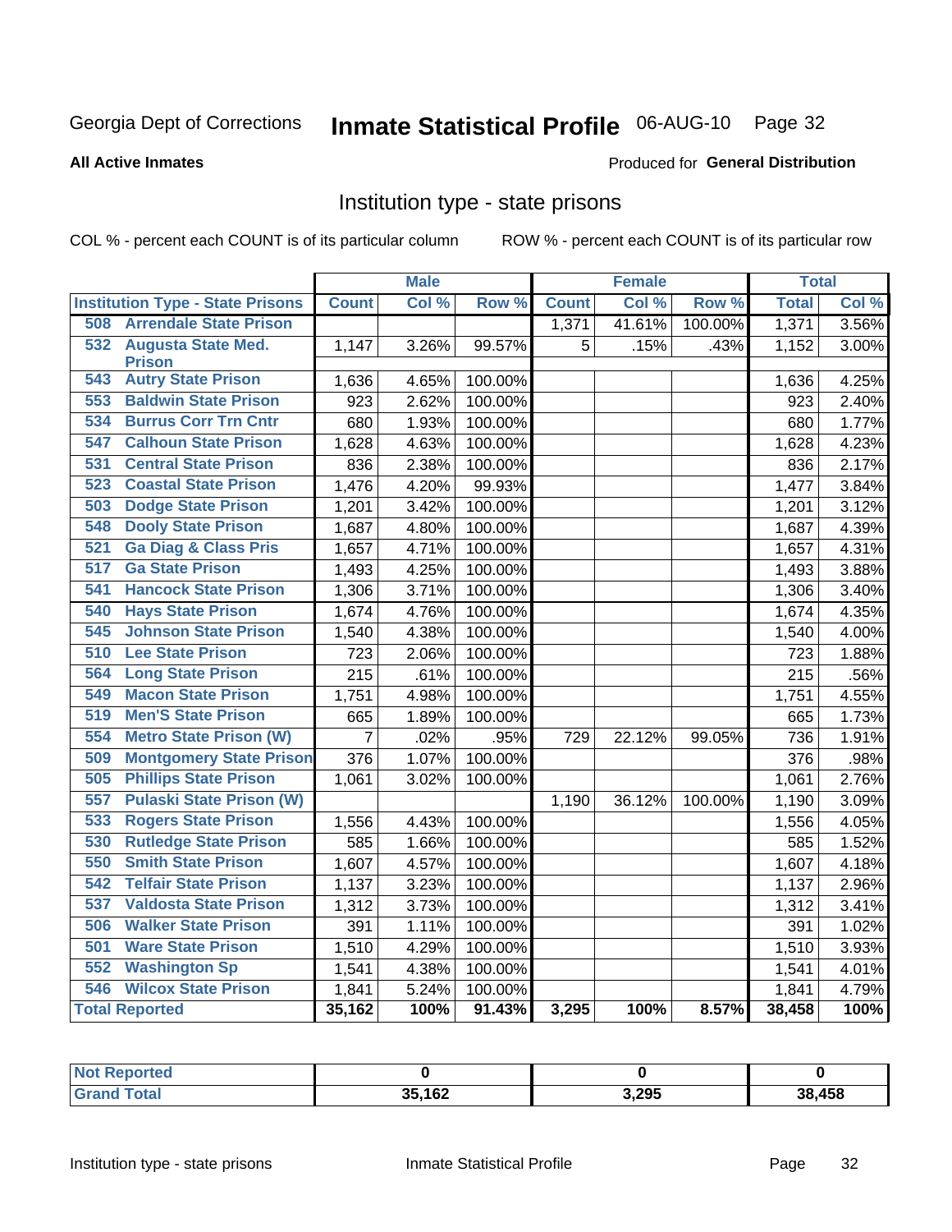Georgia Dept of Corrections **Inmate Statistical Profile** 06-AUG-10

**All Active Inmates**

Produced for **General Distribution**

## Institution type - state prisons

COL % - percent each COUNT is of its particular column

ROW % - percent each COUNT is of its particular row

| | Male | | | Female | | | Total | |
|---|---|---|---|---|---|---|---|---|
| Institution Type - State Prisons | Count | Col % | Row % | Count | Col % | Row % | Total | Col % |
| 508 Arrendale State Prison | | | | 1,371 | 41.61% | 100.00% | 1,371 | 3.56% |
| 532 Augusta State Med. Prison | 1,147 | 3.26% | 99.57% | 5 | .15% | .43% | 1,152 | 3.00% |
| 543 Autry State Prison | 1,636 | 4.65% | 100.00% | | | | 1,636 | 4.25% |
| 553 Baldwin State Prison | 923 | 2.62% | 100.00% | | | | 923 | 2.40% |
| 534 Burrus Corr Trn Cntr | 680 | 1.93% | 100.00% | | | | 680 | 1.77% |
| 547 Calhoun State Prison | 1,628 | 4.63% | 100.00% | | | | 1,628 | 4.23% |
| 531 Central State Prison | 836 | 2.38% | 100.00% | | | | 836 | 2.17% |
| 523 Coastal State Prison | 1,476 | 4.20% | 99.93% | | | | 1,477 | 3.84% |
| 503 Dodge State Prison | 1,201 | 3.42% | 100.00% | | | | 1,201 | 3.12% |
| 548 Dooly State Prison | 1,687 | 4.80% | 100.00% | | | | 1,687 | 4.39% |
| 521 Ga Diag & Class Pris | 1,657 | 4.71% | 100.00% | | | | 1,657 | 4.31% |
| 517 Ga State Prison | 1,493 | 4.25% | 100.00% | | | | 1,493 | 3.88% |
| 541 Hancock State Prison | 1,306 | 3.71% | 100.00% | | | | 1,306 | 3.40% |
| 540 Hays State Prison | 1,674 | 4.76% | 100.00% | | | | 1,674 | 4.35% |
| 545 Johnson State Prison | 1,540 | 4.38% | 100.00% | | | | 1,540 | 4.00% |
| 510 Lee State Prison | 723 | 2.06% | 100.00% | | | | 723 | 1.88% |
| 564 Long State Prison | 215 | .61% | 100.00% | | | | 215 | .56% |
| 549 Macon State Prison | 1,751 | 4.98% | 100.00% | | | | 1,751 | 4.55% |
| 519 Men'S State Prison | 665 | 1.89% | 100.00% | | | | 665 | 1.73% |
| 554 Metro State Prison (W) | 7 | .02% | .95% | 729 | 22.12% | 99.05% | 736 | 1.91% |
| 509 Montgomery State Prison | 376 | 1.07% | 100.00% | | | | 376 | .98% |
| 505 Phillips State Prison | 1,061 | 3.02% | 100.00% | | | | 1,061 | 2.76% |
| 557 Pulaski State Prison (W) | | | | 1,190 | 36.12% | 100.00% | 1,190 | 3.09% |
| 533 Rogers State Prison | 1,556 | 4.43% | 100.00% | | | | 1,556 | 4.05% |
| 530 Rutledge State Prison | 585 | 1.66% | 100.00% | | | | 585 | 1.52% |
| 550 Smith State Prison | 1,607 | 4.57% | 100.00% | | | | 1,607 | 4.18% |
| 542 Telfair State Prison | 1,137 | 3.23% | 100.00% | | | | 1,137 | 2.96% |
| 537 Valdosta State Prison | 1,312 | 3.73% | 100.00% | | | | 1,312 | 3.41% |
| 506 Walker State Prison | 391 | 1.11% | 100.00% | | | | 391 | 1.02% |
| 501 Ware State Prison | 1,510 | 4.29% | 100.00% | | | | 1,510 | 3.93% |
| 552 Washington Sp | 1,541 | 4.38% | 100.00% | | | | 1,541 | 4.01% |
| 546 Wilcox State Prison | 1,841 | 5.24% | 100.00% | | | | 1,841 | 4.79% |
| **Total Reported** | **35,162** | **100%** | **91.43%** | **3,295** | **100%** | **8.57%** | **38,458** | **100%** |

| | Male | Female | Total |
|---|---|---|---|
| Not Reported | 0 | 0 | 0 |
| Grand Total | 35,162 | 3,295 | 38,458 |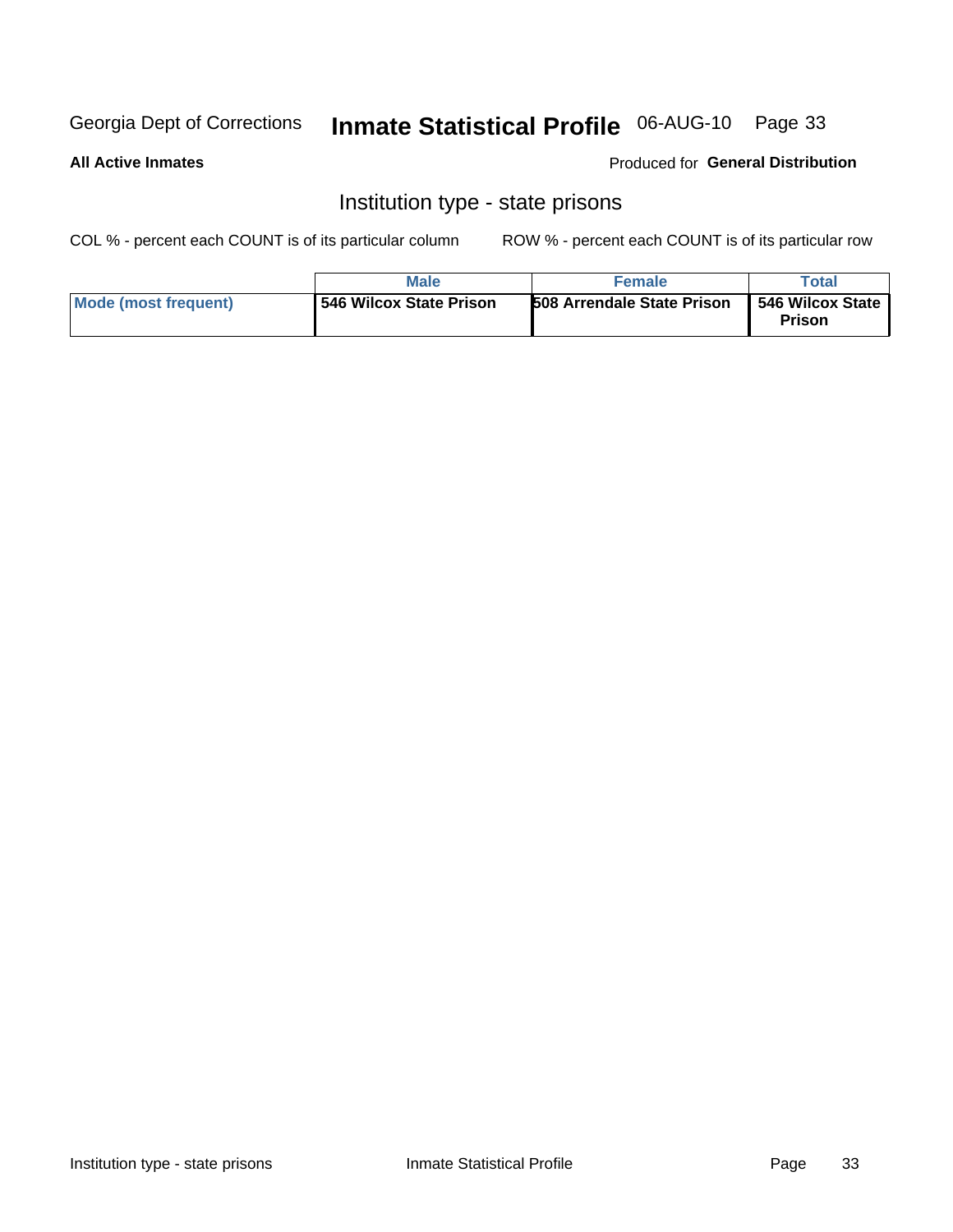Georgia Dept of Corrections **Inmate Statistical Profile** 06-AUG-10

**All Active Inmates**

Produced for **General Distribution**

## Institution type - state prisons

COL % - percent each COUNT is of its particular column ROW % - percent each COUNT is of its particular row

| | Male | Female | Total |
|---|---|---|---|
| **Mode (most frequent)** | **546 Wilcox State Prison** | **508 Arrendale State Prison** | **546 Wilcox State Prison** |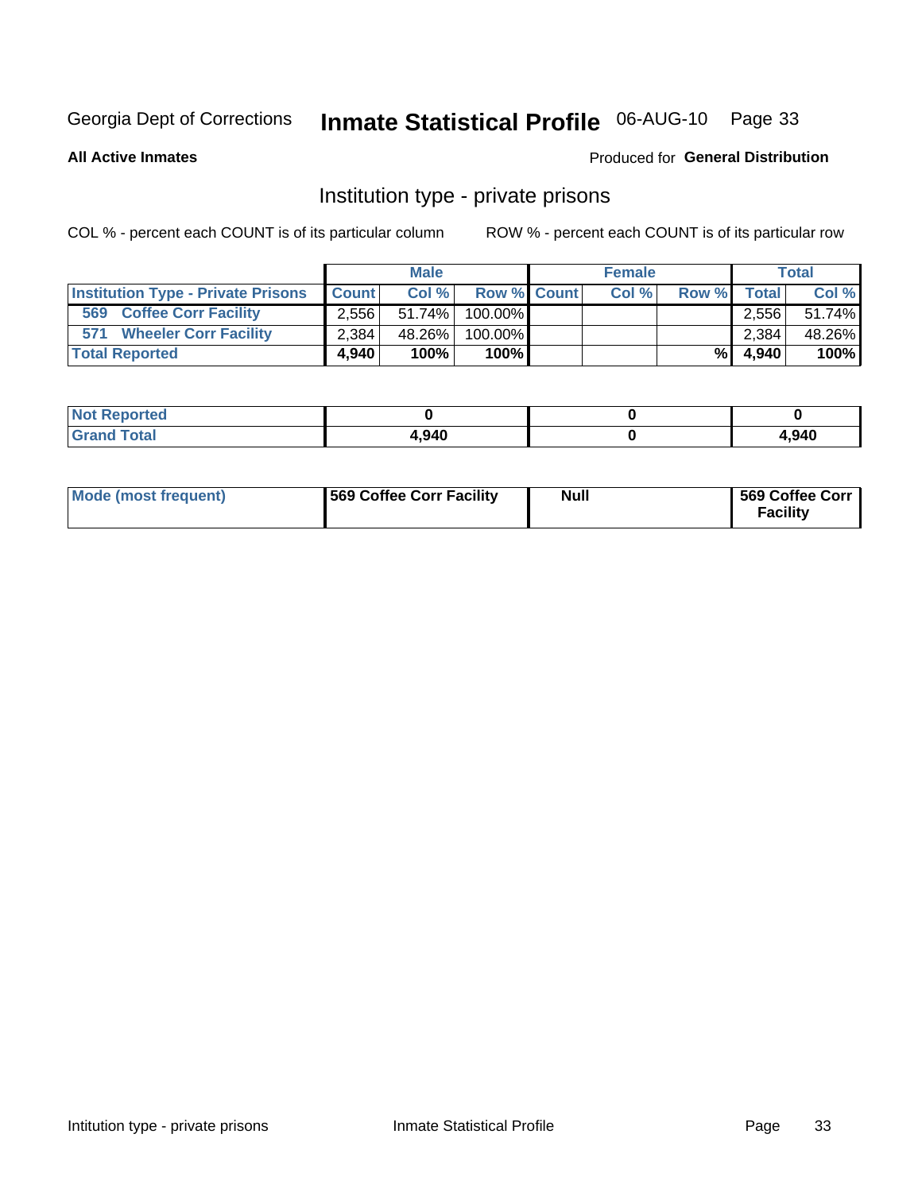Georgia Dept of Corrections **Inmate Statistical Profile** 06-AUG-10

**All Active Inmates**

Produced for **General Distribution**

## Institution type - private prisons

COL % - percent each COUNT is of its particular column

ROW % - percent each COUNT is of its particular row

| | Male | | | Female | | | Total | |
|---|---|---|---|---|---|---|---|---|
| **Institution Type - Private Prisons** | **Count** | **Col %** | **Row %** | **Count** | **Col %** | **Row %** | **Total** | **Col %** |
| **569 Coffee Corr Facility** | 2,556 | 51.74% | 100.00% | | | | 2,556 | 51.74% |
| **571 Wheeler Corr Facility** | 2,384 | 48.26% | 100.00% | | | | 2,384 | 48.26% |
| **Total Reported** | **4,940** | **100%** | **100%** | | | **%** | **4,940** | **100%** |

| | Male | Female | Total |
|---|---|---|---|
| **Not Reported** | **0** | **0** | **0** |
| **Grand Total** | **4,940** | **0** | **4,940** |

| | Male | Female | Total |
|---|---|---|---|
| **Mode (most frequent)** | **569 Coffee Corr Facility** | **Null** | **569 Coffee Corr Facility** |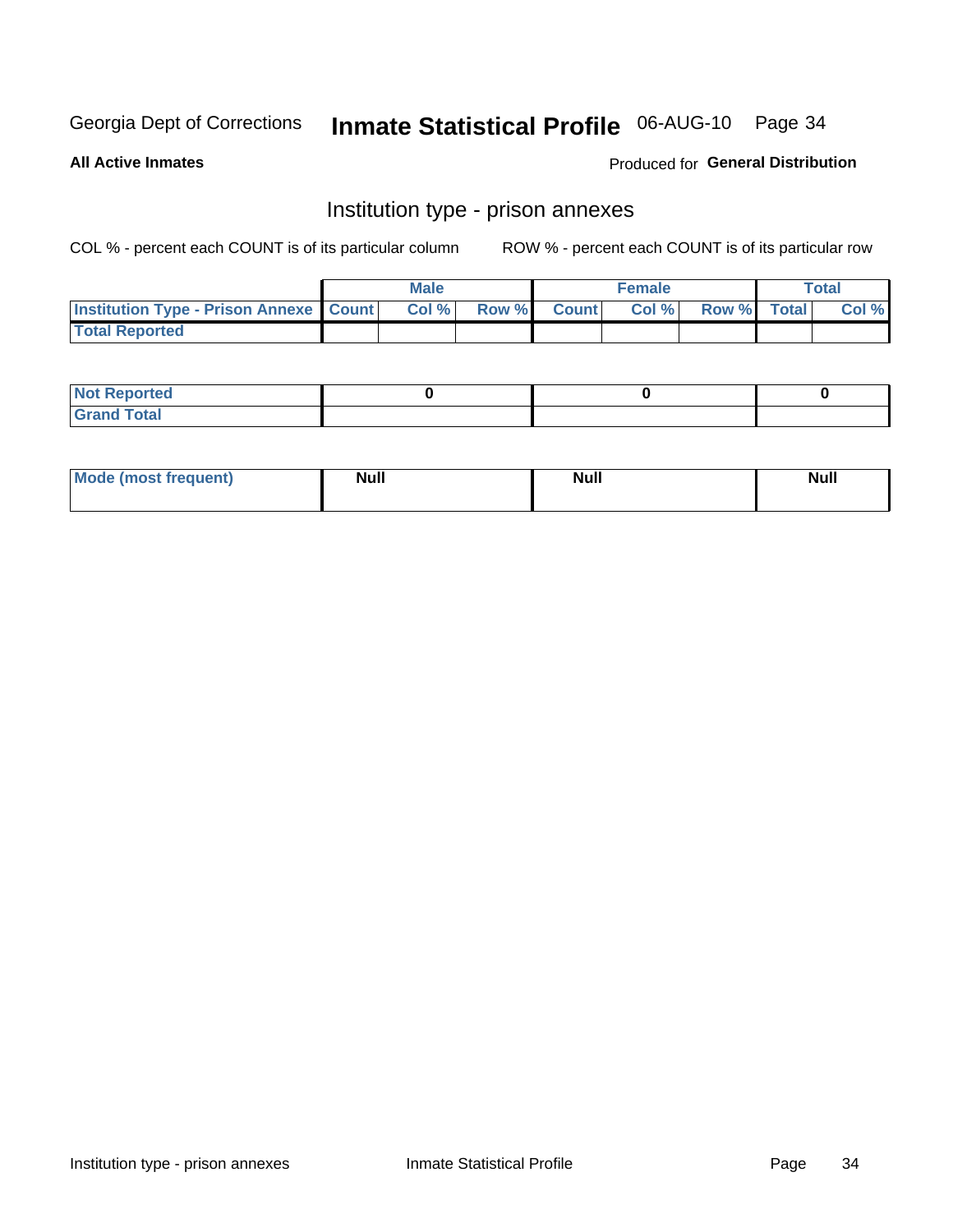Georgia Dept of Corrections **Inmate Statistical Profile** 06-AUG-10

**All Active Inmates**

Produced for **General Distribution**

## Institution type - prison annexes

COL % - percent each COUNT is of its particular column

ROW % - percent each COUNT is of its particular row

| | Male | | | Female | | | Total | |
|---|---|---|---|---|---|---|---|---|
| **Institution Type - Prison Annexe** | **Count** | **Col %** | **Row %** | **Count** | **Col %** | **Row %** | **Total** | **Col %** |
| **Total Reported** | | | | | | | | |

| | Male | Female | Total |
|---|---|---|---|
| **Not Reported** | 0 | 0 | 0 |
| **Grand Total** | | | |

| | Male | Female | Total |
|---|---|---|---|
| **Mode (most frequent)** | Null | Null | Null |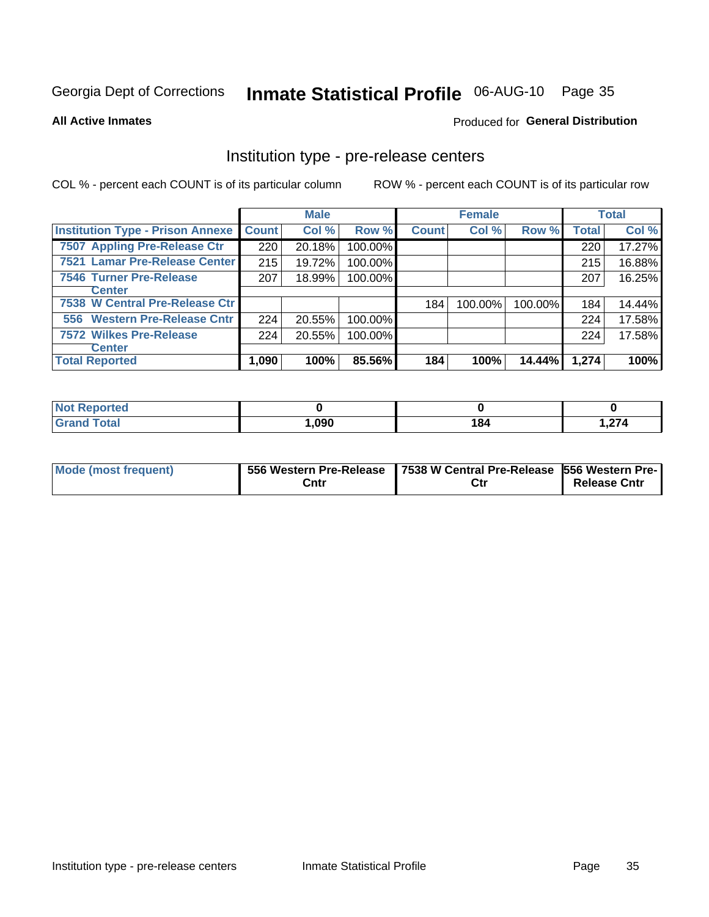Georgia Dept of Corrections **Inmate Statistical Profile** 06-AUG-10

**All Active Inmates**

Produced for **General Distribution**

## Institution type - pre-release centers

COL % - percent each COUNT is of its particular column ROW % - percent each COUNT is of its particular row

| | Male | | | Female | | | Total | |
|---|---|---|---|---|---|---|---|---|
| Institution Type - Prison Annexe | Count | Col % | Row % | Count | Col % | Row % | Total | Col % |
| 7507 Appling Pre-Release Ctr | 220 | 20.18% | 100.00% | | | | 220 | 17.27% |
| 7521 Lamar Pre-Release Center | 215 | 19.72% | 100.00% | | | | 215 | 16.88% |
| 7546 Turner Pre-Release Center | 207 | 18.99% | 100.00% | | | | 207 | 16.25% |
| 7538 W Central Pre-Release Ctr | | | | 184 | 100.00% | 100.00% | 184 | 14.44% |
| 556 Western Pre-Release Cntr | 224 | 20.55% | 100.00% | | | | 224 | 17.58% |
| 7572 Wilkes Pre-Release Center | 224 | 20.55% | 100.00% | | | | 224 | 17.58% |
| Total Reported | 1,090 | 100% | 85.56% | 184 | 100% | 14.44% | 1,274 | 100% |

| | Male | Female | Total |
|---|---|---|---|
| Not Reported | 0 | 0 | 0 |
| Grand Total | 1,090 | 184 | 1,274 |

| | Male | Female | Total |
|---|---|---|---|
| Mode (most frequent) | 556 Western Pre-Release Cntr | 7538 W Central Pre-Release Ctr | 556 Western Pre-Release Cntr |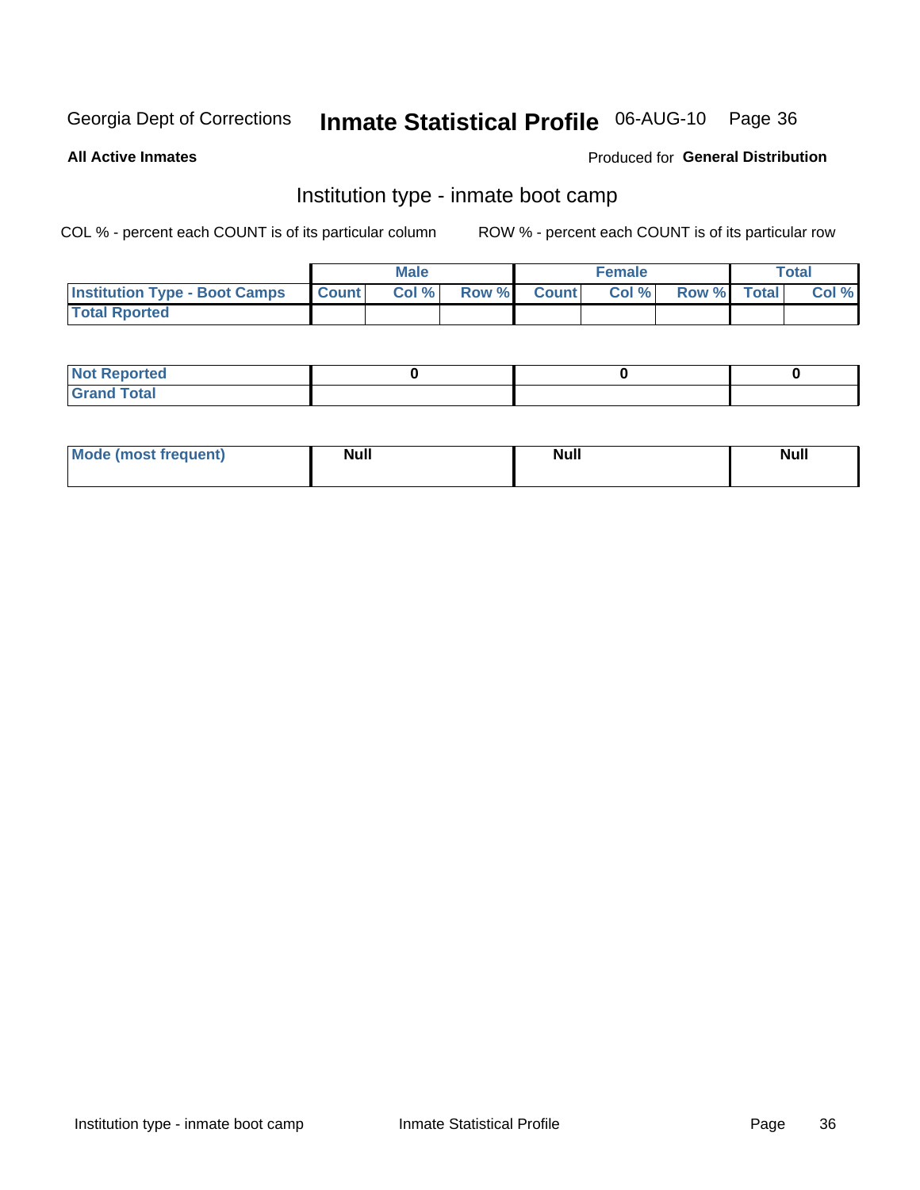Georgia Dept of Corrections **Inmate Statistical Profile** 06-AUG-10

**All Active Inmates**

Produced for **General Distribution**

## Institution type - inmate boot camp

COL % - percent each COUNT is of its particular column

ROW % - percent each COUNT is of its particular row

| | Male | | | Female | | | Total | |
|---|---|---|---|---|---|---|---|---|
| **Institution Type - Boot Camps** | **Count** | **Col %** | **Row %** | **Count** | **Col %** | **Row %** | **Total** | **Col %** |
| **Total Rported** | | | | | | | | |

| | Male | Female | Total |
|---|---|---|---|
| **Not Reported** | **0** | **0** | **0** |
| **Grand Total** | | | |

| | Male | Female | Total |
|---|---|---|---|
| **Mode (most frequent)** | **Null** | **Null** | **Null** |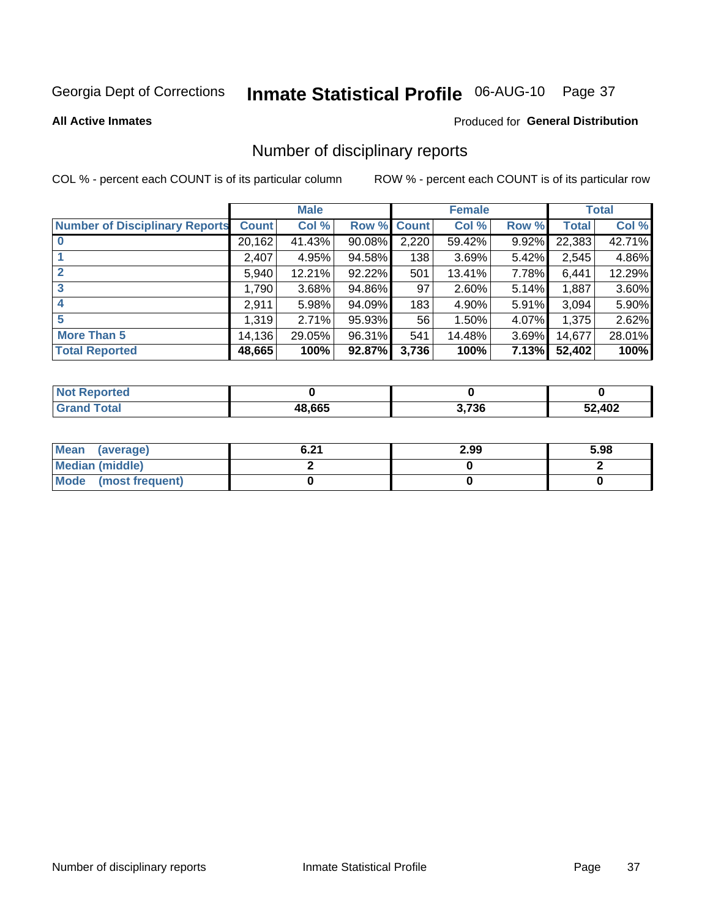Georgia Dept of Corrections **Inmate Statistical Profile** 06-AUG-10

**All Active Inmates**

Produced for **General Distribution**

# Number of disciplinary reports

COL % - percent each COUNT is of its particular column

ROW % - percent each COUNT is of its particular row

| | Male | | | Female | | | Total | |
|---|---|---|---|---|---|---|---|---|
| **Number of Disciplinary Reports** | **Count** | **Col %** | **Row %** | **Count** | **Col %** | **Row %** | **Total** | **Col %** |
| **0** | 20,162 | 41.43% | 90.08% | 2,220 | 59.42% | 9.92% | 22,383 | 42.71% |
| **1** | 2,407 | 4.95% | 94.58% | 138 | 3.69% | 5.42% | 2,545 | 4.86% |
| **2** | 5,940 | 12.21% | 92.22% | 501 | 13.41% | 7.78% | 6,441 | 12.29% |
| **3** | 1,790 | 3.68% | 94.86% | 97 | 2.60% | 5.14% | 1,887 | 3.60% |
| **4** | 2,911 | 5.98% | 94.09% | 183 | 4.90% | 5.91% | 3,094 | 5.90% |
| **5** | 1,319 | 2.71% | 95.93% | 56 | 1.50% | 4.07% | 1,375 | 2.62% |
| **More Than 5** | 14,136 | 29.05% | 96.31% | 541 | 14.48% | 3.69% | 14,677 | 28.01% |
| **Total Reported** | **48,665** | **100%** | **92.87%** | **3,736** | **100%** | **7.13%** | **52,402** | **100%** |

| | Male | Female | Total |
|---|---|---|---|
| **Not Reported** | **0** | **0** | **0** |
| **Grand Total** | **48,665** | **3,736** | **52,402** |

| | Male | Female | Total |
|---|---|---|---|
| **Mean (average)** | **6.21** | **2.99** | **5.98** |
| **Median (middle)** | **2** | **0** | **2** |
| **Mode (most frequent)** | **0** | **0** | **0** |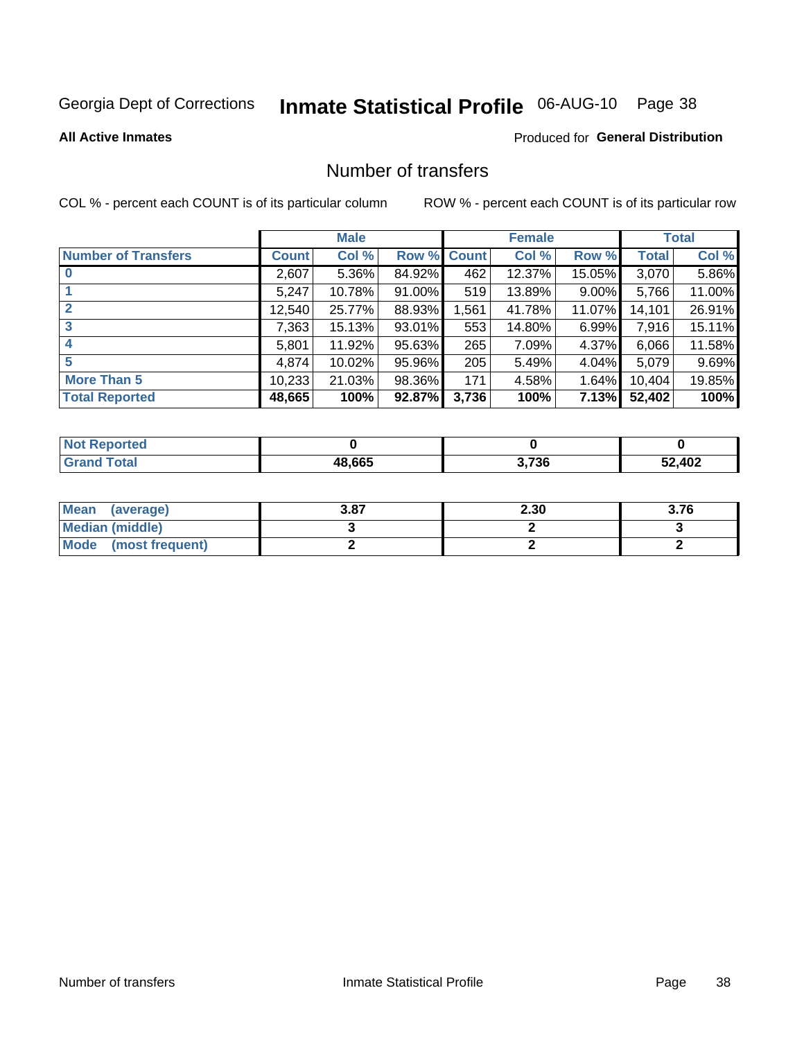Georgia Dept of Corrections **Inmate Statistical Profile** 06-AUG-10 Page 38

**All Active Inmates**

Produced for **General Distribution**

## Number of transfers

COL % - percent each COUNT is of its particular column

ROW % - percent each COUNT is of its particular row

| | Male | | | Female | | | Total | |
|---|---|---|---|---|---|---|---|---|
| **Number of Transfers** | **Count** | **Col %** | **Row %** | **Count** | **Col %** | **Row %** | **Total** | **Col %** |
| **0** | 2,607 | 5.36% | 84.92% | 462 | 12.37% | 15.05% | 3,070 | 5.86% |
| **1** | 5,247 | 10.78% | 91.00% | 519 | 13.89% | 9.00% | 5,766 | 11.00% |
| **2** | 12,540 | 25.77% | 88.93% | 1,561 | 41.78% | 11.07% | 14,101 | 26.91% |
| **3** | 7,363 | 15.13% | 93.01% | 553 | 14.80% | 6.99% | 7,916 | 15.11% |
| **4** | 5,801 | 11.92% | 95.63% | 265 | 7.09% | 4.37% | 6,066 | 11.58% |
| **5** | 4,874 | 10.02% | 95.96% | 205 | 5.49% | 4.04% | 5,079 | 9.69% |
| **More Than 5** | 10,233 | 21.03% | 98.36% | 171 | 4.58% | 1.64% | 10,404 | 19.85% |
| **Total Reported** | **48,665** | **100%** | **92.87%** | **3,736** | **100%** | **7.13%** | **52,402** | **100%** |

| | Male | Female | Total |
|---|---|---|---|
| **Not Reported** | **0** | **0** | **0** |
| **Grand Total** | **48,665** | **3,736** | **52,402** |

| | Male | Female | Total |
|---|---|---|---|
| **Mean (average)** | **3.87** | **2.30** | **3.76** |
| **Median (middle)** | **3** | **2** | **3** |
| **Mode (most frequent)** | **2** | **2** | **2** |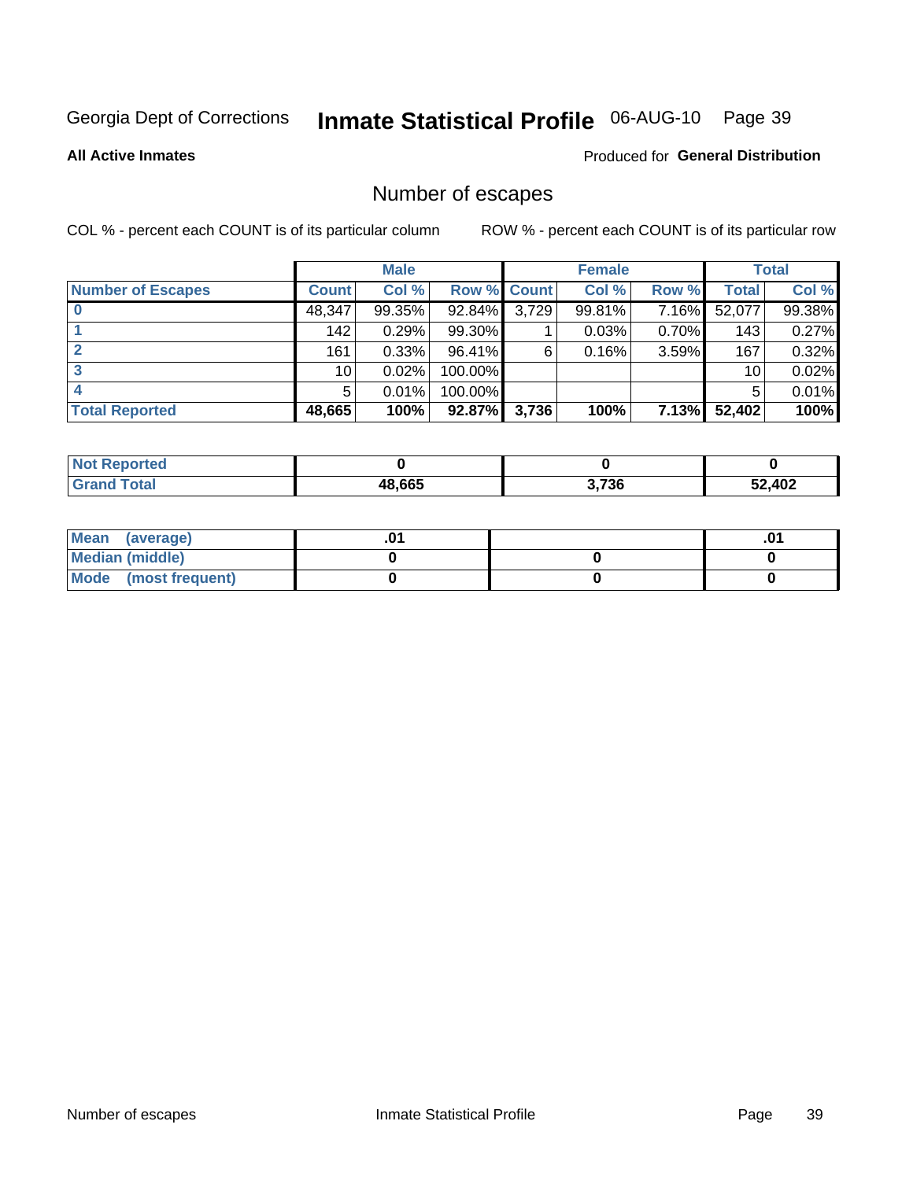Georgia Dept of Corrections **Inmate Statistical Profile** 06-AUG-10

**All Active Inmates**

Produced for **General Distribution**

## Number of escapes

COL % - percent each COUNT is of its particular column

ROW % - percent each COUNT is of its particular row

| | Male | | | Female | | | Total | |
|---|---|---|---|---|---|---|---|---|
| **Number of Escapes** | **Count** | **Col %** | **Row %** | **Count** | **Col %** | **Row %** | **Total** | **Col %** |
| **0** | 48,347 | 99.35% | 92.84% | 3,729 | 99.81% | 7.16% | 52,077 | 99.38% |
| **1** | 142 | 0.29% | 99.30% | 1 | 0.03% | 0.70% | 143 | 0.27% |
| **2** | 161 | 0.33% | 96.41% | 6 | 0.16% | 3.59% | 167 | 0.32% |
| **3** | 10 | 0.02% | 100.00% | | | | 10 | 0.02% |
| **4** | 5 | 0.01% | 100.00% | | | | 5 | 0.01% |
| **Total Reported** | **48,665** | **100%** | **92.87%** | **3,736** | **100%** | **7.13%** | **52,402** | **100%** |

| | Male | Female | Total |
|---|---|---|---|
| **Not Reported** | **0** | **0** | **0** |
| **Grand Total** | **48,665** | **3,736** | **52,402** |

| | Male | Female | Total |
|---|---|---|---|
| **Mean (average)** | **.01** | | **.01** |
| **Median (middle)** | **0** | **0** | **0** |
| **Mode (most frequent)** | **0** | **0** | **0** |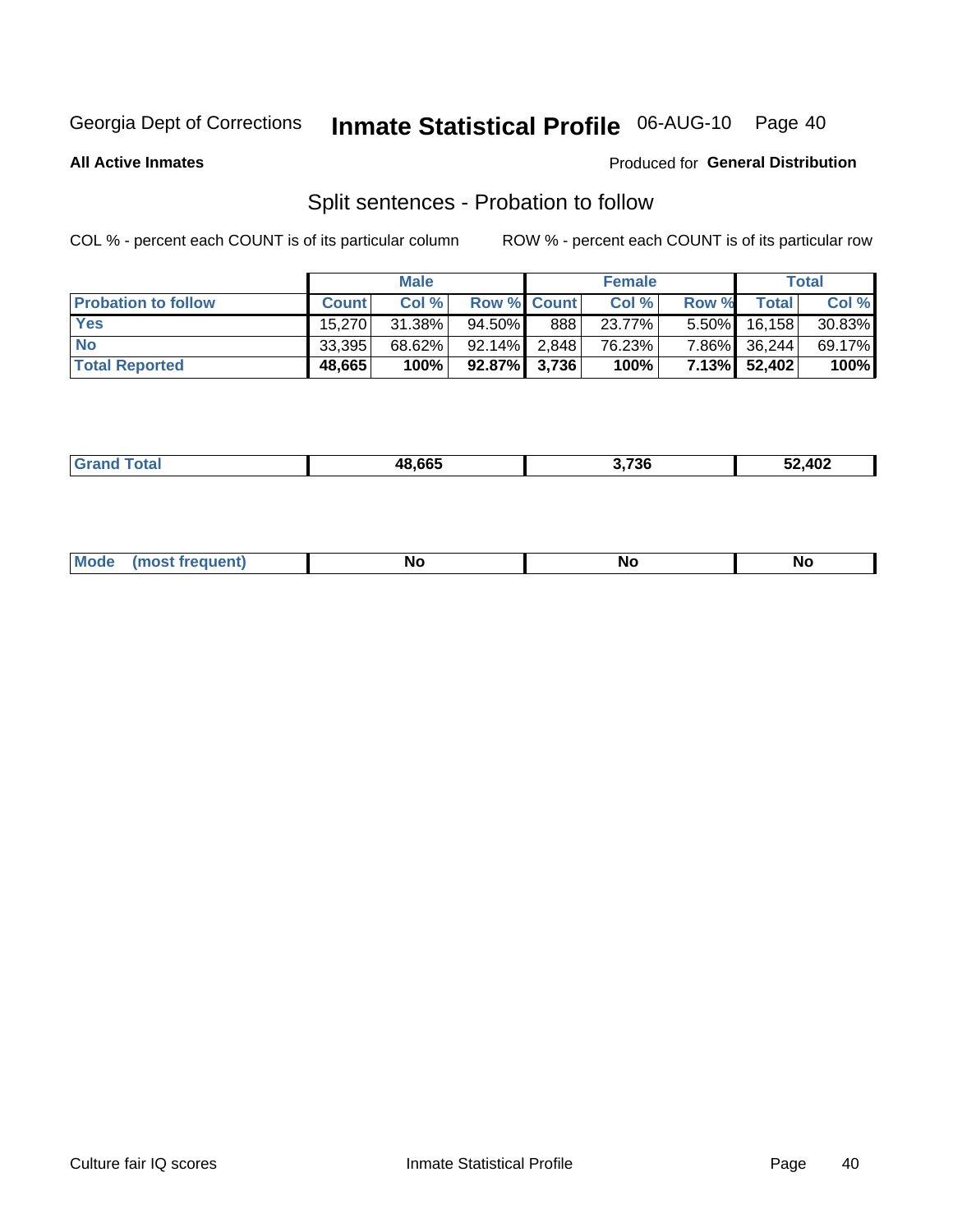Georgia Dept of Corrections **Inmate Statistical Profile** 06-AUG-10

**All Active Inmates**

Produced for **General Distribution**

## Split sentences - Probation to follow

COL % - percent each COUNT is of its particular column

ROW % - percent each COUNT is of its particular row

| | Male | | | Female | | | Total | |
|---|---|---|---|---|---|---|---|---|
| **Probation to follow** | **Count** | **Col %** | **Row %** | **Count** | **Col %** | **Row %** | **Total** | **Col %** |
| **Yes** | 15,270 | 31.38% | 94.50% | 888 | 23.77% | 5.50% | 16,158 | 30.83% |
| **No** | 33,395 | 68.62% | 92.14% | 2,848 | 76.23% | 7.86% | 36,244 | 69.17% |
| **Total Reported** | **48,665** | **100%** | **92.87%** | **3,736** | **100%** | **7.13%** | **52,402** | **100%** |

| | Male | Female | Total |
|---|---|---|---|
| **Grand Total** | **48,665** | **3,736** | **52,402** |

| | Male | Female | Total |
|---|---|---|---|
| **Mode (most frequent)** | **No** | **No** | **No** |

Culture fair IQ scores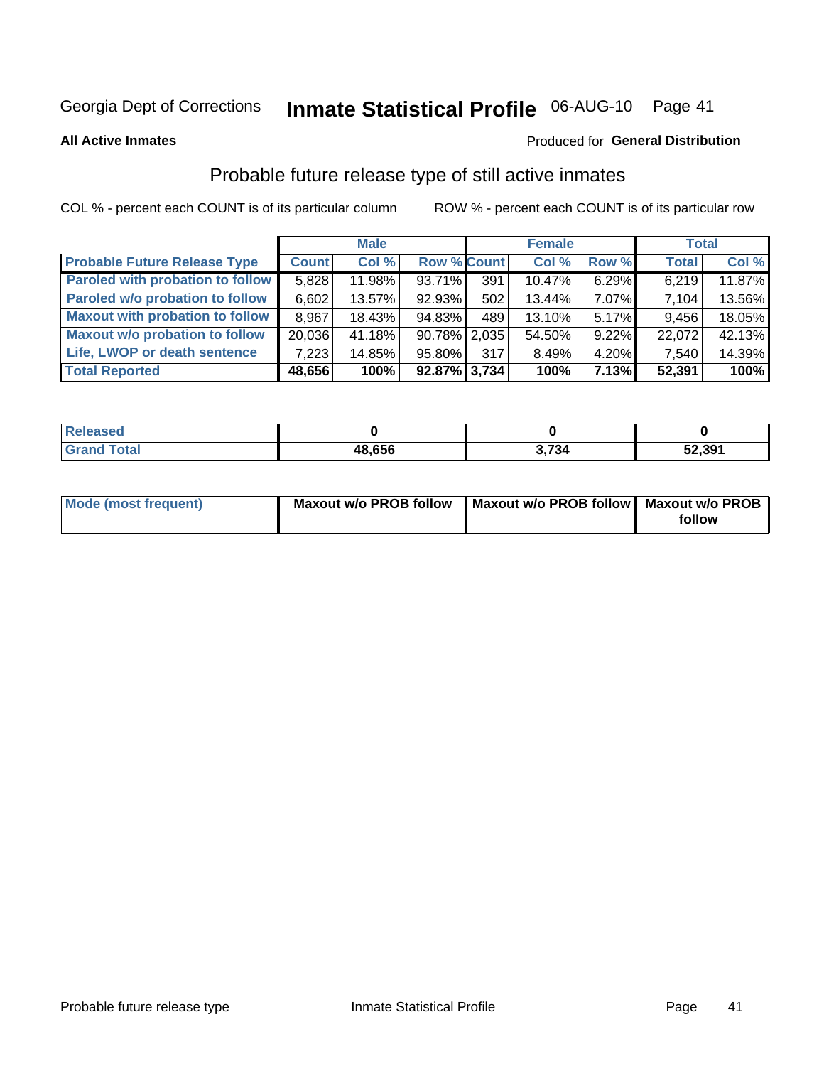Georgia Dept of Corrections **Inmate Statistical Profile** 06-AUG-10

**All Active Inmates**

Produced for **General Distribution**

## Probable future release type of still active inmates

COL % - percent each COUNT is of its particular column

ROW % - percent each COUNT is of its particular row

| | Male | | | Female | | | Total | |
|---|---|---|---|---|---|---|---|---|
| **Probable Future Release Type** | **Count** | **Col %** | **Row %** | **Count** | **Col %** | **Row %** | **Total** | **Col %** |
| **Paroled with probation to follow** | 5,828 | 11.98% | 93.71% | 391 | 10.47% | 6.29% | 6,219 | 11.87% |
| **Paroled w/o probation to follow** | 6,602 | 13.57% | 92.93% | 502 | 13.44% | 7.07% | 7,104 | 13.56% |
| **Maxout with probation to follow** | 8,967 | 18.43% | 94.83% | 489 | 13.10% | 5.17% | 9,456 | 18.05% |
| **Maxout w/o probation to follow** | 20,036 | 41.18% | 90.78% | 2,035 | 54.50% | 9.22% | 22,072 | 42.13% |
| **Life, LWOP or death sentence** | 7,223 | 14.85% | 95.80% | 317 | 8.49% | 4.20% | 7,540 | 14.39% |
| **Total Reported** | **48,656** | **100%** | **92.87%** | **3,734** | **100%** | **7.13%** | **52,391** | **100%** |

| | Male | Female | Total |
|---|---|---|---|
| **Released** | **0** | **0** | **0** |
| **Grand Total** | **48,656** | **3,734** | **52,391** |

| | Male | Female | Total |
|---|---|---|---|
| **Mode (most frequent)** | **Maxout w/o PROB follow** | **Maxout w/o PROB follow** | **Maxout w/o PROB follow** |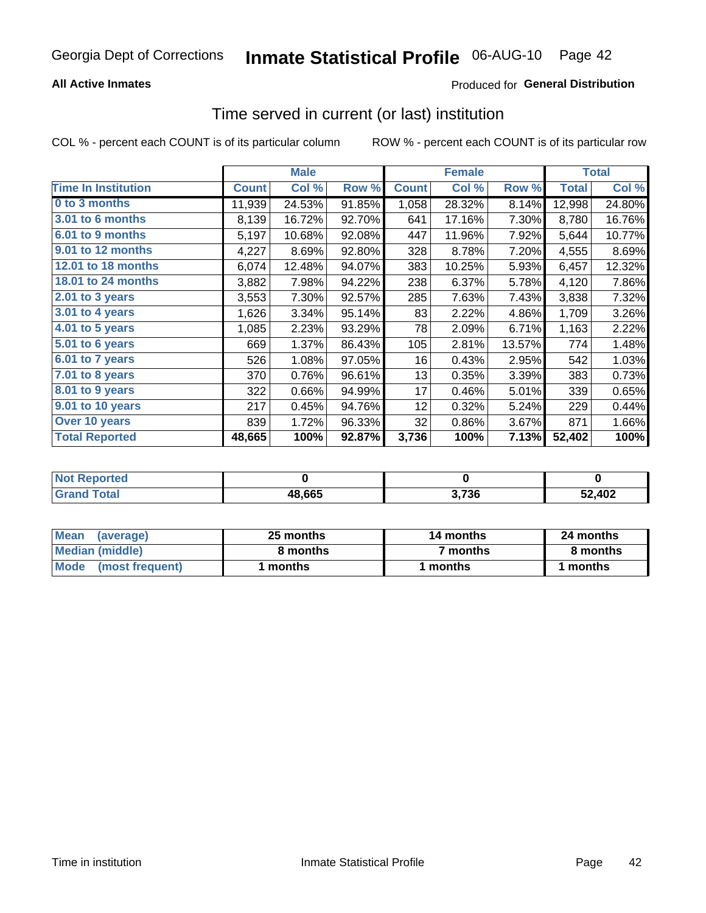Georgia Dept of Corrections **Inmate Statistical Profile** 06-AUG-10 Page 42

**All Active Inmates**

Produced for **General Distribution**

## Time served in current (or last) institution

COL % - percent each COUNT is of its particular column ROW % - percent each COUNT is of its particular row

| | Male | | | Female | | | Total | |
|---|---|---|---|---|---|---|---|---|
| Time In Institution | Count | Col % | Row % | Count | Col % | Row % | Total | Col % |
| 0 to 3 months | 11,939 | 24.53% | 91.85% | 1,058 | 28.32% | 8.14% | 12,998 | 24.80% |
| 3.01 to 6 months | 8,139 | 16.72% | 92.70% | 641 | 17.16% | 7.30% | 8,780 | 16.76% |
| 6.01 to 9 months | 5,197 | 10.68% | 92.08% | 447 | 11.96% | 7.92% | 5,644 | 10.77% |
| 9.01 to 12 months | 4,227 | 8.69% | 92.80% | 328 | 8.78% | 7.20% | 4,555 | 8.69% |
| 12.01 to 18 months | 6,074 | 12.48% | 94.07% | 383 | 10.25% | 5.93% | 6,457 | 12.32% |
| 18.01 to 24 months | 3,882 | 7.98% | 94.22% | 238 | 6.37% | 5.78% | 4,120 | 7.86% |
| 2.01 to 3 years | 3,553 | 7.30% | 92.57% | 285 | 7.63% | 7.43% | 3,838 | 7.32% |
| 3.01 to 4 years | 1,626 | 3.34% | 95.14% | 83 | 2.22% | 4.86% | 1,709 | 3.26% |
| 4.01 to 5 years | 1,085 | 2.23% | 93.29% | 78 | 2.09% | 6.71% | 1,163 | 2.22% |
| 5.01 to 6 years | 669 | 1.37% | 86.43% | 105 | 2.81% | 13.57% | 774 | 1.48% |
| 6.01 to 7 years | 526 | 1.08% | 97.05% | 16 | 0.43% | 2.95% | 542 | 1.03% |
| 7.01 to 8 years | 370 | 0.76% | 96.61% | 13 | 0.35% | 3.39% | 383 | 0.73% |
| 8.01 to 9 years | 322 | 0.66% | 94.99% | 17 | 0.46% | 5.01% | 339 | 0.65% |
| 9.01 to 10 years | 217 | 0.45% | 94.76% | 12 | 0.32% | 5.24% | 229 | 0.44% |
| Over 10 years | 839 | 1.72% | 96.33% | 32 | 0.86% | 3.67% | 871 | 1.66% |
| **Total Reported** | **48,665** | **100%** | **92.87%** | **3,736** | **100%** | **7.13%** | **52,402** | **100%** |

| | Male | Female | Total |
|---|---|---|---|
| Not Reported | **0** | **0** | **0** |
| Grand Total | **48,665** | **3,736** | **52,402** |

| | Male | Female | Total |
|---|---|---|---|
| Mean (average) | **25 months** | **14 months** | **24 months** |
| Median (middle) | **8 months** | **7 months** | **8 months** |
| Mode (most frequent) | **1 months** | **1 months** | **1 months** |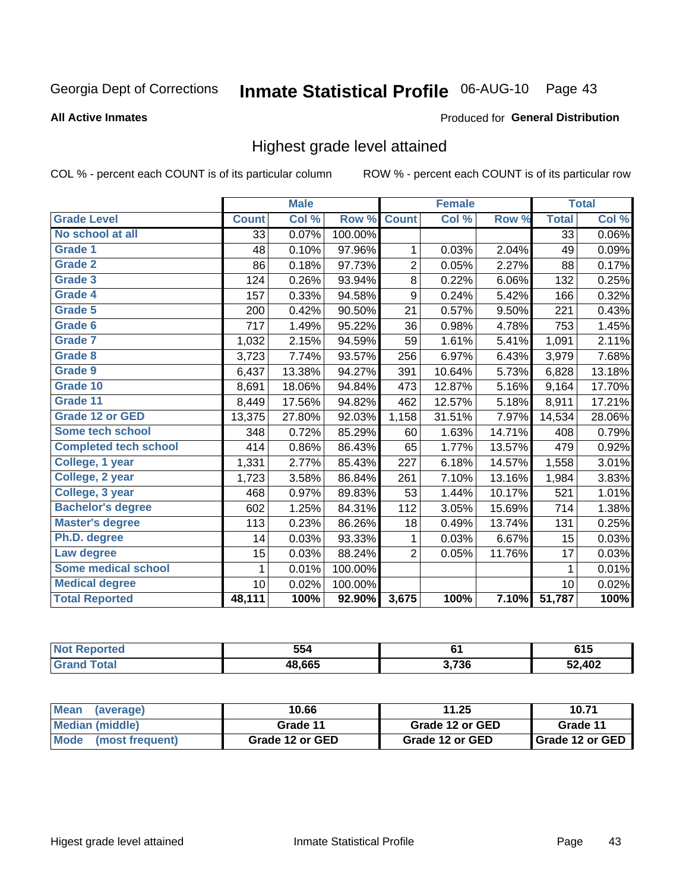Georgia Dept of Corrections **Inmate Statistical Profile** 06-AUG-10 Page 43

**All Active Inmates**

Produced for **General Distribution**

## Highest grade level attained

COL % - percent each COUNT is of its particular column ROW % - percent each COUNT is of its particular row

| | Male | | | Female | | | Total | |
|---|---|---|---|---|---|---|---|---|
| **Grade Level** | **Count** | **Col %** | **Row %** | **Count** | **Col %** | **Row %** | **Total** | **Col %** |
| No school at all | 33 | 0.07% | 100.00% | | | | 33 | 0.06% |
| Grade 1 | 48 | 0.10% | 97.96% | 1 | 0.03% | 2.04% | 49 | 0.09% |
| Grade 2 | 86 | 0.18% | 97.73% | 2 | 0.05% | 2.27% | 88 | 0.17% |
| Grade 3 | 124 | 0.26% | 93.94% | 8 | 0.22% | 6.06% | 132 | 0.25% |
| Grade 4 | 157 | 0.33% | 94.58% | 9 | 0.24% | 5.42% | 166 | 0.32% |
| Grade 5 | 200 | 0.42% | 90.50% | 21 | 0.57% | 9.50% | 221 | 0.43% |
| Grade 6 | 717 | 1.49% | 95.22% | 36 | 0.98% | 4.78% | 753 | 1.45% |
| Grade 7 | 1,032 | 2.15% | 94.59% | 59 | 1.61% | 5.41% | 1,091 | 2.11% |
| Grade 8 | 3,723 | 7.74% | 93.57% | 256 | 6.97% | 6.43% | 3,979 | 7.68% |
| Grade 9 | 6,437 | 13.38% | 94.27% | 391 | 10.64% | 5.73% | 6,828 | 13.18% |
| Grade 10 | 8,691 | 18.06% | 94.84% | 473 | 12.87% | 5.16% | 9,164 | 17.70% |
| Grade 11 | 8,449 | 17.56% | 94.82% | 462 | 12.57% | 5.18% | 8,911 | 17.21% |
| Grade 12 or GED | 13,375 | 27.80% | 92.03% | 1,158 | 31.51% | 7.97% | 14,534 | 28.06% |
| Some tech school | 348 | 0.72% | 85.29% | 60 | 1.63% | 14.71% | 408 | 0.79% |
| Completed tech school | 414 | 0.86% | 86.43% | 65 | 1.77% | 13.57% | 479 | 0.92% |
| College, 1 year | 1,331 | 2.77% | 85.43% | 227 | 6.18% | 14.57% | 1,558 | 3.01% |
| College, 2 year | 1,723 | 3.58% | 86.84% | 261 | 7.10% | 13.16% | 1,984 | 3.83% |
| College, 3 year | 468 | 0.97% | 89.83% | 53 | 1.44% | 10.17% | 521 | 1.01% |
| Bachelor's degree | 602 | 1.25% | 84.31% | 112 | 3.05% | 15.69% | 714 | 1.38% |
| Master's degree | 113 | 0.23% | 86.26% | 18 | 0.49% | 13.74% | 131 | 0.25% |
| Ph.D. degree | 14 | 0.03% | 93.33% | 1 | 0.03% | 6.67% | 15 | 0.03% |
| Law degree | 15 | 0.03% | 88.24% | 2 | 0.05% | 11.76% | 17 | 0.03% |
| Some medical school | 1 | 0.01% | 100.00% | | | | 1 | 0.01% |
| Medical degree | 10 | 0.02% | 100.00% | | | | 10 | 0.02% |
| **Total Reported** | **48,111** | **100%** | **92.90%** | **3,675** | **100%** | **7.10%** | **51,787** | **100%** |

| | Male | Female | Total |
|---|---|---|---|
| Not Reported | 554 | 61 | 615 |
| Grand Total | 48,665 | 3,736 | 52,402 |

| | Male | Female | Total |
|---|---|---|---|
| Mean (average) | 10.66 | 11.25 | 10.71 |
| Median (middle) | Grade 11 | Grade 12 or GED | Grade 11 |
| Mode (most frequent) | Grade 12 or GED | Grade 12 or GED | Grade 12 or GED |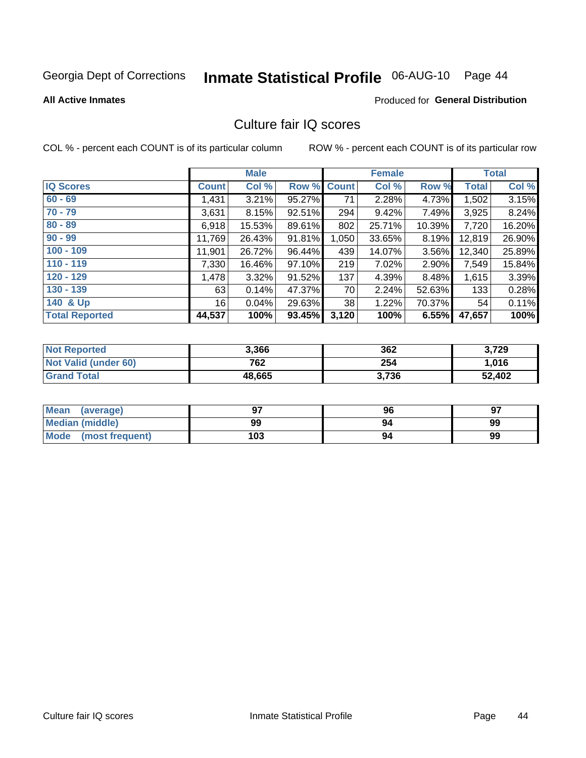Georgia Dept of Corrections **Inmate Statistical Profile** 06-AUG-10 Page 44

**All Active Inmates**

Produced for **General Distribution**

## Culture fair IQ scores

COL % - percent each COUNT is of its particular column ROW % - percent each COUNT is of its particular row

| | Male | | | Female | | | Total | |
|---|---|---|---|---|---|---|---|---|
| **IQ Scores** | **Count** | **Col %** | **Row %** | **Count** | **Col %** | **Row %** | **Total** | **Col %** |
| 60 - 69 | 1,431 | 3.21% | 95.27% | 71 | 2.28% | 4.73% | 1,502 | 3.15% |
| 70 - 79 | 3,631 | 8.15% | 92.51% | 294 | 9.42% | 7.49% | 3,925 | 8.24% |
| 80 - 89 | 6,918 | 15.53% | 89.61% | 802 | 25.71% | 10.39% | 7,720 | 16.20% |
| 90 - 99 | 11,769 | 26.43% | 91.81% | 1,050 | 33.65% | 8.19% | 12,819 | 26.90% |
| 100 - 109 | 11,901 | 26.72% | 96.44% | 439 | 14.07% | 3.56% | 12,340 | 25.89% |
| 110 - 119 | 7,330 | 16.46% | 97.10% | 219 | 7.02% | 2.90% | 7,549 | 15.84% |
| 120 - 129 | 1,478 | 3.32% | 91.52% | 137 | 4.39% | 8.48% | 1,615 | 3.39% |
| 130 - 139 | 63 | 0.14% | 47.37% | 70 | 2.24% | 52.63% | 133 | 0.28% |
| 140 & Up | 16 | 0.04% | 29.63% | 38 | 1.22% | 70.37% | 54 | 0.11% |
| **Total Reported** | **44,537** | **100%** | **93.45%** | **3,120** | **100%** | **6.55%** | **47,657** | **100%** |

| | Male | Female | Total |
|---|---|---|---|
| Not Reported | 3,366 | 362 | 3,729 |
| Not Valid (under 60) | 762 | 254 | 1,016 |
| Grand Total | 48,665 | 3,736 | 52,402 |

| | Male | Female | Total |
|---|---|---|---|
| Mean (average) | 97 | 96 | 97 |
| Median (middle) | 99 | 94 | 99 |
| Mode (most frequent) | 103 | 94 | 99 |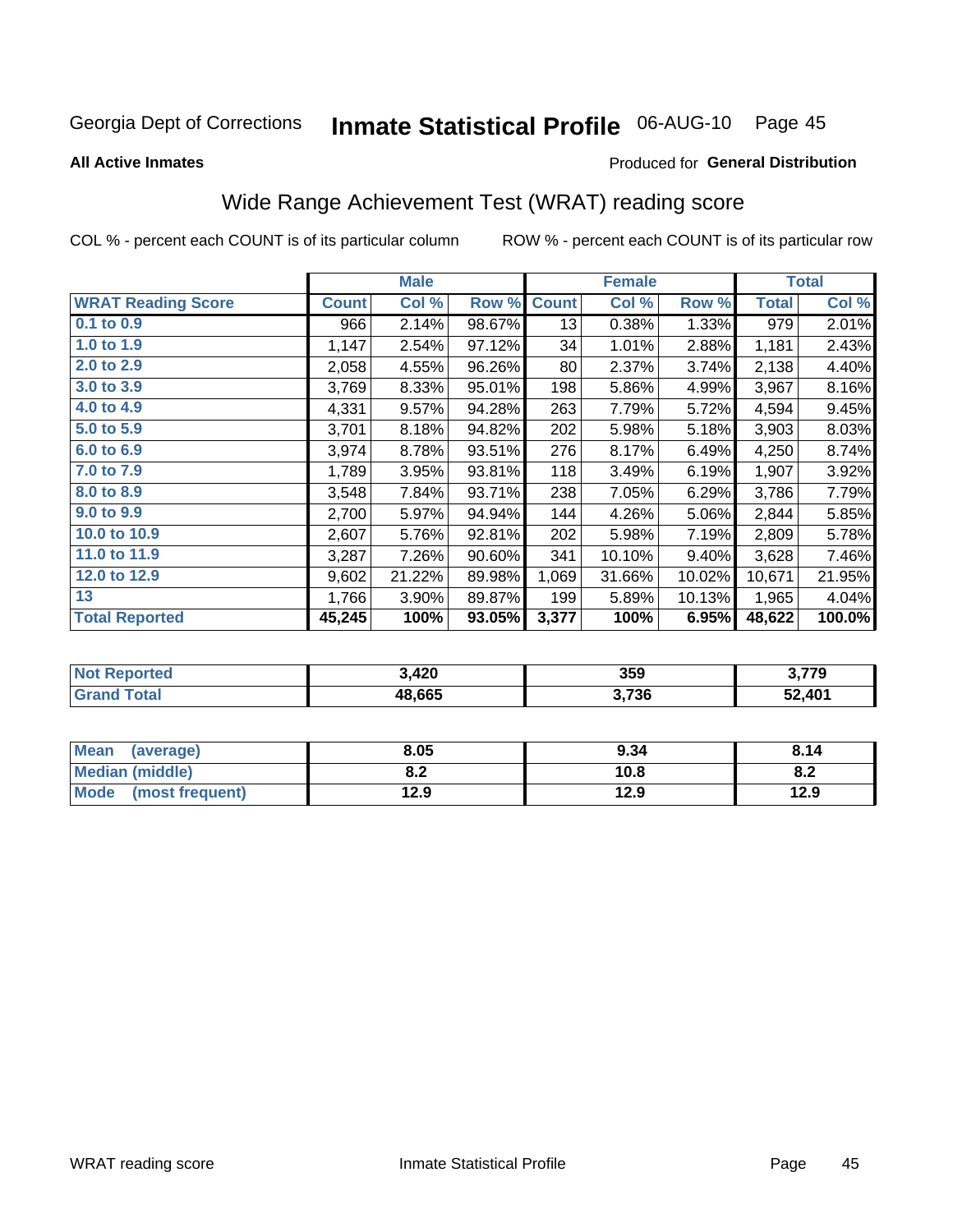Georgia Dept of Corrections **Inmate Statistical Profile** 06-AUG-10

**All Active Inmates**

Produced for **General Distribution**

## Wide Range Achievement Test (WRAT) reading score

COL % - percent each COUNT is of its particular column ROW % - percent each COUNT is of its particular row

| | Male | | | Female | | | Total | |
|---|---|---|---|---|---|---|---|---|
| **WRAT Reading Score** | **Count** | **Col %** | **Row %** | **Count** | **Col %** | **Row %** | **Total** | **Col %** |
| **0.1 to 0.9** | 966 | 2.14% | 98.67% | 13 | 0.38% | 1.33% | 979 | 2.01% |
| **1.0 to 1.9** | 1,147 | 2.54% | 97.12% | 34 | 1.01% | 2.88% | 1,181 | 2.43% |
| **2.0 to 2.9** | 2,058 | 4.55% | 96.26% | 80 | 2.37% | 3.74% | 2,138 | 4.40% |
| **3.0 to 3.9** | 3,769 | 8.33% | 95.01% | 198 | 5.86% | 4.99% | 3,967 | 8.16% |
| **4.0 to 4.9** | 4,331 | 9.57% | 94.28% | 263 | 7.79% | 5.72% | 4,594 | 9.45% |
| **5.0 to 5.9** | 3,701 | 8.18% | 94.82% | 202 | 5.98% | 5.18% | 3,903 | 8.03% |
| **6.0 to 6.9** | 3,974 | 8.78% | 93.51% | 276 | 8.17% | 6.49% | 4,250 | 8.74% |
| **7.0 to 7.9** | 1,789 | 3.95% | 93.81% | 118 | 3.49% | 6.19% | 1,907 | 3.92% |
| **8.0 to 8.9** | 3,548 | 7.84% | 93.71% | 238 | 7.05% | 6.29% | 3,786 | 7.79% |
| **9.0 to 9.9** | 2,700 | 5.97% | 94.94% | 144 | 4.26% | 5.06% | 2,844 | 5.85% |
| **10.0 to 10.9** | 2,607 | 5.76% | 92.81% | 202 | 5.98% | 7.19% | 2,809 | 5.78% |
| **11.0 to 11.9** | 3,287 | 7.26% | 90.60% | 341 | 10.10% | 9.40% | 3,628 | 7.46% |
| **12.0 to 12.9** | 9,602 | 21.22% | 89.98% | 1,069 | 31.66% | 10.02% | 10,671 | 21.95% |
| **13** | 1,766 | 3.90% | 89.87% | 199 | 5.89% | 10.13% | 1,965 | 4.04% |
| **Total Reported** | **45,245** | **100%** | **93.05%** | **3,377** | **100%** | **6.95%** | **48,622** | **100.0%** |

| | Male | Female | Total |
|---|---|---|---|
| **Not Reported** | **3,420** | **359** | **3,779** |
| **Grand Total** | **48,665** | **3,736** | **52,401** |

| | Male | Female | Total |
|---|---|---|---|
| **Mean (average)** | **8.05** | **9.34** | **8.14** |
| **Median (middle)** | **8.2** | **10.8** | **8.2** |
| **Mode (most frequent)** | **12.9** | **12.9** | **12.9** |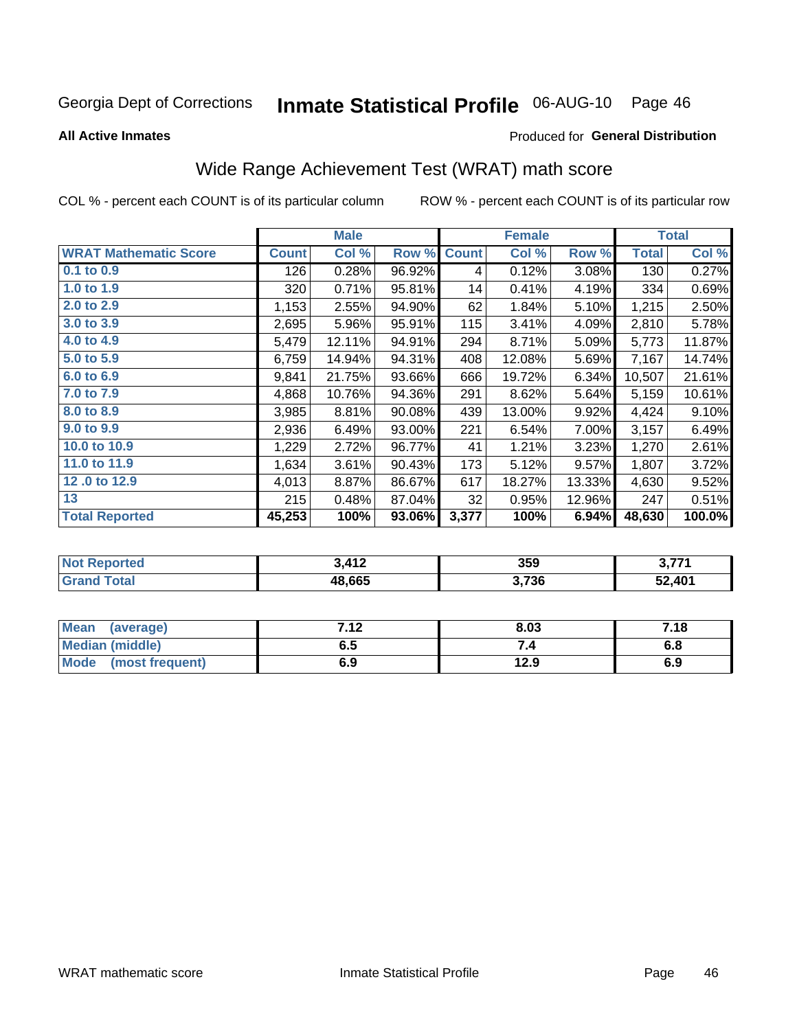Georgia Dept of Corrections **Inmate Statistical Profile** 06-AUG-10

**All Active Inmates**

Produced for **General Distribution**

## Wide Range Achievement Test (WRAT) math score

COL % - percent each COUNT is of its particular column

ROW % - percent each COUNT is of its particular row

| | Male | | | Female | | | Total | |
|---|---|---|---|---|---|---|---|---|
| **WRAT Mathematic Score** | **Count** | **Col %** | **Row %** | **Count** | **Col %** | **Row %** | **Total** | **Col %** |
| **0.1 to 0.9** | 126 | 0.28% | 96.92% | 4 | 0.12% | 3.08% | 130 | 0.27% |
| **1.0 to 1.9** | 320 | 0.71% | 95.81% | 14 | 0.41% | 4.19% | 334 | 0.69% |
| **2.0 to 2.9** | 1,153 | 2.55% | 94.90% | 62 | 1.84% | 5.10% | 1,215 | 2.50% |
| **3.0 to 3.9** | 2,695 | 5.96% | 95.91% | 115 | 3.41% | 4.09% | 2,810 | 5.78% |
| **4.0 to 4.9** | 5,479 | 12.11% | 94.91% | 294 | 8.71% | 5.09% | 5,773 | 11.87% |
| **5.0 to 5.9** | 6,759 | 14.94% | 94.31% | 408 | 12.08% | 5.69% | 7,167 | 14.74% |
| **6.0 to 6.9** | 9,841 | 21.75% | 93.66% | 666 | 19.72% | 6.34% | 10,507 | 21.61% |
| **7.0 to 7.9** | 4,868 | 10.76% | 94.36% | 291 | 8.62% | 5.64% | 5,159 | 10.61% |
| **8.0 to 8.9** | 3,985 | 8.81% | 90.08% | 439 | 13.00% | 9.92% | 4,424 | 9.10% |
| **9.0 to 9.9** | 2,936 | 6.49% | 93.00% | 221 | 6.54% | 7.00% | 3,157 | 6.49% |
| **10.0 to 10.9** | 1,229 | 2.72% | 96.77% | 41 | 1.21% | 3.23% | 1,270 | 2.61% |
| **11.0 to 11.9** | 1,634 | 3.61% | 90.43% | 173 | 5.12% | 9.57% | 1,807 | 3.72% |
| **12 .0 to 12.9** | 4,013 | 8.87% | 86.67% | 617 | 18.27% | 13.33% | 4,630 | 9.52% |
| **13** | 215 | 0.48% | 87.04% | 32 | 0.95% | 12.96% | 247 | 0.51% |
| **Total Reported** | **45,253** | **100%** | **93.06%** | **3,377** | **100%** | **6.94%** | **48,630** | **100.0%** |

| | Male | Female | Total |
|---|---|---|---|
| **Not Reported** | **3,412** | **359** | **3,771** |
| **Grand Total** | **48,665** | **3,736** | **52,401** |

| | Male | Female | Total |
|---|---|---|---|
| **Mean (average)** | **7.12** | **8.03** | **7.18** |
| **Median (middle)** | **6.5** | **7.4** | **6.8** |
| **Mode (most frequent)** | **6.9** | **12.9** | **6.9** |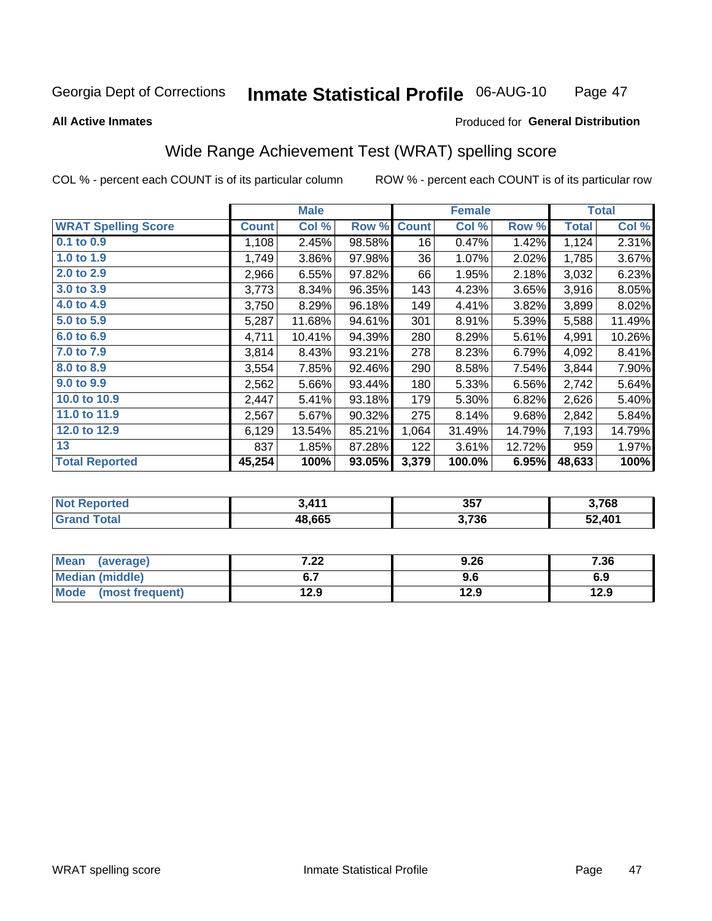Georgia Dept of Corrections **Inmate Statistical Profile** 06-AUG-10

**All Active Inmates**

Produced for **General Distribution**

## Wide Range Achievement Test (WRAT) spelling score

COL % - percent each COUNT is of its particular column     ROW % - percent each COUNT is of its particular row

| | Male | | | Female | | | Total | |
|---|---|---|---|---|---|---|---|---|
| **WRAT Spelling Score** | **Count** | **Col %** | **Row %** | **Count** | **Col %** | **Row %** | **Total** | **Col %** |
| **0.1 to 0.9** | 1,108 | 2.45% | 98.58% | 16 | 0.47% | 1.42% | 1,124 | 2.31% |
| **1.0 to 1.9** | 1,749 | 3.86% | 97.98% | 36 | 1.07% | 2.02% | 1,785 | 3.67% |
| **2.0 to 2.9** | 2,966 | 6.55% | 97.82% | 66 | 1.95% | 2.18% | 3,032 | 6.23% |
| **3.0 to 3.9** | 3,773 | 8.34% | 96.35% | 143 | 4.23% | 3.65% | 3,916 | 8.05% |
| **4.0 to 4.9** | 3,750 | 8.29% | 96.18% | 149 | 4.41% | 3.82% | 3,899 | 8.02% |
| **5.0 to 5.9** | 5,287 | 11.68% | 94.61% | 301 | 8.91% | 5.39% | 5,588 | 11.49% |
| **6.0 to 6.9** | 4,711 | 10.41% | 94.39% | 280 | 8.29% | 5.61% | 4,991 | 10.26% |
| **7.0 to 7.9** | 3,814 | 8.43% | 93.21% | 278 | 8.23% | 6.79% | 4,092 | 8.41% |
| **8.0 to 8.9** | 3,554 | 7.85% | 92.46% | 290 | 8.58% | 7.54% | 3,844 | 7.90% |
| **9.0 to 9.9** | 2,562 | 5.66% | 93.44% | 180 | 5.33% | 6.56% | 2,742 | 5.64% |
| **10.0 to 10.9** | 2,447 | 5.41% | 93.18% | 179 | 5.30% | 6.82% | 2,626 | 5.40% |
| **11.0 to 11.9** | 2,567 | 5.67% | 90.32% | 275 | 8.14% | 9.68% | 2,842 | 5.84% |
| **12.0 to 12.9** | 6,129 | 13.54% | 85.21% | 1,064 | 31.49% | 14.79% | 7,193 | 14.79% |
| **13** | 837 | 1.85% | 87.28% | 122 | 3.61% | 12.72% | 959 | 1.97% |
| **Total Reported** | **45,254** | **100%** | **93.05%** | **3,379** | **100.0%** | **6.95%** | **48,633** | **100%** |

| | Male | Female | Total |
|---|---|---|---|
| **Not Reported** | **3,411** | **357** | **3,768** |
| **Grand Total** | **48,665** | **3,736** | **52,401** |

| | Male | Female | Total |
|---|---|---|---|
| **Mean (average)** | **7.22** | **9.26** | **7.36** |
| **Median (middle)** | **6.7** | **9.6** | **6.9** |
| **Mode (most frequent)** | **12.9** | **12.9** | **12.9** |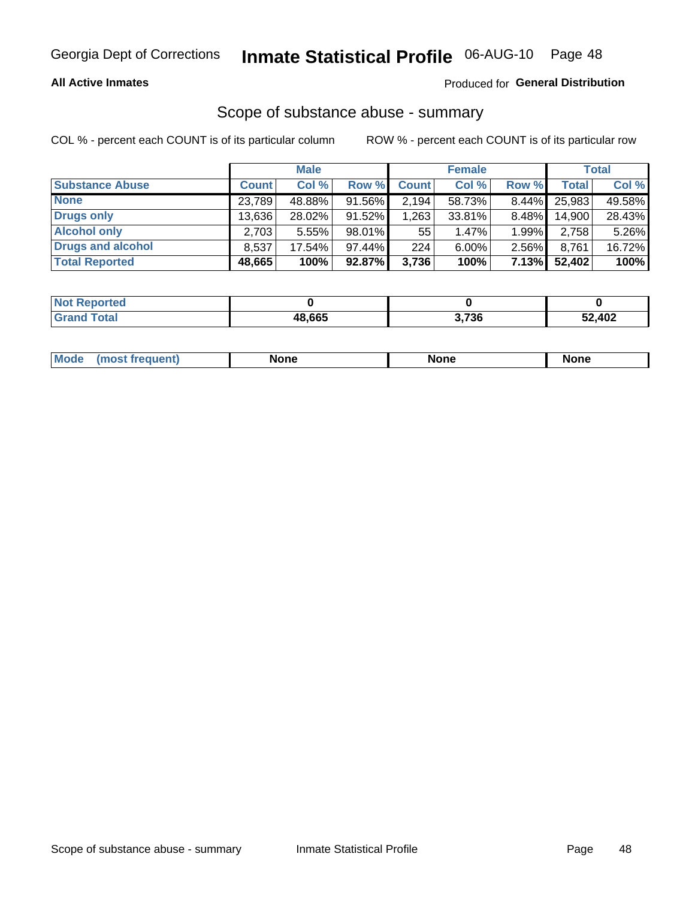Georgia Dept of Corrections **Inmate Statistical Profile** 06-AUG-10

**All Active Inmates**

Produced for **General Distribution**

## Scope of substance abuse - summary

COL % - percent each COUNT is of its particular column

ROW % - percent each COUNT is of its particular row

| | Male | | | Female | | | Total | |
|---|---|---|---|---|---|---|---|---|
| **Substance Abuse** | **Count** | **Col %** | **Row %** | **Count** | **Col %** | **Row %** | **Total** | **Col %** |
| **None** | 23,789 | 48.88% | 91.56% | 2,194 | 58.73% | 8.44% | 25,983 | 49.58% |
| **Drugs only** | 13,636 | 28.02% | 91.52% | 1,263 | 33.81% | 8.48% | 14,900 | 28.43% |
| **Alcohol only** | 2,703 | 5.55% | 98.01% | 55 | 1.47% | 1.99% | 2,758 | 5.26% |
| **Drugs and alcohol** | 8,537 | 17.54% | 97.44% | 224 | 6.00% | 2.56% | 8,761 | 16.72% |
| **Total Reported** | **48,665** | **100%** | **92.87%** | **3,736** | **100%** | **7.13%** | **52,402** | **100%** |

| | Male | Female | Total |
|---|---|---|---|
| **Not Reported** | **0** | **0** | **0** |
| **Grand Total** | **48,665** | **3,736** | **52,402** |

| | Male | Female | Total |
|---|---|---|---|
| **Mode (most frequent)** | **None** | **None** | **None** |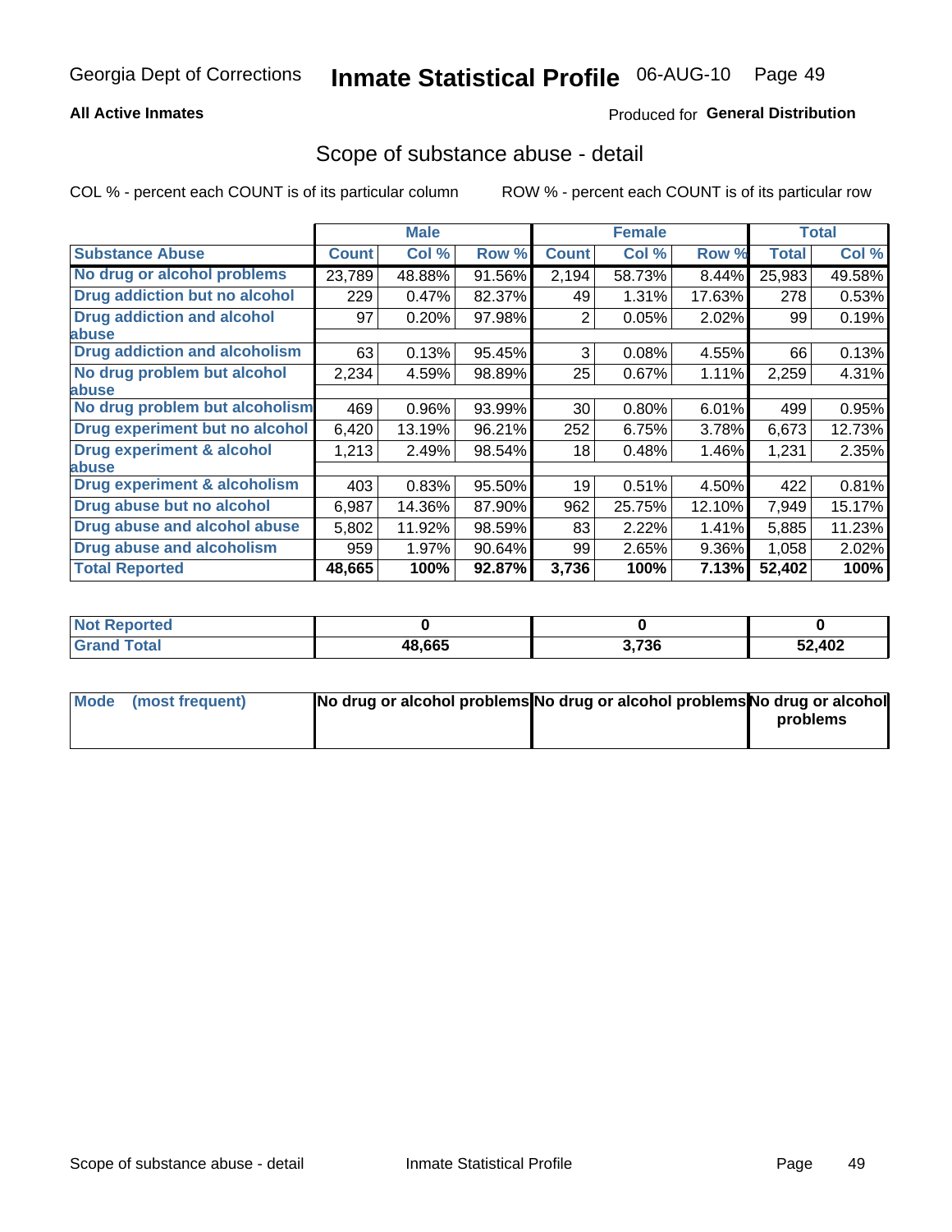Georgia Dept of Corrections **Inmate Statistical Profile** 06-AUG-10

**All Active Inmates**

Produced for **General Distribution**

## Scope of substance abuse - detail

COL % - percent each COUNT is of its particular column ROW % - percent each COUNT is of its particular row

| | Male | | | Female | | | Total | |
|---|---|---|---|---|---|---|---|---|
| **Substance Abuse** | **Count** | **Col %** | **Row %** | **Count** | **Col %** | **Row %** | **Total** | **Col %** |
| **No drug or alcohol problems** | 23,789 | 48.88% | 91.56% | 2,194 | 58.73% | 8.44% | 25,983 | 49.58% |
| **Drug addiction but no alcohol** | 229 | 0.47% | 82.37% | 49 | 1.31% | 17.63% | 278 | 0.53% |
| **Drug addiction and alcohol abuse** | 97 | 0.20% | 97.98% | 2 | 0.05% | 2.02% | 99 | 0.19% |
| **Drug addiction and alcoholism** | 63 | 0.13% | 95.45% | 3 | 0.08% | 4.55% | 66 | 0.13% |
| **No drug problem but alcohol abuse** | 2,234 | 4.59% | 98.89% | 25 | 0.67% | 1.11% | 2,259 | 4.31% |
| **No drug problem but alcoholism** | 469 | 0.96% | 93.99% | 30 | 0.80% | 6.01% | 499 | 0.95% |
| **Drug experiment but no alcohol** | 6,420 | 13.19% | 96.21% | 252 | 6.75% | 3.78% | 6,673 | 12.73% |
| **Drug experiment & alcohol abuse** | 1,213 | 2.49% | 98.54% | 18 | 0.48% | 1.46% | 1,231 | 2.35% |
| **Drug experiment & alcoholism** | 403 | 0.83% | 95.50% | 19 | 0.51% | 4.50% | 422 | 0.81% |
| **Drug abuse but no alcohol** | 6,987 | 14.36% | 87.90% | 962 | 25.75% | 12.10% | 7,949 | 15.17% |
| **Drug abuse and alcohol abuse** | 5,802 | 11.92% | 98.59% | 83 | 2.22% | 1.41% | 5,885 | 11.23% |
| **Drug abuse and alcoholism** | 959 | 1.97% | 90.64% | 99 | 2.65% | 9.36% | 1,058 | 2.02% |
| **Total Reported** | **48,665** | **100%** | **92.87%** | **3,736** | **100%** | **7.13%** | **52,402** | **100%** |

| | Male | Female | Total |
|---|---|---|---|
| **Not Reported** | **0** | **0** | **0** |
| **Grand Total** | **48,665** | **3,736** | **52,402** |

| | Male | Female | Total |
|---|---|---|---|
| **Mode (most frequent)** | **No drug or alcohol problems** | **No drug or alcohol problems** | **No drug or alcohol problems** |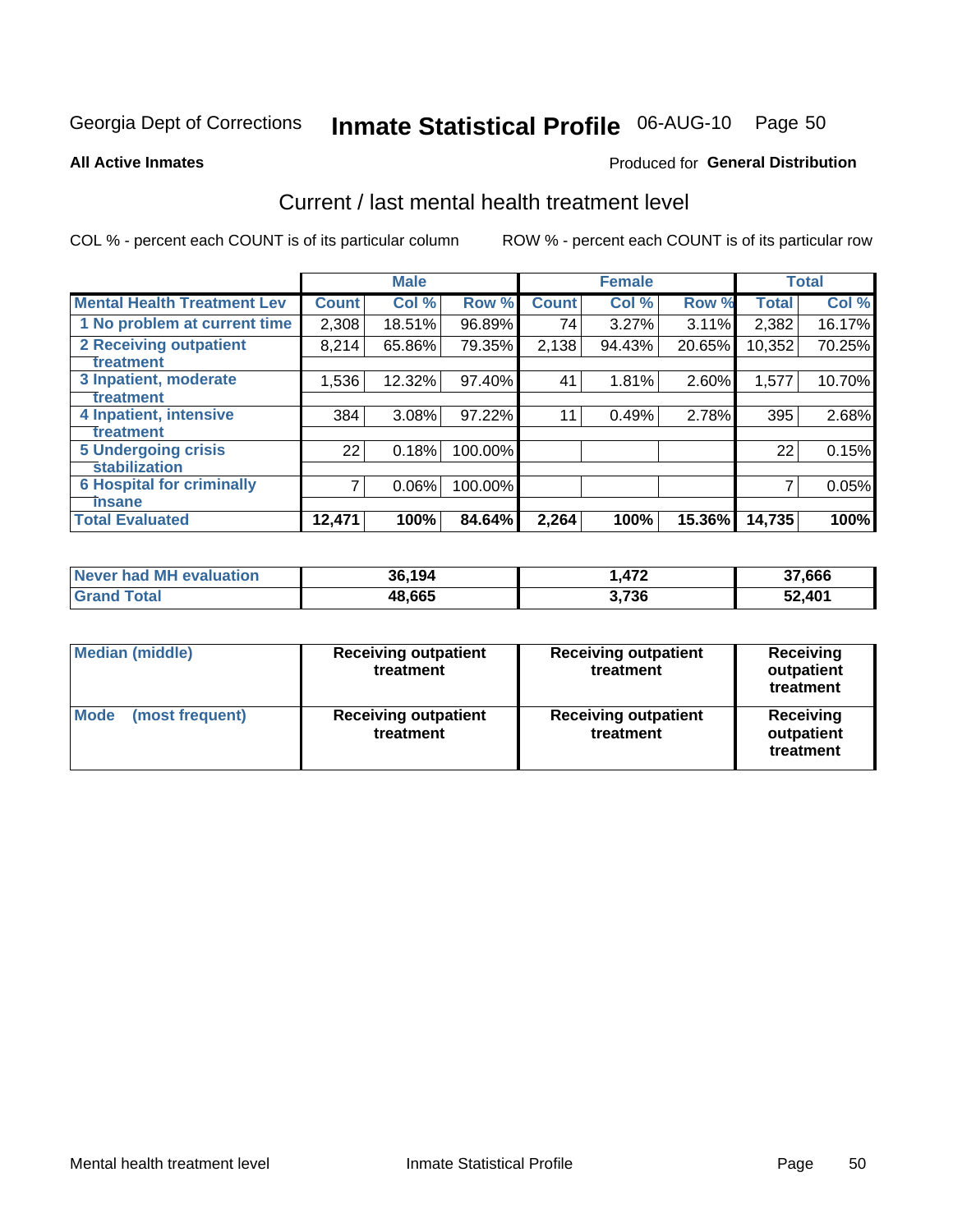Georgia Dept of Corrections **Inmate Statistical Profile** 06-AUG-10 Page 50

**All Active Inmates**

Produced for **General Distribution**

## Current / last mental health treatment level

COL % - percent each COUNT is of its particular column

ROW % - percent each COUNT is of its particular row

| | Male | | | Female | | | Total | |
|---|---|---|---|---|---|---|---|---|
| **Mental Health Treatment Lev** | **Count** | **Col %** | **Row %** | **Count** | **Col %** | **Row %** | **Total** | **Col %** |
| 1 No problem at current time | 2,308 | 18.51% | 96.89% | 74 | 3.27% | 3.11% | 2,382 | 16.17% |
| 2 Receiving outpatient treatment | 8,214 | 65.86% | 79.35% | 2,138 | 94.43% | 20.65% | 10,352 | 70.25% |
| 3 Inpatient, moderate treatment | 1,536 | 12.32% | 97.40% | 41 | 1.81% | 2.60% | 1,577 | 10.70% |
| 4 Inpatient, intensive treatment | 384 | 3.08% | 97.22% | 11 | 0.49% | 2.78% | 395 | 2.68% |
| 5 Undergoing crisis stabilization | 22 | 0.18% | 100.00% | | | | 22 | 0.15% |
| 6 Hospital for criminally insane | 7 | 0.06% | 100.00% | | | | 7 | 0.05% |
| **Total Evaluated** | **12,471** | **100%** | **84.64%** | **2,264** | **100%** | **15.36%** | **14,735** | **100%** |

| | Male | Female | Total |
|---|---|---|---|
| **Never had MH evaluation** | **36,194** | **1,472** | **37,666** |
| **Grand Total** | **48,665** | **3,736** | **52,401** |

| | Male | Female | Total |
|---|---|---|---|
| **Median (middle)** | **Receiving outpatient treatment** | **Receiving outpatient treatment** | **Receiving outpatient treatment** |
| **Mode (most frequent)** | **Receiving outpatient treatment** | **Receiving outpatient treatment** | **Receiving outpatient treatment** |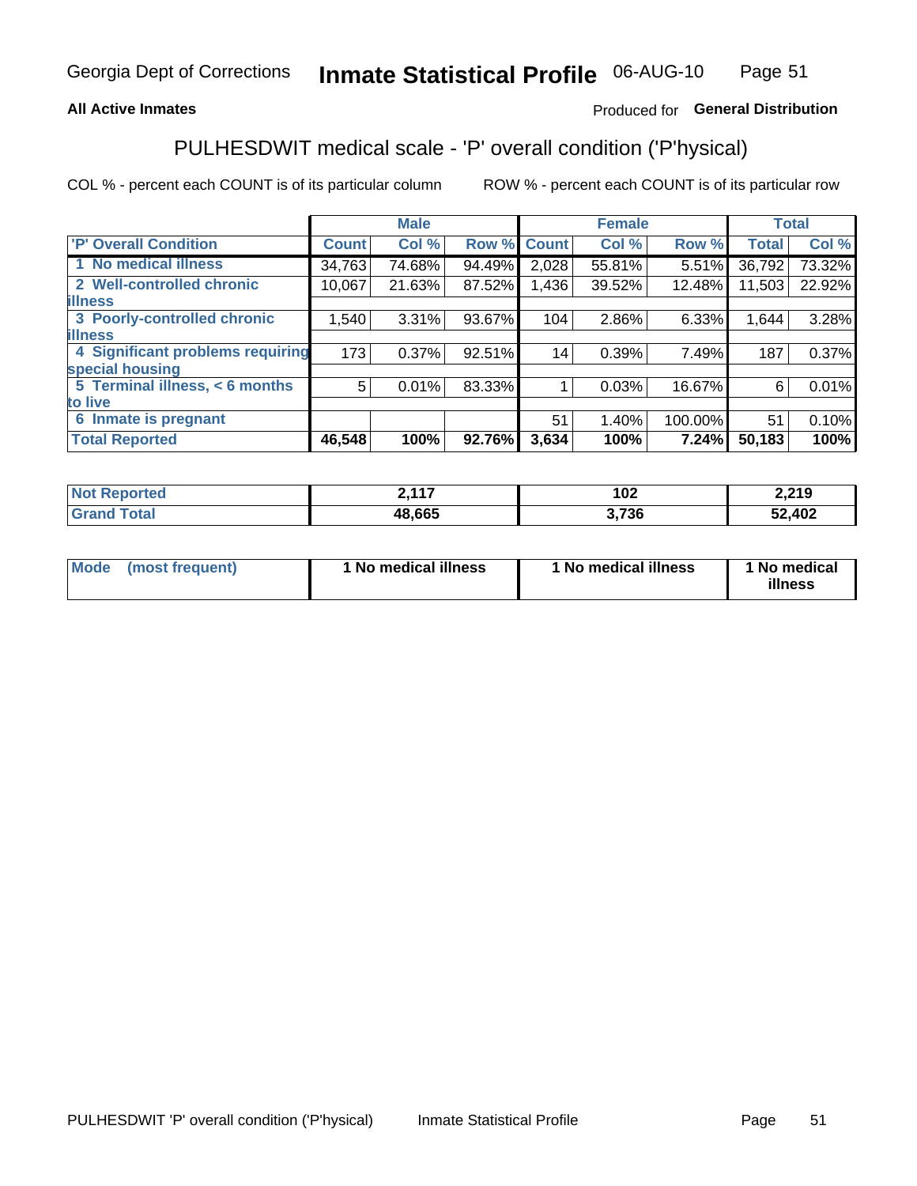**All Active Inmates**

Produced for **General Distribution**

## PULHESDWIT medical scale - 'P' overall condition ('P'hysical)

COL % - percent each COUNT is of its particular column

ROW % - percent each COUNT is of its particular row

| | Male | | | Female | | | Total | |
|---|---|---|---|---|---|---|---|---|
| **'P' Overall Condition** | **Count** | **Col %** | **Row %** | **Count** | **Col %** | **Row %** | **Total** | **Col %** |
| **1 No medical illness** | 34,763 | 74.68% | 94.49% | 2,028 | 55.81% | 5.51% | 36,792 | 73.32% |
| **2 Well-controlled chronic illness** | 10,067 | 21.63% | 87.52% | 1,436 | 39.52% | 12.48% | 11,503 | 22.92% |
| **3 Poorly-controlled chronic illness** | 1,540 | 3.31% | 93.67% | 104 | 2.86% | 6.33% | 1,644 | 3.28% |
| **4 Significant problems requiring special housing** | 173 | 0.37% | 92.51% | 14 | 0.39% | 7.49% | 187 | 0.37% |
| **5 Terminal illness, < 6 months to live** | 5 | 0.01% | 83.33% | 1 | 0.03% | 16.67% | 6 | 0.01% |
| **6 Inmate is pregnant** | | | | 51 | 1.40% | 100.00% | 51 | 0.10% |
| **Total Reported** | **46,548** | **100%** | **92.76%** | **3,634** | **100%** | **7.24%** | **50,183** | **100%** |

| | Male | Female | Total |
|---|---|---|---|
| **Not Reported** | **2,117** | **102** | **2,219** |
| **Grand Total** | **48,665** | **3,736** | **52,402** |

| | Male | Female | Total |
|---|---|---|---|
| **Mode (most frequent)** | **1 No medical illness** | **1 No medical illness** | **1 No medical illness** |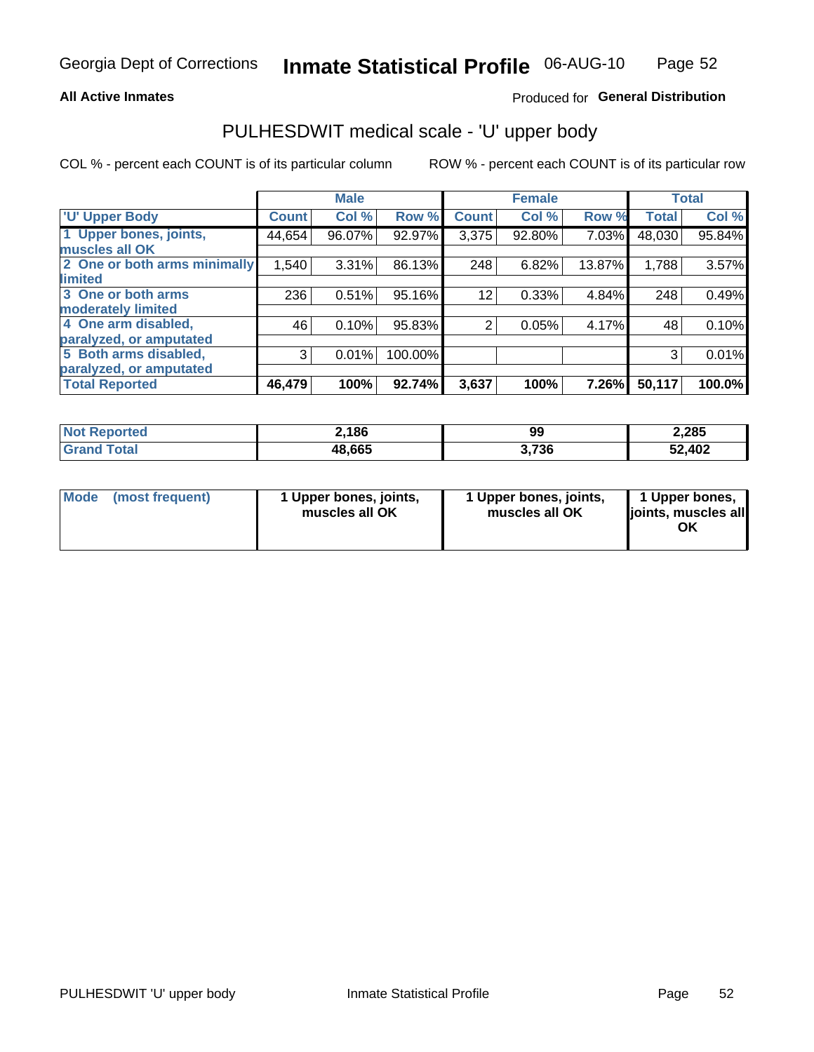Georgia Dept of Corrections **Inmate Statistical Profile** 06-AUG-10

**All Active Inmates**

Produced for **General Distribution**

## PULHESDWIT medical scale - 'U' upper body

COL % - percent each COUNT is of its particular column

ROW % - percent each COUNT is of its particular row

| | Male | | | Female | | | Total | |
|---|---|---|---|---|---|---|---|---|
| 'U' Upper Body | Count | Col % | Row % | Count | Col % | Row % | Total | Col % |
| 1 Upper bones, joints, muscles all OK | 44,654 | 96.07% | 92.97% | 3,375 | 92.80% | 7.03% | 48,030 | 95.84% |
| 2 One or both arms minimally limited | 1,540 | 3.31% | 86.13% | 248 | 6.82% | 13.87% | 1,788 | 3.57% |
| 3 One or both arms moderately limited | 236 | 0.51% | 95.16% | 12 | 0.33% | 4.84% | 248 | 0.49% |
| 4 One arm disabled, paralyzed, or amputated | 46 | 0.10% | 95.83% | 2 | 0.05% | 4.17% | 48 | 0.10% |
| 5 Both arms disabled, paralyzed, or amputated | 3 | 0.01% | 100.00% | | | | 3 | 0.01% |
| **Total Reported** | **46,479** | **100%** | **92.74%** | **3,637** | **100%** | **7.26%** | **50,117** | **100.0%** |

| | Male | Female | Total |
|---|---|---|---|
| Not Reported | 2,186 | 99 | 2,285 |
| Grand Total | 48,665 | 3,736 | 52,402 |

| | Male | Female | Total |
|---|---|---|---|
| Mode (most frequent) | 1 Upper bones, joints, muscles all OK | 1 Upper bones, joints, muscles all OK | 1 Upper bones, joints, muscles all OK |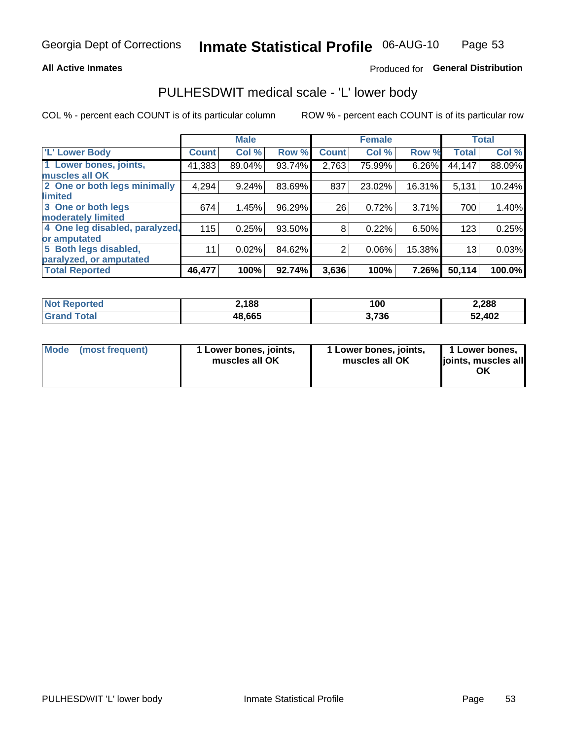Georgia Dept of Corrections **Inmate Statistical Profile** 06-AUG-10

**All Active Inmates** Produced for **General Distribution**

## PULHESDWIT medical scale - 'L' lower body

COL % - percent each COUNT is of its particular column ROW % - percent each COUNT is of its particular row

| | Male | | | Female | | | Total | |
|---|---|---|---|---|---|---|---|---|
| 'L' Lower Body | Count | Col % | Row % | Count | Col % | Row % | Total | Col % |
| 1 Lower bones, joints, muscles all OK | 41,383 | 89.04% | 93.74% | 2,763 | 75.99% | 6.26% | 44,147 | 88.09% |
| 2 One or both legs minimally limited | 4,294 | 9.24% | 83.69% | 837 | 23.02% | 16.31% | 5,131 | 10.24% |
| 3 One or both legs moderately limited | 674 | 1.45% | 96.29% | 26 | 0.72% | 3.71% | 700 | 1.40% |
| 4 One leg disabled, paralyzed, or amputated | 115 | 0.25% | 93.50% | 8 | 0.22% | 6.50% | 123 | 0.25% |
| 5 Both legs disabled, paralyzed, or amputated | 11 | 0.02% | 84.62% | 2 | 0.06% | 15.38% | 13 | 0.03% |
| **Total Reported** | **46,477** | **100%** | **92.74%** | **3,636** | **100%** | **7.26%** | **50,114** | **100.0%** |

| | Male | Female | Total |
|---|---|---|---|
| Not Reported | 2,188 | 100 | 2,288 |
| Grand Total | 48,665 | 3,736 | 52,402 |

| | Male | Female | Total |
|---|---|---|---|
| Mode (most frequent) | 1 Lower bones, joints, muscles all OK | 1 Lower bones, joints, muscles all OK | 1 Lower bones, joints, muscles all OK |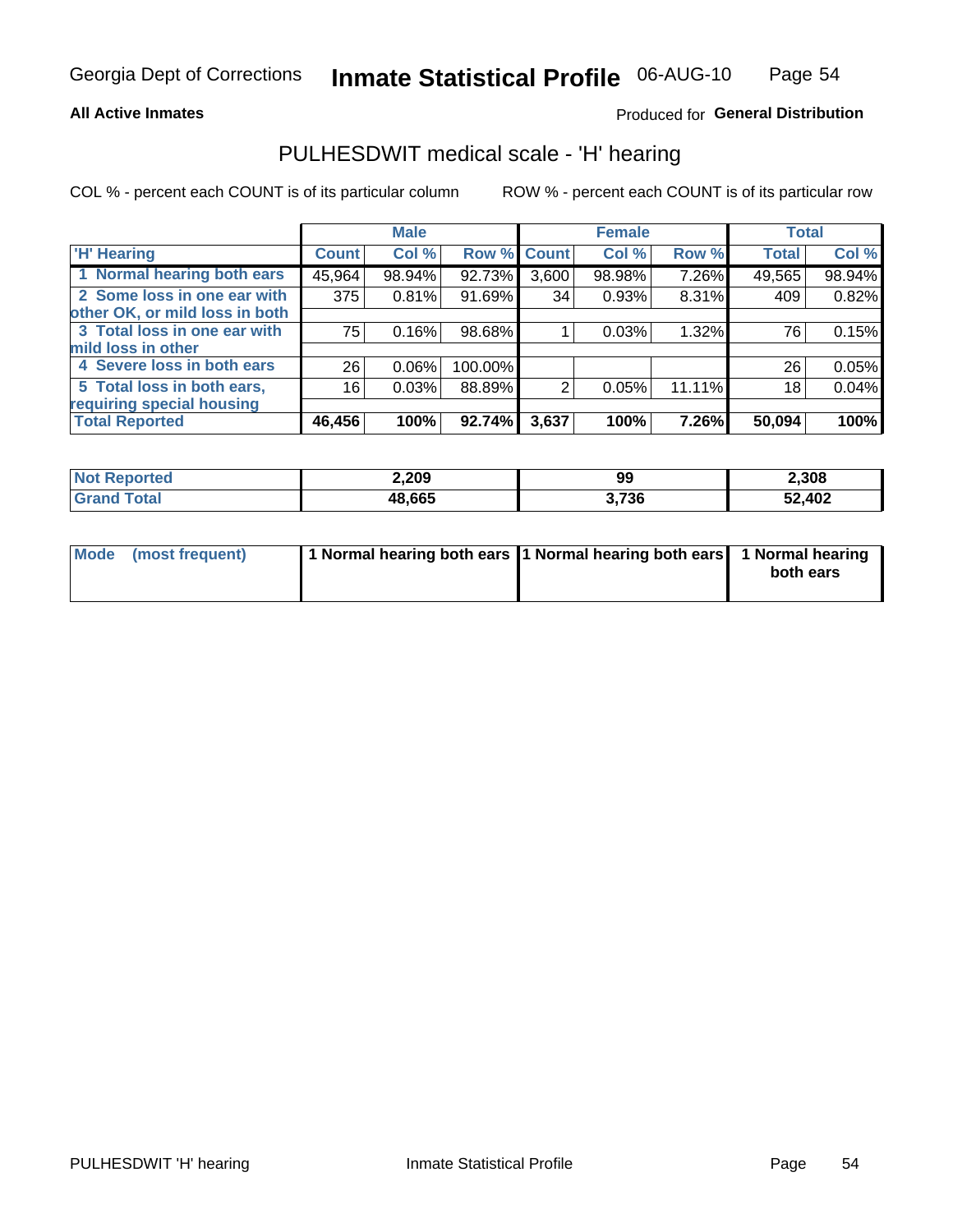Georgia Dept of Corrections **Inmate Statistical Profile** 06-AUG-10

**All Active Inmates**

Produced for **General Distribution**

## PULHESDWIT medical scale - 'H' hearing

COL % - percent each COUNT is of its particular column

ROW % - percent each COUNT is of its particular row

| | Male | | | Female | | | Total | |
|---|---|---|---|---|---|---|---|---|
| **'H' Hearing** | **Count** | **Col %** | **Row %** | **Count** | **Col %** | **Row %** | **Total** | **Col %** |
| **1 Normal hearing both ears** | 45,964 | 98.94% | 92.73% | 3,600 | 98.98% | 7.26% | 49,565 | 98.94% |
| **2 Some loss in one ear with other OK, or mild loss in both** | 375 | 0.81% | 91.69% | 34 | 0.93% | 8.31% | 409 | 0.82% |
| **3 Total loss in one ear with mild loss in other** | 75 | 0.16% | 98.68% | 1 | 0.03% | 1.32% | 76 | 0.15% |
| **4 Severe loss in both ears** | 26 | 0.06% | 100.00% | | | | 26 | 0.05% |
| **5 Total loss in both ears, requiring special housing** | 16 | 0.03% | 88.89% | 2 | 0.05% | 11.11% | 18 | 0.04% |
| **Total Reported** | **46,456** | **100%** | **92.74%** | **3,637** | **100%** | **7.26%** | **50,094** | **100%** |

| | Male | Female | Total |
|---|---|---|---|
| **Not Reported** | **2,209** | **99** | **2,308** |
| **Grand Total** | **48,665** | **3,736** | **52,402** |

| | Male | Female | Total |
|---|---|---|---|
| **Mode (most frequent)** | **1 Normal hearing both ears** | **1 Normal hearing both ears** | **1 Normal hearing both ears** |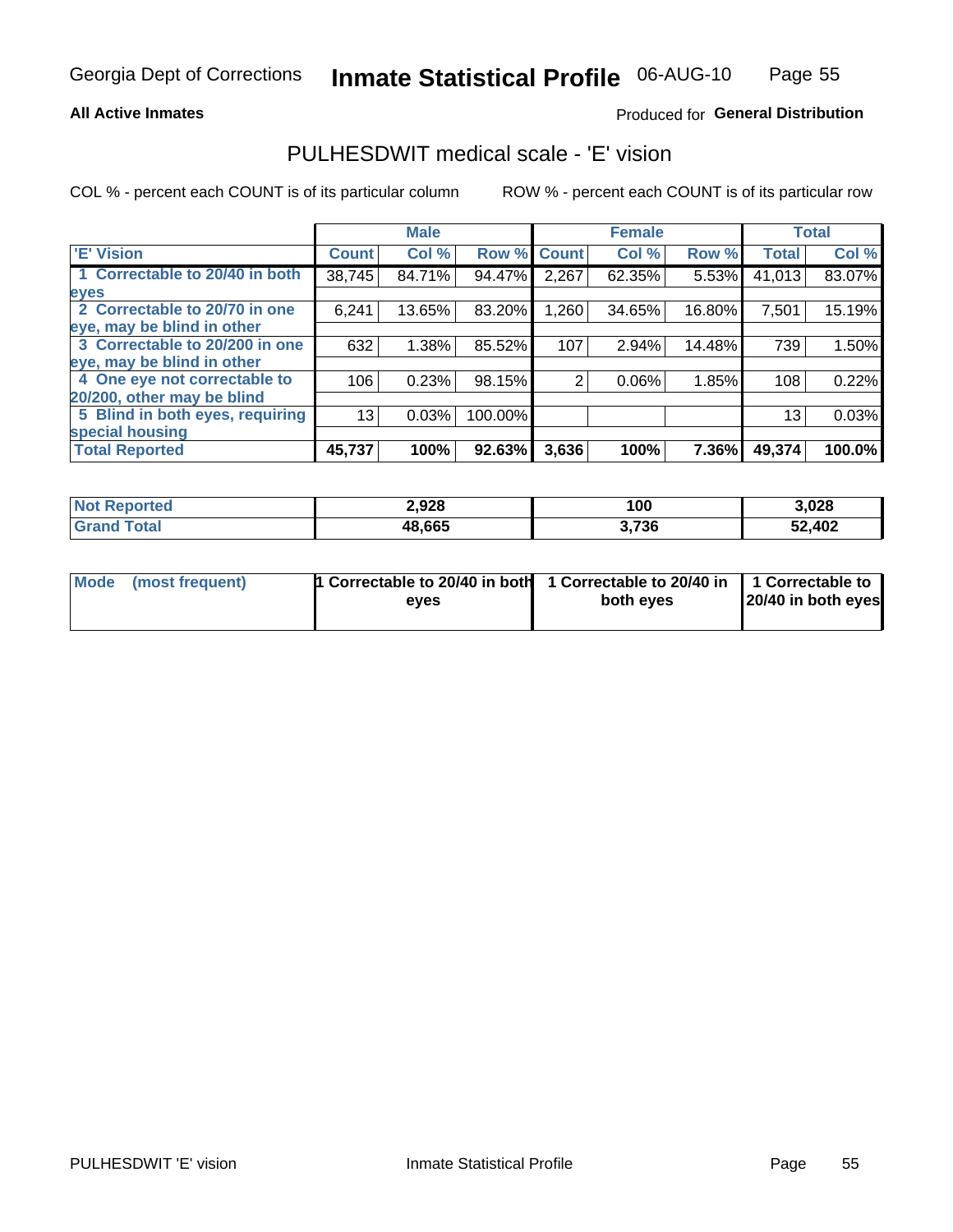Georgia Dept of Corrections **Inmate Statistical Profile** 06-AUG-10

**All Active Inmates**

Produced for **General Distribution**

## PULHESDWIT medical scale - 'E' vision

COL % - percent each COUNT is of its particular column ROW % - percent each COUNT is of its particular row

| | Male | | | Female | | | Total | |
|---|---|---|---|---|---|---|---|---|
| **'E' Vision** | **Count** | **Col %** | **Row %** | **Count** | **Col %** | **Row %** | **Total** | **Col %** |
| **1 Correctable to 20/40 in both eyes** | 38,745 | 84.71% | 94.47% | 2,267 | 62.35% | 5.53% | 41,013 | 83.07% |
| **2 Correctable to 20/70 in one eye, may be blind in other** | 6,241 | 13.65% | 83.20% | 1,260 | 34.65% | 16.80% | 7,501 | 15.19% |
| **3 Correctable to 20/200 in one eye, may be blind in other** | 632 | 1.38% | 85.52% | 107 | 2.94% | 14.48% | 739 | 1.50% |
| **4 One eye not correctable to 20/200, other may be blind** | 106 | 0.23% | 98.15% | 2 | 0.06% | 1.85% | 108 | 0.22% |
| **5 Blind in both eyes, requiring special housing** | 13 | 0.03% | 100.00% | | | | 13 | 0.03% |
| **Total Reported** | **45,737** | **100%** | **92.63%** | **3,636** | **100%** | **7.36%** | **49,374** | **100.0%** |

| | Male | Female | Total |
|---|---|---|---|
| **Not Reported** | **2,928** | **100** | **3,028** |
| **Grand Total** | **48,665** | **3,736** | **52,402** |

| | Male | Female | Total |
|---|---|---|---|
| **Mode (most frequent)** | **1 Correctable to 20/40 in both eyes** | **1 Correctable to 20/40 in both eyes** | **1 Correctable to 20/40 in both eyes** |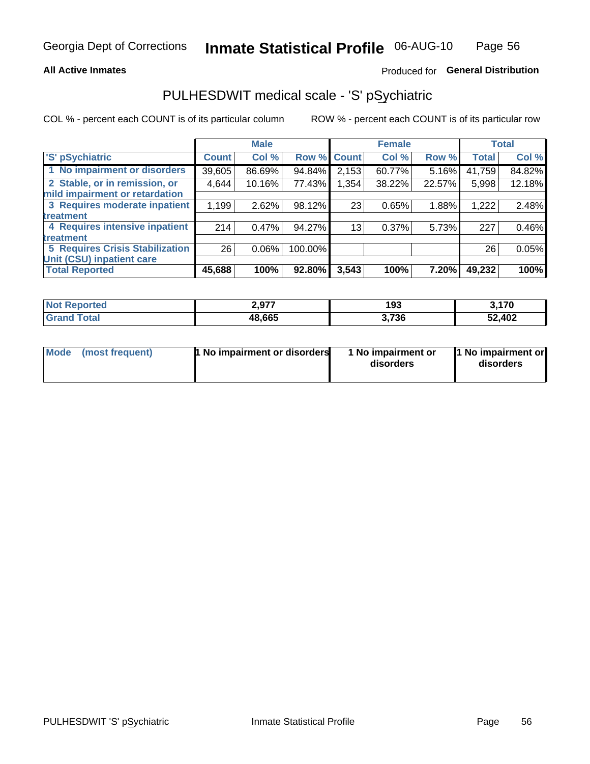Georgia Dept of Corrections **Inmate Statistical Profile** 06-AUG-10

**All Active Inmates** Produced for **General Distribution**

## PULHESDWIT medical scale - 'S' pSychiatric

COL % - percent each COUNT is of its particular column ROW % - percent each COUNT is of its particular row

| | Male | | | Female | | | Total | |
|---|---|---|---|---|---|---|---|---|
| 'S' pSychiatric | Count | Col % | Row % | Count | Col % | Row % | Total | Col % |
| 1 No impairment or disorders | 39,605 | 86.69% | 94.84% | 2,153 | 60.77% | 5.16% | 41,759 | 84.82% |
| 2 Stable, or in remission, or mild impairment or retardation | 4,644 | 10.16% | 77.43% | 1,354 | 38.22% | 22.57% | 5,998 | 12.18% |
| 3 Requires moderate inpatient treatment | 1,199 | 2.62% | 98.12% | 23 | 0.65% | 1.88% | 1,222 | 2.48% |
| 4 Requires intensive inpatient treatment | 214 | 0.47% | 94.27% | 13 | 0.37% | 5.73% | 227 | 0.46% |
| 5 Requires Crisis Stabilization Unit (CSU) inpatient care | 26 | 0.06% | 100.00% | | | | 26 | 0.05% |
| **Total Reported** | **45,688** | **100%** | **92.80%** | **3,543** | **100%** | **7.20%** | **49,232** | **100%** |

| | Male | Female | Total |
|---|---|---|---|
| Not Reported | 2,977 | 193 | 3,170 |
| Grand Total | 48,665 | 3,736 | 52,402 |

| | Male | Female | Total |
|---|---|---|---|
| Mode (most frequent) | 1 No impairment or disorders | 1 No impairment or disorders | 1 No impairment or disorders |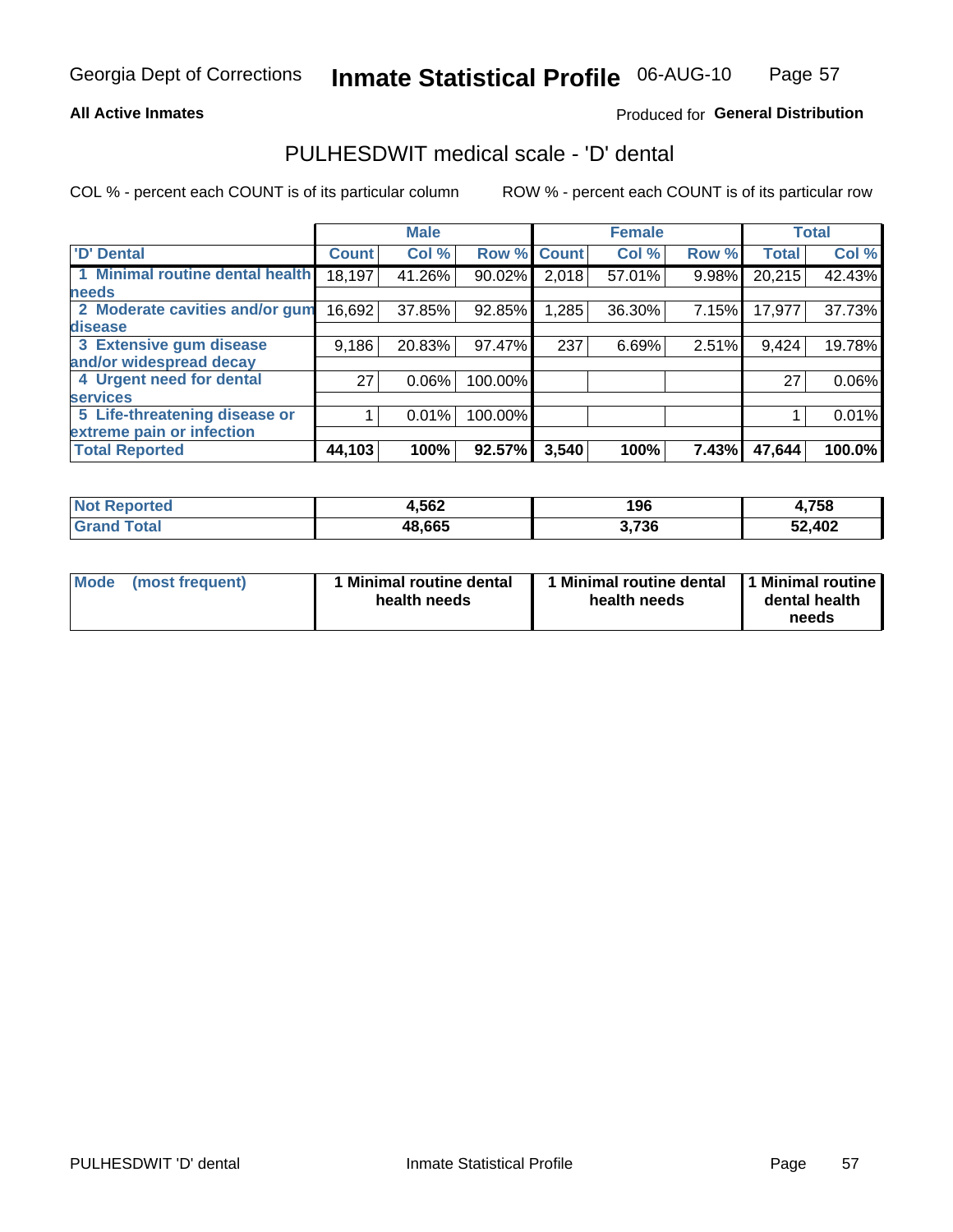Georgia Dept of Corrections **Inmate Statistical Profile** 06-AUG-10

**All Active Inmates** Produced for **General Distribution**

## PULHESDWIT medical scale - 'D' dental

COL % - percent each COUNT is of its particular column ROW % - percent each COUNT is of its particular row

| 'D' Dental | Male | | | Female | | | Total | |
|---|---|---|---|---|---|---|---|---|
| | Count | Col % | Row % | Count | Col % | Row % | Total | Col % |
| 1 Minimal routine dental health needs | 18,197 | 41.26% | 90.02% | 2,018 | 57.01% | 9.98% | 20,215 | 42.43% |
| 2 Moderate cavities and/or gum disease | 16,692 | 37.85% | 92.85% | 1,285 | 36.30% | 7.15% | 17,977 | 37.73% |
| 3 Extensive gum disease and/or widespread decay | 9,186 | 20.83% | 97.47% | 237 | 6.69% | 2.51% | 9,424 | 19.78% |
| 4 Urgent need for dental services | 27 | 0.06% | 100.00% | | | | 27 | 0.06% |
| 5 Life-threatening disease or extreme pain or infection | 1 | 0.01% | 100.00% | | | | 1 | 0.01% |
| **Total Reported** | **44,103** | **100%** | **92.57%** | **3,540** | **100%** | **7.43%** | **47,644** | **100.0%** |

| | Male | Female | Total |
|---|---|---|---|
| **Not Reported** | **4,562** | **196** | **4,758** |
| **Grand Total** | **48,665** | **3,736** | **52,402** |

| Mode (most frequent) | Male | Female | Total |
|---|---|---|---|
| | **1 Minimal routine dental health needs** | **1 Minimal routine dental health needs** | **1 Minimal routine dental health needs** |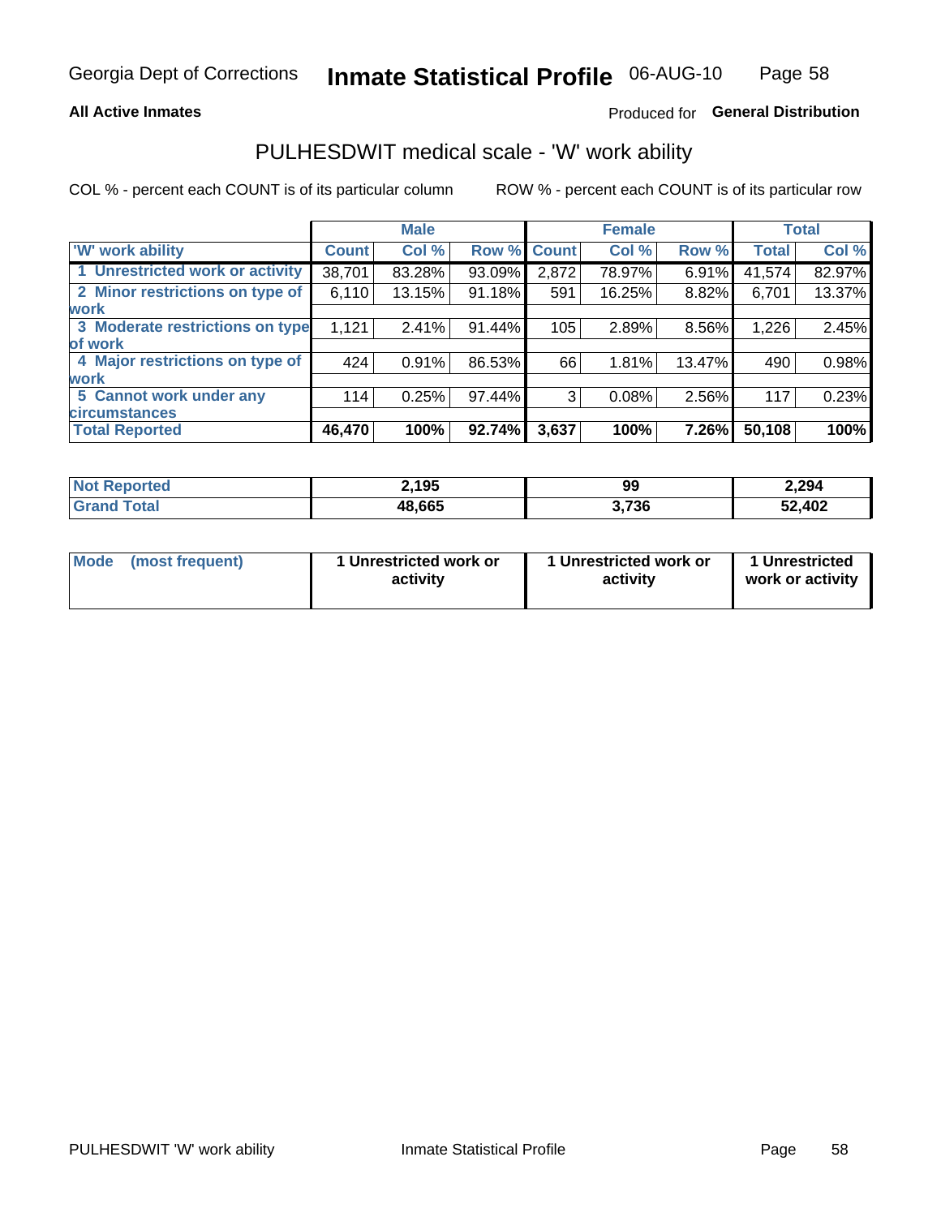Georgia Dept of Corrections **Inmate Statistical Profile** 06-AUG-10

**All Active Inmates**

Produced for **General Distribution**

## PULHESDWIT medical scale - 'W' work ability

COL % - percent each COUNT is of its particular column ROW % - percent each COUNT is of its particular row

| | Male | | | Female | | | Total | |
|---|---|---|---|---|---|---|---|---|
| 'W' work ability | Count | Col % | Row % | Count | Col % | Row % | Total | Col % |
| 1 Unrestricted work or activity | 38,701 | 83.28% | 93.09% | 2,872 | 78.97% | 6.91% | 41,574 | 82.97% |
| 2 Minor restrictions on type of work | 6,110 | 13.15% | 91.18% | 591 | 16.25% | 8.82% | 6,701 | 13.37% |
| 3 Moderate restrictions on type of work | 1,121 | 2.41% | 91.44% | 105 | 2.89% | 8.56% | 1,226 | 2.45% |
| 4 Major restrictions on type of work | 424 | 0.91% | 86.53% | 66 | 1.81% | 13.47% | 490 | 0.98% |
| 5 Cannot work under any circumstances | 114 | 0.25% | 97.44% | 3 | 0.08% | 2.56% | 117 | 0.23% |
| **Total Reported** | **46,470** | **100%** | **92.74%** | **3,637** | **100%** | **7.26%** | **50,108** | **100%** |

| | Male | Female | Total |
|---|---|---|---|
| Not Reported | 2,195 | 99 | 2,294 |
| Grand Total | 48,665 | 3,736 | 52,402 |

| | Male | Female | Total |
|---|---|---|---|
| Mode (most frequent) | 1 Unrestricted work or activity | 1 Unrestricted work or activity | 1 Unrestricted work or activity |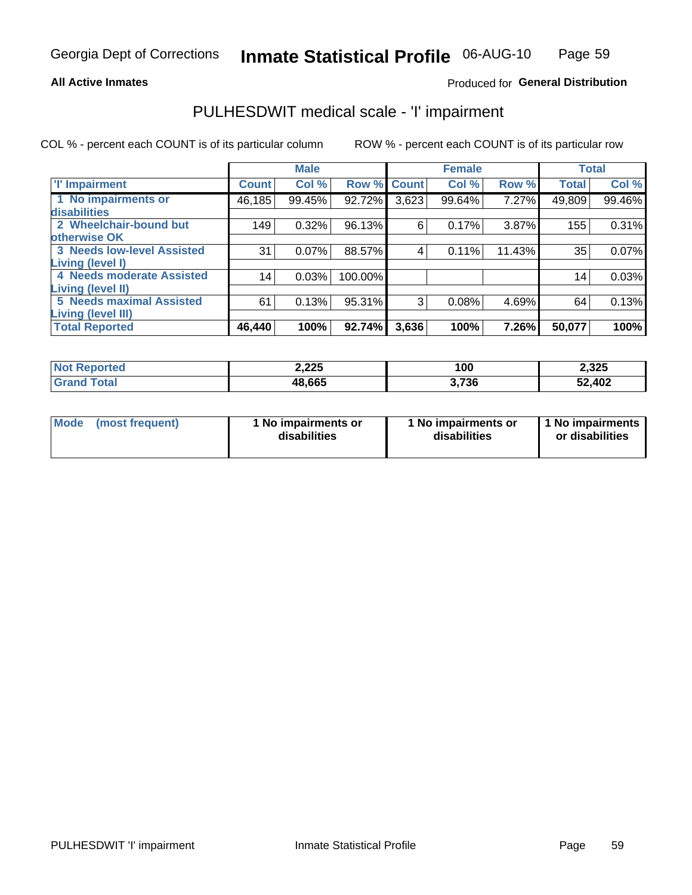**All Active Inmates**

Produced for **General Distribution**

## PULHESDWIT medical scale - 'I' impairment

COL % - percent each COUNT is of its particular column

ROW % - percent each COUNT is of its particular row

| | Male | | | Female | | | Total | |
|---|---|---|---|---|---|---|---|---|
| 'I' Impairment | Count | Col % | Row % | Count | Col % | Row % | Total | Col % |
| 1 No impairments or disabilities | 46,185 | 99.45% | 92.72% | 3,623 | 99.64% | 7.27% | 49,809 | 99.46% |
| 2 Wheelchair-bound but otherwise OK | 149 | 0.32% | 96.13% | 6 | 0.17% | 3.87% | 155 | 0.31% |
| 3 Needs low-level Assisted Living (level I) | 31 | 0.07% | 88.57% | 4 | 0.11% | 11.43% | 35 | 0.07% |
| 4 Needs moderate Assisted Living (level II) | 14 | 0.03% | 100.00% | | | | 14 | 0.03% |
| 5 Needs maximal Assisted Living (level III) | 61 | 0.13% | 95.31% | 3 | 0.08% | 4.69% | 64 | 0.13% |
| **Total Reported** | **46,440** | **100%** | **92.74%** | **3,636** | **100%** | **7.26%** | **50,077** | **100%** |

| | Male | Female | Total |
|---|---|---|---|
| Not Reported | 2,225 | 100 | 2,325 |
| Grand Total | 48,665 | 3,736 | 52,402 |

| Mode (most frequent) | Male | Female | Total |
|---|---|---|---|
| | 1 No impairments or disabilities | 1 No impairments or disabilities | 1 No impairments or disabilities |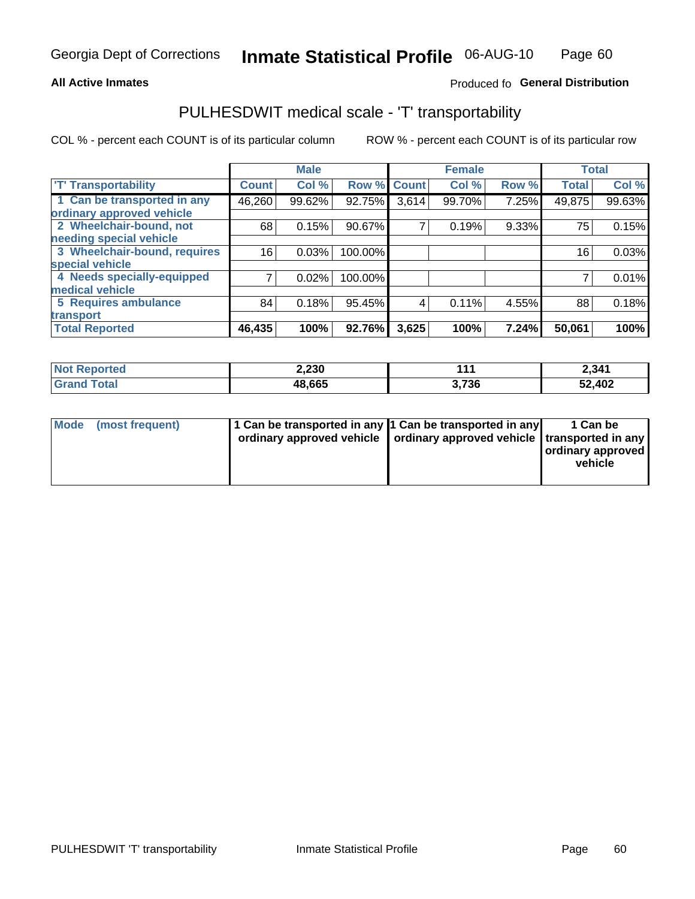Georgia Dept of Corrections **Inmate Statistical Profile** 06-AUG-10

**All Active Inmates**

Produced fo **General Distribution**

## PULHESDWIT medical scale - 'T' transportability

COL % - percent each COUNT is of its particular column

ROW % - percent each COUNT is of its particular row

| | Male | | | Female | | | Total | |
|---|---|---|---|---|---|---|---|---|
| 'T' Transportability | Count | Col % | Row % | Count | Col % | Row % | Total | Col % |
| 1 Can be transported in any ordinary approved vehicle | 46,260 | 99.62% | 92.75% | 3,614 | 99.70% | 7.25% | 49,875 | 99.63% |
| 2 Wheelchair-bound, not needing special vehicle | 68 | 0.15% | 90.67% | 7 | 0.19% | 9.33% | 75 | 0.15% |
| 3 Wheelchair-bound, requires special vehicle | 16 | 0.03% | 100.00% | | | | 16 | 0.03% |
| 4 Needs specially-equipped medical vehicle | 7 | 0.02% | 100.00% | | | | 7 | 0.01% |
| 5 Requires ambulance transport | 84 | 0.18% | 95.45% | 4 | 0.11% | 4.55% | 88 | 0.18% |
| **Total Reported** | **46,435** | **100%** | **92.76%** | **3,625** | **100%** | **7.24%** | **50,061** | **100%** |

| | Male | Female | Total |
|---|---|---|---|
| **Not Reported** | **2,230** | **111** | **2,341** |
| **Grand Total** | **48,665** | **3,736** | **52,402** |

| | Male | Female | Total |
|---|---|---|---|
| **Mode (most frequent)** | **1 Can be transported in any ordinary approved vehicle** | **1 Can be transported in any ordinary approved vehicle** | **1 Can be transported in any ordinary approved vehicle** |

PULHESDWIT 'T' transportability Inmate Statistical Profile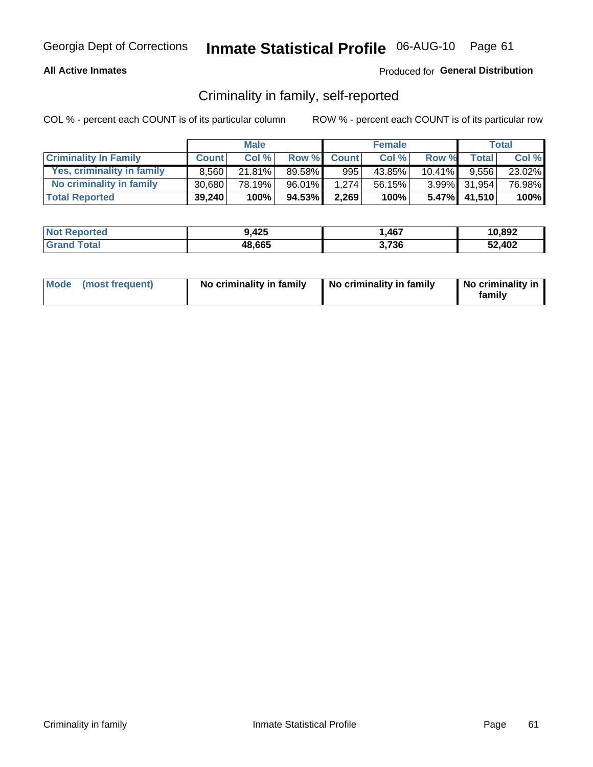Georgia Dept of Corrections **Inmate Statistical Profile** 06-AUG-10

**All Active Inmates** Produced for **General Distribution**

## Criminality in family, self-reported

COL % - percent each COUNT is of its particular column ROW % - percent each COUNT is of its particular row

| | Male | | | Female | | | Total | |
|---|---|---|---|---|---|---|---|---|
| **Criminality In Family** | **Count** | **Col %** | **Row %** | **Count** | **Col %** | **Row %** | **Total** | **Col %** |
| Yes, criminality in family | 8,560 | 21.81% | 89.58% | 995 | 43.85% | 10.41% | 9,556 | 23.02% |
| No criminality in family | 30,680 | 78.19% | 96.01% | 1,274 | 56.15% | 3.99% | 31,954 | 76.98% |
| **Total Reported** | **39,240** | **100%** | **94.53%** | **2,269** | **100%** | **5.47%** | **41,510** | **100%** |

| | Male | Female | Total |
|---|---|---|---|
| Not Reported | 9,425 | 1,467 | 10,892 |
| Grand Total | 48,665 | 3,736 | 52,402 |

| | Male | Female | Total |
|---|---|---|---|
| Mode (most frequent) | No criminality in family | No criminality in family | No criminality in family |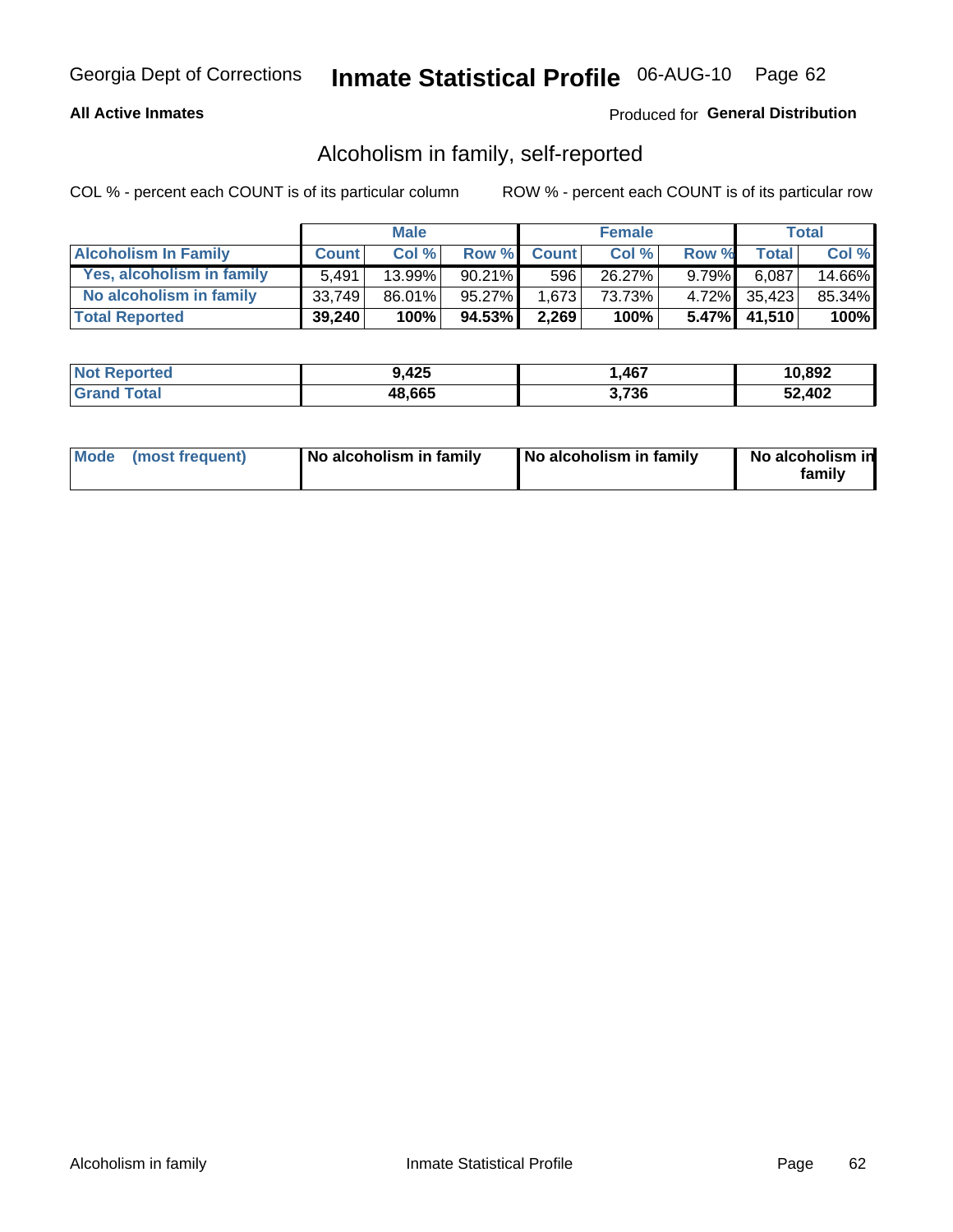Georgia Dept of Corrections **Inmate Statistical Profile** 06-AUG-10

**All Active Inmates**

Produced for **General Distribution**

## Alcoholism in family, self-reported

COL % - percent each COUNT is of its particular column

ROW % - percent each COUNT is of its particular row

| | Male | | | Female | | | Total | |
|---|---|---|---|---|---|---|---|---|
| **Alcoholism In Family** | **Count** | **Col %** | **Row %** | **Count** | **Col %** | **Row %** | **Total** | **Col %** |
| **Yes, alcoholism in family** | 5,491 | 13.99% | 90.21% | 596 | 26.27% | 9.79% | 6,087 | 14.66% |
| **No alcoholism in family** | 33,749 | 86.01% | 95.27% | 1,673 | 73.73% | 4.72% | 35,423 | 85.34% |
| **Total Reported** | **39,240** | **100%** | **94.53%** | **2,269** | **100%** | **5.47%** | **41,510** | **100%** |

| | Male | Female | Total |
|---|---|---|---|
| **Not Reported** | **9,425** | **1,467** | **10,892** |
| **Grand Total** | **48,665** | **3,736** | **52,402** |

| | Male | Female | Total |
|---|---|---|---|
| **Mode (most frequent)** | **No alcoholism in family** | **No alcoholism in family** | **No alcoholism in family** |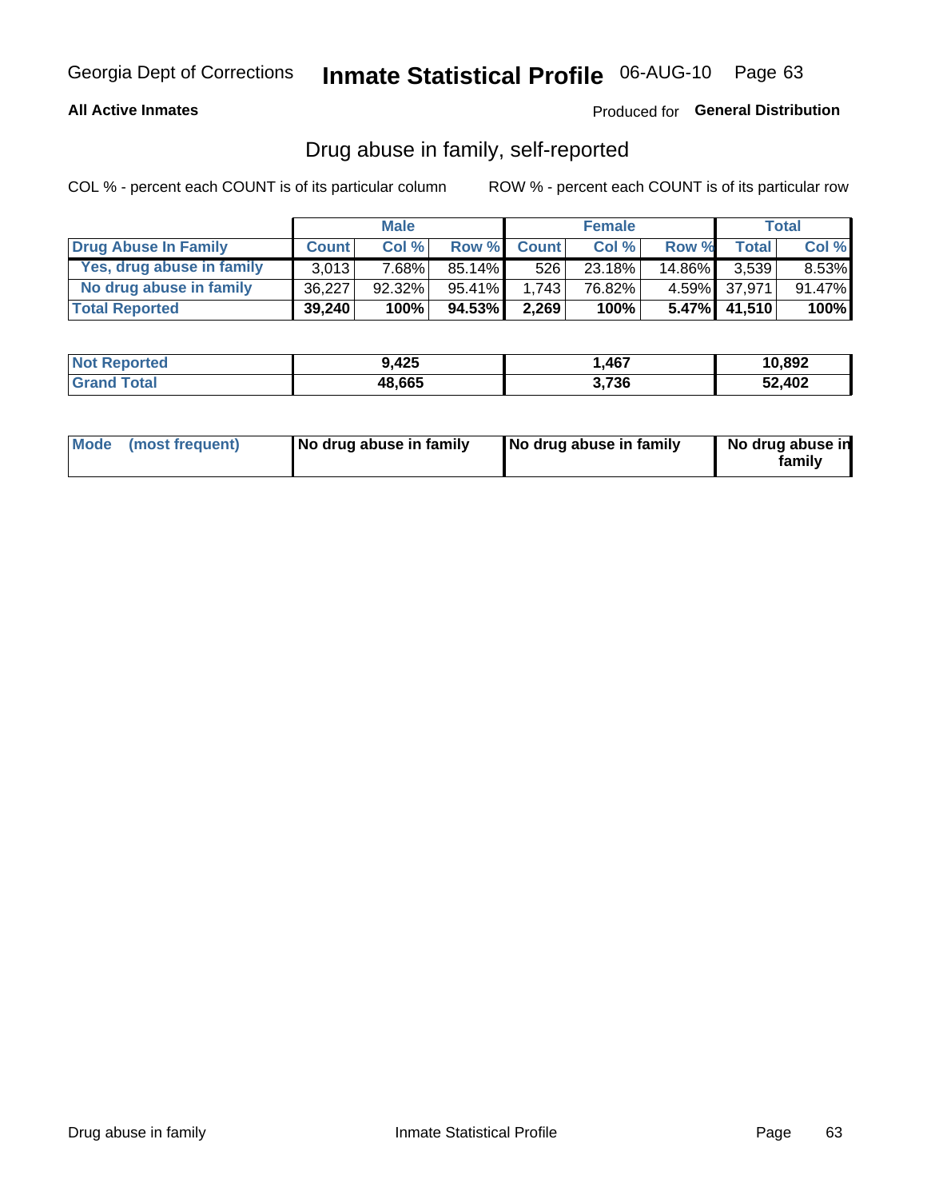Georgia Dept of Corrections **Inmate Statistical Profile** 06-AUG-10

**All Active Inmates**

Produced for **General Distribution**

## Drug abuse in family, self-reported

COL % - percent each COUNT is of its particular column ROW % - percent each COUNT is of its particular row

| | Male | | | Female | | | Total | |
|---|---|---|---|---|---|---|---|---|
| **Drug Abuse In Family** | **Count** | **Col %** | **Row %** | **Count** | **Col %** | **Row %** | **Total** | **Col %** |
| Yes, drug abuse in family | 3,013 | 7.68% | 85.14% | 526 | 23.18% | 14.86% | 3,539 | 8.53% |
| No drug abuse in family | 36,227 | 92.32% | 95.41% | 1,743 | 76.82% | 4.59% | 37,971 | 91.47% |
| **Total Reported** | **39,240** | **100%** | **94.53%** | **2,269** | **100%** | **5.47%** | **41,510** | **100%** |

| | Male | Female | Total |
|---|---|---|---|
| **Not Reported** | **9,425** | **1,467** | **10,892** |
| **Grand Total** | **48,665** | **3,736** | **52,402** |

| | Male | Female | Total |
|---|---|---|---|
| **Mode (most frequent)** | **No drug abuse in family** | **No drug abuse in family** | **No drug abuse in family** |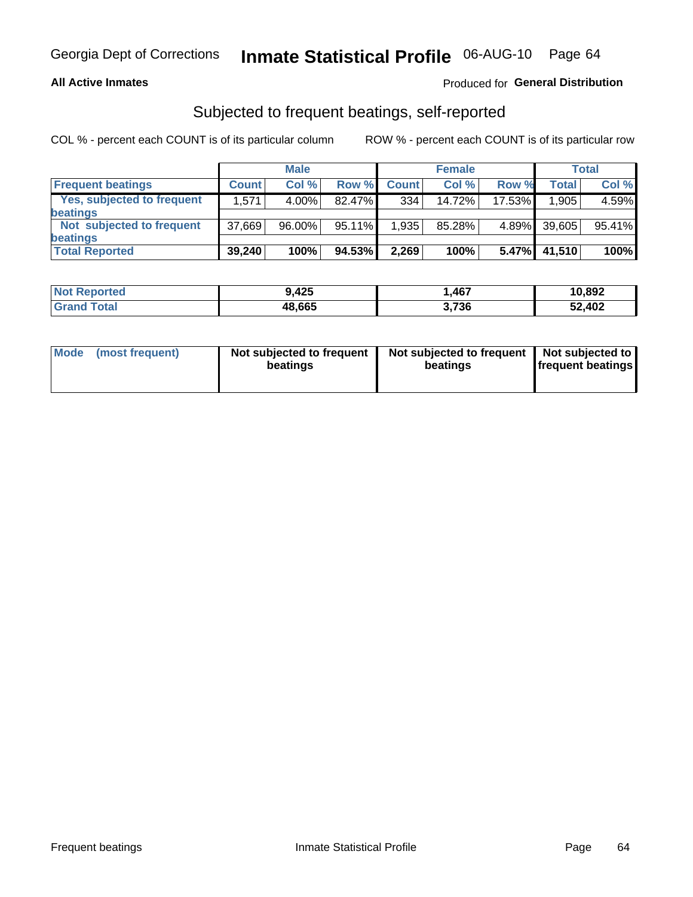Georgia Dept of Corrections **Inmate Statistical Profile** 06-AUG-10

**All Active Inmates**

Produced for **General Distribution**

## Subjected to frequent beatings, self-reported

COL % - percent each COUNT is of its particular column ROW % - percent each COUNT is of its particular row

| | Male | | | Female | | | Total | |
|---|---|---|---|---|---|---|---|---|
| **Frequent beatings** | **Count** | **Col %** | **Row %** | **Count** | **Col %** | **Row %** | **Total** | **Col %** |
| Yes, subjected to frequent beatings | 1,571 | 4.00% | 82.47% | 334 | 14.72% | 17.53% | 1,905 | 4.59% |
| Not subjected to frequent beatings | 37,669 | 96.00% | 95.11% | 1,935 | 85.28% | 4.89% | 39,605 | 95.41% |
| **Total Reported** | **39,240** | **100%** | **94.53%** | **2,269** | **100%** | **5.47%** | **41,510** | **100%** |

| | Male | Female | Total |
|---|---|---|---|
| **Not Reported** | **9,425** | **1,467** | **10,892** |
| **Grand Total** | **48,665** | **3,736** | **52,402** |

| | Male | Female | Total |
|---|---|---|---|
| **Mode (most frequent)** | **Not subjected to frequent beatings** | **Not subjected to frequent beatings** | **Not subjected to frequent beatings** |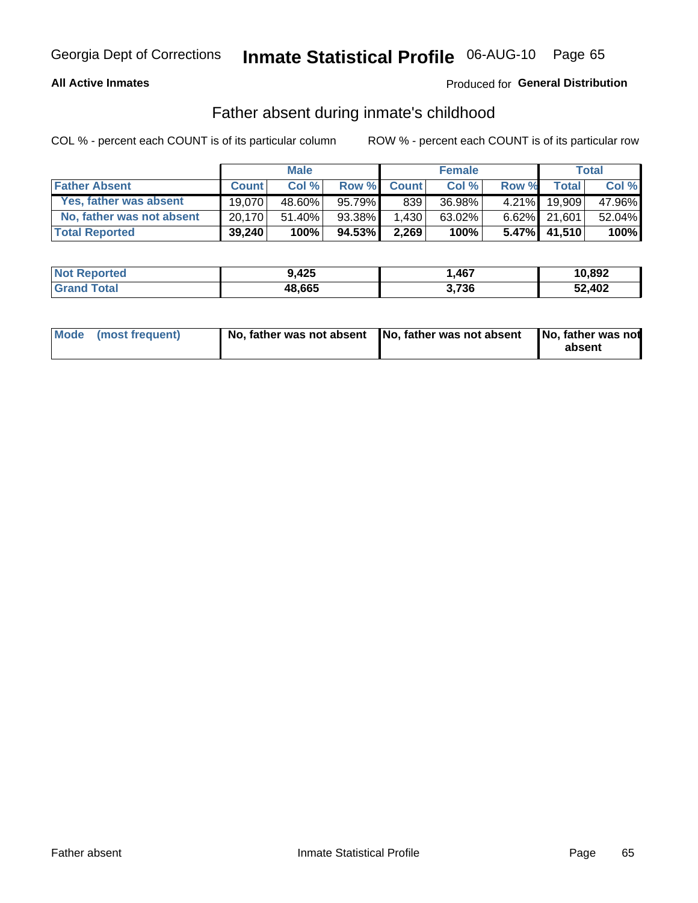Georgia Dept of Corrections **Inmate Statistical Profile** 06-AUG-10 Page 65

**All Active Inmates**

Produced for **General Distribution**

## Father absent during inmate's childhood

COL % - percent each COUNT is of its particular column

ROW % - percent each COUNT is of its particular row

| | Male | | | Female | | | Total | |
|---|---|---|---|---|---|---|---|---|
| **Father Absent** | **Count** | **Col %** | **Row %** | **Count** | **Col %** | **Row %** | **Total** | **Col %** |
| **Yes, father was absent** | 19,070 | 48.60% | 95.79% | 839 | 36.98% | 4.21% | 19,909 | 47.96% |
| **No, father was not absent** | 20,170 | 51.40% | 93.38% | 1,430 | 63.02% | 6.62% | 21,601 | 52.04% |
| **Total Reported** | **39,240** | **100%** | **94.53%** | **2,269** | **100%** | **5.47%** | **41,510** | **100%** |

| | Male | Female | Total |
|---|---|---|---|
| **Not Reported** | **9,425** | **1,467** | **10,892** |
| **Grand Total** | **48,665** | **3,736** | **52,402** |

| | Male | Female | Total |
|---|---|---|---|
| **Mode (most frequent)** | **No, father was not absent** | **No, father was not absent** | **No, father was not absent** |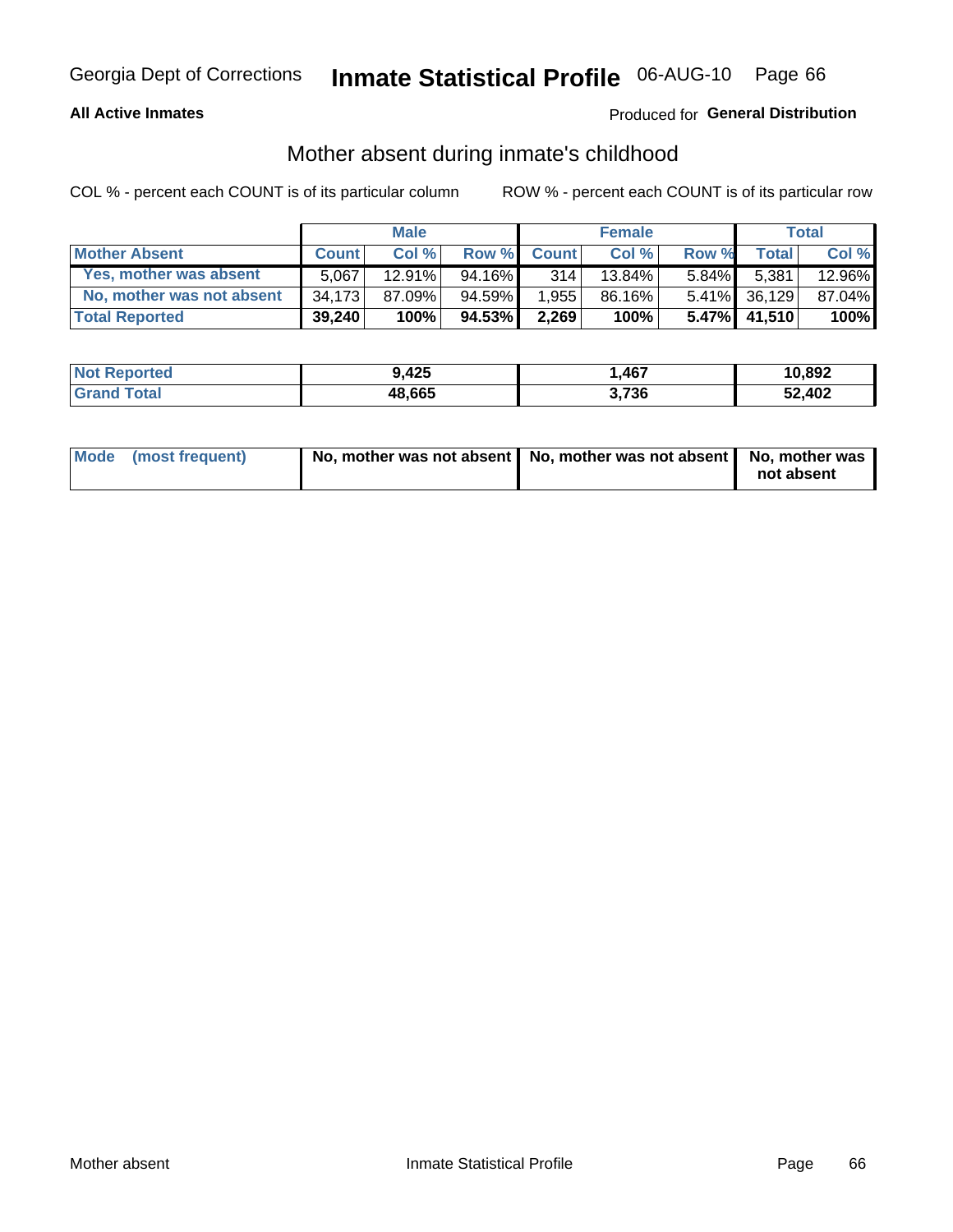Georgia Dept of Corrections **Inmate Statistical Profile** 06-AUG-10

**All Active Inmates**

Produced for **General Distribution**

## Mother absent during inmate's childhood

COL % - percent each COUNT is of its particular column

ROW % - percent each COUNT is of its particular row

| | Male | | | Female | | | Total | |
|---|---|---|---|---|---|---|---|---|
| **Mother Absent** | **Count** | **Col %** | **Row %** | **Count** | **Col %** | **Row %** | **Total** | **Col %** |
| **Yes, mother was absent** | 5,067 | 12.91% | 94.16% | 314 | 13.84% | 5.84% | 5,381 | 12.96% |
| **No, mother was not absent** | 34,173 | 87.09% | 94.59% | 1,955 | 86.16% | 5.41% | 36,129 | 87.04% |
| **Total Reported** | **39,240** | **100%** | **94.53%** | **2,269** | **100%** | **5.47%** | **41,510** | **100%** |

| | Male | Female | Total |
|---|---|---|---|
| **Not Reported** | **9,425** | **1,467** | **10,892** |
| **Grand Total** | **48,665** | **3,736** | **52,402** |

| | Male | Female | Total |
|---|---|---|---|
| **Mode (most frequent)** | **No, mother was not absent** | **No, mother was not absent** | **No, mother was not absent** |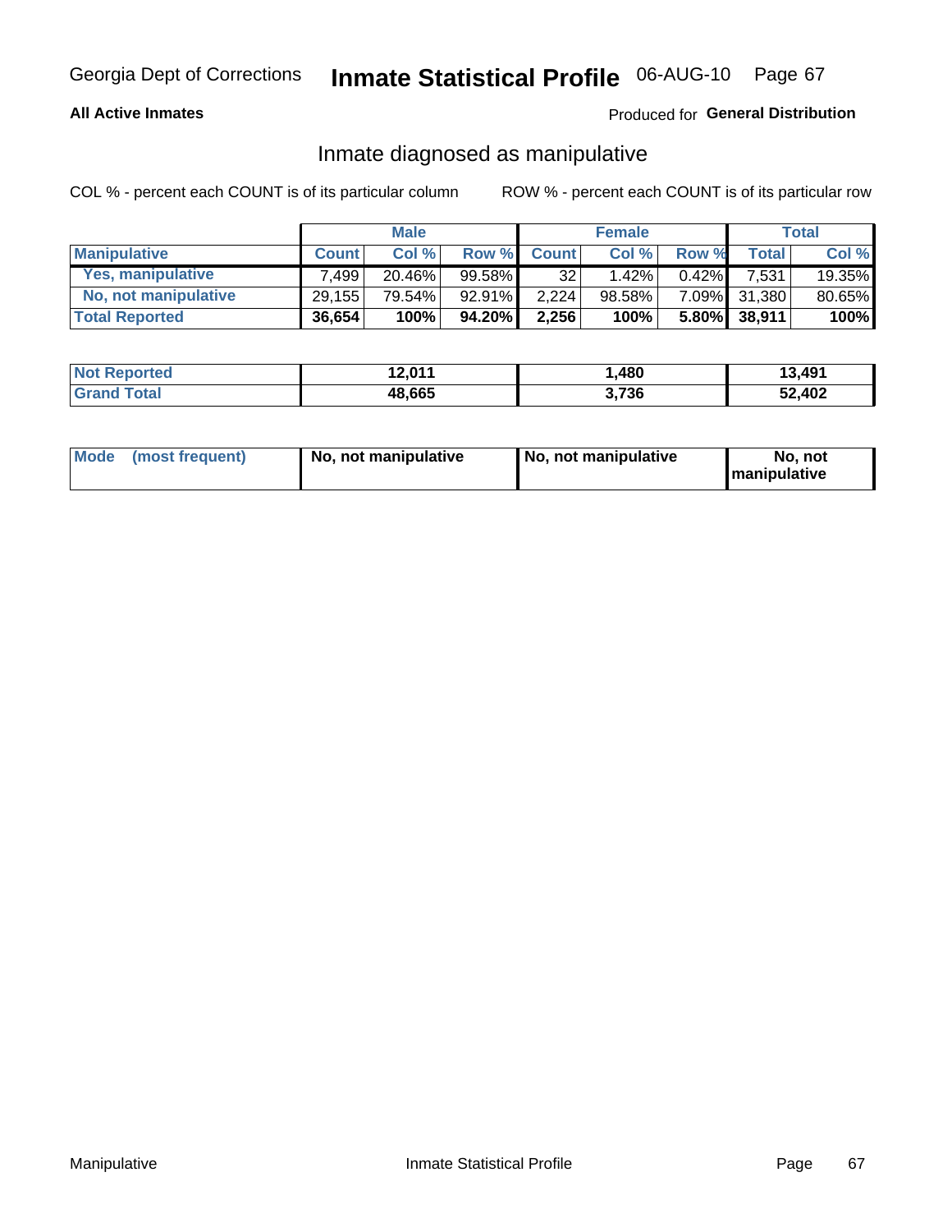Georgia Dept of Corrections **Inmate Statistical Profile** 06-AUG-10

**All Active Inmates**

Produced for **General Distribution**

## Inmate diagnosed as manipulative

COL % - percent each COUNT is of its particular column

ROW % - percent each COUNT is of its particular row

| | Male | | | Female | | | Total | |
|---|---|---|---|---|---|---|---|---|
| **Manipulative** | **Count** | **Col %** | **Row %** | **Count** | **Col %** | **Row %** | **Total** | **Col %** |
| **Yes, manipulative** | 7,499 | 20.46% | 99.58% | 32 | 1.42% | 0.42% | 7,531 | 19.35% |
| **No, not manipulative** | 29,155 | 79.54% | 92.91% | 2,224 | 98.58% | 7.09% | 31,380 | 80.65% |
| **Total Reported** | **36,654** | **100%** | **94.20%** | **2,256** | **100%** | **5.80%** | **38,911** | **100%** |

| | Male | Female | Total |
|---|---|---|---|
| **Not Reported** | **12,011** | **1,480** | **13,491** |
| **Grand Total** | **48,665** | **3,736** | **52,402** |

| | Male | Female | Total |
|---|---|---|---|
| **Mode (most frequent)** | **No, not manipulative** | **No, not manipulative** | **No, not manipulative** |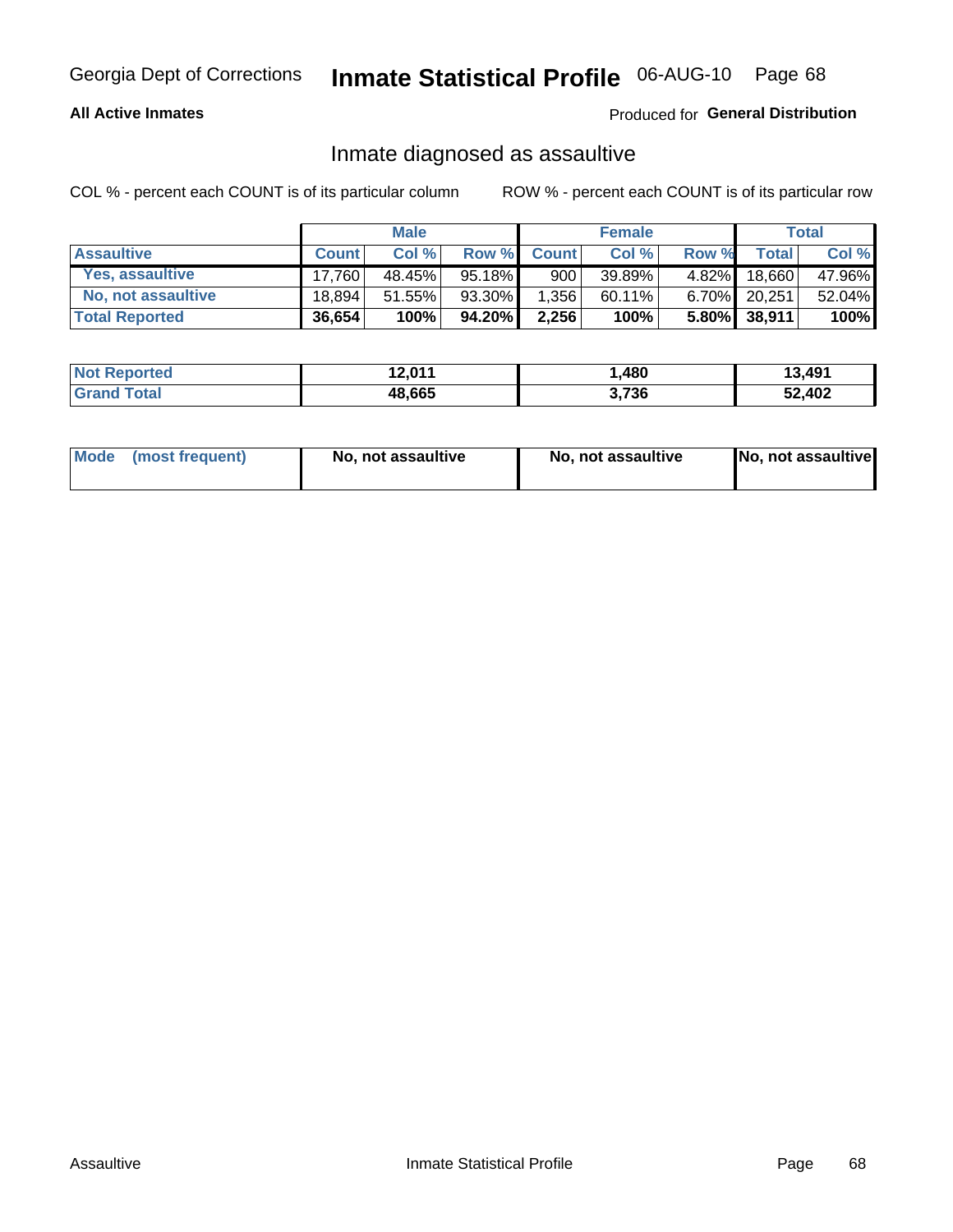Georgia Dept of Corrections **Inmate Statistical Profile** 06-AUG-10

**All Active Inmates**

Produced for **General Distribution**

## Inmate diagnosed as assaultive

COL % - percent each COUNT is of its particular column

ROW % - percent each COUNT is of its particular row

| | Male | | | Female | | | Total | |
|---|---|---|---|---|---|---|---|---|
| **Assaultive** | **Count** | **Col %** | **Row %** | **Count** | **Col %** | **Row %** | **Total** | **Col %** |
| Yes, assaultive | 17,760 | 48.45% | 95.18% | 900 | 39.89% | 4.82% | 18,660 | 47.96% |
| No, not assaultive | 18,894 | 51.55% | 93.30% | 1,356 | 60.11% | 6.70% | 20,251 | 52.04% |
| **Total Reported** | **36,654** | **100%** | **94.20%** | **2,256** | **100%** | **5.80%** | **38,911** | **100%** |

| | Male | Female | Total |
|---|---|---|---|
| **Not Reported** | **12,011** | **1,480** | **13,491** |
| **Grand Total** | **48,665** | **3,736** | **52,402** |

| | Male | Female | Total |
|---|---|---|---|
| **Mode (most frequent)** | **No, not assaultive** | **No, not assaultive** | **No, not assaultive** |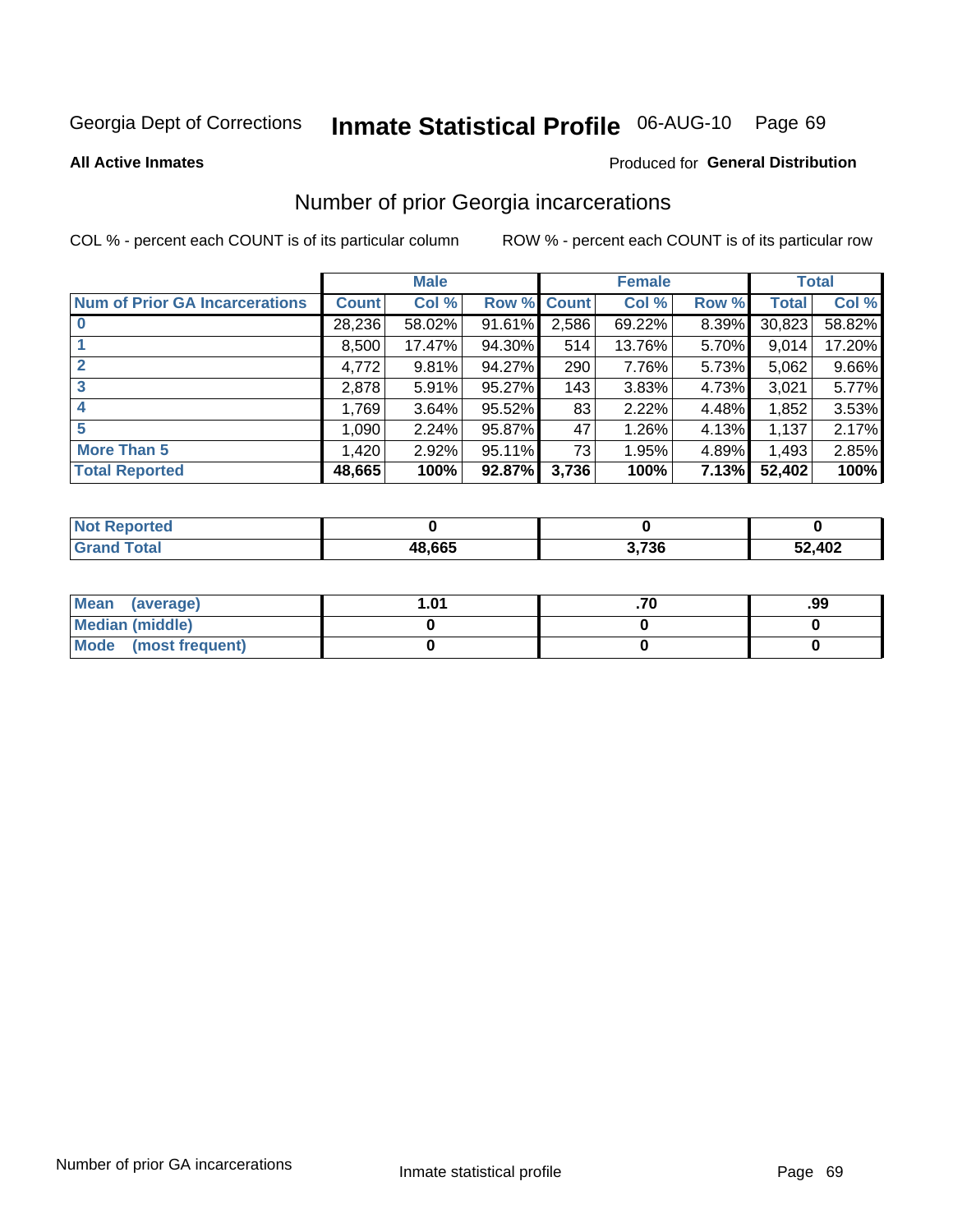Georgia Dept of Corrections **Inmate Statistical Profile** 06-AUG-10 Page 69

**All Active Inmates**

Produced for **General Distribution**

## Number of prior Georgia incarcerations

COL % - percent each COUNT is of its particular column

ROW % - percent each COUNT is of its particular row

| | Male | | | Female | | | Total | |
|---|---|---|---|---|---|---|---|---|
| **Num of Prior GA Incarcerations** | **Count** | **Col %** | **Row %** | **Count** | **Col %** | **Row %** | **Total** | **Col %** |
| **0** | 28,236 | 58.02% | 91.61% | 2,586 | 69.22% | 8.39% | 30,823 | 58.82% |
| **1** | 8,500 | 17.47% | 94.30% | 514 | 13.76% | 5.70% | 9,014 | 17.20% |
| **2** | 4,772 | 9.81% | 94.27% | 290 | 7.76% | 5.73% | 5,062 | 9.66% |
| **3** | 2,878 | 5.91% | 95.27% | 143 | 3.83% | 4.73% | 3,021 | 5.77% |
| **4** | 1,769 | 3.64% | 95.52% | 83 | 2.22% | 4.48% | 1,852 | 3.53% |
| **5** | 1,090 | 2.24% | 95.87% | 47 | 1.26% | 4.13% | 1,137 | 2.17% |
| **More Than 5** | 1,420 | 2.92% | 95.11% | 73 | 1.95% | 4.89% | 1,493 | 2.85% |
| **Total Reported** | **48,665** | **100%** | **92.87%** | **3,736** | **100%** | **7.13%** | **52,402** | **100%** |

| | Male | Female | Total |
|---|---|---|---|
| **Not Reported** | **0** | **0** | **0** |
| **Grand Total** | **48,665** | **3,736** | **52,402** |

| | Male | Female | Total |
|---|---|---|---|
| **Mean (average)** | **1.01** | **.70** | **.99** |
| **Median (middle)** | **0** | **0** | **0** |
| **Mode (most frequent)** | **0** | **0** | **0** |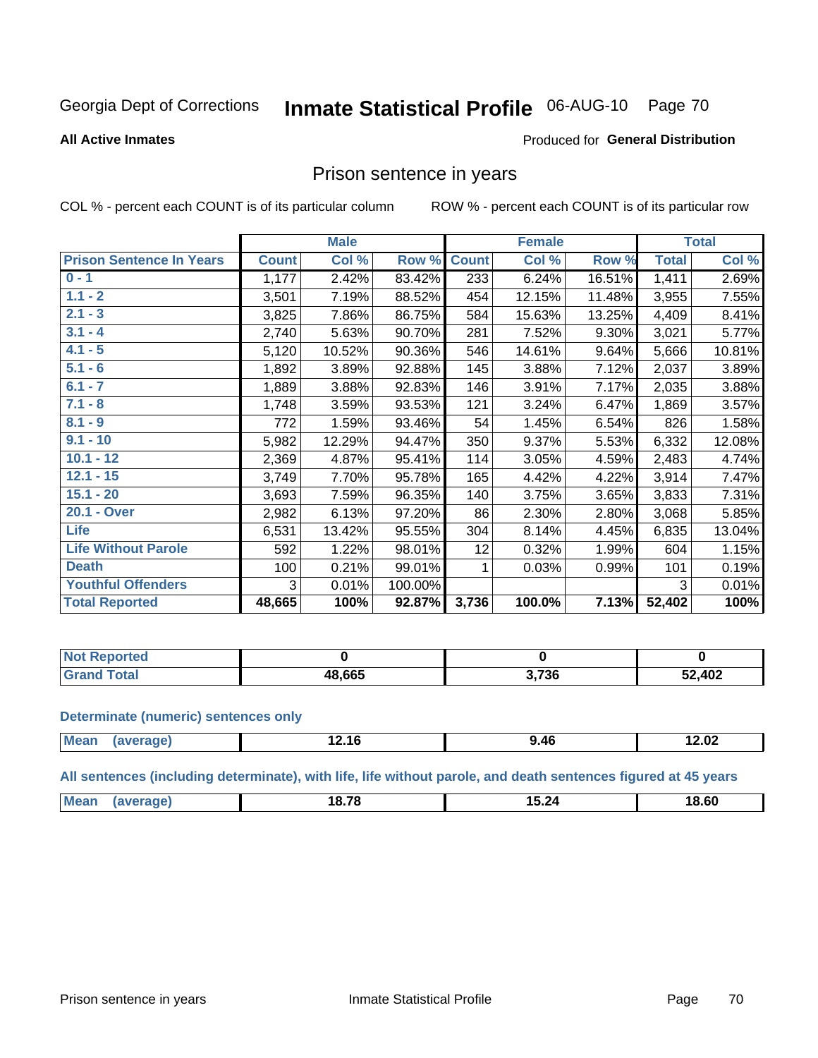Georgia Dept of Corrections **Inmate Statistical Profile** 06-AUG-10 Page 70

**All Active Inmates**

Produced for **General Distribution**

## Prison sentence in years

COL % - percent each COUNT is of its particular column

ROW % - percent each COUNT is of its particular row

| | Male | | | Female | | | Total | |
|---|---|---|---|---|---|---|---|---|
| **Prison Sentence In Years** | **Count** | **Col %** | **Row %** | **Count** | **Col %** | **Row %** | **Total** | **Col %** |
| 0 - 1 | 1,177 | 2.42% | 83.42% | 233 | 6.24% | 16.51% | 1,411 | 2.69% |
| 1.1 - 2 | 3,501 | 7.19% | 88.52% | 454 | 12.15% | 11.48% | 3,955 | 7.55% |
| 2.1 - 3 | 3,825 | 7.86% | 86.75% | 584 | 15.63% | 13.25% | 4,409 | 8.41% |
| 3.1 - 4 | 2,740 | 5.63% | 90.70% | 281 | 7.52% | 9.30% | 3,021 | 5.77% |
| 4.1 - 5 | 5,120 | 10.52% | 90.36% | 546 | 14.61% | 9.64% | 5,666 | 10.81% |
| 5.1 - 6 | 1,892 | 3.89% | 92.88% | 145 | 3.88% | 7.12% | 2,037 | 3.89% |
| 6.1 - 7 | 1,889 | 3.88% | 92.83% | 146 | 3.91% | 7.17% | 2,035 | 3.88% |
| 7.1 - 8 | 1,748 | 3.59% | 93.53% | 121 | 3.24% | 6.47% | 1,869 | 3.57% |
| 8.1 - 9 | 772 | 1.59% | 93.46% | 54 | 1.45% | 6.54% | 826 | 1.58% |
| 9.1 - 10 | 5,982 | 12.29% | 94.47% | 350 | 9.37% | 5.53% | 6,332 | 12.08% |
| 10.1 - 12 | 2,369 | 4.87% | 95.41% | 114 | 3.05% | 4.59% | 2,483 | 4.74% |
| 12.1 - 15 | 3,749 | 7.70% | 95.78% | 165 | 4.42% | 4.22% | 3,914 | 7.47% |
| 15.1 - 20 | 3,693 | 7.59% | 96.35% | 140 | 3.75% | 3.65% | 3,833 | 7.31% |
| 20.1 - Over | 2,982 | 6.13% | 97.20% | 86 | 2.30% | 2.80% | 3,068 | 5.85% |
| Life | 6,531 | 13.42% | 95.55% | 304 | 8.14% | 4.45% | 6,835 | 13.04% |
| Life Without Parole | 592 | 1.22% | 98.01% | 12 | 0.32% | 1.99% | 604 | 1.15% |
| Death | 100 | 0.21% | 99.01% | 1 | 0.03% | 0.99% | 101 | 0.19% |
| Youthful Offenders | 3 | 0.01% | 100.00% | | | | 3 | 0.01% |
| **Total Reported** | **48,665** | **100%** | **92.87%** | **3,736** | **100.0%** | **7.13%** | **52,402** | **100%** |

| | Male | Female | Total |
|---|---|---|---|
| Not Reported | 0 | 0 | 0 |
| Grand Total | 48,665 | 3,736 | 52,402 |

**Determinate (numeric) sentences only**

| | Male | Female | Total |
|---|---|---|---|
| Mean (average) | 12.16 | 9.46 | 12.02 |

**All sentences (including determinate), with life, life without parole, and death sentences figured at 45 years**

| | Male | Female | Total |
|---|---|---|---|
| Mean (average) | 18.78 | 15.24 | 18.60 |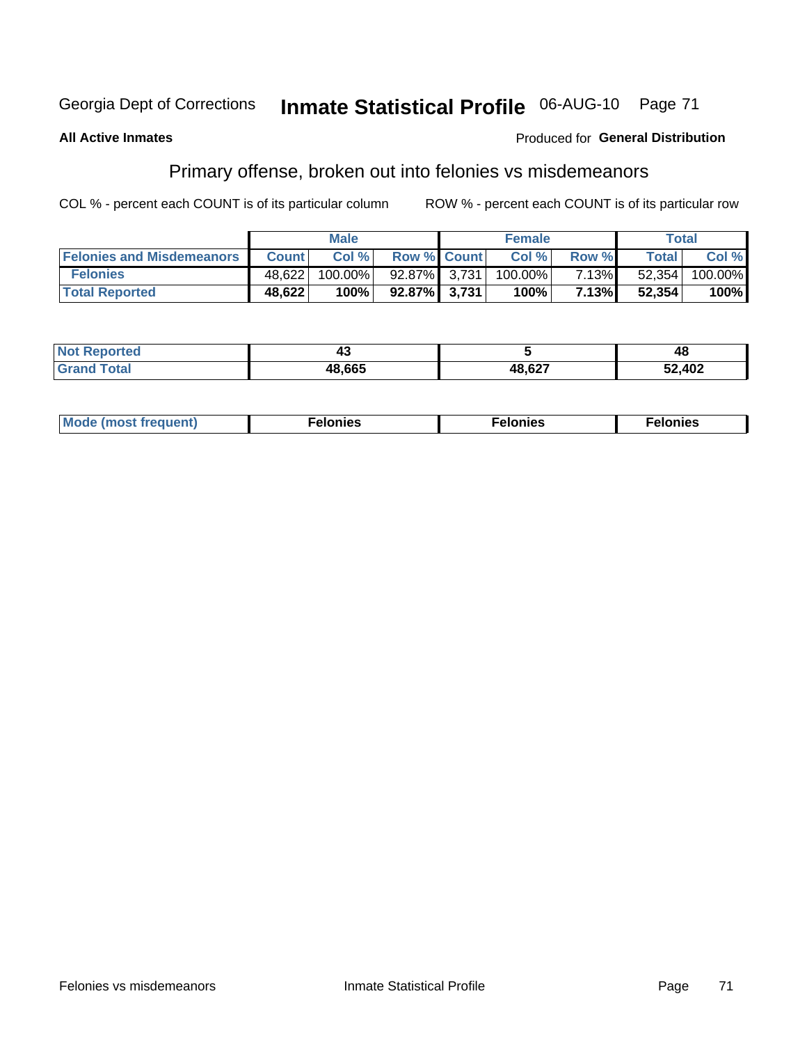Georgia Dept of Corrections **Inmate Statistical Profile** 06-AUG-10

**All Active Inmates**

Produced for **General Distribution**

## Primary offense, broken out into felonies vs misdemeanors

COL % - percent each COUNT is of its particular column

ROW % - percent each COUNT is of its particular row

| | Male | | | Female | | | Total | |
|---|---|---|---|---|---|---|---|---|
| **Felonies and Misdemeanors** | **Count** | **Col %** | **Row %** | **Count** | **Col %** | **Row %** | **Total** | **Col %** |
| **Felonies** | 48,622 | 100.00% | 92.87% | 3,731 | 100.00% | 7.13% | 52,354 | 100.00% |
| **Total Reported** | **48,622** | **100%** | **92.87%** | **3,731** | **100%** | **7.13%** | **52,354** | **100%** |

| | Male | Female | Total |
|---|---|---|---|
| **Not Reported** | **43** | **5** | **48** |
| **Grand Total** | **48,665** | **48,627** | **52,402** |

| | Male | Female | Total |
|---|---|---|---|
| **Mode (most frequent)** | **Felonies** | **Felonies** | **Felonies** |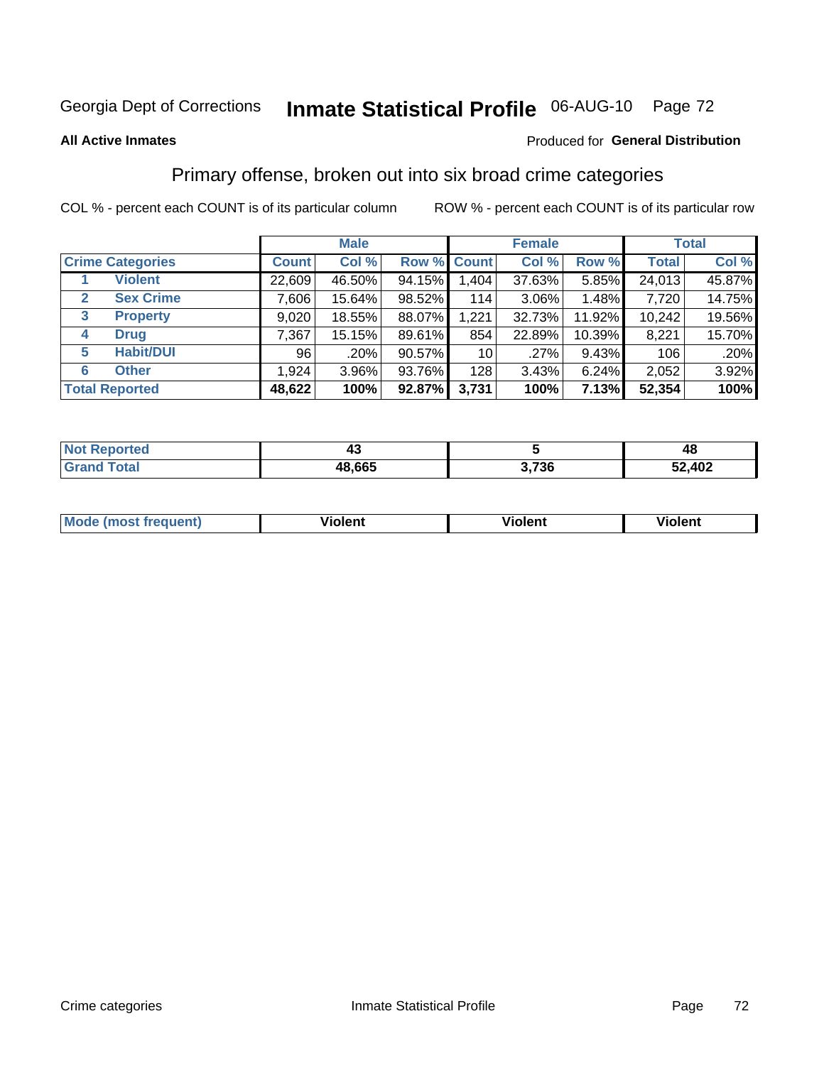Georgia Dept of Corrections **Inmate Statistical Profile** 06-AUG-10

**All Active Inmates**

Produced for **General Distribution**

## Primary offense, broken out into six broad crime categories

COL % - percent each COUNT is of its particular column

ROW % - percent each COUNT is of its particular row

| | | Male | | | Female | | | Total | |
|---|---|---|---|---|---|---|---|---|---|
| **Crime Categories** | | **Count** | **Col %** | **Row %** | **Count** | **Col %** | **Row %** | **Total** | **Col %** |
| 1 | **Violent** | 22,609 | 46.50% | 94.15% | 1,404 | 37.63% | 5.85% | 24,013 | 45.87% |
| 2 | **Sex Crime** | 7,606 | 15.64% | 98.52% | 114 | 3.06% | 1.48% | 7,720 | 14.75% |
| 3 | **Property** | 9,020 | 18.55% | 88.07% | 1,221 | 32.73% | 11.92% | 10,242 | 19.56% |
| 4 | **Drug** | 7,367 | 15.15% | 89.61% | 854 | 22.89% | 10.39% | 8,221 | 15.70% |
| 5 | **Habit/DUI** | 96 | .20% | 90.57% | 10 | .27% | 9.43% | 106 | .20% |
| 6 | **Other** | 1,924 | 3.96% | 93.76% | 128 | 3.43% | 6.24% | 2,052 | 3.92% |
| **Total Reported** | | **48,622** | **100%** | **92.87%** | **3,731** | **100%** | **7.13%** | **52,354** | **100%** |

| | Male | Female | Total |
|---|---|---|---|
| **Not Reported** | **43** | **5** | **48** |
| **Grand Total** | **48,665** | **3,736** | **52,402** |

| | Male | Female | Total |
|---|---|---|---|
| **Mode (most frequent)** | **Violent** | **Violent** | **Violent** |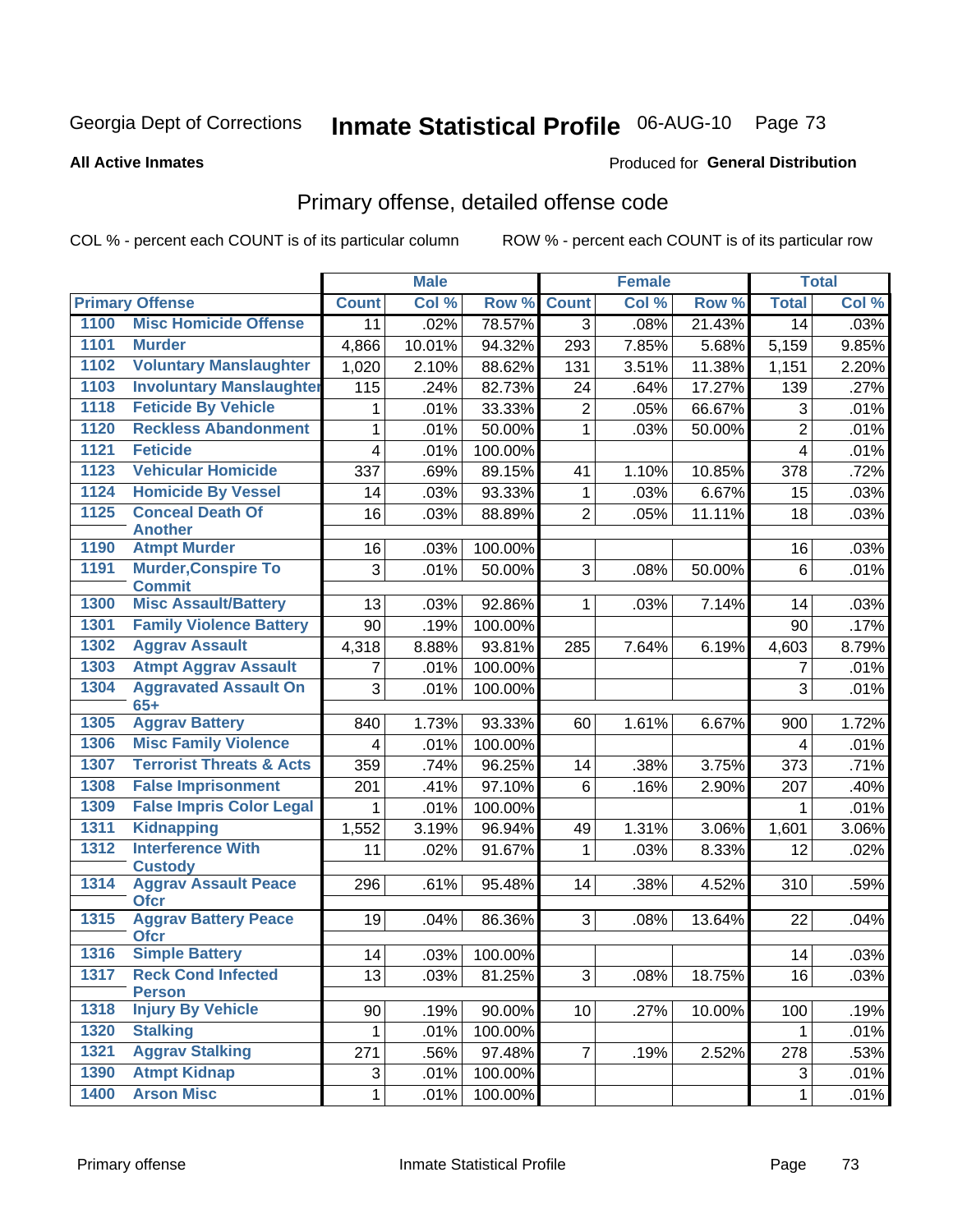Georgia Dept of Corrections **Inmate Statistical Profile** 06-AUG-10 Page 73

**All Active Inmates**

Produced for **General Distribution**

## Primary offense, detailed offense code

COL % - percent each COUNT is of its particular column

ROW % - percent each COUNT is of its particular row

| Primary Offense | | Male | | | Female | | | Total | |
|---|---|---|---|---|---|---|---|---|---|
| | | Count | Col % | Row % | Count | Col % | Row % | Total | Col % |
| 1100 | Misc Homicide Offense | 11 | .02% | 78.57% | 3 | .08% | 21.43% | 14 | .03% |
| 1101 | Murder | 4,866 | 10.01% | 94.32% | 293 | 7.85% | 5.68% | 5,159 | 9.85% |
| 1102 | Voluntary Manslaughter | 1,020 | 2.10% | 88.62% | 131 | 3.51% | 11.38% | 1,151 | 2.20% |
| 1103 | Involuntary Manslaughter | 115 | .24% | 82.73% | 24 | .64% | 17.27% | 139 | .27% |
| 1118 | Feticide By Vehicle | 1 | .01% | 33.33% | 2 | .05% | 66.67% | 3 | .01% |
| 1120 | Reckless Abandonment | 1 | .01% | 50.00% | 1 | .03% | 50.00% | 2 | .01% |
| 1121 | Feticide | 4 | .01% | 100.00% | | | | 4 | .01% |
| 1123 | Vehicular Homicide | 337 | .69% | 89.15% | 41 | 1.10% | 10.85% | 378 | .72% |
| 1124 | Homicide By Vessel | 14 | .03% | 93.33% | 1 | .03% | 6.67% | 15 | .03% |
| 1125 | Conceal Death Of Another | 16 | .03% | 88.89% | 2 | .05% | 11.11% | 18 | .03% |
| 1190 | Atmpt Murder | 16 | .03% | 100.00% | | | | 16 | .03% |
| 1191 | Murder,Conspire To Commit | 3 | .01% | 50.00% | 3 | .08% | 50.00% | 6 | .01% |
| 1300 | Misc Assault/Battery | 13 | .03% | 92.86% | 1 | .03% | 7.14% | 14 | .03% |
| 1301 | Family Violence Battery | 90 | .19% | 100.00% | | | | 90 | .17% |
| 1302 | Aggrav Assault | 4,318 | 8.88% | 93.81% | 285 | 7.64% | 6.19% | 4,603 | 8.79% |
| 1303 | Atmpt Aggrav Assault | 7 | .01% | 100.00% | | | | 7 | .01% |
| 1304 | Aggravated Assault On 65+ | 3 | .01% | 100.00% | | | | 3 | .01% |
| 1305 | Aggrav Battery | 840 | 1.73% | 93.33% | 60 | 1.61% | 6.67% | 900 | 1.72% |
| 1306 | Misc Family Violence | 4 | .01% | 100.00% | | | | 4 | .01% |
| 1307 | Terrorist Threats & Acts | 359 | .74% | 96.25% | 14 | .38% | 3.75% | 373 | .71% |
| 1308 | False Imprisonment | 201 | .41% | 97.10% | 6 | .16% | 2.90% | 207 | .40% |
| 1309 | False Impris Color Legal | 1 | .01% | 100.00% | | | | 1 | .01% |
| 1311 | Kidnapping | 1,552 | 3.19% | 96.94% | 49 | 1.31% | 3.06% | 1,601 | 3.06% |
| 1312 | Interference With Custody | 11 | .02% | 91.67% | 1 | .03% | 8.33% | 12 | .02% |
| 1314 | Aggrav Assault Peace Ofcr | 296 | .61% | 95.48% | 14 | .38% | 4.52% | 310 | .59% |
| 1315 | Aggrav Battery Peace Ofcr | 19 | .04% | 86.36% | 3 | .08% | 13.64% | 22 | .04% |
| 1316 | Simple Battery | 14 | .03% | 100.00% | | | | 14 | .03% |
| 1317 | Reck Cond Infected Person | 13 | .03% | 81.25% | 3 | .08% | 18.75% | 16 | .03% |
| 1318 | Injury By Vehicle | 90 | .19% | 90.00% | 10 | .27% | 10.00% | 100 | .19% |
| 1320 | Stalking | 1 | .01% | 100.00% | | | | 1 | .01% |
| 1321 | Aggrav Stalking | 271 | .56% | 97.48% | 7 | .19% | 2.52% | 278 | .53% |
| 1390 | Atmpt Kidnap | 3 | .01% | 100.00% | | | | 3 | .01% |
| 1400 | Arson Misc | 1 | .01% | 100.00% | | | | 1 | .01% |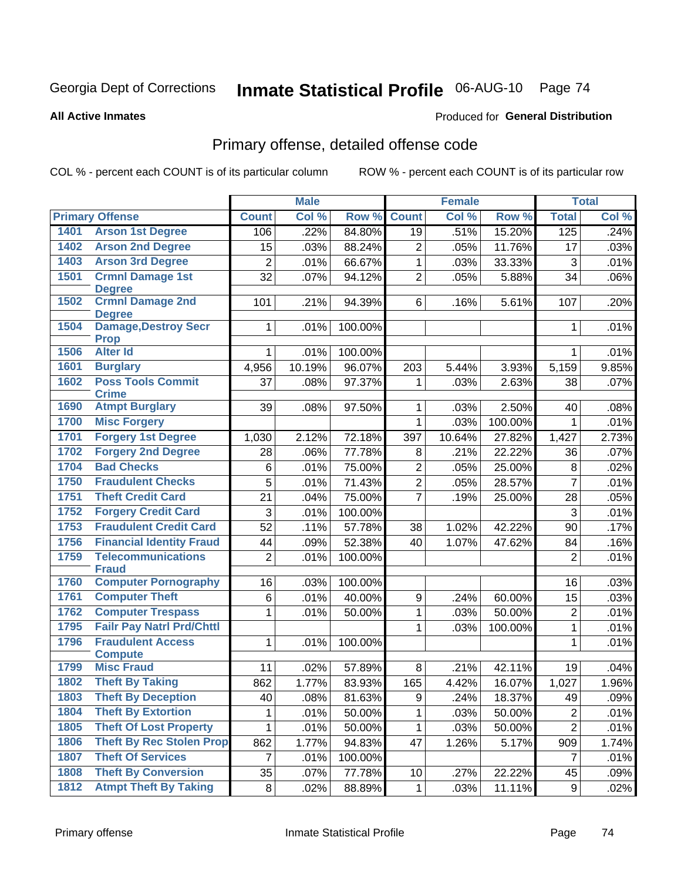Georgia Dept of Corrections **Inmate Statistical Profile** 06-AUG-10

**All Active Inmates** Produced for **General Distribution**

## Primary offense, detailed offense code

COL % - percent each COUNT is of its particular column ROW % - percent each COUNT is of its particular row

| Primary Offense | | Male | | | Female | | | Total | |
|---|---|---|---|---|---|---|---|---|---|
| | | Count | Col % | Row % | Count | Col % | Row % | Total | Col % |
| 1401 | Arson 1st Degree | 106 | .22% | 84.80% | 19 | .51% | 15.20% | 125 | .24% |
| 1402 | Arson 2nd Degree | 15 | .03% | 88.24% | 2 | .05% | 11.76% | 17 | .03% |
| 1403 | Arson 3rd Degree | 2 | .01% | 66.67% | 1 | .03% | 33.33% | 3 | .01% |
| 1501 | Crmnl Damage 1st Degree | 32 | .07% | 94.12% | 2 | .05% | 5.88% | 34 | .06% |
| 1502 | Crmnl Damage 2nd Degree | 101 | .21% | 94.39% | 6 | .16% | 5.61% | 107 | .20% |
| 1504 | Damage,Destroy Secr Prop | 1 | .01% | 100.00% | | | | 1 | .01% |
| 1506 | Alter Id | 1 | .01% | 100.00% | | | | 1 | .01% |
| 1601 | Burglary | 4,956 | 10.19% | 96.07% | 203 | 5.44% | 3.93% | 5,159 | 9.85% |
| 1602 | Poss Tools Commit Crime | 37 | .08% | 97.37% | 1 | .03% | 2.63% | 38 | .07% |
| 1690 | Atmpt Burglary | 39 | .08% | 97.50% | 1 | .03% | 2.50% | 40 | .08% |
| 1700 | Misc Forgery | | | | 1 | .03% | 100.00% | 1 | .01% |
| 1701 | Forgery 1st Degree | 1,030 | 2.12% | 72.18% | 397 | 10.64% | 27.82% | 1,427 | 2.73% |
| 1702 | Forgery 2nd Degree | 28 | .06% | 77.78% | 8 | .21% | 22.22% | 36 | .07% |
| 1704 | Bad Checks | 6 | .01% | 75.00% | 2 | .05% | 25.00% | 8 | .02% |
| 1750 | Fraudulent Checks | 5 | .01% | 71.43% | 2 | .05% | 28.57% | 7 | .01% |
| 1751 | Theft Credit Card | 21 | .04% | 75.00% | 7 | .19% | 25.00% | 28 | .05% |
| 1752 | Forgery Credit Card | 3 | .01% | 100.00% | | | | 3 | .01% |
| 1753 | Fraudulent Credit Card | 52 | .11% | 57.78% | 38 | 1.02% | 42.22% | 90 | .17% |
| 1756 | Financial Identity Fraud | 44 | .09% | 52.38% | 40 | 1.07% | 47.62% | 84 | .16% |
| 1759 | Telecommunications Fraud | 2 | .01% | 100.00% | | | | 2 | .01% |
| 1760 | Computer Pornography | 16 | .03% | 100.00% | | | | 16 | .03% |
| 1761 | Computer Theft | 6 | .01% | 40.00% | 9 | .24% | 60.00% | 15 | .03% |
| 1762 | Computer Trespass | 1 | .01% | 50.00% | 1 | .03% | 50.00% | 2 | .01% |
| 1795 | Failr Pay Natrl Prd/Chttl | | | | 1 | .03% | 100.00% | 1 | .01% |
| 1796 | Fraudulent Access Compute | 1 | .01% | 100.00% | | | | 1 | .01% |
| 1799 | Misc Fraud | 11 | .02% | 57.89% | 8 | .21% | 42.11% | 19 | .04% |
| 1802 | Theft By Taking | 862 | 1.77% | 83.93% | 165 | 4.42% | 16.07% | 1,027 | 1.96% |
| 1803 | Theft By Deception | 40 | .08% | 81.63% | 9 | .24% | 18.37% | 49 | .09% |
| 1804 | Theft By Extortion | 1 | .01% | 50.00% | 1 | .03% | 50.00% | 2 | .01% |
| 1805 | Theft Of Lost Property | 1 | .01% | 50.00% | 1 | .03% | 50.00% | 2 | .01% |
| 1806 | Theft By Rec Stolen Prop | 862 | 1.77% | 94.83% | 47 | 1.26% | 5.17% | 909 | 1.74% |
| 1807 | Theft Of Services | 7 | .01% | 100.00% | | | | 7 | .01% |
| 1808 | Theft By Conversion | 35 | .07% | 77.78% | 10 | .27% | 22.22% | 45 | .09% |
| 1812 | Atmpt Theft By Taking | 8 | .02% | 88.89% | 1 | .03% | 11.11% | 9 | .02% |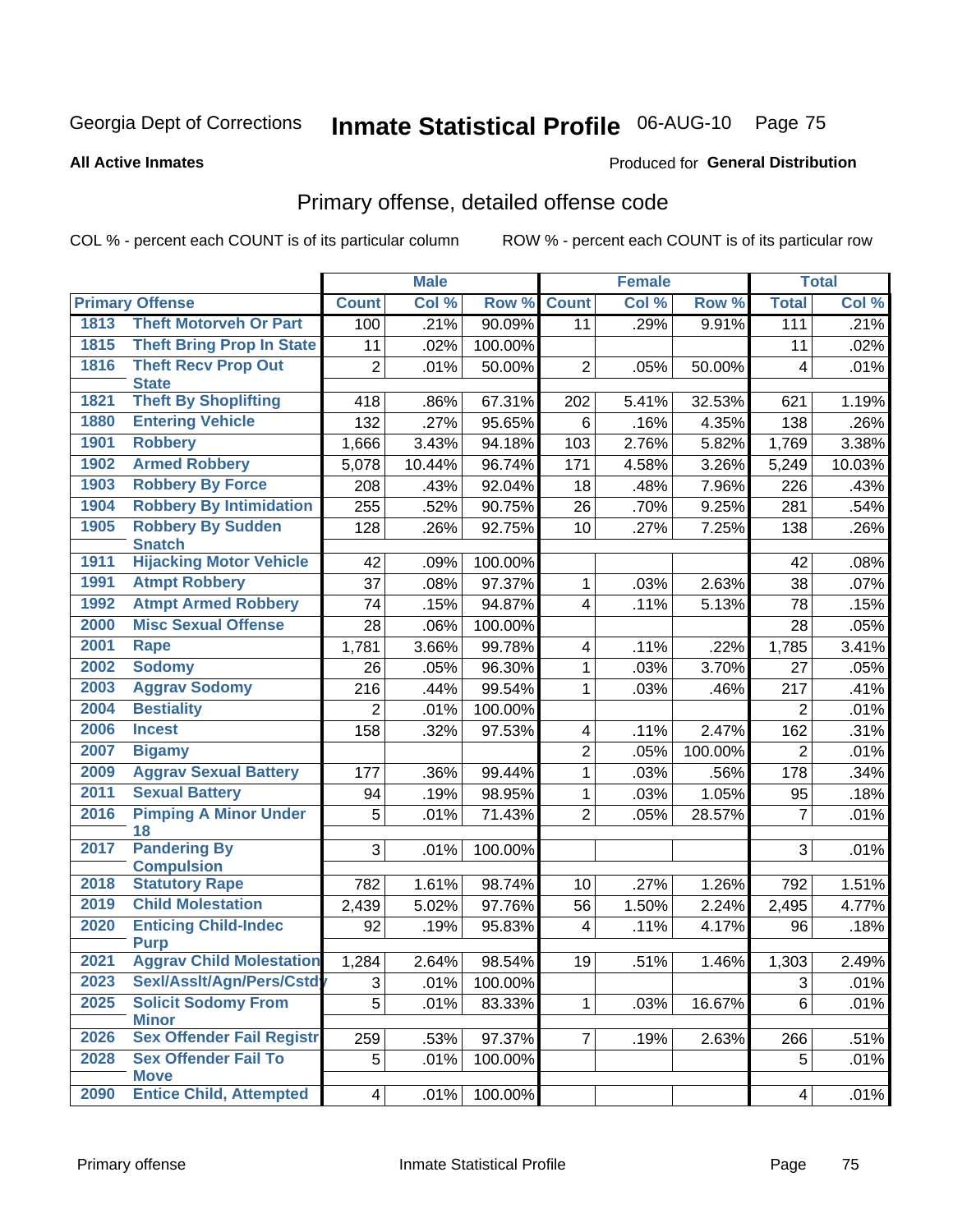Georgia Dept of Corrections **Inmate Statistical Profile** 06-AUG-10

**All Active Inmates**

Produced for **General Distribution**

## Primary offense, detailed offense code

COL % - percent each COUNT is of its particular column

ROW % - percent each COUNT is of its particular row

| Primary Offense | | Male | | | Female | | | Total | |
|---|---|---|---|---|---|---|---|---|---|
| | | Count | Col % | Row % | Count | Col % | Row % | Total | Col % |
| 1813 | Theft Motorveh Or Part | 100 | .21% | 90.09% | 11 | .29% | 9.91% | 111 | .21% |
| 1815 | Theft Bring Prop In State | 11 | .02% | 100.00% | | | | 11 | .02% |
| 1816 | Theft Recv Prop Out State | 2 | .01% | 50.00% | 2 | .05% | 50.00% | 4 | .01% |
| 1821 | Theft By Shoplifting | 418 | .86% | 67.31% | 202 | 5.41% | 32.53% | 621 | 1.19% |
| 1880 | Entering Vehicle | 132 | .27% | 95.65% | 6 | .16% | 4.35% | 138 | .26% |
| 1901 | Robbery | 1,666 | 3.43% | 94.18% | 103 | 2.76% | 5.82% | 1,769 | 3.38% |
| 1902 | Armed Robbery | 5,078 | 10.44% | 96.74% | 171 | 4.58% | 3.26% | 5,249 | 10.03% |
| 1903 | Robbery By Force | 208 | .43% | 92.04% | 18 | .48% | 7.96% | 226 | .43% |
| 1904 | Robbery By Intimidation | 255 | .52% | 90.75% | 26 | .70% | 9.25% | 281 | .54% |
| 1905 | Robbery By Sudden Snatch | 128 | .26% | 92.75% | 10 | .27% | 7.25% | 138 | .26% |
| 1911 | Hijacking Motor Vehicle | 42 | .09% | 100.00% | | | | 42 | .08% |
| 1991 | Atmpt Robbery | 37 | .08% | 97.37% | 1 | .03% | 2.63% | 38 | .07% |
| 1992 | Atmpt Armed Robbery | 74 | .15% | 94.87% | 4 | .11% | 5.13% | 78 | .15% |
| 2000 | Misc Sexual Offense | 28 | .06% | 100.00% | | | | 28 | .05% |
| 2001 | Rape | 1,781 | 3.66% | 99.78% | 4 | .11% | .22% | 1,785 | 3.41% |
| 2002 | Sodomy | 26 | .05% | 96.30% | 1 | .03% | 3.70% | 27 | .05% |
| 2003 | Aggrav Sodomy | 216 | .44% | 99.54% | 1 | .03% | .46% | 217 | .41% |
| 2004 | Bestiality | 2 | .01% | 100.00% | | | | 2 | .01% |
| 2006 | Incest | 158 | .32% | 97.53% | 4 | .11% | 2.47% | 162 | .31% |
| 2007 | Bigamy | | | | 2 | .05% | 100.00% | 2 | .01% |
| 2009 | Aggrav Sexual Battery | 177 | .36% | 99.44% | 1 | .03% | .56% | 178 | .34% |
| 2011 | Sexual Battery | 94 | .19% | 98.95% | 1 | .03% | 1.05% | 95 | .18% |
| 2016 | Pimping A Minor Under 18 | 5 | .01% | 71.43% | 2 | .05% | 28.57% | 7 | .01% |
| 2017 | Pandering By Compulsion | 3 | .01% | 100.00% | | | | 3 | .01% |
| 2018 | Statutory Rape | 782 | 1.61% | 98.74% | 10 | .27% | 1.26% | 792 | 1.51% |
| 2019 | Child Molestation | 2,439 | 5.02% | 97.76% | 56 | 1.50% | 2.24% | 2,495 | 4.77% |
| 2020 | Enticing Child-Indec Purp | 92 | .19% | 95.83% | 4 | .11% | 4.17% | 96 | .18% |
| 2021 | Aggrav Child Molestation | 1,284 | 2.64% | 98.54% | 19 | .51% | 1.46% | 1,303 | 2.49% |
| 2023 | Sexl/Asslt/Agn/Pers/Cstdy | 3 | .01% | 100.00% | | | | 3 | .01% |
| 2025 | Solicit Sodomy From Minor | 5 | .01% | 83.33% | 1 | .03% | 16.67% | 6 | .01% |
| 2026 | Sex Offender Fail Registr | 259 | .53% | 97.37% | 7 | .19% | 2.63% | 266 | .51% |
| 2028 | Sex Offender Fail To Move | 5 | .01% | 100.00% | | | | 5 | .01% |
| 2090 | Entice Child, Attempted | 4 | .01% | 100.00% | | | | 4 | .01% |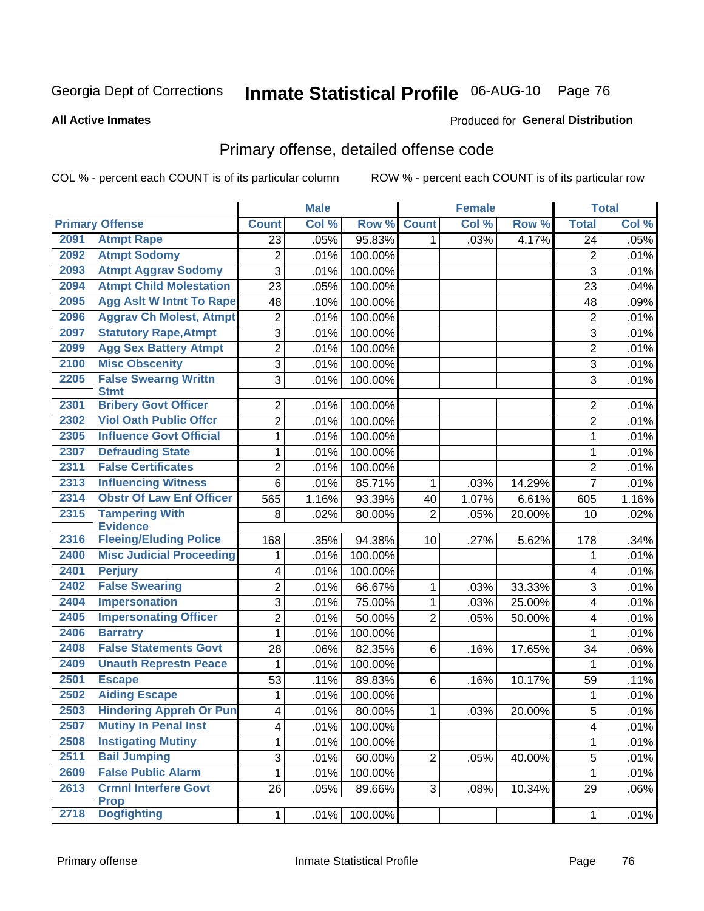Georgia Dept of Corrections **Inmate Statistical Profile** 06-AUG-10 Page 76

**All Active Inmates**

Produced for **General Distribution**

# Primary offense, detailed offense code

COL % - percent each COUNT is of its particular column ROW % - percent each COUNT is of its particular row

| Primary Offense | | Male | | | Female | | | Total | |
|---|---|---|---|---|---|---|---|---|---|
| | | Count | Col % | Row % | Count | Col % | Row % | Total | Col % |
| 2091 | Atmpt Rape | 23 | .05% | 95.83% | 1 | .03% | 4.17% | 24 | .05% |
| 2092 | Atmpt Sodomy | 2 | .01% | 100.00% | | | | 2 | .01% |
| 2093 | Atmpt Aggrav Sodomy | 3 | .01% | 100.00% | | | | 3 | .01% |
| 2094 | Atmpt Child Molestation | 23 | .05% | 100.00% | | | | 23 | .04% |
| 2095 | Agg Aslt W Intnt To Rape | 48 | .10% | 100.00% | | | | 48 | .09% |
| 2096 | Aggrav Ch Molest, Atmpt | 2 | .01% | 100.00% | | | | 2 | .01% |
| 2097 | Statutory Rape,Atmpt | 3 | .01% | 100.00% | | | | 3 | .01% |
| 2099 | Agg Sex Battery Atmpt | 2 | .01% | 100.00% | | | | 2 | .01% |
| 2100 | Misc Obscenity | 3 | .01% | 100.00% | | | | 3 | .01% |
| 2205 | False Swearng Writtn Stmt | 3 | .01% | 100.00% | | | | 3 | .01% |
| 2301 | Bribery Govt Officer | 2 | .01% | 100.00% | | | | 2 | .01% |
| 2302 | Viol Oath Public Offcr | 2 | .01% | 100.00% | | | | 2 | .01% |
| 2305 | Influence Govt Official | 1 | .01% | 100.00% | | | | 1 | .01% |
| 2307 | Defrauding State | 1 | .01% | 100.00% | | | | 1 | .01% |
| 2311 | False Certificates | 2 | .01% | 100.00% | | | | 2 | .01% |
| 2313 | Influencing Witness | 6 | .01% | 85.71% | 1 | .03% | 14.29% | 7 | .01% |
| 2314 | Obstr Of Law Enf Officer | 565 | 1.16% | 93.39% | 40 | 1.07% | 6.61% | 605 | 1.16% |
| 2315 | Tampering With Evidence | 8 | .02% | 80.00% | 2 | .05% | 20.00% | 10 | .02% |
| 2316 | Fleeing/Eluding Police | 168 | .35% | 94.38% | 10 | .27% | 5.62% | 178 | .34% |
| 2400 | Misc Judicial Proceeding | 1 | .01% | 100.00% | | | | 1 | .01% |
| 2401 | Perjury | 4 | .01% | 100.00% | | | | 4 | .01% |
| 2402 | False Swearing | 2 | .01% | 66.67% | 1 | .03% | 33.33% | 3 | .01% |
| 2404 | Impersonation | 3 | .01% | 75.00% | 1 | .03% | 25.00% | 4 | .01% |
| 2405 | Impersonating Officer | 2 | .01% | 50.00% | 2 | .05% | 50.00% | 4 | .01% |
| 2406 | Barratry | 1 | .01% | 100.00% | | | | 1 | .01% |
| 2408 | False Statements Govt | 28 | .06% | 82.35% | 6 | .16% | 17.65% | 34 | .06% |
| 2409 | Unauth Represtn Peace | 1 | .01% | 100.00% | | | | 1 | .01% |
| 2501 | Escape | 53 | .11% | 89.83% | 6 | .16% | 10.17% | 59 | .11% |
| 2502 | Aiding Escape | 1 | .01% | 100.00% | | | | 1 | .01% |
| 2503 | Hindering Appreh Or Pun | 4 | .01% | 80.00% | 1 | .03% | 20.00% | 5 | .01% |
| 2507 | Mutiny In Penal Inst | 4 | .01% | 100.00% | | | | 4 | .01% |
| 2508 | Instigating Mutiny | 1 | .01% | 100.00% | | | | 1 | .01% |
| 2511 | Bail Jumping | 3 | .01% | 60.00% | 2 | .05% | 40.00% | 5 | .01% |
| 2609 | False Public Alarm | 1 | .01% | 100.00% | | | | 1 | .01% |
| 2613 | Crmnl Interfere Govt Prop | 26 | .05% | 89.66% | 3 | .08% | 10.34% | 29 | .06% |
| 2718 | Dogfighting | 1 | .01% | 100.00% | | | | 1 | .01% |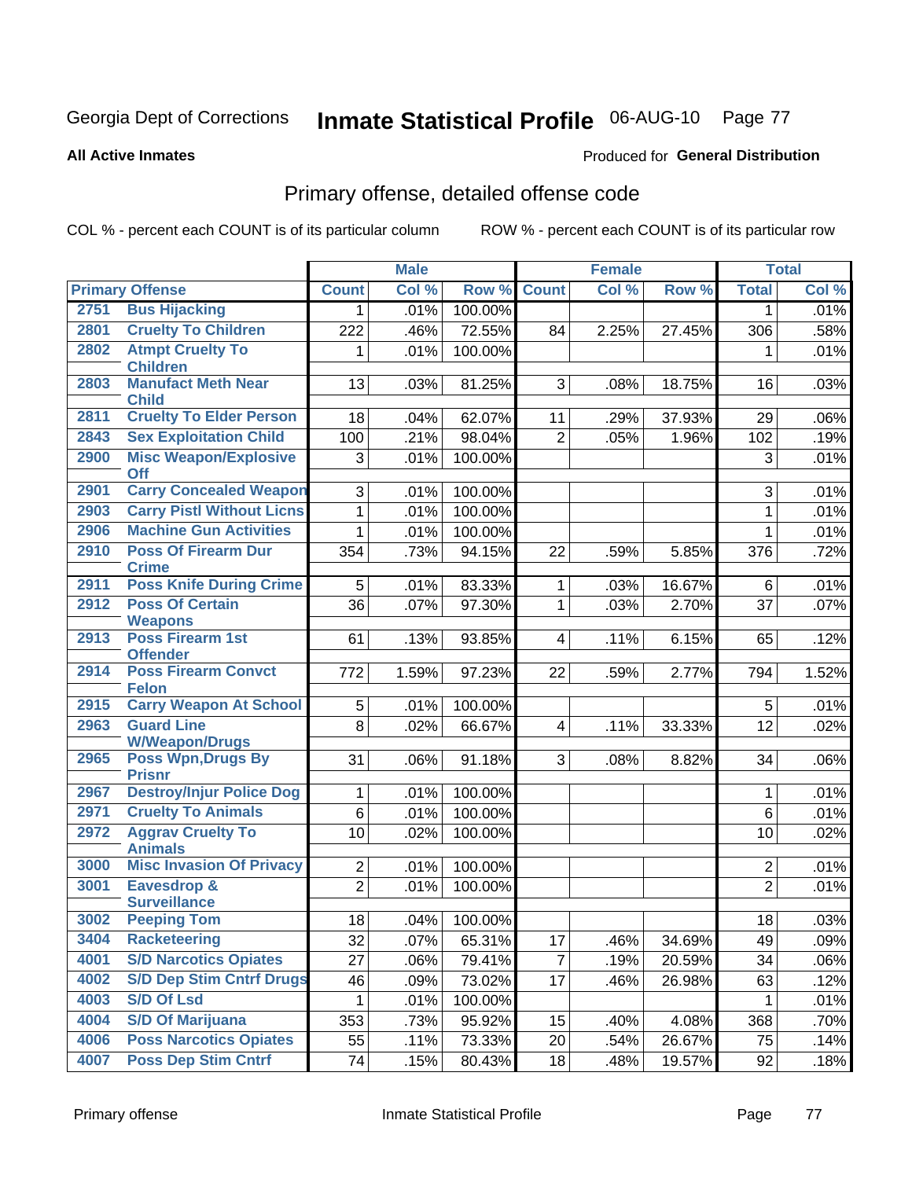Georgia Dept of Corrections **Inmate Statistical Profile** 06-AUG-10 Page 77

**All Active Inmates**

Produced for **General Distribution**

## Primary offense, detailed offense code

COL % - percent each COUNT is of its particular column

ROW % - percent each COUNT is of its particular row

| Primary Offense | | Male | | | Female | | | Total | |
|---|---|---|---|---|---|---|---|---|---|
| | | Count | Col % | Row % | Count | Col % | Row % | Total | Col % |
| 2751 | Bus Hijacking | 1 | .01% | 100.00% | | | | 1 | .01% |
| 2801 | Cruelty To Children | 222 | .46% | 72.55% | 84 | 2.25% | 27.45% | 306 | .58% |
| 2802 | Atmpt Cruelty To Children | 1 | .01% | 100.00% | | | | 1 | .01% |
| 2803 | Manufact Meth Near Child | 13 | .03% | 81.25% | 3 | .08% | 18.75% | 16 | .03% |
| 2811 | Cruelty To Elder Person | 18 | .04% | 62.07% | 11 | .29% | 37.93% | 29 | .06% |
| 2843 | Sex Exploitation Child | 100 | .21% | 98.04% | 2 | .05% | 1.96% | 102 | .19% |
| 2900 | Misc Weapon/Explosive Off | 3 | .01% | 100.00% | | | | 3 | .01% |
| 2901 | Carry Concealed Weapon | 3 | .01% | 100.00% | | | | 3 | .01% |
| 2903 | Carry Pistl Without Licns | 1 | .01% | 100.00% | | | | 1 | .01% |
| 2906 | Machine Gun Activities | 1 | .01% | 100.00% | | | | 1 | .01% |
| 2910 | Poss Of Firearm Dur Crime | 354 | .73% | 94.15% | 22 | .59% | 5.85% | 376 | .72% |
| 2911 | Poss Knife During Crime | 5 | .01% | 83.33% | 1 | .03% | 16.67% | 6 | .01% |
| 2912 | Poss Of Certain Weapons | 36 | .07% | 97.30% | 1 | .03% | 2.70% | 37 | .07% |
| 2913 | Poss Firearm 1st Offender | 61 | .13% | 93.85% | 4 | .11% | 6.15% | 65 | .12% |
| 2914 | Poss Firearm Convct Felon | 772 | 1.59% | 97.23% | 22 | .59% | 2.77% | 794 | 1.52% |
| 2915 | Carry Weapon At School | 5 | .01% | 100.00% | | | | 5 | .01% |
| 2963 | Guard Line W/Weapon/Drugs | 8 | .02% | 66.67% | 4 | .11% | 33.33% | 12 | .02% |
| 2965 | Poss Wpn,Drugs By Prisnr | 31 | .06% | 91.18% | 3 | .08% | 8.82% | 34 | .06% |
| 2967 | Destroy/Injur Police Dog | 1 | .01% | 100.00% | | | | 1 | .01% |
| 2971 | Cruelty To Animals | 6 | .01% | 100.00% | | | | 6 | .01% |
| 2972 | Aggrav Cruelty To Animals | 10 | .02% | 100.00% | | | | 10 | .02% |
| 3000 | Misc Invasion Of Privacy | 2 | .01% | 100.00% | | | | 2 | .01% |
| 3001 | Eavesdrop & Surveillance | 2 | .01% | 100.00% | | | | 2 | .01% |
| 3002 | Peeping Tom | 18 | .04% | 100.00% | | | | 18 | .03% |
| 3404 | Racketeering | 32 | .07% | 65.31% | 17 | .46% | 34.69% | 49 | .09% |
| 4001 | S/D Narcotics Opiates | 27 | .06% | 79.41% | 7 | .19% | 20.59% | 34 | .06% |
| 4002 | S/D Dep Stim Cntrf Drugs | 46 | .09% | 73.02% | 17 | .46% | 26.98% | 63 | .12% |
| 4003 | S/D Of Lsd | 1 | .01% | 100.00% | | | | 1 | .01% |
| 4004 | S/D Of Marijuana | 353 | .73% | 95.92% | 15 | .40% | 4.08% | 368 | .70% |
| 4006 | Poss Narcotics Opiates | 55 | .11% | 73.33% | 20 | .54% | 26.67% | 75 | .14% |
| 4007 | Poss Dep Stim Cntrf | 74 | .15% | 80.43% | 18 | .48% | 19.57% | 92 | .18% |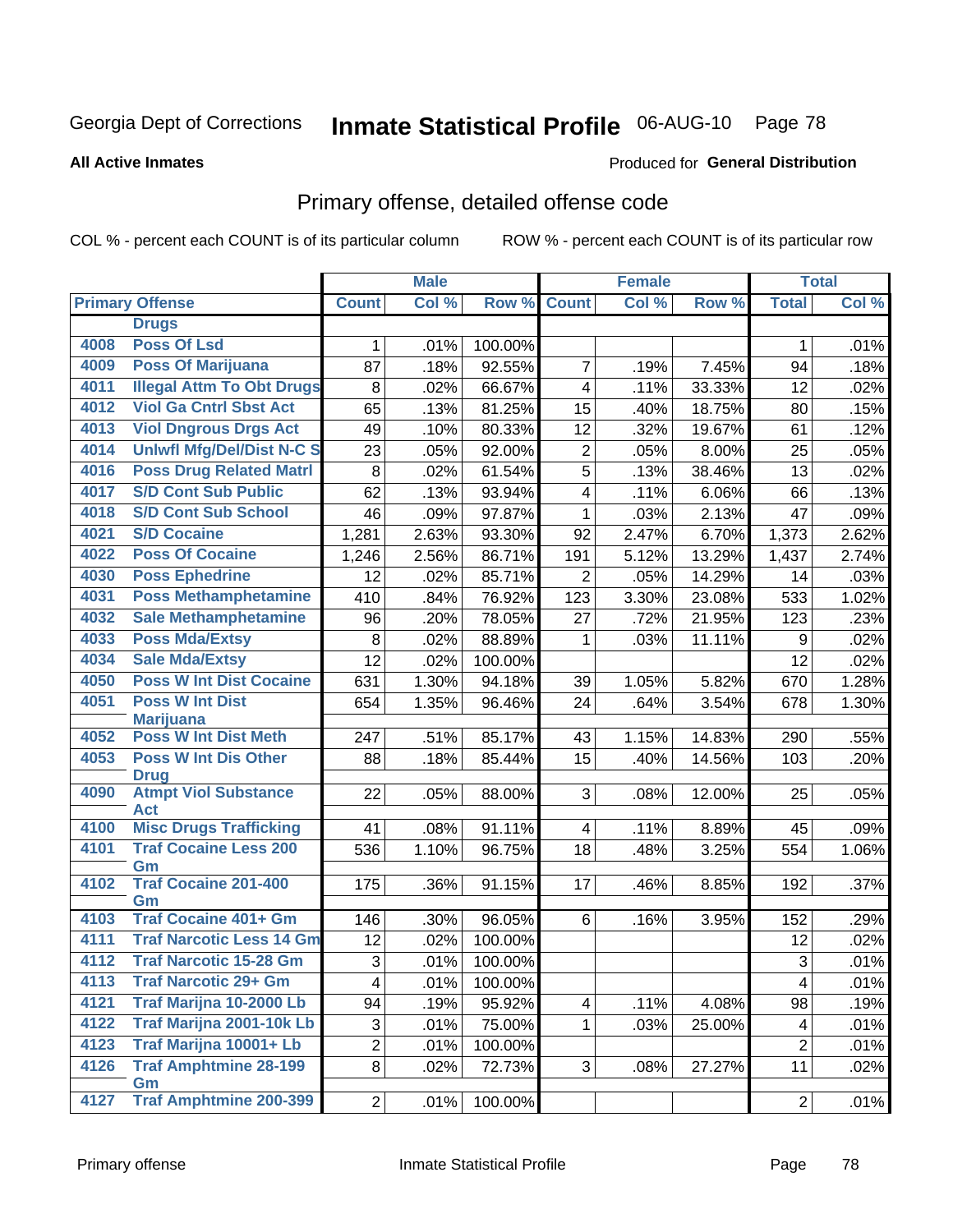Georgia Dept of Corrections **Inmate Statistical Profile** 06-AUG-10

**All Active Inmates**

Produced for **General Distribution**

## Primary offense, detailed offense code

COL % - percent each COUNT is of its particular column ROW % - percent each COUNT is of its particular row

| Primary Offense | | Male | | | Female | | | Total | |
|---|---|---|---|---|---|---|---|---|---|
| | | Count | Col % | Row % | Count | Col % | Row % | Total | Col % |
| | **Drugs** | | | | | | | | |
| 4008 | Poss Of Lsd | 1 | .01% | 100.00% | | | | 1 | .01% |
| 4009 | Poss Of Marijuana | 87 | .18% | 92.55% | 7 | .19% | 7.45% | 94 | .18% |
| 4011 | Illegal Attm To Obt Drugs | 8 | .02% | 66.67% | 4 | .11% | 33.33% | 12 | .02% |
| 4012 | Viol Ga Cntrl Sbst Act | 65 | .13% | 81.25% | 15 | .40% | 18.75% | 80 | .15% |
| 4013 | Viol Dngrous Drgs Act | 49 | .10% | 80.33% | 12 | .32% | 19.67% | 61 | .12% |
| 4014 | Unlwfl Mfg/Del/Dist N-C S | 23 | .05% | 92.00% | 2 | .05% | 8.00% | 25 | .05% |
| 4016 | Poss Drug Related Matrl | 8 | .02% | 61.54% | 5 | .13% | 38.46% | 13 | .02% |
| 4017 | S/D Cont Sub Public | 62 | .13% | 93.94% | 4 | .11% | 6.06% | 66 | .13% |
| 4018 | S/D Cont Sub School | 46 | .09% | 97.87% | 1 | .03% | 2.13% | 47 | .09% |
| 4021 | S/D Cocaine | 1,281 | 2.63% | 93.30% | 92 | 2.47% | 6.70% | 1,373 | 2.62% |
| 4022 | Poss Of Cocaine | 1,246 | 2.56% | 86.71% | 191 | 5.12% | 13.29% | 1,437 | 2.74% |
| 4030 | Poss Ephedrine | 12 | .02% | 85.71% | 2 | .05% | 14.29% | 14 | .03% |
| 4031 | Poss Methamphetamine | 410 | .84% | 76.92% | 123 | 3.30% | 23.08% | 533 | 1.02% |
| 4032 | Sale Methamphetamine | 96 | .20% | 78.05% | 27 | .72% | 21.95% | 123 | .23% |
| 4033 | Poss Mda/Extsy | 8 | .02% | 88.89% | 1 | .03% | 11.11% | 9 | .02% |
| 4034 | Sale Mda/Extsy | 12 | .02% | 100.00% | | | | 12 | .02% |
| 4050 | Poss W Int Dist Cocaine | 631 | 1.30% | 94.18% | 39 | 1.05% | 5.82% | 670 | 1.28% |
| 4051 | Poss W Int Dist Marijuana | 654 | 1.35% | 96.46% | 24 | .64% | 3.54% | 678 | 1.30% |
| 4052 | Poss W Int Dist Meth | 247 | .51% | 85.17% | 43 | 1.15% | 14.83% | 290 | .55% |
| 4053 | Poss W Int Dis Other Drug | 88 | .18% | 85.44% | 15 | .40% | 14.56% | 103 | .20% |
| 4090 | Atmpt Viol Substance Act | 22 | .05% | 88.00% | 3 | .08% | 12.00% | 25 | .05% |
| 4100 | Misc Drugs Trafficking | 41 | .08% | 91.11% | 4 | .11% | 8.89% | 45 | .09% |
| 4101 | Traf Cocaine Less 200 Gm | 536 | 1.10% | 96.75% | 18 | .48% | 3.25% | 554 | 1.06% |
| 4102 | Traf Cocaine 201-400 Gm | 175 | .36% | 91.15% | 17 | .46% | 8.85% | 192 | .37% |
| 4103 | Traf Cocaine 401+ Gm | 146 | .30% | 96.05% | 6 | .16% | 3.95% | 152 | .29% |
| 4111 | Traf Narcotic Less 14 Gm | 12 | .02% | 100.00% | | | | 12 | .02% |
| 4112 | Traf Narcotic 15-28 Gm | 3 | .01% | 100.00% | | | | 3 | .01% |
| 4113 | Traf Narcotic 29+ Gm | 4 | .01% | 100.00% | | | | 4 | .01% |
| 4121 | Traf Marijna 10-2000 Lb | 94 | .19% | 95.92% | 4 | .11% | 4.08% | 98 | .19% |
| 4122 | Traf Marijna 2001-10k Lb | 3 | .01% | 75.00% | 1 | .03% | 25.00% | 4 | .01% |
| 4123 | Traf Marijna 10001+ Lb | 2 | .01% | 100.00% | | | | 2 | .01% |
| 4126 | Traf Amphtmine 28-199 Gm | 8 | .02% | 72.73% | 3 | .08% | 27.27% | 11 | .02% |
| 4127 | Traf Amphtmine 200-399 | 2 | .01% | 100.00% | | | | 2 | .01% |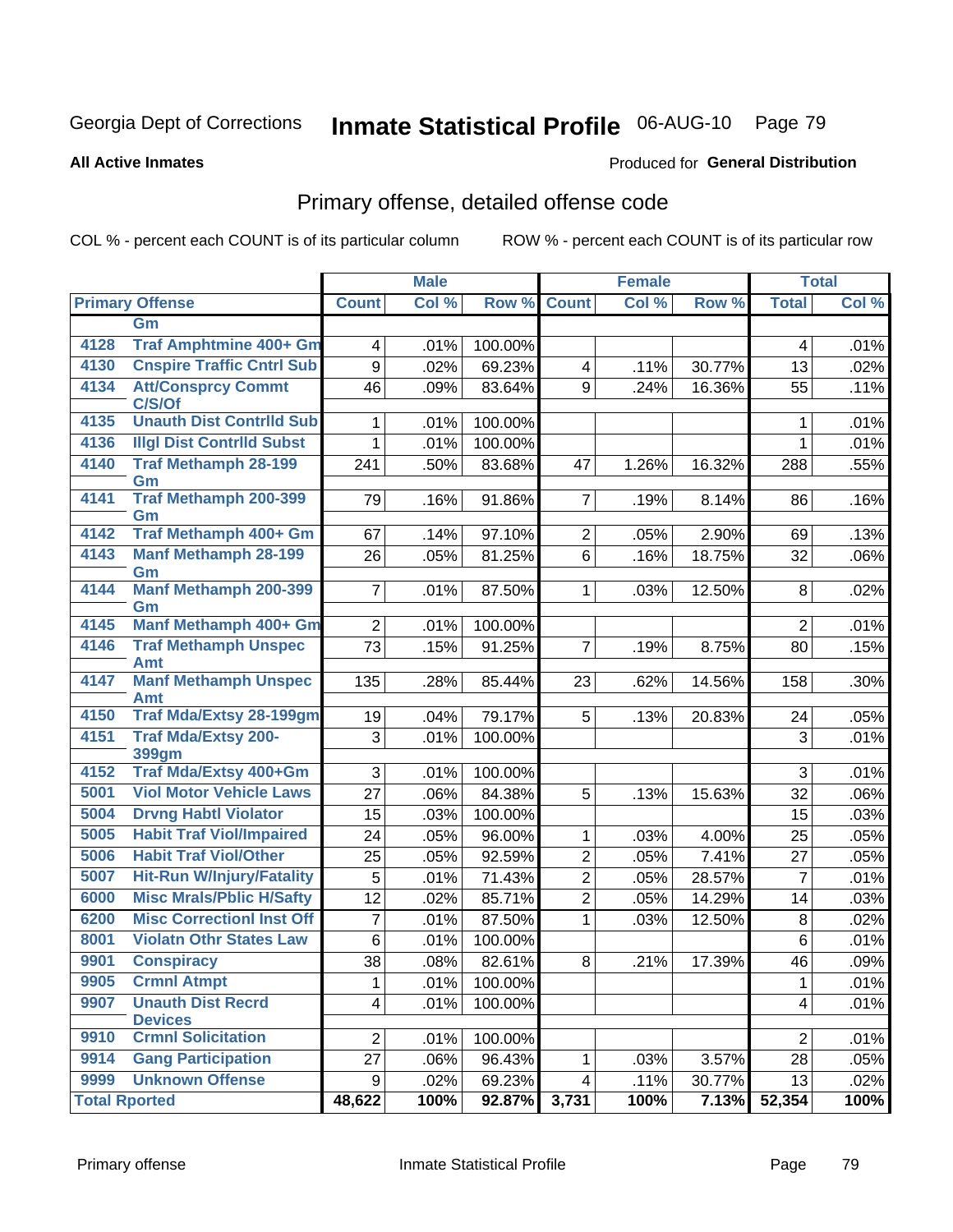Georgia Dept of Corrections **Inmate Statistical Profile** 06-AUG-10

**All Active Inmates**

Produced for **General Distribution**

## Primary offense, detailed offense code

COL % - percent each COUNT is of its particular column ROW % - percent each COUNT is of its particular row

| Primary Offense | | Male | | | Female | | | Total | |
|---|---|---|---|---|---|---|---|---|---|
| | | Count | Col % | Row % | Count | Col % | Row % | Total | Col % |
| | Gm | | | | | | | | |
| 4128 | Traf Amphtmine 400+ Gm | 4 | .01% | 100.00% | | | | 4 | .01% |
| 4130 | Cnspire Traffic Cntrl Sub | 9 | .02% | 69.23% | 4 | .11% | 30.77% | 13 | .02% |
| 4134 | Att/Consprcy Commt C/S/Of | 46 | .09% | 83.64% | 9 | .24% | 16.36% | 55 | .11% |
| 4135 | Unauth Dist Contrlld Sub | 1 | .01% | 100.00% | | | | 1 | .01% |
| 4136 | Illgl Dist Contrlld Subst | 1 | .01% | 100.00% | | | | 1 | .01% |
| 4140 | Traf Methamph 28-199 Gm | 241 | .50% | 83.68% | 47 | 1.26% | 16.32% | 288 | .55% |
| 4141 | Traf Methamph 200-399 Gm | 79 | .16% | 91.86% | 7 | .19% | 8.14% | 86 | .16% |
| 4142 | Traf Methamph 400+ Gm | 67 | .14% | 97.10% | 2 | .05% | 2.90% | 69 | .13% |
| 4143 | Manf Methamph 28-199 Gm | 26 | .05% | 81.25% | 6 | .16% | 18.75% | 32 | .06% |
| 4144 | Manf Methamph 200-399 Gm | 7 | .01% | 87.50% | 1 | .03% | 12.50% | 8 | .02% |
| 4145 | Manf Methamph 400+ Gm | 2 | .01% | 100.00% | | | | 2 | .01% |
| 4146 | Traf Methamph Unspec Amt | 73 | .15% | 91.25% | 7 | .19% | 8.75% | 80 | .15% |
| 4147 | Manf Methamph Unspec Amt | 135 | .28% | 85.44% | 23 | .62% | 14.56% | 158 | .30% |
| 4150 | Traf Mda/Extsy 28-199gm | 19 | .04% | 79.17% | 5 | .13% | 20.83% | 24 | .05% |
| 4151 | Traf Mda/Extsy 200-399gm | 3 | .01% | 100.00% | | | | 3 | .01% |
| 4152 | Traf Mda/Extsy 400+Gm | 3 | .01% | 100.00% | | | | 3 | .01% |
| 5001 | Viol Motor Vehicle Laws | 27 | .06% | 84.38% | 5 | .13% | 15.63% | 32 | .06% |
| 5004 | Drvng Habtl Violator | 15 | .03% | 100.00% | | | | 15 | .03% |
| 5005 | Habit Traf Viol/Impaired | 24 | .05% | 96.00% | 1 | .03% | 4.00% | 25 | .05% |
| 5006 | Habit Traf Viol/Other | 25 | .05% | 92.59% | 2 | .05% | 7.41% | 27 | .05% |
| 5007 | Hit-Run W/Injury/Fatality | 5 | .01% | 71.43% | 2 | .05% | 28.57% | 7 | .01% |
| 6000 | Misc Mrals/Pblic H/Safty | 12 | .02% | 85.71% | 2 | .05% | 14.29% | 14 | .03% |
| 6200 | Misc Correctionl Inst Off | 7 | .01% | 87.50% | 1 | .03% | 12.50% | 8 | .02% |
| 8001 | Violatn Othr States Law | 6 | .01% | 100.00% | | | | 6 | .01% |
| 9901 | Conspiracy | 38 | .08% | 82.61% | 8 | .21% | 17.39% | 46 | .09% |
| 9905 | Crmnl Atmpt | 1 | .01% | 100.00% | | | | 1 | .01% |
| 9907 | Unauth Dist Recrd Devices | 4 | .01% | 100.00% | | | | 4 | .01% |
| 9910 | Crmnl Solicitation | 2 | .01% | 100.00% | | | | 2 | .01% |
| 9914 | Gang Participation | 27 | .06% | 96.43% | 1 | .03% | 3.57% | 28 | .05% |
| 9999 | Unknown Offense | 9 | .02% | 69.23% | 4 | .11% | 30.77% | 13 | .02% |
| Total Rported | | 48,622 | 100% | 92.87% | 3,731 | 100% | 7.13% | 52,354 | 100% |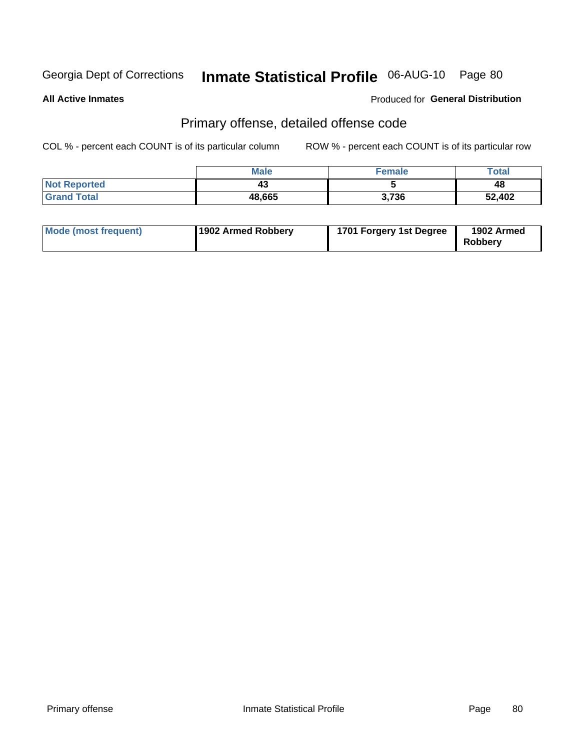Georgia Dept of Corrections **Inmate Statistical Profile** 06-AUG-10

**All Active Inmates**

Produced for **General Distribution**

## Primary offense, detailed offense code

COL % - percent each COUNT is of its particular column

ROW % - percent each COUNT is of its particular row

| | Male | Female | Total |
|---|---|---|---|
| Not Reported | 43 | 5 | 48 |
| Grand Total | 48,665 | 3,736 | 52,402 |

| | | | |
|---|---|---|---|
| Mode (most frequent) | 1902 Armed Robbery | 1701 Forgery 1st Degree | 1902 Armed Robbery |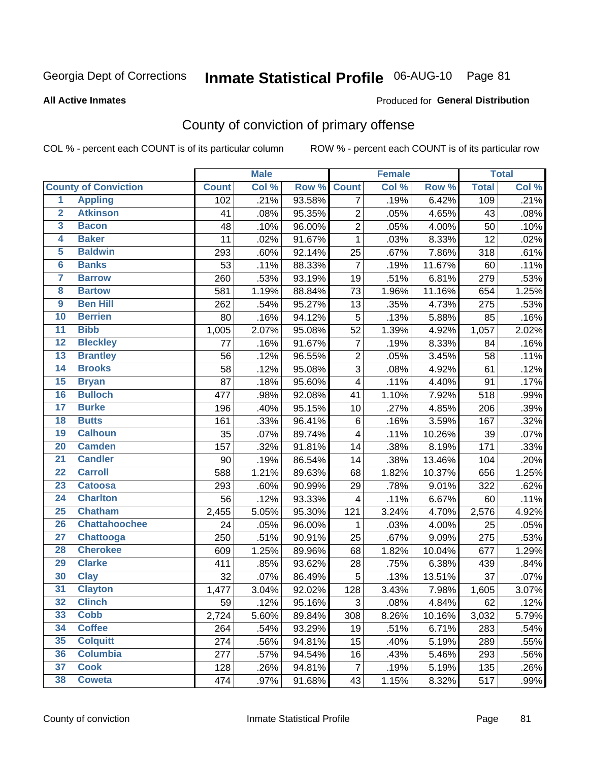Georgia Dept of Corrections **Inmate Statistical Profile** 06-AUG-10 Page 81

**All Active Inmates**

Produced for **General Distribution**

## County of conviction of primary offense

COL % - percent each COUNT is of its particular column ROW % - percent each COUNT is of its particular row

| County of Conviction | | Male | | | Female | | | Total | |
|---|---|---|---|---|---|---|---|---|---|
| | | Count | Col % | Row % | Count | Col % | Row % | Total | Col % |
| 1 | Appling | 102 | .21% | 93.58% | 7 | .19% | 6.42% | 109 | .21% |
| 2 | Atkinson | 41 | .08% | 95.35% | 2 | .05% | 4.65% | 43 | .08% |
| 3 | Bacon | 48 | .10% | 96.00% | 2 | .05% | 4.00% | 50 | .10% |
| 4 | Baker | 11 | .02% | 91.67% | 1 | .03% | 8.33% | 12 | .02% |
| 5 | Baldwin | 293 | .60% | 92.14% | 25 | .67% | 7.86% | 318 | .61% |
| 6 | Banks | 53 | .11% | 88.33% | 7 | .19% | 11.67% | 60 | .11% |
| 7 | Barrow | 260 | .53% | 93.19% | 19 | .51% | 6.81% | 279 | .53% |
| 8 | Bartow | 581 | 1.19% | 88.84% | 73 | 1.96% | 11.16% | 654 | 1.25% |
| 9 | Ben Hill | 262 | .54% | 95.27% | 13 | .35% | 4.73% | 275 | .53% |
| 10 | Berrien | 80 | .16% | 94.12% | 5 | .13% | 5.88% | 85 | .16% |
| 11 | Bibb | 1,005 | 2.07% | 95.08% | 52 | 1.39% | 4.92% | 1,057 | 2.02% |
| 12 | Bleckley | 77 | .16% | 91.67% | 7 | .19% | 8.33% | 84 | .16% |
| 13 | Brantley | 56 | .12% | 96.55% | 2 | .05% | 3.45% | 58 | .11% |
| 14 | Brooks | 58 | .12% | 95.08% | 3 | .08% | 4.92% | 61 | .12% |
| 15 | Bryan | 87 | .18% | 95.60% | 4 | .11% | 4.40% | 91 | .17% |
| 16 | Bulloch | 477 | .98% | 92.08% | 41 | 1.10% | 7.92% | 518 | .99% |
| 17 | Burke | 196 | .40% | 95.15% | 10 | .27% | 4.85% | 206 | .39% |
| 18 | Butts | 161 | .33% | 96.41% | 6 | .16% | 3.59% | 167 | .32% |
| 19 | Calhoun | 35 | .07% | 89.74% | 4 | .11% | 10.26% | 39 | .07% |
| 20 | Camden | 157 | .32% | 91.81% | 14 | .38% | 8.19% | 171 | .33% |
| 21 | Candler | 90 | .19% | 86.54% | 14 | .38% | 13.46% | 104 | .20% |
| 22 | Carroll | 588 | 1.21% | 89.63% | 68 | 1.82% | 10.37% | 656 | 1.25% |
| 23 | Catoosa | 293 | .60% | 90.99% | 29 | .78% | 9.01% | 322 | .62% |
| 24 | Charlton | 56 | .12% | 93.33% | 4 | .11% | 6.67% | 60 | .11% |
| 25 | Chatham | 2,455 | 5.05% | 95.30% | 121 | 3.24% | 4.70% | 2,576 | 4.92% |
| 26 | Chattahoochee | 24 | .05% | 96.00% | 1 | .03% | 4.00% | 25 | .05% |
| 27 | Chattooga | 250 | .51% | 90.91% | 25 | .67% | 9.09% | 275 | .53% |
| 28 | Cherokee | 609 | 1.25% | 89.96% | 68 | 1.82% | 10.04% | 677 | 1.29% |
| 29 | Clarke | 411 | .85% | 93.62% | 28 | .75% | 6.38% | 439 | .84% |
| 30 | Clay | 32 | .07% | 86.49% | 5 | .13% | 13.51% | 37 | .07% |
| 31 | Clayton | 1,477 | 3.04% | 92.02% | 128 | 3.43% | 7.98% | 1,605 | 3.07% |
| 32 | Clinch | 59 | .12% | 95.16% | 3 | .08% | 4.84% | 62 | .12% |
| 33 | Cobb | 2,724 | 5.60% | 89.84% | 308 | 8.26% | 10.16% | 3,032 | 5.79% |
| 34 | Coffee | 264 | .54% | 93.29% | 19 | .51% | 6.71% | 283 | .54% |
| 35 | Colquitt | 274 | .56% | 94.81% | 15 | .40% | 5.19% | 289 | .55% |
| 36 | Columbia | 277 | .57% | 94.54% | 16 | .43% | 5.46% | 293 | .56% |
| 37 | Cook | 128 | .26% | 94.81% | 7 | .19% | 5.19% | 135 | .26% |
| 38 | Coweta | 474 | .97% | 91.68% | 43 | 1.15% | 8.32% | 517 | .99% |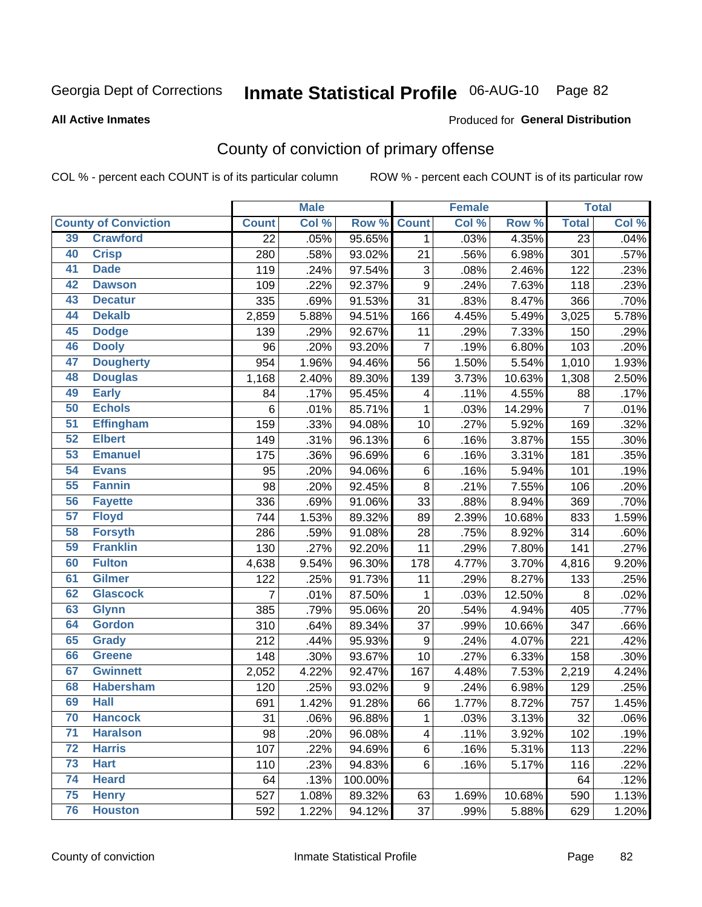Georgia Dept of Corrections **Inmate Statistical Profile** 06-AUG-10

**All Active Inmates**

Produced for **General Distribution**

## County of conviction of primary offense

COL % - percent each COUNT is of its particular column    ROW % - percent each COUNT is of its particular row

| County of Conviction | | Male | | | Female | | | Total | |
|---|---|---|---|---|---|---|---|---|---|
| | | Count | Col % | Row % | Count | Col % | Row % | Total | Col % |
| 39 | Crawford | 22 | .05% | 95.65% | 1 | .03% | 4.35% | 23 | .04% |
| 40 | Crisp | 280 | .58% | 93.02% | 21 | .56% | 6.98% | 301 | .57% |
| 41 | Dade | 119 | .24% | 97.54% | 3 | .08% | 2.46% | 122 | .23% |
| 42 | Dawson | 109 | .22% | 92.37% | 9 | .24% | 7.63% | 118 | .23% |
| 43 | Decatur | 335 | .69% | 91.53% | 31 | .83% | 8.47% | 366 | .70% |
| 44 | Dekalb | 2,859 | 5.88% | 94.51% | 166 | 4.45% | 5.49% | 3,025 | 5.78% |
| 45 | Dodge | 139 | .29% | 92.67% | 11 | .29% | 7.33% | 150 | .29% |
| 46 | Dooly | 96 | .20% | 93.20% | 7 | .19% | 6.80% | 103 | .20% |
| 47 | Dougherty | 954 | 1.96% | 94.46% | 56 | 1.50% | 5.54% | 1,010 | 1.93% |
| 48 | Douglas | 1,168 | 2.40% | 89.30% | 139 | 3.73% | 10.63% | 1,308 | 2.50% |
| 49 | Early | 84 | .17% | 95.45% | 4 | .11% | 4.55% | 88 | .17% |
| 50 | Echols | 6 | .01% | 85.71% | 1 | .03% | 14.29% | 7 | .01% |
| 51 | Effingham | 159 | .33% | 94.08% | 10 | .27% | 5.92% | 169 | .32% |
| 52 | Elbert | 149 | .31% | 96.13% | 6 | .16% | 3.87% | 155 | .30% |
| 53 | Emanuel | 175 | .36% | 96.69% | 6 | .16% | 3.31% | 181 | .35% |
| 54 | Evans | 95 | .20% | 94.06% | 6 | .16% | 5.94% | 101 | .19% |
| 55 | Fannin | 98 | .20% | 92.45% | 8 | .21% | 7.55% | 106 | .20% |
| 56 | Fayette | 336 | .69% | 91.06% | 33 | .88% | 8.94% | 369 | .70% |
| 57 | Floyd | 744 | 1.53% | 89.32% | 89 | 2.39% | 10.68% | 833 | 1.59% |
| 58 | Forsyth | 286 | .59% | 91.08% | 28 | .75% | 8.92% | 314 | .60% |
| 59 | Franklin | 130 | .27% | 92.20% | 11 | .29% | 7.80% | 141 | .27% |
| 60 | Fulton | 4,638 | 9.54% | 96.30% | 178 | 4.77% | 3.70% | 4,816 | 9.20% |
| 61 | Gilmer | 122 | .25% | 91.73% | 11 | .29% | 8.27% | 133 | .25% |
| 62 | Glascock | 7 | .01% | 87.50% | 1 | .03% | 12.50% | 8 | .02% |
| 63 | Glynn | 385 | .79% | 95.06% | 20 | .54% | 4.94% | 405 | .77% |
| 64 | Gordon | 310 | .64% | 89.34% | 37 | .99% | 10.66% | 347 | .66% |
| 65 | Grady | 212 | .44% | 95.93% | 9 | .24% | 4.07% | 221 | .42% |
| 66 | Greene | 148 | .30% | 93.67% | 10 | .27% | 6.33% | 158 | .30% |
| 67 | Gwinnett | 2,052 | 4.22% | 92.47% | 167 | 4.48% | 7.53% | 2,219 | 4.24% |
| 68 | Habersham | 120 | .25% | 93.02% | 9 | .24% | 6.98% | 129 | .25% |
| 69 | Hall | 691 | 1.42% | 91.28% | 66 | 1.77% | 8.72% | 757 | 1.45% |
| 70 | Hancock | 31 | .06% | 96.88% | 1 | .03% | 3.13% | 32 | .06% |
| 71 | Haralson | 98 | .20% | 96.08% | 4 | .11% | 3.92% | 102 | .19% |
| 72 | Harris | 107 | .22% | 94.69% | 6 | .16% | 5.31% | 113 | .22% |
| 73 | Hart | 110 | .23% | 94.83% | 6 | .16% | 5.17% | 116 | .22% |
| 74 | Heard | 64 | .13% | 100.00% | | | | 64 | .12% |
| 75 | Henry | 527 | 1.08% | 89.32% | 63 | 1.69% | 10.68% | 590 | 1.13% |
| 76 | Houston | 592 | 1.22% | 94.12% | 37 | .99% | 5.88% | 629 | 1.20% |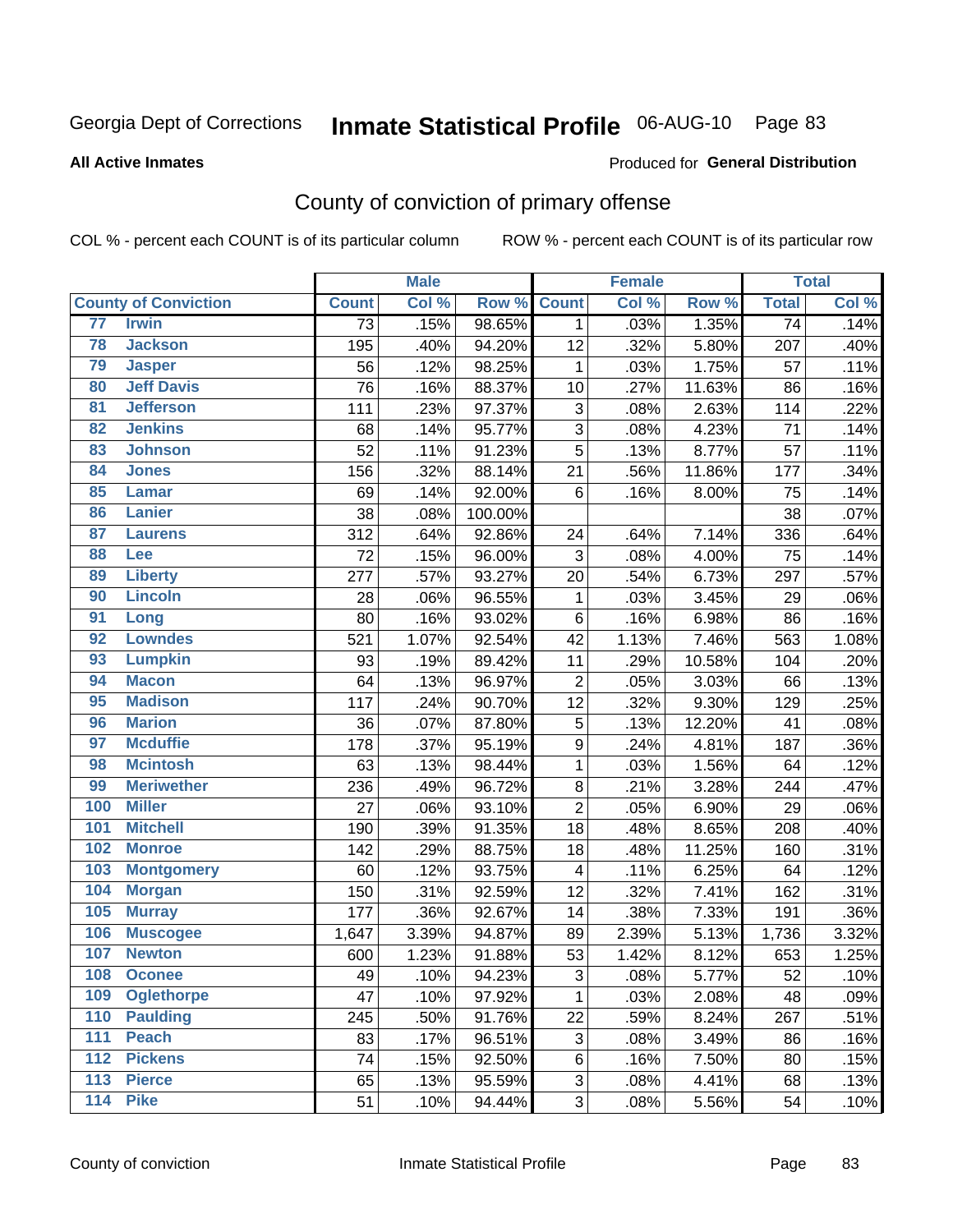Georgia Dept of Corrections **Inmate Statistical Profile** 06-AUG-10 Page 83

**All Active Inmates**

Produced for **General Distribution**

## County of conviction of primary offense

COL % - percent each COUNT is of its particular column ROW % - percent each COUNT is of its particular row

| County of Conviction | | Male | | | Female | | | Total | |
|---|---|---|---|---|---|---|---|---|---|
| | | Count | Col % | Row % | Count | Col % | Row % | Total | Col % |
| 77 | Irwin | 73 | .15% | 98.65% | 1 | .03% | 1.35% | 74 | .14% |
| 78 | Jackson | 195 | .40% | 94.20% | 12 | .32% | 5.80% | 207 | .40% |
| 79 | Jasper | 56 | .12% | 98.25% | 1 | .03% | 1.75% | 57 | .11% |
| 80 | Jeff Davis | 76 | .16% | 88.37% | 10 | .27% | 11.63% | 86 | .16% |
| 81 | Jefferson | 111 | .23% | 97.37% | 3 | .08% | 2.63% | 114 | .22% |
| 82 | Jenkins | 68 | .14% | 95.77% | 3 | .08% | 4.23% | 71 | .14% |
| 83 | Johnson | 52 | .11% | 91.23% | 5 | .13% | 8.77% | 57 | .11% |
| 84 | Jones | 156 | .32% | 88.14% | 21 | .56% | 11.86% | 177 | .34% |
| 85 | Lamar | 69 | .14% | 92.00% | 6 | .16% | 8.00% | 75 | .14% |
| 86 | Lanier | 38 | .08% | 100.00% | | | | 38 | .07% |
| 87 | Laurens | 312 | .64% | 92.86% | 24 | .64% | 7.14% | 336 | .64% |
| 88 | Lee | 72 | .15% | 96.00% | 3 | .08% | 4.00% | 75 | .14% |
| 89 | Liberty | 277 | .57% | 93.27% | 20 | .54% | 6.73% | 297 | .57% |
| 90 | Lincoln | 28 | .06% | 96.55% | 1 | .03% | 3.45% | 29 | .06% |
| 91 | Long | 80 | .16% | 93.02% | 6 | .16% | 6.98% | 86 | .16% |
| 92 | Lowndes | 521 | 1.07% | 92.54% | 42 | 1.13% | 7.46% | 563 | 1.08% |
| 93 | Lumpkin | 93 | .19% | 89.42% | 11 | .29% | 10.58% | 104 | .20% |
| 94 | Macon | 64 | .13% | 96.97% | 2 | .05% | 3.03% | 66 | .13% |
| 95 | Madison | 117 | .24% | 90.70% | 12 | .32% | 9.30% | 129 | .25% |
| 96 | Marion | 36 | .07% | 87.80% | 5 | .13% | 12.20% | 41 | .08% |
| 97 | Mcduffie | 178 | .37% | 95.19% | 9 | .24% | 4.81% | 187 | .36% |
| 98 | Mcintosh | 63 | .13% | 98.44% | 1 | .03% | 1.56% | 64 | .12% |
| 99 | Meriwether | 236 | .49% | 96.72% | 8 | .21% | 3.28% | 244 | .47% |
| 100 | Miller | 27 | .06% | 93.10% | 2 | .05% | 6.90% | 29 | .06% |
| 101 | Mitchell | 190 | .39% | 91.35% | 18 | .48% | 8.65% | 208 | .40% |
| 102 | Monroe | 142 | .29% | 88.75% | 18 | .48% | 11.25% | 160 | .31% |
| 103 | Montgomery | 60 | .12% | 93.75% | 4 | .11% | 6.25% | 64 | .12% |
| 104 | Morgan | 150 | .31% | 92.59% | 12 | .32% | 7.41% | 162 | .31% |
| 105 | Murray | 177 | .36% | 92.67% | 14 | .38% | 7.33% | 191 | .36% |
| 106 | Muscogee | 1,647 | 3.39% | 94.87% | 89 | 2.39% | 5.13% | 1,736 | 3.32% |
| 107 | Newton | 600 | 1.23% | 91.88% | 53 | 1.42% | 8.12% | 653 | 1.25% |
| 108 | Oconee | 49 | .10% | 94.23% | 3 | .08% | 5.77% | 52 | .10% |
| 109 | Oglethorpe | 47 | .10% | 97.92% | 1 | .03% | 2.08% | 48 | .09% |
| 110 | Paulding | 245 | .50% | 91.76% | 22 | .59% | 8.24% | 267 | .51% |
| 111 | Peach | 83 | .17% | 96.51% | 3 | .08% | 3.49% | 86 | .16% |
| 112 | Pickens | 74 | .15% | 92.50% | 6 | .16% | 7.50% | 80 | .15% |
| 113 | Pierce | 65 | .13% | 95.59% | 3 | .08% | 4.41% | 68 | .13% |
| 114 | Pike | 51 | .10% | 94.44% | 3 | .08% | 5.56% | 54 | .10% |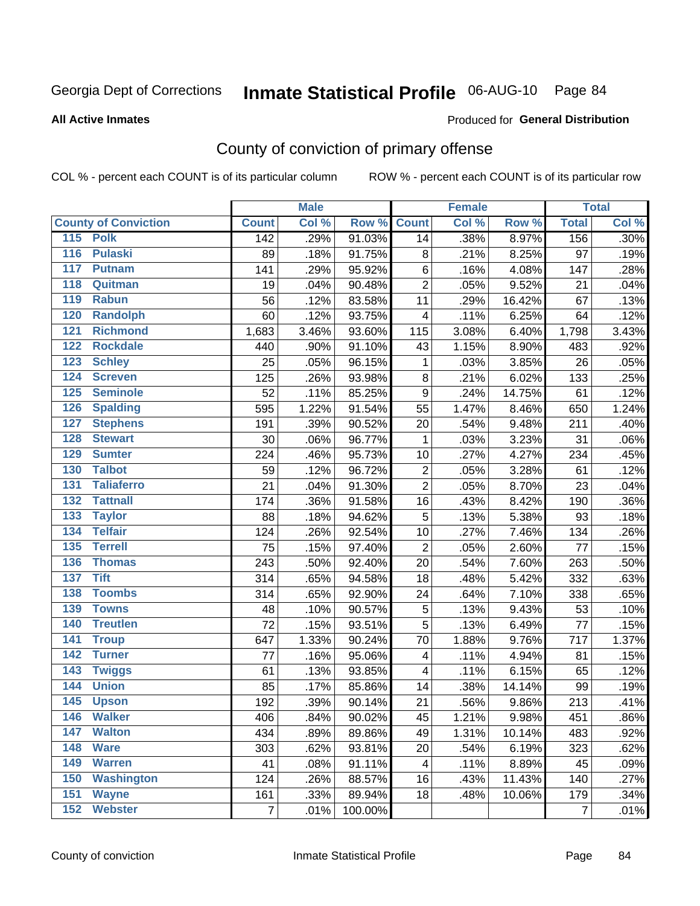Georgia Dept of Corrections **Inmate Statistical Profile** 06-AUG-10 Page 84

**All Active Inmates**

Produced for **General Distribution**

## County of conviction of primary offense

COL % - percent each COUNT is of its particular column ROW % - percent each COUNT is of its particular row

| | Male | | | Female | | | Total | |
|---|---|---|---|---|---|---|---|---|
| **County of Conviction** | **Count** | **Col %** | **Row %** | **Count** | **Col %** | **Row %** | **Total** | **Col %** |
| 115 Polk | 142 | .29% | 91.03% | 14 | .38% | 8.97% | 156 | .30% |
| 116 Pulaski | 89 | .18% | 91.75% | 8 | .21% | 8.25% | 97 | .19% |
| 117 Putnam | 141 | .29% | 95.92% | 6 | .16% | 4.08% | 147 | .28% |
| 118 Quitman | 19 | .04% | 90.48% | 2 | .05% | 9.52% | 21 | .04% |
| 119 Rabun | 56 | .12% | 83.58% | 11 | .29% | 16.42% | 67 | .13% |
| 120 Randolph | 60 | .12% | 93.75% | 4 | .11% | 6.25% | 64 | .12% |
| 121 Richmond | 1,683 | 3.46% | 93.60% | 115 | 3.08% | 6.40% | 1,798 | 3.43% |
| 122 Rockdale | 440 | .90% | 91.10% | 43 | 1.15% | 8.90% | 483 | .92% |
| 123 Schley | 25 | .05% | 96.15% | 1 | .03% | 3.85% | 26 | .05% |
| 124 Screven | 125 | .26% | 93.98% | 8 | .21% | 6.02% | 133 | .25% |
| 125 Seminole | 52 | .11% | 85.25% | 9 | .24% | 14.75% | 61 | .12% |
| 126 Spalding | 595 | 1.22% | 91.54% | 55 | 1.47% | 8.46% | 650 | 1.24% |
| 127 Stephens | 191 | .39% | 90.52% | 20 | .54% | 9.48% | 211 | .40% |
| 128 Stewart | 30 | .06% | 96.77% | 1 | .03% | 3.23% | 31 | .06% |
| 129 Sumter | 224 | .46% | 95.73% | 10 | .27% | 4.27% | 234 | .45% |
| 130 Talbot | 59 | .12% | 96.72% | 2 | .05% | 3.28% | 61 | .12% |
| 131 Taliaferro | 21 | .04% | 91.30% | 2 | .05% | 8.70% | 23 | .04% |
| 132 Tattnall | 174 | .36% | 91.58% | 16 | .43% | 8.42% | 190 | .36% |
| 133 Taylor | 88 | .18% | 94.62% | 5 | .13% | 5.38% | 93 | .18% |
| 134 Telfair | 124 | .26% | 92.54% | 10 | .27% | 7.46% | 134 | .26% |
| 135 Terrell | 75 | .15% | 97.40% | 2 | .05% | 2.60% | 77 | .15% |
| 136 Thomas | 243 | .50% | 92.40% | 20 | .54% | 7.60% | 263 | .50% |
| 137 Tift | 314 | .65% | 94.58% | 18 | .48% | 5.42% | 332 | .63% |
| 138 Toombs | 314 | .65% | 92.90% | 24 | .64% | 7.10% | 338 | .65% |
| 139 Towns | 48 | .10% | 90.57% | 5 | .13% | 9.43% | 53 | .10% |
| 140 Treutlen | 72 | .15% | 93.51% | 5 | .13% | 6.49% | 77 | .15% |
| 141 Troup | 647 | 1.33% | 90.24% | 70 | 1.88% | 9.76% | 717 | 1.37% |
| 142 Turner | 77 | .16% | 95.06% | 4 | .11% | 4.94% | 81 | .15% |
| 143 Twiggs | 61 | .13% | 93.85% | 4 | .11% | 6.15% | 65 | .12% |
| 144 Union | 85 | .17% | 85.86% | 14 | .38% | 14.14% | 99 | .19% |
| 145 Upson | 192 | .39% | 90.14% | 21 | .56% | 9.86% | 213 | .41% |
| 146 Walker | 406 | .84% | 90.02% | 45 | 1.21% | 9.98% | 451 | .86% |
| 147 Walton | 434 | .89% | 89.86% | 49 | 1.31% | 10.14% | 483 | .92% |
| 148 Ware | 303 | .62% | 93.81% | 20 | .54% | 6.19% | 323 | .62% |
| 149 Warren | 41 | .08% | 91.11% | 4 | .11% | 8.89% | 45 | .09% |
| 150 Washington | 124 | .26% | 88.57% | 16 | .43% | 11.43% | 140 | .27% |
| 151 Wayne | 161 | .33% | 89.94% | 18 | .48% | 10.06% | 179 | .34% |
| 152 Webster | 7 | .01% | 100.00% | | | | 7 | .01% |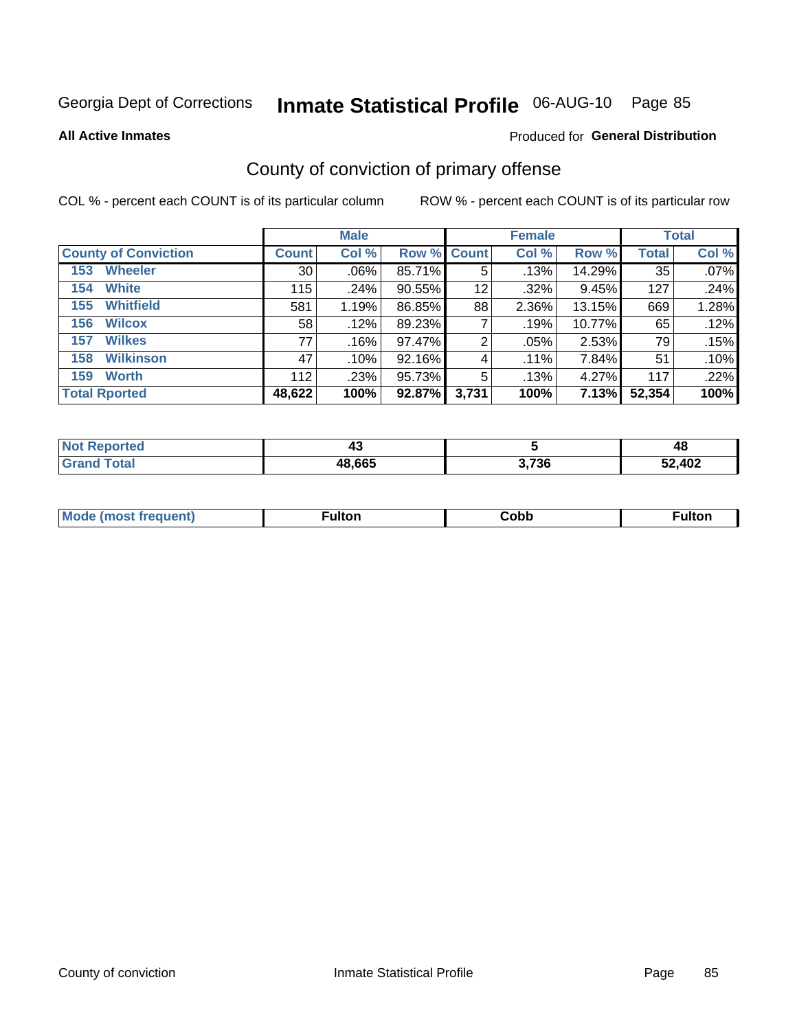Georgia Dept of Corrections **Inmate Statistical Profile** 06-AUG-10

**All Active Inmates**

Produced for **General Distribution**

## County of conviction of primary offense

COL % - percent each COUNT is of its particular column

ROW % - percent each COUNT is of its particular row

| | Male | | | Female | | | Total | |
|---|---|---|---|---|---|---|---|---|
| **County of Conviction** | **Count** | **Col %** | **Row %** | **Count** | **Col %** | **Row %** | **Total** | **Col %** |
| 153 Wheeler | 30 | .06% | 85.71% | 5 | .13% | 14.29% | 35 | .07% |
| 154 White | 115 | .24% | 90.55% | 12 | .32% | 9.45% | 127 | .24% |
| 155 Whitfield | 581 | 1.19% | 86.85% | 88 | 2.36% | 13.15% | 669 | 1.28% |
| 156 Wilcox | 58 | .12% | 89.23% | 7 | .19% | 10.77% | 65 | .12% |
| 157 Wilkes | 77 | .16% | 97.47% | 2 | .05% | 2.53% | 79 | .15% |
| 158 Wilkinson | 47 | .10% | 92.16% | 4 | .11% | 7.84% | 51 | .10% |
| 159 Worth | 112 | .23% | 95.73% | 5 | .13% | 4.27% | 117 | .22% |
| **Total Rported** | **48,622** | **100%** | **92.87%** | **3,731** | **100%** | **7.13%** | **52,354** | **100%** |

| | Male | Female | Total |
|---|---|---|---|
| **Not Reported** | **43** | **5** | **48** |
| **Grand Total** | **48,665** | **3,736** | **52,402** |

| | Male | Female | Total |
|---|---|---|---|
| **Mode (most frequent)** | **Fulton** | **Cobb** | **Fulton** |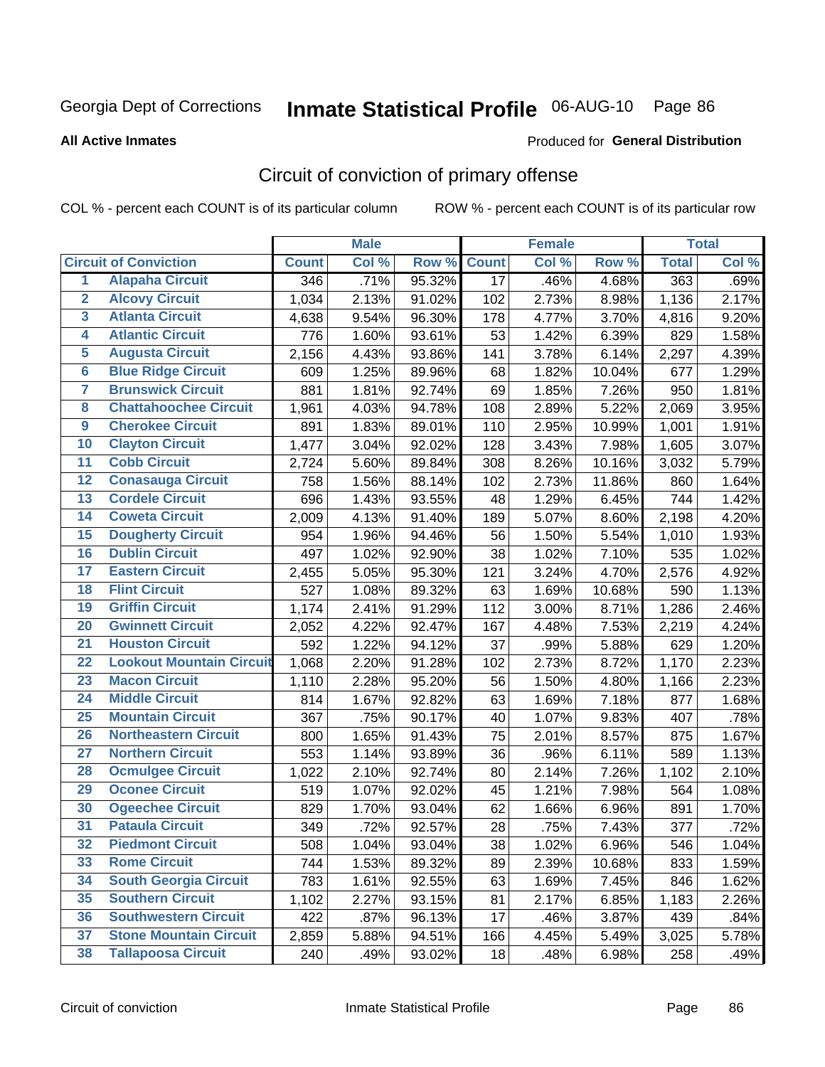Georgia Dept of Corrections **Inmate Statistical Profile** 06-AUG-10

**All Active Inmates**

Produced for **General Distribution**

## Circuit of conviction of primary offense

COL % - percent each COUNT is of its particular column    ROW % - percent each COUNT is of its particular row

| | | Male | | | Female | | | Total | |
|---|---|---|---|---|---|---|---|---|---|
| **Circuit of Conviction** | | **Count** | **Col %** | **Row %** | **Count** | **Col %** | **Row %** | **Total** | **Col %** |
| 1 | Alapaha Circuit | 346 | .71% | 95.32% | 17 | .46% | 4.68% | 363 | .69% |
| 2 | Alcovy Circuit | 1,034 | 2.13% | 91.02% | 102 | 2.73% | 8.98% | 1,136 | 2.17% |
| 3 | Atlanta Circuit | 4,638 | 9.54% | 96.30% | 178 | 4.77% | 3.70% | 4,816 | 9.20% |
| 4 | Atlantic Circuit | 776 | 1.60% | 93.61% | 53 | 1.42% | 6.39% | 829 | 1.58% |
| 5 | Augusta Circuit | 2,156 | 4.43% | 93.86% | 141 | 3.78% | 6.14% | 2,297 | 4.39% |
| 6 | Blue Ridge Circuit | 609 | 1.25% | 89.96% | 68 | 1.82% | 10.04% | 677 | 1.29% |
| 7 | Brunswick Circuit | 881 | 1.81% | 92.74% | 69 | 1.85% | 7.26% | 950 | 1.81% |
| 8 | Chattahoochee Circuit | 1,961 | 4.03% | 94.78% | 108 | 2.89% | 5.22% | 2,069 | 3.95% |
| 9 | Cherokee Circuit | 891 | 1.83% | 89.01% | 110 | 2.95% | 10.99% | 1,001 | 1.91% |
| 10 | Clayton Circuit | 1,477 | 3.04% | 92.02% | 128 | 3.43% | 7.98% | 1,605 | 3.07% |
| 11 | Cobb Circuit | 2,724 | 5.60% | 89.84% | 308 | 8.26% | 10.16% | 3,032 | 5.79% |
| 12 | Conasauga Circuit | 758 | 1.56% | 88.14% | 102 | 2.73% | 11.86% | 860 | 1.64% |
| 13 | Cordele Circuit | 696 | 1.43% | 93.55% | 48 | 1.29% | 6.45% | 744 | 1.42% |
| 14 | Coweta Circuit | 2,009 | 4.13% | 91.40% | 189 | 5.07% | 8.60% | 2,198 | 4.20% |
| 15 | Dougherty Circuit | 954 | 1.96% | 94.46% | 56 | 1.50% | 5.54% | 1,010 | 1.93% |
| 16 | Dublin Circuit | 497 | 1.02% | 92.90% | 38 | 1.02% | 7.10% | 535 | 1.02% |
| 17 | Eastern Circuit | 2,455 | 5.05% | 95.30% | 121 | 3.24% | 4.70% | 2,576 | 4.92% |
| 18 | Flint Circuit | 527 | 1.08% | 89.32% | 63 | 1.69% | 10.68% | 590 | 1.13% |
| 19 | Griffin Circuit | 1,174 | 2.41% | 91.29% | 112 | 3.00% | 8.71% | 1,286 | 2.46% |
| 20 | Gwinnett Circuit | 2,052 | 4.22% | 92.47% | 167 | 4.48% | 7.53% | 2,219 | 4.24% |
| 21 | Houston Circuit | 592 | 1.22% | 94.12% | 37 | .99% | 5.88% | 629 | 1.20% |
| 22 | Lookout Mountain Circuit | 1,068 | 2.20% | 91.28% | 102 | 2.73% | 8.72% | 1,170 | 2.23% |
| 23 | Macon Circuit | 1,110 | 2.28% | 95.20% | 56 | 1.50% | 4.80% | 1,166 | 2.23% |
| 24 | Middle Circuit | 814 | 1.67% | 92.82% | 63 | 1.69% | 7.18% | 877 | 1.68% |
| 25 | Mountain Circuit | 367 | .75% | 90.17% | 40 | 1.07% | 9.83% | 407 | .78% |
| 26 | Northeastern Circuit | 800 | 1.65% | 91.43% | 75 | 2.01% | 8.57% | 875 | 1.67% |
| 27 | Northern Circuit | 553 | 1.14% | 93.89% | 36 | .96% | 6.11% | 589 | 1.13% |
| 28 | Ocmulgee Circuit | 1,022 | 2.10% | 92.74% | 80 | 2.14% | 7.26% | 1,102 | 2.10% |
| 29 | Oconee Circuit | 519 | 1.07% | 92.02% | 45 | 1.21% | 7.98% | 564 | 1.08% |
| 30 | Ogeechee Circuit | 829 | 1.70% | 93.04% | 62 | 1.66% | 6.96% | 891 | 1.70% |
| 31 | Pataula Circuit | 349 | .72% | 92.57% | 28 | .75% | 7.43% | 377 | .72% |
| 32 | Piedmont Circuit | 508 | 1.04% | 93.04% | 38 | 1.02% | 6.96% | 546 | 1.04% |
| 33 | Rome Circuit | 744 | 1.53% | 89.32% | 89 | 2.39% | 10.68% | 833 | 1.59% |
| 34 | South Georgia Circuit | 783 | 1.61% | 92.55% | 63 | 1.69% | 7.45% | 846 | 1.62% |
| 35 | Southern Circuit | 1,102 | 2.27% | 93.15% | 81 | 2.17% | 6.85% | 1,183 | 2.26% |
| 36 | Southwestern Circuit | 422 | .87% | 96.13% | 17 | .46% | 3.87% | 439 | .84% |
| 37 | Stone Mountain Circuit | 2,859 | 5.88% | 94.51% | 166 | 4.45% | 5.49% | 3,025 | 5.78% |
| 38 | Tallapoosa Circuit | 240 | .49% | 93.02% | 18 | .48% | 6.98% | 258 | .49% |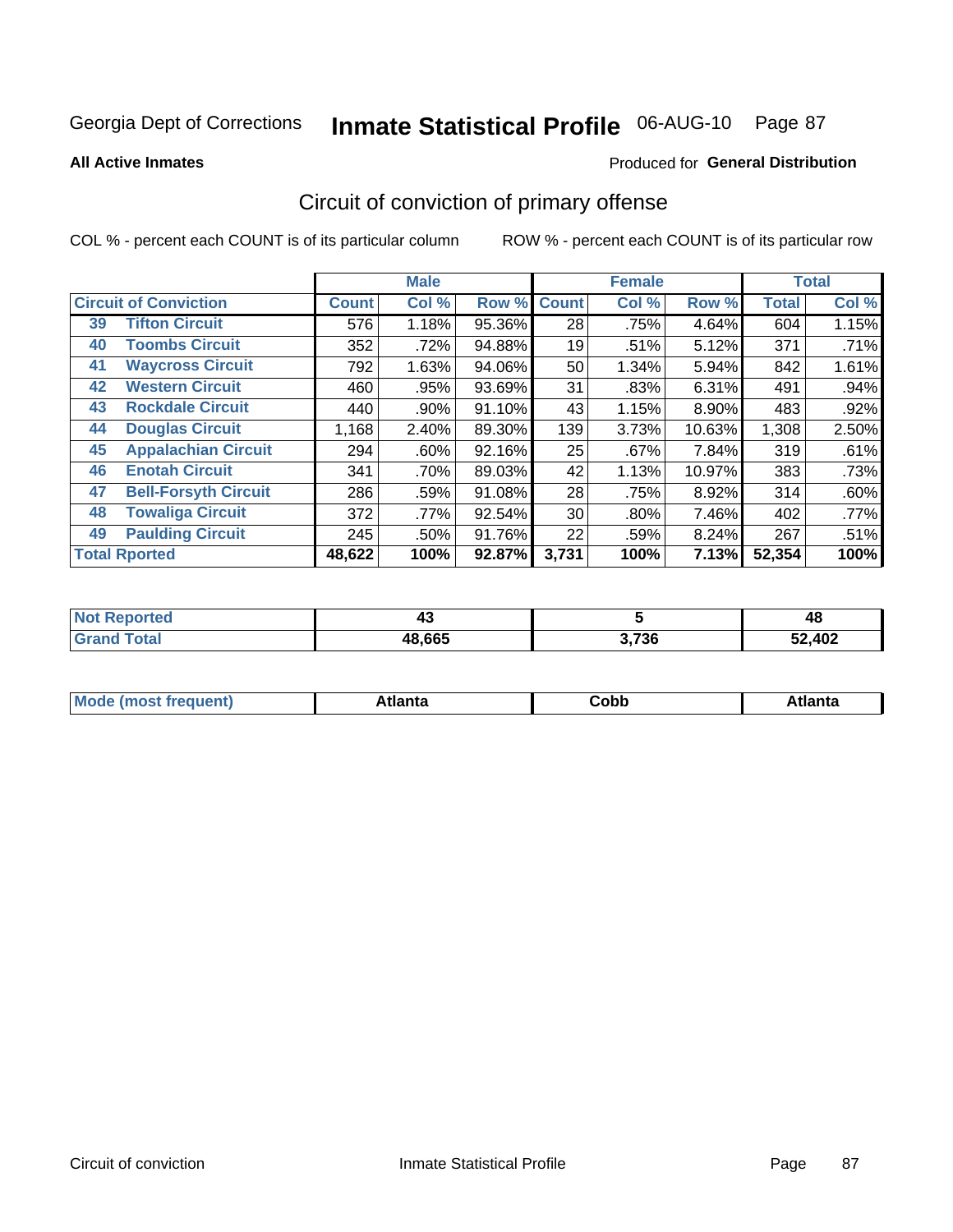Georgia Dept of Corrections **Inmate Statistical Profile** 06-AUG-10 Page 87

**All Active Inmates**

Produced for **General Distribution**

## Circuit of conviction of primary offense

COL % - percent each COUNT is of its particular column

ROW % - percent each COUNT is of its particular row

| | | Male | | | Female | | | Total | |
|---|---|---|---|---|---|---|---|---|---|
| Circuit of Conviction | | Count | Col % | Row % | Count | Col % | Row % | Total | Col % |
| 39 | Tifton Circuit | 576 | 1.18% | 95.36% | 28 | .75% | 4.64% | 604 | 1.15% |
| 40 | Toombs Circuit | 352 | .72% | 94.88% | 19 | .51% | 5.12% | 371 | .71% |
| 41 | Waycross Circuit | 792 | 1.63% | 94.06% | 50 | 1.34% | 5.94% | 842 | 1.61% |
| 42 | Western Circuit | 460 | .95% | 93.69% | 31 | .83% | 6.31% | 491 | .94% |
| 43 | Rockdale Circuit | 440 | .90% | 91.10% | 43 | 1.15% | 8.90% | 483 | .92% |
| 44 | Douglas Circuit | 1,168 | 2.40% | 89.30% | 139 | 3.73% | 10.63% | 1,308 | 2.50% |
| 45 | Appalachian Circuit | 294 | .60% | 92.16% | 25 | .67% | 7.84% | 319 | .61% |
| 46 | Enotah Circuit | 341 | .70% | 89.03% | 42 | 1.13% | 10.97% | 383 | .73% |
| 47 | Bell-Forsyth Circuit | 286 | .59% | 91.08% | 28 | .75% | 8.92% | 314 | .60% |
| 48 | Towaliga Circuit | 372 | .77% | 92.54% | 30 | .80% | 7.46% | 402 | .77% |
| 49 | Paulding Circuit | 245 | .50% | 91.76% | 22 | .59% | 8.24% | 267 | .51% |
| Total Rported | | **48,622** | **100%** | **92.87%** | **3,731** | **100%** | **7.13%** | **52,354** | **100%** |

| | Male | Female | Total |
|---|---|---|---|
| Not Reported | **43** | **5** | **48** |
| Grand Total | **48,665** | **3,736** | **52,402** |

| | Male | Female | Total |
|---|---|---|---|
| Mode (most frequent) | **Atlanta** | **Cobb** | **Atlanta** |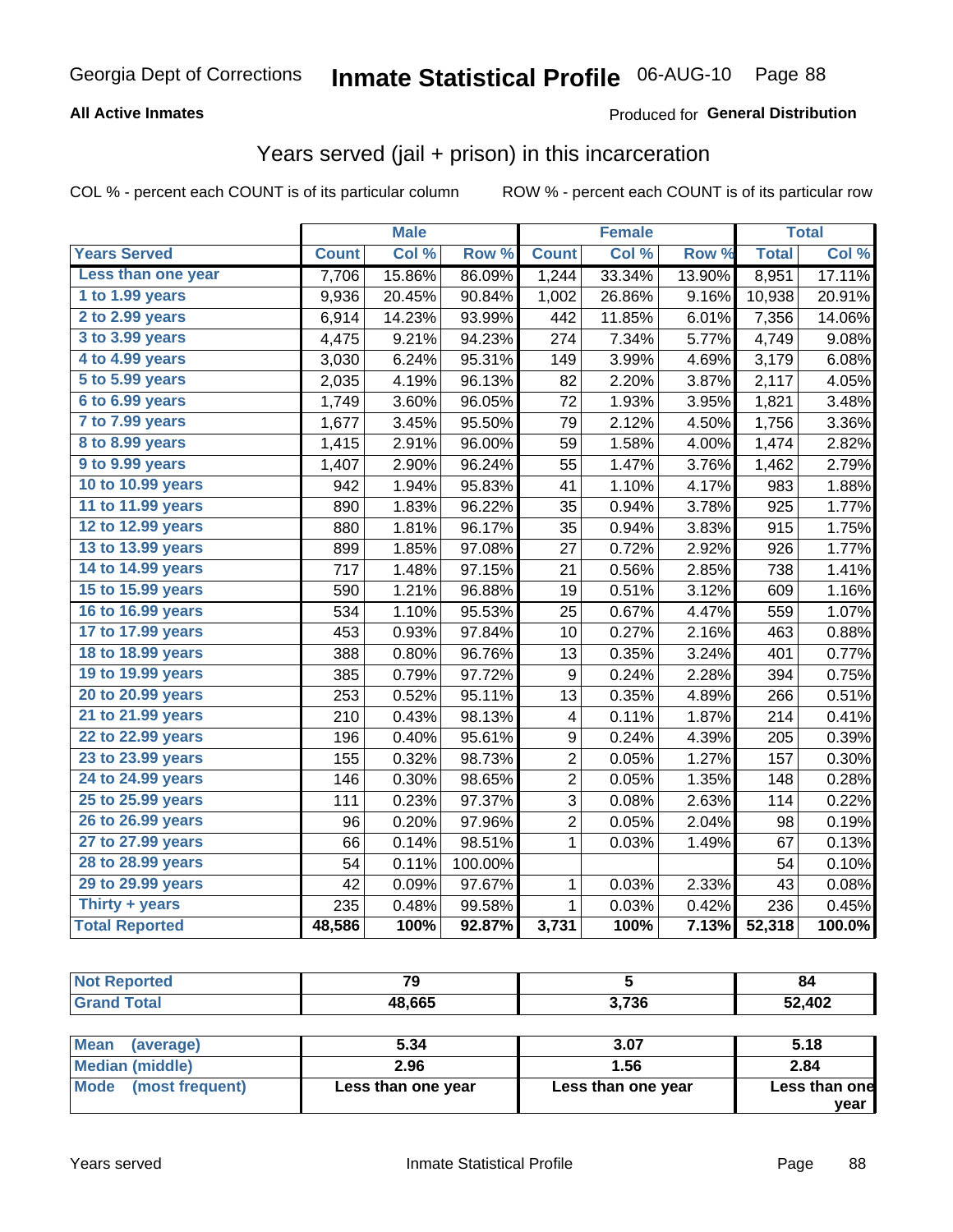Georgia Dept of Corrections **Inmate Statistical Profile** 06-AUG-10

**All Active Inmates**

Produced for **General Distribution**

## Years served (jail + prison) in this incarceration

COL % - percent each COUNT is of its particular column ROW % - percent each COUNT is of its particular row

| | Male | | | Female | | | Total | |
|---|---|---|---|---|---|---|---|---|
| **Years Served** | **Count** | **Col %** | **Row %** | **Count** | **Col %** | **Row %** | **Total** | **Col %** |
| Less than one year | 7,706 | 15.86% | 86.09% | 1,244 | 33.34% | 13.90% | 8,951 | 17.11% |
| 1 to 1.99 years | 9,936 | 20.45% | 90.84% | 1,002 | 26.86% | 9.16% | 10,938 | 20.91% |
| 2 to 2.99 years | 6,914 | 14.23% | 93.99% | 442 | 11.85% | 6.01% | 7,356 | 14.06% |
| 3 to 3.99 years | 4,475 | 9.21% | 94.23% | 274 | 7.34% | 5.77% | 4,749 | 9.08% |
| 4 to 4.99 years | 3,030 | 6.24% | 95.31% | 149 | 3.99% | 4.69% | 3,179 | 6.08% |
| 5 to 5.99 years | 2,035 | 4.19% | 96.13% | 82 | 2.20% | 3.87% | 2,117 | 4.05% |
| 6 to 6.99 years | 1,749 | 3.60% | 96.05% | 72 | 1.93% | 3.95% | 1,821 | 3.48% |
| 7 to 7.99 years | 1,677 | 3.45% | 95.50% | 79 | 2.12% | 4.50% | 1,756 | 3.36% |
| 8 to 8.99 years | 1,415 | 2.91% | 96.00% | 59 | 1.58% | 4.00% | 1,474 | 2.82% |
| 9 to 9.99 years | 1,407 | 2.90% | 96.24% | 55 | 1.47% | 3.76% | 1,462 | 2.79% |
| 10 to 10.99 years | 942 | 1.94% | 95.83% | 41 | 1.10% | 4.17% | 983 | 1.88% |
| 11 to 11.99 years | 890 | 1.83% | 96.22% | 35 | 0.94% | 3.78% | 925 | 1.77% |
| 12 to 12.99 years | 880 | 1.81% | 96.17% | 35 | 0.94% | 3.83% | 915 | 1.75% |
| 13 to 13.99 years | 899 | 1.85% | 97.08% | 27 | 0.72% | 2.92% | 926 | 1.77% |
| 14 to 14.99 years | 717 | 1.48% | 97.15% | 21 | 0.56% | 2.85% | 738 | 1.41% |
| 15 to 15.99 years | 590 | 1.21% | 96.88% | 19 | 0.51% | 3.12% | 609 | 1.16% |
| 16 to 16.99 years | 534 | 1.10% | 95.53% | 25 | 0.67% | 4.47% | 559 | 1.07% |
| 17 to 17.99 years | 453 | 0.93% | 97.84% | 10 | 0.27% | 2.16% | 463 | 0.88% |
| 18 to 18.99 years | 388 | 0.80% | 96.76% | 13 | 0.35% | 3.24% | 401 | 0.77% |
| 19 to 19.99 years | 385 | 0.79% | 97.72% | 9 | 0.24% | 2.28% | 394 | 0.75% |
| 20 to 20.99 years | 253 | 0.52% | 95.11% | 13 | 0.35% | 4.89% | 266 | 0.51% |
| 21 to 21.99 years | 210 | 0.43% | 98.13% | 4 | 0.11% | 1.87% | 214 | 0.41% |
| 22 to 22.99 years | 196 | 0.40% | 95.61% | 9 | 0.24% | 4.39% | 205 | 0.39% |
| 23 to 23.99 years | 155 | 0.32% | 98.73% | 2 | 0.05% | 1.27% | 157 | 0.30% |
| 24 to 24.99 years | 146 | 0.30% | 98.65% | 2 | 0.05% | 1.35% | 148 | 0.28% |
| 25 to 25.99 years | 111 | 0.23% | 97.37% | 3 | 0.08% | 2.63% | 114 | 0.22% |
| 26 to 26.99 years | 96 | 0.20% | 97.96% | 2 | 0.05% | 2.04% | 98 | 0.19% |
| 27 to 27.99 years | 66 | 0.14% | 98.51% | 1 | 0.03% | 1.49% | 67 | 0.13% |
| 28 to 28.99 years | 54 | 0.11% | 100.00% | | | | 54 | 0.10% |
| 29 to 29.99 years | 42 | 0.09% | 97.67% | 1 | 0.03% | 2.33% | 43 | 0.08% |
| Thirty + years | 235 | 0.48% | 99.58% | 1 | 0.03% | 0.42% | 236 | 0.45% |
| **Total Reported** | **48,586** | **100%** | **92.87%** | **3,731** | **100%** | **7.13%** | **52,318** | **100.0%** |

| | Male | Female | Total |
|---|---|---|---|
| Not Reported | 79 | 5 | 84 |
| Grand Total | 48,665 | 3,736 | 52,402 |

| | Male | Female | Total |
|---|---|---|---|
| Mean (average) | 5.34 | 3.07 | 5.18 |
| Median (middle) | 2.96 | 1.56 | 2.84 |
| Mode (most frequent) | Less than one year | Less than one year | Less than one year |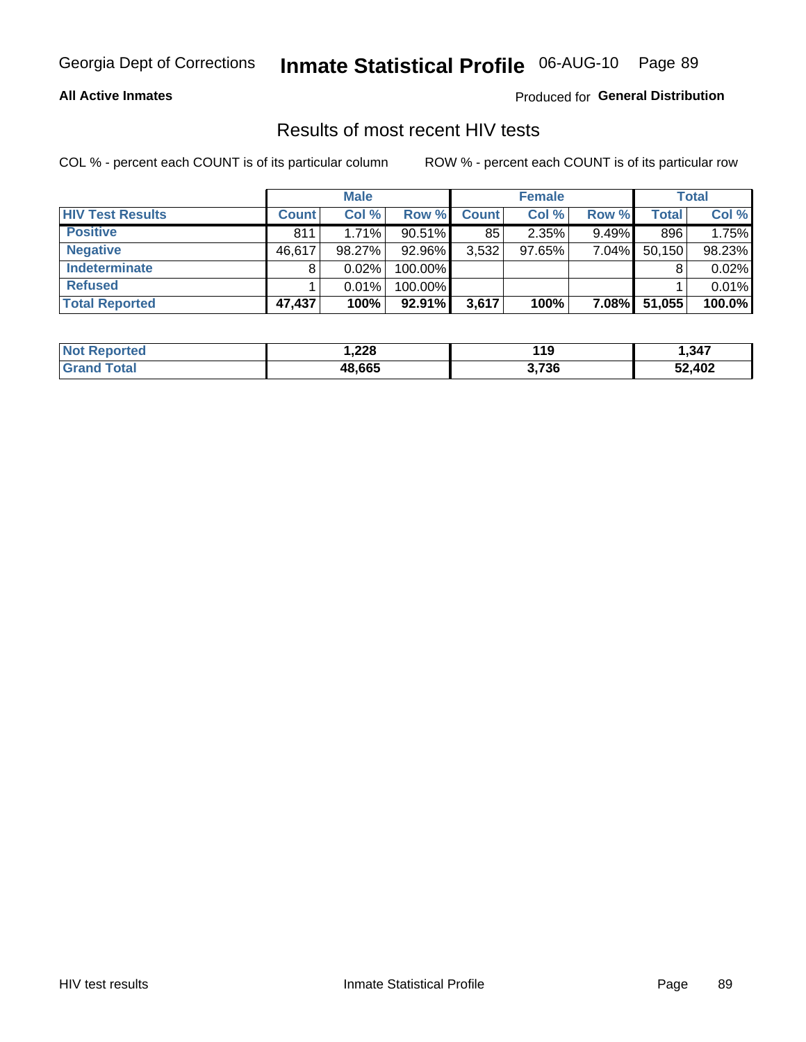Georgia Dept of Corrections **Inmate Statistical Profile** 06-AUG-10

**All Active Inmates**

Produced for **General Distribution**

## Results of most recent HIV tests

COL % - percent each COUNT is of its particular column   ROW % - percent each COUNT is of its particular row

| | Male | | | Female | | | Total | |
|---|---|---|---|---|---|---|---|---|
| **HIV Test Results** | **Count** | **Col %** | **Row %** | **Count** | **Col %** | **Row %** | **Total** | **Col %** |
| **Positive** | 811 | 1.71% | 90.51% | 85 | 2.35% | 9.49% | 896 | 1.75% |
| **Negative** | 46,617 | 98.27% | 92.96% | 3,532 | 97.65% | 7.04% | 50,150 | 98.23% |
| **Indeterminate** | 8 | 0.02% | 100.00% | | | | 8 | 0.02% |
| **Refused** | 1 | 0.01% | 100.00% | | | | 1 | 0.01% |
| **Total Reported** | **47,437** | **100%** | **92.91%** | **3,617** | **100%** | **7.08%** | **51,055** | **100.0%** |

| | Male | Female | Total |
|---|---|---|---|
| **Not Reported** | **1,228** | **119** | **1,347** |
| **Grand Total** | **48,665** | **3,736** | **52,402** |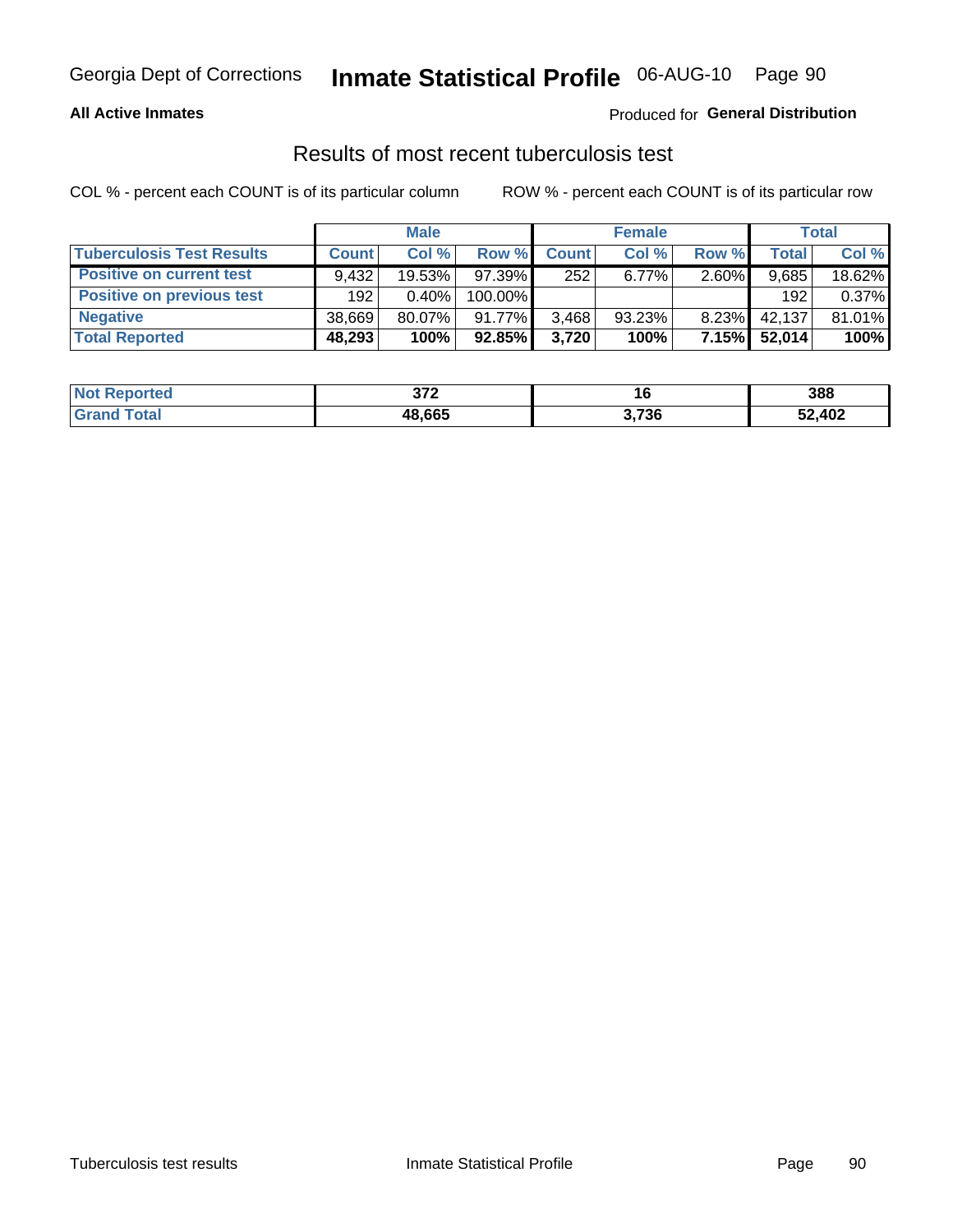Georgia Dept of Corrections **Inmate Statistical Profile** 06-AUG-10

**All Active Inmates**

Produced for **General Distribution**

## Results of most recent tuberculosis test

COL % - percent each COUNT is of its particular column

ROW % - percent each COUNT is of its particular row

| | Male | | | Female | | | Total | |
|---|---|---|---|---|---|---|---|---|
| **Tuberculosis Test Results** | **Count** | **Col %** | **Row %** | **Count** | **Col %** | **Row %** | **Total** | **Col %** |
| **Positive on current test** | 9,432 | 19.53% | 97.39% | 252 | 6.77% | 2.60% | 9,685 | 18.62% |
| **Positive on previous test** | 192 | 0.40% | 100.00% | | | | 192 | 0.37% |
| **Negative** | 38,669 | 80.07% | 91.77% | 3,468 | 93.23% | 8.23% | 42,137 | 81.01% |
| **Total Reported** | **48,293** | **100%** | **92.85%** | **3,720** | **100%** | **7.15%** | **52,014** | **100%** |

| | Male | Female | Total |
|---|---|---|---|
| **Not Reported** | **372** | **16** | **388** |
| **Grand Total** | **48,665** | **3,736** | **52,402** |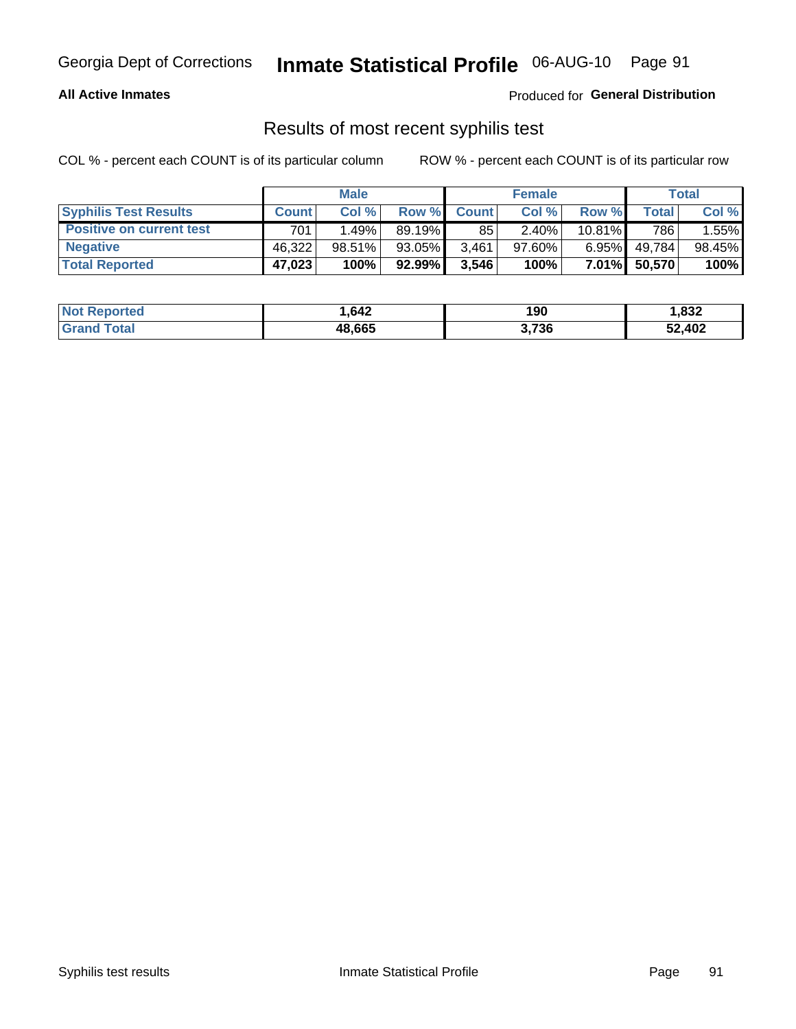**All Active Inmates**

Produced for **General Distribution**

## Results of most recent syphilis test

COL % - percent each COUNT is of its particular column ROW % - percent each COUNT is of its particular row

| | Male | | | Female | | | Total | |
|---|---|---|---|---|---|---|---|---|
| **Syphilis Test Results** | **Count** | **Col %** | **Row %** | **Count** | **Col %** | **Row %** | **Total** | **Col %** |
| **Positive on current test** | 701 | 1.49% | 89.19% | 85 | 2.40% | 10.81% | 786 | 1.55% |
| **Negative** | 46,322 | 98.51% | 93.05% | 3,461 | 97.60% | 6.95% | 49,784 | 98.45% |
| **Total Reported** | **47,023** | **100%** | **92.99%** | **3,546** | **100%** | **7.01%** | **50,570** | **100%** |

| | Male | Female | Total |
|---|---|---|---|
| **Not Reported** | **1,642** | **190** | **1,832** |
| **Grand Total** | **48,665** | **3,736** | **52,402** |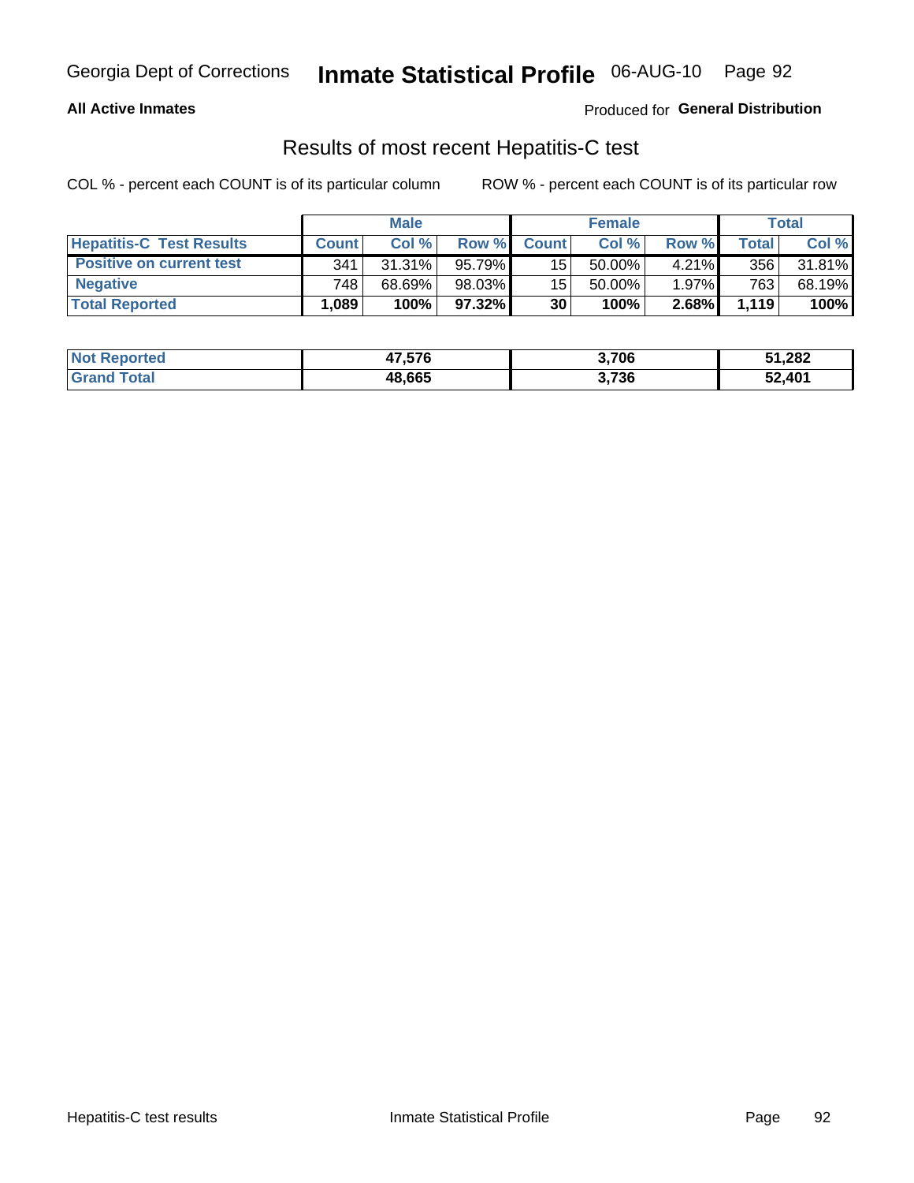## All Active Inmates

Produced for **General Distribution**

# Results of most recent Hepatitis-C test

COL % - percent each COUNT is of its particular column

ROW % - percent each COUNT is of its particular row

| | Male | | | Female | | | Total | |
|---|---|---|---|---|---|---|---|---|
| **Hepatitis-C Test Results** | **Count** | **Col %** | **Row %** | **Count** | **Col %** | **Row %** | **Total** | **Col %** |
| **Positive on current test** | 341 | 31.31% | 95.79% | 15 | 50.00% | 4.21% | 356 | 31.81% |
| **Negative** | 748 | 68.69% | 98.03% | 15 | 50.00% | 1.97% | 763 | 68.19% |
| **Total Reported** | **1,089** | **100%** | **97.32%** | **30** | **100%** | **2.68%** | **1,119** | **100%** |

| | Male | Female | Total |
|---|---|---|---|
| **Not Reported** | **47,576** | **3,706** | **51,282** |
| **Grand Total** | **48,665** | **3,736** | **52,401** |